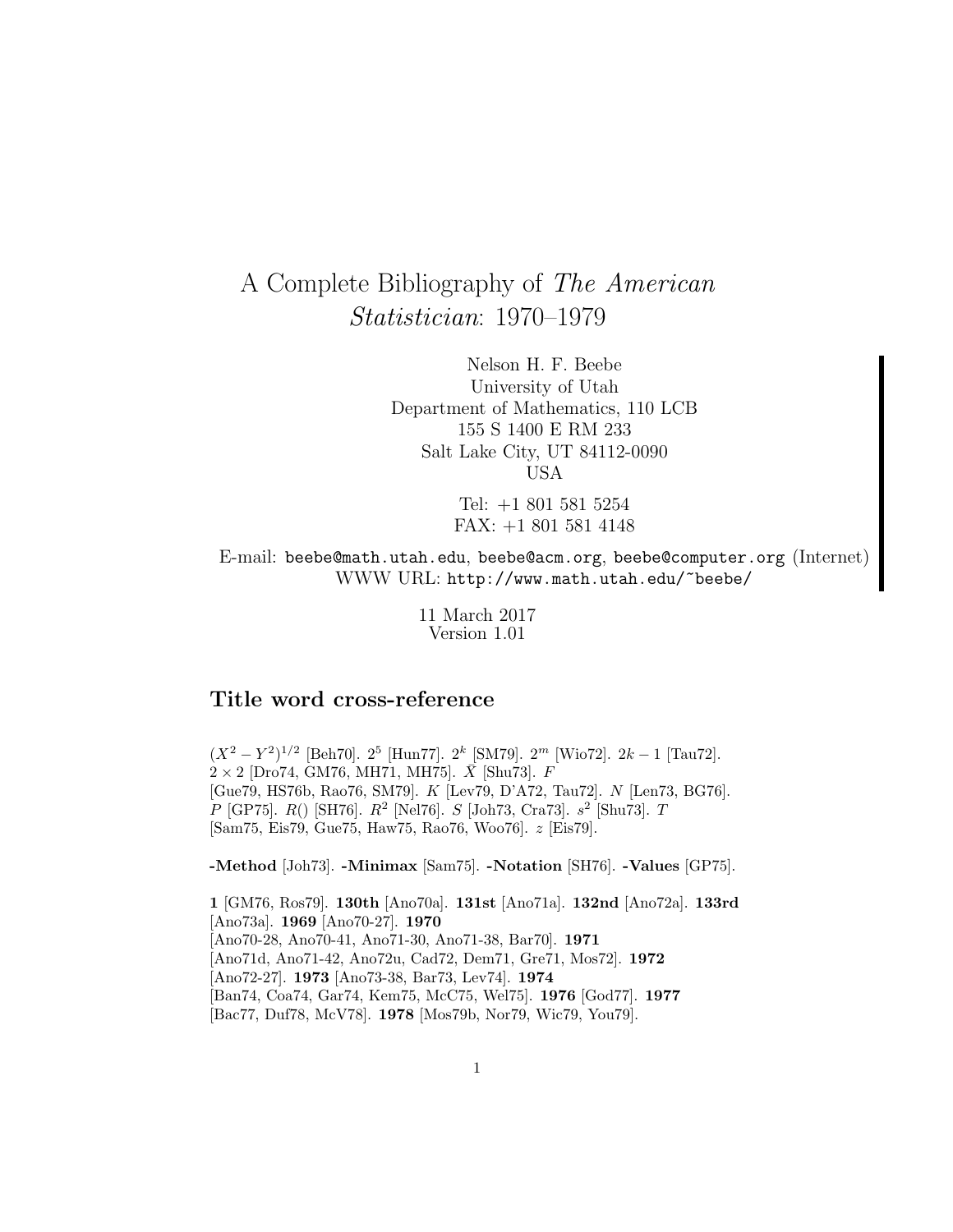# A Complete Bibliography of *The American Statistician*: 1970–1979

Nelson H. F. Beebe
University of Utah
Department of Mathematics, 110 LCB
155 S 1400 E RM 233
Salt Lake City, UT 84112-0090
USA

Tel: +1 801 581 5254
FAX: +1 801 581 4148

E-mail: `beebe@math.utah.edu`, `beebe@acm.org`, `beebe@computer.org` (Internet)
WWW URL: `http://www.math.utah.edu/~beebe/`

11 March 2017
Version 1.01

## Title word cross-reference

$(X^2 - Y^2)^{1/2}$ [Beh70]. $2^5$ [Hun77]. $2^k$ [SM79]. $2^m$ [Wio72]. $2k - 1$ [Tau72]. $2 \times 2$ [Dro74, GM76, MH71, MH75]. $\bar{X}$ [Shu73]. $F$ [Gue79, HS76b, Rao76, SM79]. $K$ [Lev79, D'A72, Tau72]. $N$ [Len73, BG76]. $P$ [GP75]. $R()$ [SH76]. $R^2$ [Nel76]. $S$ [Joh73, Cra73]. $s^2$ [Shu73]. $T$ [Sam75, Eis79, Gue75, Haw75, Rao76, Woo76]. $z$ [Eis79].

**-Method** [Joh73]. **-Minimax** [Sam75]. **-Notation** [SH76]. **-Values** [GP75].

**1** [GM76, Ros79]. **130th** [Ano70a]. **131st** [Ano71a]. **132nd** [Ano72a]. **133rd** [Ano73a]. **1969** [Ano70-27]. **1970** [Ano70-28, Ano70-41, Ano71-30, Ano71-38, Bar70]. **1971** [Ano71d, Ano71-42, Ano72u, Cad72, Dem71, Gre71, Mos72]. **1972** [Ano72-27]. **1973** [Ano73-38, Bar73, Lev74]. **1974** [Ban74, Coa74, Gar74, Kem75, McC75, Wel75]. **1976** [God77]. **1977** [Bac77, Duf78, McV78]. **1978** [Mos79b, Nor79, Wic79, You79].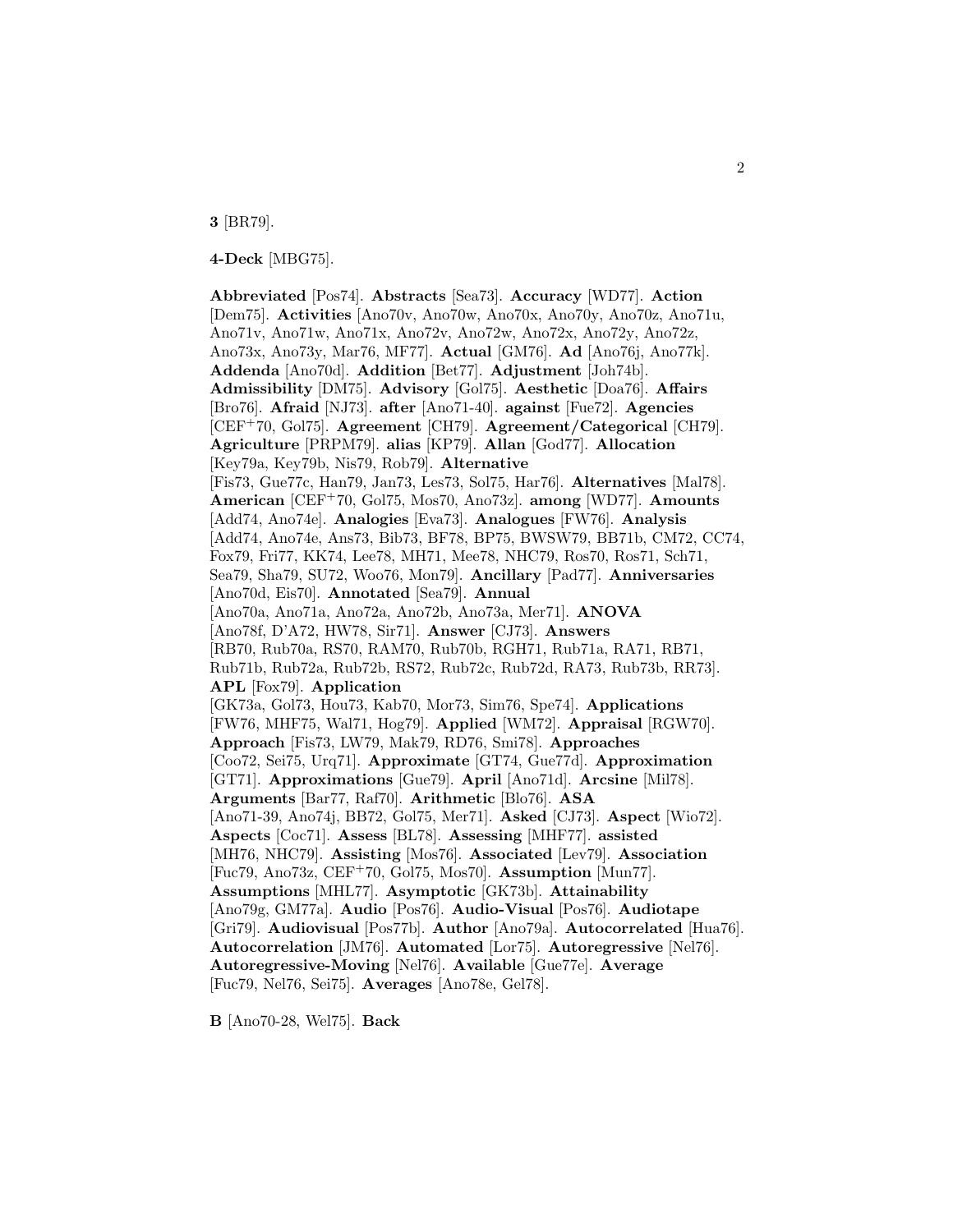**3** [BR79].

**4-Deck** [MBG75].

**Abbreviated** [Pos74]. **Abstracts** [Sea73]. **Accuracy** [WD77]. **Action** [Dem75]. **Activities** [Ano70v, Ano70w, Ano70x, Ano70y, Ano70z, Ano71u, Ano71v, Ano71w, Ano71x, Ano72v, Ano72w, Ano72x, Ano72y, Ano72z, Ano73x, Ano73y, Mar76, MF77]. **Actual** [GM76]. **Ad** [Ano76j, Ano77k]. **Addenda** [Ano70d]. **Addition** [Bet77]. **Adjustment** [Joh74b]. **Admissibility** [DM75]. **Advisory** [Gol75]. **Aesthetic** [Doa76]. **Affairs** [Bro76]. **Afraid** [NJ73]. **after** [Ano71-40]. **against** [Fue72]. **Agencies** [CEF+70, Gol75]. **Agreement** [CH79]. **Agreement/Categorical** [CH79]. **Agriculture** [PRPM79]. **alias** [KP79]. **Allan** [God77]. **Allocation** [Key79a, Key79b, Nis79, Rob79]. **Alternative** [Fis73, Gue77c, Han79, Jan73, Les73, Sol75, Har76]. **Alternatives** [Mal78]. **American** [CEF+70, Gol75, Mos70, Ano73z]. **among** [WD77]. **Amounts** [Add74, Ano74e]. **Analogies** [Eva73]. **Analogues** [FW76]. **Analysis** [Add74, Ano74e, Ans73, Bib73, BF78, BP75, BWSW79, BB71b, CM72, CC74, Fox79, Fri77, KK74, Lee78, MH71, Mee78, NHC79, Ros70, Ros71, Sch71, Sea79, Sha79, SU72, Woo76, Mon79]. **Ancillary** [Pad77]. **Anniversaries** [Ano70d, Eis70]. **Annotated** [Sea79]. **Annual** [Ano70a, Ano71a, Ano72a, Ano72b, Ano73a, Mer71]. **ANOVA** [Ano78f, D'A72, HW78, Sir71]. **Answer** [CJ73]. **Answers** [RB70, Rub70a, RS70, RAM70, Rub70b, RGH71, Rub71a, RA71, RB71, Rub71b, Rub72a, Rub72b, RS72, Rub72c, Rub72d, RA73, Rub73b, RR73]. **APL** [Fox79]. **Application** [GK73a, Gol73, Hou73, Kab70, Mor73, Sim76, Spe74]. **Applications** [FW76, MHF75, Wal71, Hog79]. **Applied** [WM72]. **Appraisal** [RGW70]. **Approach** [Fis73, LW79, Mak79, RD76, Smi78]. **Approaches** [Coo72, Sei75, Urq71]. **Approximate** [GT74, Gue77d]. **Approximation** [GT71]. **Approximations** [Gue79]. **April** [Ano71d]. **Arcsine** [Mil78]. **Arguments** [Bar77, Raf70]. **Arithmetic** [Blo76]. **ASA** [Ano71-39, Ano74j, BB72, Gol75, Mer71]. **Asked** [CJ73]. **Aspect** [Wio72]. **Aspects** [Coc71]. **Assess** [BL78]. **Assessing** [MHF77]. **assisted** [MH76, NHC79]. **Assisting** [Mos76]. **Associated** [Lev79]. **Association** [Fuc79, Ano73z, CEF+70, Gol75, Mos70]. **Assumption** [Mun77]. **Assumptions** [MHL77]. **Asymptotic** [GK73b]. **Attainability** [Ano79g, GM77a]. **Audio** [Pos76]. **Audio-Visual** [Pos76]. **Audiotape** [Gri79]. **Audiovisual** [Pos77b]. **Author** [Ano79a]. **Autocorrelated** [Hua76]. **Autocorrelation** [JM76]. **Automated** [Lor75]. **Autoregressive** [Nel76]. **Autoregressive-Moving** [Nel76]. **Available** [Gue77e]. **Average** [Fuc79, Nel76, Sei75]. **Averages** [Ano78e, Gel78].

**B** [Ano70-28, Wel75]. **Back**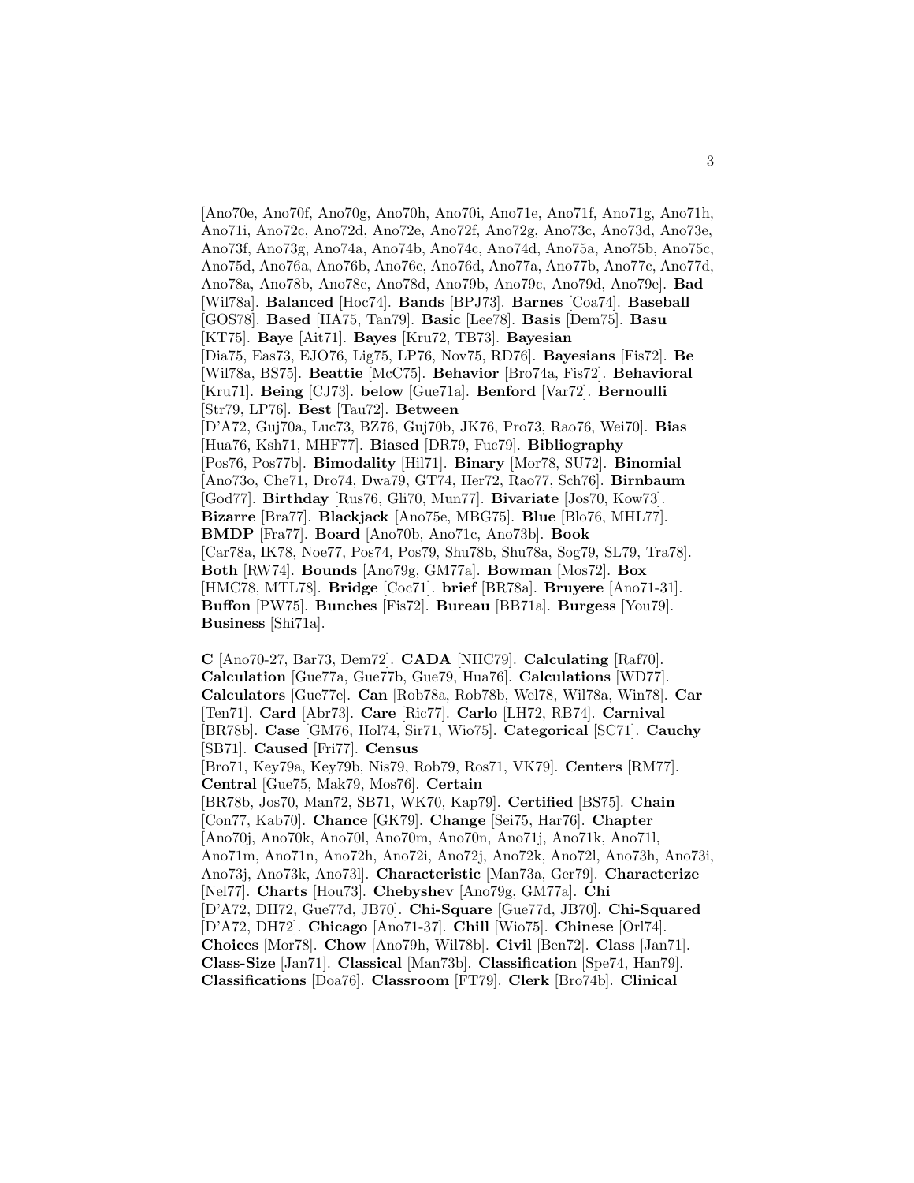[Ano70e, Ano70f, Ano70g, Ano70h, Ano70i, Ano71e, Ano71f, Ano71g, Ano71h, Ano71i, Ano72c, Ano72d, Ano72e, Ano72f, Ano72g, Ano73c, Ano73d, Ano73e, Ano73f, Ano73g, Ano74a, Ano74b, Ano74c, Ano74d, Ano75a, Ano75b, Ano75c, Ano75d, Ano76a, Ano76b, Ano76c, Ano76d, Ano77a, Ano77b, Ano77c, Ano77d, Ano78a, Ano78b, Ano78c, Ano78d, Ano79b, Ano79c, Ano79d, Ano79e]. **Bad** [Wil78a]. **Balanced** [Hoc74]. **Bands** [BPJ73]. **Barnes** [Coa74]. **Baseball** [GOS78]. **Based** [HA75, Tan79]. **Basic** [Lee78]. **Basis** [Dem75]. **Basu** [KT75]. **Baye** [Ait71]. **Bayes** [Kru72, TB73]. **Bayesian** [Dia75, Eas73, EJO76, Lig75, LP76, Nov75, RD76]. **Bayesians** [Fis72]. **Be** [Wil78a, BS75]. **Beattie** [McC75]. **Behavior** [Bro74a, Fis72]. **Behavioral** [Kru71]. **Being** [CJ73]. **below** [Gue71a]. **Benford** [Var72]. **Bernoulli** [Str79, LP76]. **Best** [Tau72]. **Between** [D'A72, Guj70a, Luc73, BZ76, Guj70b, JK76, Pro73, Rao76, Wei70]. **Bias** [Hua76, Ksh71, MHF77]. **Biased** [DR79, Fuc79]. **Bibliography** [Pos76, Pos77b]. **Bimodality** [Hil71]. **Binary** [Mor78, SU72]. **Binomial** [Ano73o, Che71, Dro74, Dwa79, GT74, Her72, Rao77, Sch76]. **Birnbaum** [God77]. **Birthday** [Rus76, Gli70, Mun77]. **Bivariate** [Jos70, Kow73]. **Bizarre** [Bra77]. **Blackjack** [Ano75e, MBG75]. **Blue** [Blo76, MHL77]. **BMDP** [Fra77]. **Board** [Ano70b, Ano71c, Ano73b]. **Book** [Car78a, IK78, Noe77, Pos74, Pos79, Shu78b, Shu78a, Sog79, SL79, Tra78]. **Both** [RW74]. **Bounds** [Ano79g, GM77a]. **Bowman** [Mos72]. **Box** [HMC78, MTL78]. **Bridge** [Coc71]. **brief** [BR78a]. **Bruyere** [Ano71-31]. **Buffon** [PW75]. **Bunches** [Fis72]. **Bureau** [BB71a]. **Burgess** [You79]. **Business** [Shi71a].

**C** [Ano70-27, Bar73, Dem72]. **CADA** [NHC79]. **Calculating** [Raf70]. **Calculation** [Gue77a, Gue77b, Gue79, Hua76]. **Calculations** [WD77]. **Calculators** [Gue77e]. **Can** [Rob78a, Rob78b, Wel78, Wil78a, Win78]. **Car** [Ten71]. **Card** [Abr73]. **Care** [Ric77]. **Carlo** [LH72, RB74]. **Carnival** [BR78b]. **Case** [GM76, Hol74, Sir71, Wio75]. **Categorical** [SC71]. **Cauchy** [SB71]. **Caused** [Fri77]. **Census** [Bro71, Key79a, Key79b, Nis79, Rob79, Ros71, VK79]. **Centers** [RM77]. **Central** [Gue75, Mak79, Mos76]. **Certain** [BR78b, Jos70, Man72, SB71, WK70, Kap79]. **Certified** [BS75]. **Chain** [Con77, Kab70]. **Chance** [GK79]. **Change** [Sei75, Har76]. **Chapter** [Ano70j, Ano70k, Ano70l, Ano70m, Ano70n, Ano71j, Ano71k, Ano71l, Ano71m, Ano71n, Ano72h, Ano72i, Ano72j, Ano72k, Ano72l, Ano73h, Ano73i, Ano73j, Ano73k, Ano73l]. **Characteristic** [Man73a, Ger79]. **Characterize** [Nel77]. **Charts** [Hou73]. **Chebyshev** [Ano79g, GM77a]. **Chi** [D'A72, DH72, Gue77d, JB70]. **Chi-Square** [Gue77d, JB70]. **Chi-Squared** [D'A72, DH72]. **Chicago** [Ano71-37]. **Chill** [Wio75]. **Chinese** [Orl74]. **Choices** [Mor78]. **Chow** [Ano79h, Wil78b]. **Civil** [Ben72]. **Class** [Jan71]. **Class-Size** [Jan71]. **Classical** [Man73b]. **Classification** [Spe74, Han79]. **Classifications** [Doa76]. **Classroom** [FT79]. **Clerk** [Bro74b]. **Clinical**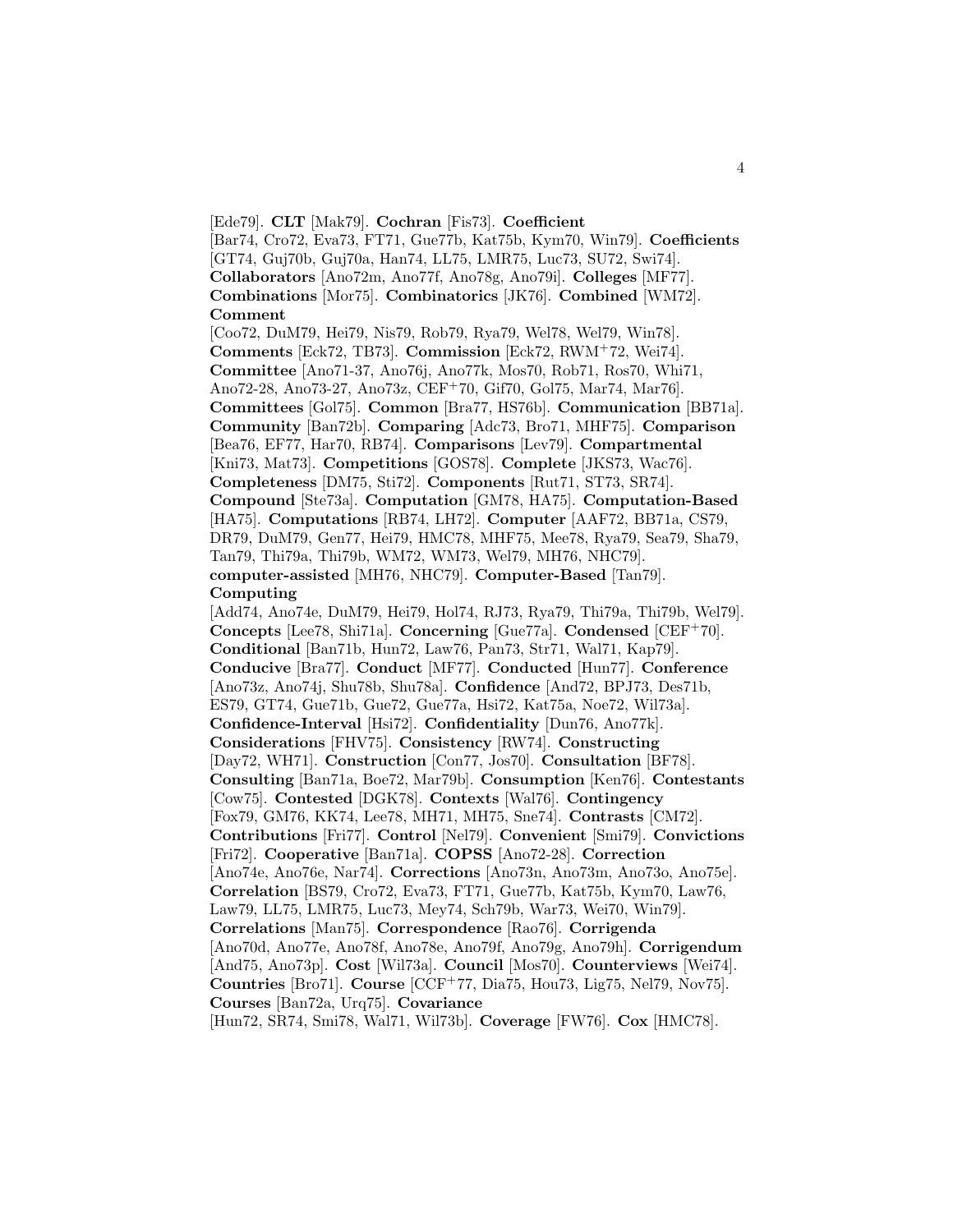[Ede79]. **CLT** [Mak79]. **Cochran** [Fis73]. **Coefficient** [Bar74, Cro72, Eva73, FT71, Gue77b, Kat75b, Kym70, Win79]. **Coefficients** [GT74, Guj70b, Guj70a, Han74, LL75, LMR75, Luc73, SU72, Swi74]. **Collaborators** [Ano72m, Ano77f, Ano78g, Ano79i]. **Colleges** [MF77]. **Combinations** [Mor75]. **Combinatorics** [JK76]. **Combined** [WM72]. **Comment** [Coo72, DuM79, Hei79, Nis79, Rob79, Rya79, Wel78, Wel79, Win78]. **Comments** [Eck72, TB73]. **Commission** [Eck72, RWM+72, Wei74]. **Committee** [Ano71-37, Ano76j, Ano77k, Mos70, Rob71, Ros70, Whi71, Ano72-28, Ano73-27, Ano73z, CEF+70, Gif70, Gol75, Mar74, Mar76]. **Committees** [Gol75]. **Common** [Bra77, HS76b]. **Communication** [BB71a]. **Community** [Ban72b]. **Comparing** [Adc73, Bro71, MHF75]. **Comparison** [Bea76, EF77, Har70, RB74]. **Comparisons** [Lev79]. **Compartmental** [Kni73, Mat73]. **Competitions** [GOS78]. **Complete** [JKS73, Wac76]. **Completeness** [DM75, Sti72]. **Components** [Rut71, ST73, SR74]. **Compound** [Ste73a]. **Computation** [GM78, HA75]. **Computation-Based** [HA75]. **Computations** [RB74, LH72]. **Computer** [AAF72, BB71a, CS79, DR79, DuM79, Gen77, Hei79, HMC78, MHF75, Mee78, Rya79, Sea79, Sha79, Tan79, Thi79a, Thi79b, WM72, WM73, Wel79, MH76, NHC79]. **computer-assisted** [MH76, NHC79]. **Computer-Based** [Tan79]. **Computing** [Add74, Ano74e, DuM79, Hei79, Hol74, RJ73, Rya79, Thi79a, Thi79b, Wel79]. **Concepts** [Lee78, Shi71a]. **Concerning** [Gue77a]. **Condensed** [CEF+70]. **Conditional** [Ban71b, Hun72, Law76, Pan73, Str71, Wal71, Kap79]. **Conducive** [Bra77]. **Conduct** [MF77]. **Conducted** [Hun77]. **Conference** [Ano73z, Ano74j, Shu78b, Shu78a]. **Confidence** [And72, BPJ73, Des71b, ES79, GT74, Gue71b, Gue72, Gue77a, Hsi72, Kat75a, Noe72, Wil73a]. **Confidence-Interval** [Hsi72]. **Confidentiality** [Dun76, Ano77k]. **Considerations** [FHV75]. **Consistency** [RW74]. **Constructing** [Day72, WH71]. **Construction** [Con77, Jos70]. **Consultation** [BF78]. **Consulting** [Ban71a, Boe72, Mar79b]. **Consumption** [Ken76]. **Contestants** [Cow75]. **Contested** [DGK78]. **Contexts** [Wal76]. **Contingency** [Fox79, GM76, KK74, Lee78, MH71, MH75, Sne74]. **Contrasts** [CM72]. **Contributions** [Fri77]. **Control** [Nel79]. **Convenient** [Smi79]. **Convictions** [Fri72]. **Cooperative** [Ban71a]. **COPSS** [Ano72-28]. **Correction** [Ano74e, Ano76e, Nar74]. **Corrections** [Ano73n, Ano73m, Ano73o, Ano75e]. **Correlation** [BS79, Cro72, Eva73, FT71, Gue77b, Kat75b, Kym70, Law76, Law79, LL75, LMR75, Luc73, Mey74, Sch79b, War73, Wei70, Win79]. **Correlations** [Man75]. **Correspondence** [Rao76]. **Corrigenda** [Ano70d, Ano77e, Ano78f, Ano78e, Ano79f, Ano79g, Ano79h]. **Corrigendum** [And75, Ano73p]. **Cost** [Wil73a]. **Council** [Mos70]. **Counterviews** [Wei74]. **Countries** [Bro71]. **Course** [CCF+77, Dia75, Hou73, Lig75, Nel79, Nov75]. **Courses** [Ban72a, Urq75]. **Covariance** [Hun72, SR74, Smi78, Wal71, Wil73b]. **Coverage** [FW76]. **Cox** [HMC78].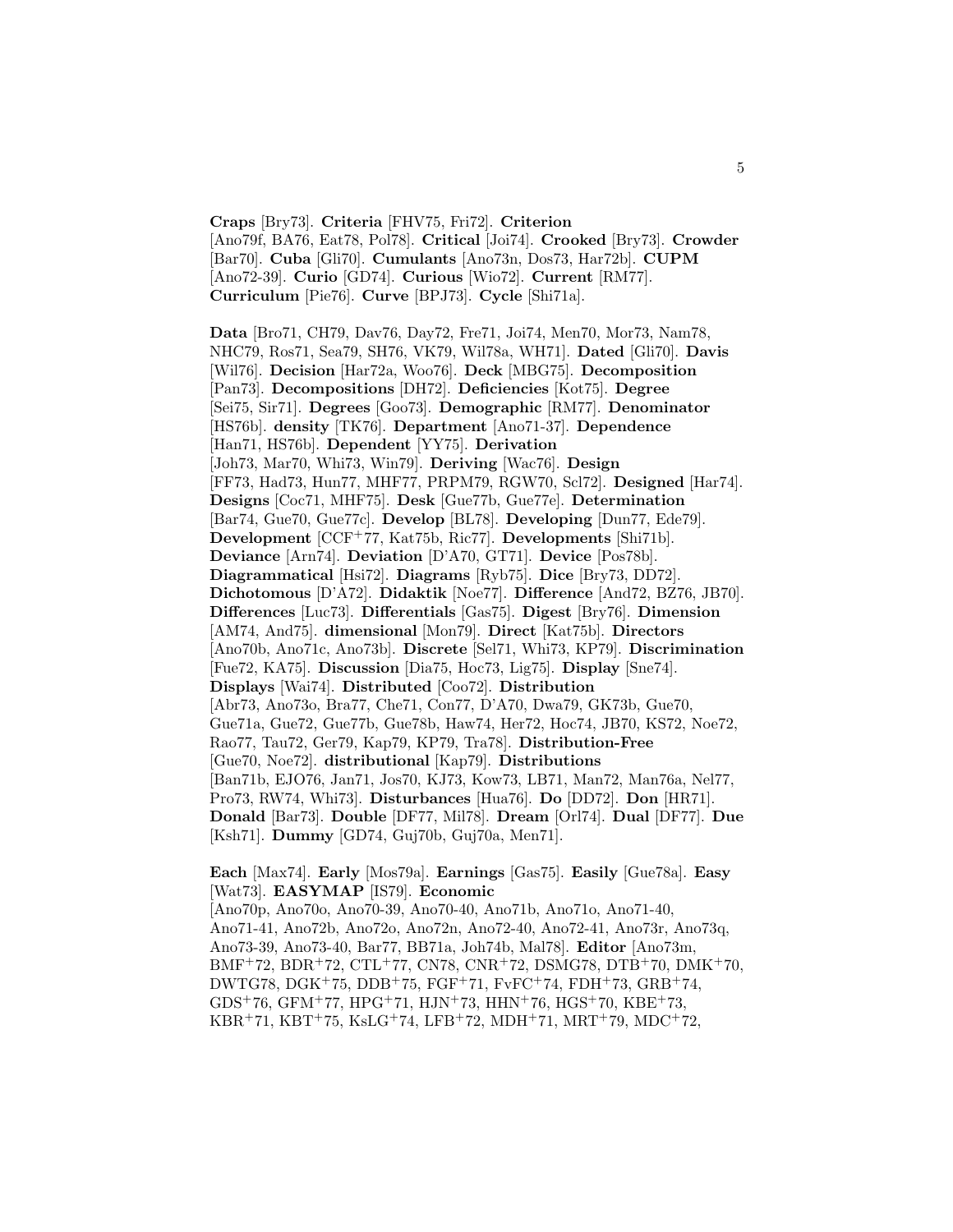**Craps** [Bry73]. **Criteria** [FHV75, Fri72]. **Criterion** [Ano79f, BA76, Eat78, Pol78]. **Critical** [Joi74]. **Crooked** [Bry73]. **Crowder** [Bar70]. **Cuba** [Gli70]. **Cumulants** [Ano73n, Dos73, Har72b]. **CUPM** [Ano72-39]. **Curio** [GD74]. **Curious** [Wio72]. **Current** [RM77]. **Curriculum** [Pie76]. **Curve** [BPJ73]. **Cycle** [Shi71a].

**Data** [Bro71, CH79, Dav76, Day72, Fre71, Joi74, Men70, Mor73, Nam78, NHC79, Ros71, Sea79, SH76, VK79, Wil78a, WH71]. **Dated** [Gli70]. **Davis** [Wil76]. **Decision** [Har72a, Woo76]. **Deck** [MBG75]. **Decomposition** [Pan73]. **Decompositions** [DH72]. **Deficiencies** [Kot75]. **Degree** [Sei75, Sir71]. **Degrees** [Goo73]. **Demographic** [RM77]. **Denominator** [HS76b]. **density** [TK76]. **Department** [Ano71-37]. **Dependence** [Han71, HS76b]. **Dependent** [YY75]. **Derivation** [Joh73, Mar70, Whi73, Win79]. **Deriving** [Wac76]. **Design** [FF73, Had73, Hun77, MHF77, PRPM79, RGW70, Scl72]. **Designed** [Har74]. **Designs** [Coc71, MHF75]. **Desk** [Gue77b, Gue77e]. **Determination** [Bar74, Gue70, Gue77c]. **Develop** [BL78]. **Developing** [Dun77, Ede79]. **Development** [CCF+77, Kat75b, Ric77]. **Developments** [Shi71b]. **Deviance** [Arn74]. **Deviation** [D'A70, GT71]. **Device** [Pos78b]. **Diagrammatical** [Hsi72]. **Diagrams** [Ryb75]. **Dice** [Bry73, DD72]. **Dichotomous** [D'A72]. **Didaktik** [Noe77]. **Difference** [And72, BZ76, JB70]. **Differences** [Luc73]. **Differentials** [Gas75]. **Digest** [Bry76]. **Dimension** [AM74, And75]. **dimensional** [Mon79]. **Direct** [Kat75b]. **Directors** [Ano70b, Ano71c, Ano73b]. **Discrete** [Sel71, Whi73, KP79]. **Discrimination** [Fue72, KA75]. **Discussion** [Dia75, Hoc73, Lig75]. **Display** [Sne74]. **Displays** [Wai74]. **Distributed** [Coo72]. **Distribution** [Abr73, Ano73o, Bra77, Che71, Con77, D'A70, Dwa79, GK73b, Gue70, Gue71a, Gue72, Gue77b, Gue78b, Haw74, Her72, Hoc74, JB70, KS72, Noe72, Rao77, Tau72, Ger79, Kap79, KP79, Tra78]. **Distribution-Free** [Gue70, Noe72]. **distributional** [Kap79]. **Distributions** [Ban71b, EJO76, Jan71, Jos70, KJ73, Kow73, LB71, Man72, Man76a, Nel77, Pro73, RW74, Whi73]. **Disturbances** [Hua76]. **Do** [DD72]. **Don** [HR71]. **Donald** [Bar73]. **Double** [DF77, Mil78]. **Dream** [Orl74]. **Dual** [DF77]. **Due** [Ksh71]. **Dummy** [GD74, Guj70b, Guj70a, Men71].

**Each** [Max74]. **Early** [Mos79a]. **Earnings** [Gas75]. **Easily** [Gue78a]. **Easy** [Wat73]. **EASYMAP** [IS79]. **Economic** [Ano70p, Ano70o, Ano70-39, Ano70-40, Ano71b, Ano71o, Ano71-40, Ano71-41, Ano72b, Ano72o, Ano72n, Ano72-40, Ano72-41, Ano73r, Ano73q, Ano73-39, Ano73-40, Bar77, BB71a, Joh74b, Mal78]. **Editor** [Ano73m, BMF+72, BDR+72, CTL+77, CN78, CNR+72, DSMG78, DTB+70, DMK+70, DWTG78, DGK+75, DDB+75, FGF+71, FvFC+74, FDH+73, GRB+74, GDS+76, GFM+77, HPG+71, HJN+73, HHN+76, HGS+70, KBE+73, KBR+71, KBT+75, KsLG+74, LFB+72, MDH+71, MRT+79, MDC+72,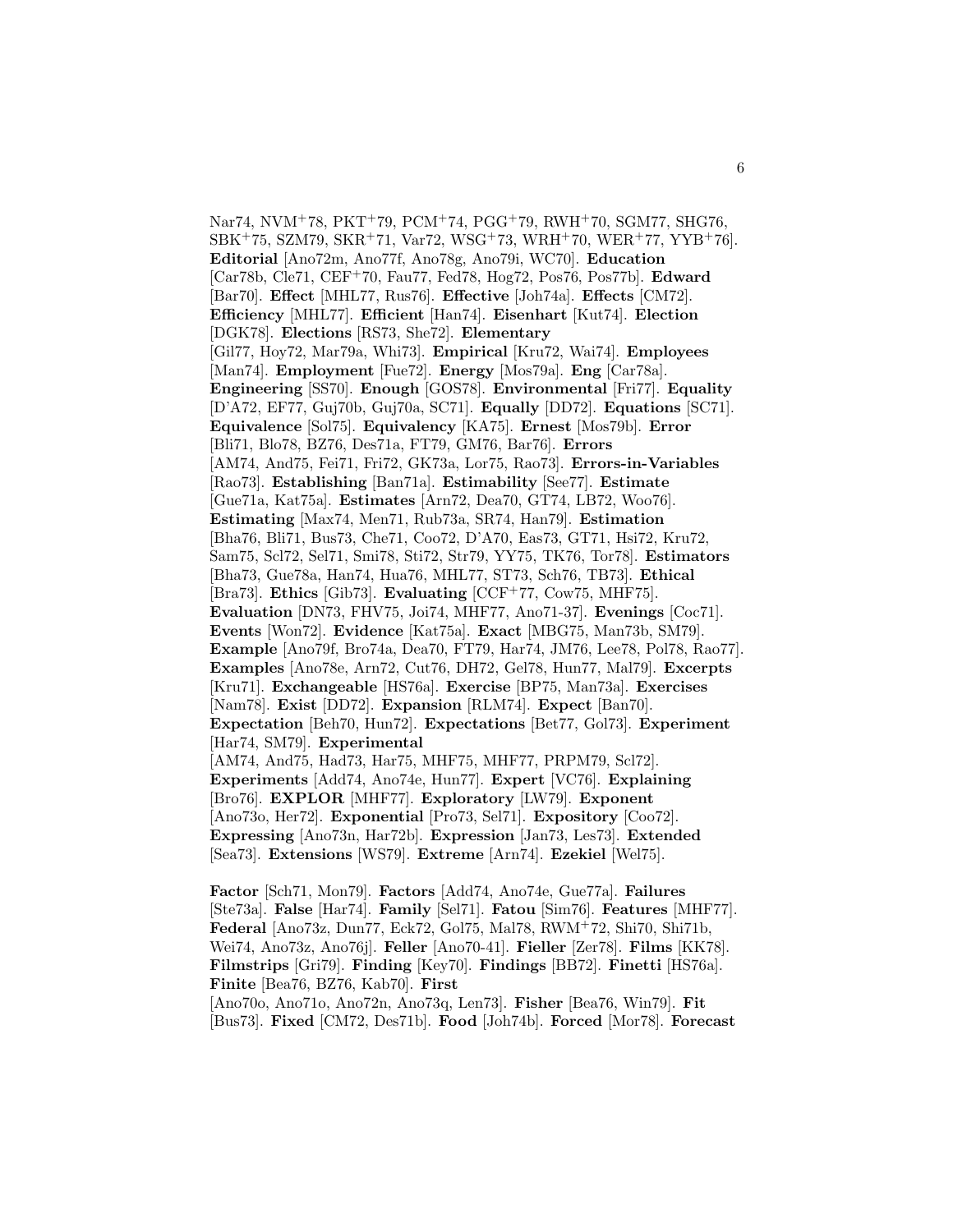Nar74, NVM+78, PKT+79, PCM+74, PGG+79, RWH+70, SGM77, SHG76, SBK+75, SZM79, SKR+71, Var72, WSG+73, WRH+70, WER+77, YYB+76]. **Editorial** [Ano72m, Ano77f, Ano78g, Ano79i, WC70]. **Education** [Car78b, Cle71, CEF+70, Fau77, Fed78, Hog72, Pos76, Pos77b]. **Edward** [Bar70]. **Effect** [MHL77, Rus76]. **Effective** [Joh74a]. **Effects** [CM72]. **Efficiency** [MHL77]. **Efficient** [Han74]. **Eisenhart** [Kut74]. **Election** [DGK78]. **Elections** [RS73, She72]. **Elementary** [Gil77, Hoy72, Mar79a, Whi73]. **Empirical** [Kru72, Wai74]. **Employees** [Man74]. **Employment** [Fue72]. **Energy** [Mos79a]. **Eng** [Car78a]. **Engineering** [SS70]. **Enough** [GOS78]. **Environmental** [Fri77]. **Equality** [D'A72, EF77, Guj70b, Guj70a, SC71]. **Equally** [DD72]. **Equations** [SC71]. **Equivalence** [Sol75]. **Equivalency** [KA75]. **Ernest** [Mos79b]. **Error** [Bli71, Blo78, BZ76, Des71a, FT79, GM76, Bar76]. **Errors** [AM74, And75, Fei71, Fri72, GK73a, Lor75, Rao73]. **Errors-in-Variables** [Rao73]. **Establishing** [Ban71a]. **Estimability** [See77]. **Estimate** [Gue71a, Kat75a]. **Estimates** [Arn72, Dea70, GT74, LB72, Woo76]. **Estimating** [Max74, Men71, Rub73a, SR74, Han79]. **Estimation** [Bha76, Bli71, Bus73, Che71, Coo72, D'A70, Eas73, GT71, Hsi72, Kru72, Sam75, Scl72, Sel71, Smi78, Sti72, Str79, YY75, TK76, Tor78]. **Estimators** [Bha73, Gue78a, Han74, Hua76, MHL77, ST73, Sch76, TB73]. **Ethical** [Bra73]. **Ethics** [Gib73]. **Evaluating** [CCF+77, Cow75, MHF75]. **Evaluation** [DN73, FHV75, Joi74, MHF77, Ano71-37]. **Evenings** [Coc71]. **Events** [Won72]. **Evidence** [Kat75a]. **Exact** [MBG75, Man73b, SM79]. **Example** [Ano79f, Bro74a, Dea70, FT79, Har74, JM76, Lee78, Pol78, Rao77]. **Examples** [Ano78e, Arn72, Cut76, DH72, Gel78, Hun77, Mal79]. **Excerpts** [Kru71]. **Exchangeable** [HS76a]. **Exercise** [BP75, Man73a]. **Exercises** [Nam78]. **Exist** [DD72]. **Expansion** [RLM74]. **Expect** [Ban70]. **Expectation** [Beh70, Hun72]. **Expectations** [Bet77, Gol73]. **Experiment** [Har74, SM79]. **Experimental** [AM74, And75, Had73, Har75, MHF75, MHF77, PRPM79, Scl72]. **Experiments** [Add74, Ano74e, Hun77]. **Expert** [VC76]. **Explaining** [Bro76]. **EXPLOR** [MHF77]. **Exploratory** [LW79]. **Exponent** [Ano73o, Her72]. **Exponential** [Pro73, Sel71]. **Expository** [Coo72]. **Expressing** [Ano73n, Har72b]. **Expression** [Jan73, Les73]. **Extended** [Sea73]. **Extensions** [WS79]. **Extreme** [Arn74]. **Ezekiel** [Wel75].

**Factor** [Sch71, Mon79]. **Factors** [Add74, Ano74e, Gue77a]. **Failures** [Ste73a]. **False** [Har74]. **Family** [Sel71]. **Fatou** [Sim76]. **Features** [MHF77]. **Federal** [Ano73z, Dun77, Eck72, Gol75, Mal78, RWM+72, Shi70, Shi71b, Wei74, Ano73z, Ano76j]. **Feller** [Ano70-41]. **Fieller** [Zer78]. **Films** [KK78]. **Filmstrips** [Gri79]. **Finding** [Key70]. **Findings** [BB72]. **Finetti** [HS76a]. **Finite** [Bea76, BZ76, Kab70]. **First** [Ano70o, Ano71o, Ano72n, Ano73q, Len73]. **Fisher** [Bea76, Win79]. **Fit** [Bus73]. **Fixed** [CM72, Des71b]. **Food** [Joh74b]. **Forced** [Mor78]. **Forecast**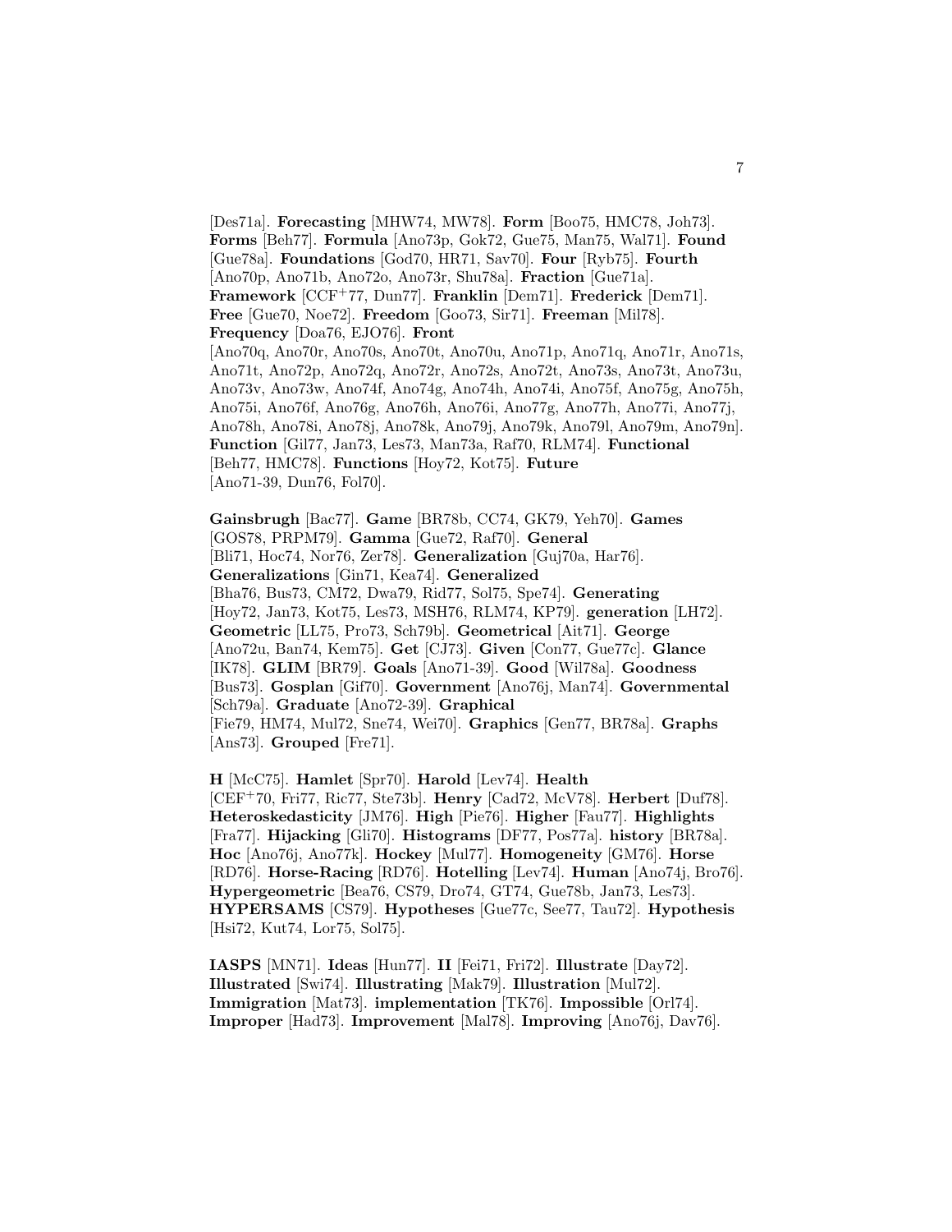[Des71a]. **Forecasting** [MHW74, MW78]. **Form** [Boo75, HMC78, Joh73]. **Forms** [Beh77]. **Formula** [Ano73p, Gok72, Gue75, Man75, Wal71]. **Found** [Gue78a]. **Foundations** [God70, HR71, Sav70]. **Four** [Ryb75]. **Fourth** [Ano70p, Ano71b, Ano72o, Ano73r, Shu78a]. **Fraction** [Gue71a]. **Framework** [CCF+77, Dun77]. **Franklin** [Dem71]. **Frederick** [Dem71]. **Free** [Gue70, Noe72]. **Freedom** [Goo73, Sir71]. **Freeman** [Mil78]. **Frequency** [Doa76, EJO76]. **Front** [Ano70q, Ano70r, Ano70s, Ano70t, Ano70u, Ano71p, Ano71q, Ano71r, Ano71s, Ano71t, Ano72p, Ano72q, Ano72r, Ano72s, Ano72t, Ano73s, Ano73t, Ano73u, Ano73v, Ano73w, Ano74f, Ano74g, Ano74h, Ano74i, Ano75f, Ano75g, Ano75h, Ano75i, Ano76f, Ano76g, Ano76h, Ano76i, Ano77g, Ano77h, Ano77i, Ano77j, Ano78h, Ano78i, Ano78j, Ano78k, Ano79j, Ano79k, Ano79l, Ano79m, Ano79n]. **Function** [Gil77, Jan73, Les73, Man73a, Raf70, RLM74]. **Functional** [Beh77, HMC78]. **Functions** [Hoy72, Kot75]. **Future** [Ano71-39, Dun76, Fol70].

**Gainsbrugh** [Bac77]. **Game** [BR78b, CC74, GK79, Yeh70]. **Games** [GOS78, PRPM79]. **Gamma** [Gue72, Raf70]. **General** [Bli71, Hoc74, Nor76, Zer78]. **Generalization** [Guj70a, Har76]. **Generalizations** [Gin71, Kea74]. **Generalized** [Bha76, Bus73, CM72, Dwa79, Rid77, Sol75, Spe74]. **Generating** [Hoy72, Jan73, Kot75, Les73, MSH76, RLM74, KP79]. **generation** [LH72]. **Geometric** [LL75, Pro73, Sch79b]. **Geometrical** [Ait71]. **George** [Ano72u, Ban74, Kem75]. **Get** [CJ73]. **Given** [Con77, Gue77c]. **Glance** [IK78]. **GLIM** [BR79]. **Goals** [Ano71-39]. **Good** [Wil78a]. **Goodness** [Bus73]. **Gosplan** [Gif70]. **Government** [Ano76j, Man74]. **Governmental** [Sch79a]. **Graduate** [Ano72-39]. **Graphical** [Fie79, HM74, Mul72, Sne74, Wei70]. **Graphics** [Gen77, BR78a]. **Graphs** [Ans73]. **Grouped** [Fre71].

**H** [McC75]. **Hamlet** [Spr70]. **Harold** [Lev74]. **Health** [CEF+70, Fri77, Ric77, Ste73b]. **Henry** [Cad72, McV78]. **Herbert** [Duf78]. **Heteroskedasticity** [JM76]. **High** [Pie76]. **Higher** [Fau77]. **Highlights** [Fra77]. **Hijacking** [Gli70]. **Histograms** [DF77, Pos77a]. **history** [BR78a]. **Hoc** [Ano76j, Ano77k]. **Hockey** [Mul77]. **Homogeneity** [GM76]. **Horse** [RD76]. **Horse-Racing** [RD76]. **Hotelling** [Lev74]. **Human** [Ano74j, Bro76]. **Hypergeometric** [Bea76, CS79, Dro74, GT74, Gue78b, Jan73, Les73]. **HYPERSAMS** [CS79]. **Hypotheses** [Gue77c, See77, Tau72]. **Hypothesis** [Hsi72, Kut74, Lor75, Sol75].

**IASPS** [MN71]. **Ideas** [Hun77]. **II** [Fei71, Fri72]. **Illustrate** [Day72]. **Illustrated** [Swi74]. **Illustrating** [Mak79]. **Illustration** [Mul72]. **Immigration** [Mat73]. **implementation** [TK76]. **Impossible** [Orl74]. **Improper** [Had73]. **Improvement** [Mal78]. **Improving** [Ano76j, Dav76].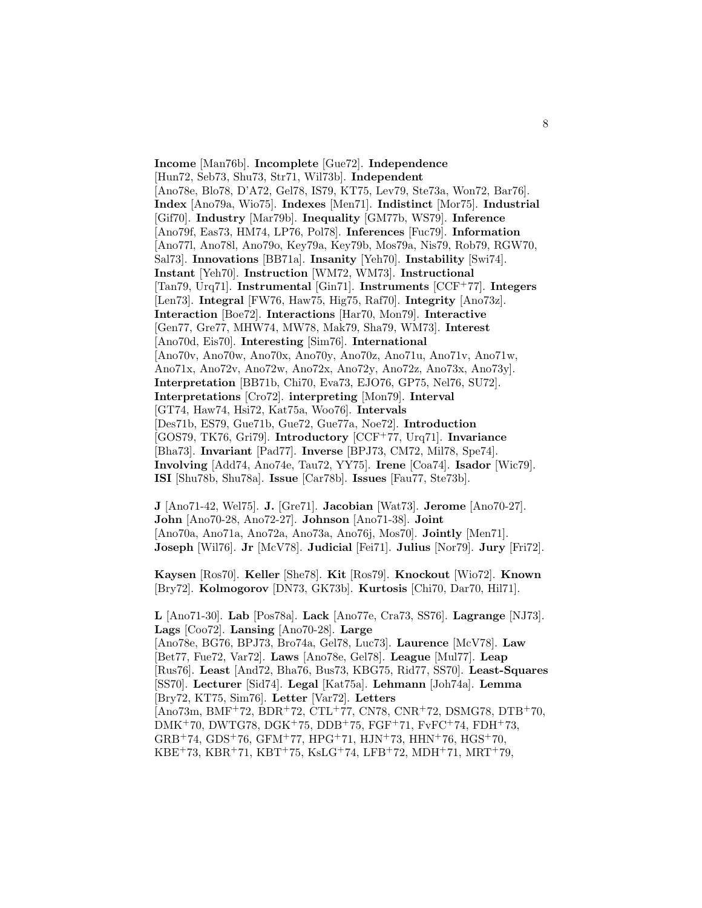**Income** [Man76b]. **Incomplete** [Gue72]. **Independence** [Hun72, Seb73, Shu73, Str71, Wil73b]. **Independent** [Ano78e, Blo78, D'A72, Gel78, IS79, KT75, Lev79, Ste73a, Won72, Bar76]. **Index** [Ano79a, Wio75]. **Indexes** [Men71]. **Indistinct** [Mor75]. **Industrial** [Gif70]. **Industry** [Mar79b]. **Inequality** [GM77b, WS79]. **Inference** [Ano79f, Eas73, HM74, LP76, Pol78]. **Inferences** [Fuc79]. **Information** [Ano77l, Ano78l, Ano79o, Key79a, Key79b, Mos79a, Nis79, Rob79, RGW70, Sal73]. **Innovations** [BB71a]. **Insanity** [Yeh70]. **Instability** [Swi74]. **Instant** [Yeh70]. **Instruction** [WM72, WM73]. **Instructional** [Tan79, Urq71]. **Instrumental** [Gin71]. **Instruments** [CCF+77]. **Integers** [Len73]. **Integral** [FW76, Haw75, Hig75, Raf70]. **Integrity** [Ano73z]. **Interaction** [Boe72]. **Interactions** [Har70, Mon79]. **Interactive** [Gen77, Gre77, MHW74, MW78, Mak79, Sha79, WM73]. **Interest** [Ano70d, Eis70]. **Interesting** [Sim76]. **International** [Ano70v, Ano70w, Ano70x, Ano70y, Ano70z, Ano71u, Ano71v, Ano71w, Ano71x, Ano72v, Ano72w, Ano72x, Ano72y, Ano72z, Ano73x, Ano73y]. **Interpretation** [BB71b, Chi70, Eva73, EJO76, GP75, Nel76, SU72]. **Interpretations** [Cro72]. **interpreting** [Mon79]. **Interval** [GT74, Haw74, Hsi72, Kat75a, Woo76]. **Intervals** [Des71b, ES79, Gue71b, Gue72, Gue77a, Noe72]. **Introduction** [GOS79, TK76, Gri79]. **Introductory** [CCF+77, Urq71]. **Invariance** [Bha73]. **Invariant** [Pad77]. **Inverse** [BPJ73, CM72, Mil78, Spe74]. **Involving** [Add74, Ano74e, Tau72, YY75]. **Irene** [Coa74]. **Isador** [Wic79]. **ISI** [Shu78b, Shu78a]. **Issue** [Car78b]. **Issues** [Fau77, Ste73b].

**J** [Ano71-42, Wel75]. **J.** [Gre71]. **Jacobian** [Wat73]. **Jerome** [Ano70-27]. **John** [Ano70-28, Ano72-27]. **Johnson** [Ano71-38]. **Joint** [Ano70a, Ano71a, Ano72a, Ano73a, Ano76j, Mos70]. **Jointly** [Men71]. **Joseph** [Wil76]. **Jr** [McV78]. **Judicial** [Fei71]. **Julius** [Nor79]. **Jury** [Fri72].

**Kaysen** [Ros70]. **Keller** [She78]. **Kit** [Ros79]. **Knockout** [Wio72]. **Known** [Bry72]. **Kolmogorov** [DN73, GK73b]. **Kurtosis** [Chi70, Dar70, Hil71].

**L** [Ano71-30]. **Lab** [Pos78a]. **Lack** [Ano77e, Cra73, SS76]. **Lagrange** [NJ73]. **Lags** [Coo72]. **Lansing** [Ano70-28]. **Large** [Ano78e, BG76, BPJ73, Bro74a, Gel78, Luc73]. **Laurence** [McV78]. **Law** [Bet77, Fue72, Var72]. **Laws** [Ano78e, Gel78]. **League** [Mul77]. **Leap** [Rus76]. **Least** [And72, Bha76, Bus73, KBG75, Rid77, SS70]. **Least-Squares** [SS70]. **Lecturer** [Sid74]. **Legal** [Kat75a]. **Lehmann** [Joh74a]. **Lemma** [Bry72, KT75, Sim76]. **Letter** [Var72]. **Letters** [Ano73m, BMF+72, BDR+72, CTL+77, CN78, CNR+72, DSMG78, DTB+70, DMK+70, DWTG78, DGK+75, DDB+75, FGF+71, FvFC+74, FDH+73, GRB+74, GDS+76, GFM+77, HPG+71, HJN+73, HHN+76, HGS+70, KBE+73, KBR+71, KBT+75, KsLG+74, LFB+72, MDH+71, MRT+79,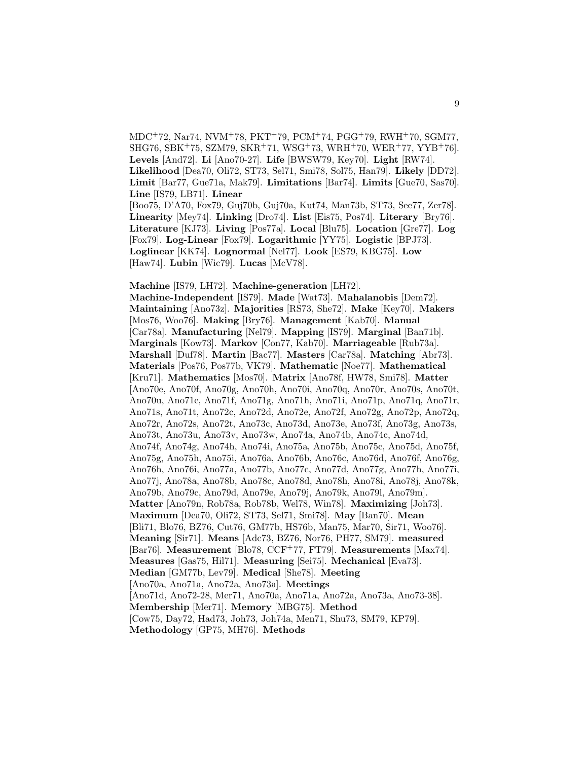MDC$^+$72, Nar74, NVM$^+$78, PKT$^+$79, PCM$^+$74, PGG$^+$79, RWH$^+$70, SGM77, SHG76, SBK$^+$75, SZM79, SKR$^+$71, WSG$^+$73, WRH$^+$70, WER$^+$77, YYB$^+$76]. **Levels** [And72]. **Li** [Ano70-27]. **Life** [BWSW79, Key70]. **Light** [RW74]. **Likelihood** [Dea70, Oli72, ST73, Sel71, Smi78, Sol75, Han79]. **Likely** [DD72]. **Limit** [Bar77, Gue71a, Mak79]. **Limitations** [Bar74]. **Limits** [Gue70, Sas70]. **Line** [IS79, LB71]. **Linear** [Boo75, D'A70, Fox79, Guj70b, Guj70a, Kut74, Man73b, ST73, See77, Zer78]. **Linearity** [Mey74]. **Linking** [Dro74]. **List** [Eis75, Pos74]. **Literary** [Bry76]. **Literature** [KJ73]. **Living** [Pos77a]. **Local** [Blu75]. **Location** [Gre77]. **Log** [Fox79]. **Log-Linear** [Fox79]. **Logarithmic** [YY75]. **Logistic** [BPJ73]. **Loglinear** [KK74]. **Lognormal** [Nel77]. **Look** [ES79, KBG75]. **Low** [Haw74]. **Lubin** [Wic79]. **Lucas** [McV78].

**Machine** [IS79, LH72]. **Machine-generation** [LH72]. **Machine-Independent** [IS79]. **Made** [Wat73]. **Mahalanobis** [Dem72]. **Maintaining** [Ano73z]. **Majorities** [RS73, She72]. **Make** [Key70]. **Makers** [Mos76, Woo76]. **Making** [Bry76]. **Management** [Kab70]. **Manual** [Car78a]. **Manufacturing** [Nel79]. **Mapping** [IS79]. **Marginal** [Ban71b]. **Marginals** [Kow73]. **Markov** [Con77, Kab70]. **Marriageable** [Rub73a]. **Marshall** [Duf78]. **Martin** [Bac77]. **Masters** [Car78a]. **Matching** [Abr73]. **Materials** [Pos76, Pos77b, VK79]. **Mathematic** [Noe77]. **Mathematical** [Kru71]. **Mathematics** [Mos70]. **Matrix** [Ano78f, HW78, Smi78]. **Matter** [Ano70e, Ano70f, Ano70g, Ano70h, Ano70i, Ano70q, Ano70r, Ano70s, Ano70t, Ano70u, Ano71e, Ano71f, Ano71g, Ano71h, Ano71i, Ano71p, Ano71q, Ano71r, Ano71s, Ano71t, Ano72c, Ano72d, Ano72e, Ano72f, Ano72g, Ano72p, Ano72q, Ano72r, Ano72s, Ano72t, Ano73c, Ano73d, Ano73e, Ano73f, Ano73g, Ano73s, Ano73t, Ano73u, Ano73v, Ano73w, Ano74a, Ano74b, Ano74c, Ano74d, Ano74f, Ano74g, Ano74h, Ano74i, Ano75a, Ano75b, Ano75c, Ano75d, Ano75f, Ano75g, Ano75h, Ano75i, Ano76a, Ano76b, Ano76c, Ano76d, Ano76f, Ano76g, Ano76h, Ano76i, Ano77a, Ano77b, Ano77c, Ano77d, Ano77g, Ano77h, Ano77i, Ano77j, Ano78a, Ano78b, Ano78c, Ano78d, Ano78h, Ano78i, Ano78j, Ano78k, Ano79b, Ano79c, Ano79d, Ano79e, Ano79j, Ano79k, Ano79l, Ano79m]. **Matter** [Ano79n, Rob78a, Rob78b, Wel78, Win78]. **Maximizing** [Joh73]. **Maximum** [Dea70, Oli72, ST73, Sel71, Smi78]. **May** [Ban70]. **Mean** [Bli71, Blo76, BZ76, Cut76, GM77b, HS76b, Man75, Mar70, Sir71, Woo76]. **Meaning** [Sir71]. **Means** [Adc73, BZ76, Nor76, PH77, SM79]. **measured** [Bar76]. **Measurement** [Blo78, CCF$^+$77, FT79]. **Measurements** [Max74]. **Measures** [Gas75, Hil71]. **Measuring** [Sei75]. **Mechanical** [Eva73]. **Median** [GM77b, Lev79]. **Medical** [She78]. **Meeting** [Ano70a, Ano71a, Ano72a, Ano73a]. **Meetings** [Ano71d, Ano72-28, Mer71, Ano70a, Ano71a, Ano72a, Ano73a, Ano73-38]. **Membership** [Mer71]. **Memory** [MBG75]. **Method** [Cow75, Day72, Had73, Joh73, Joh74a, Men71, Shu73, SM79, KP79]. **Methodology** [GP75, MH76]. **Methods**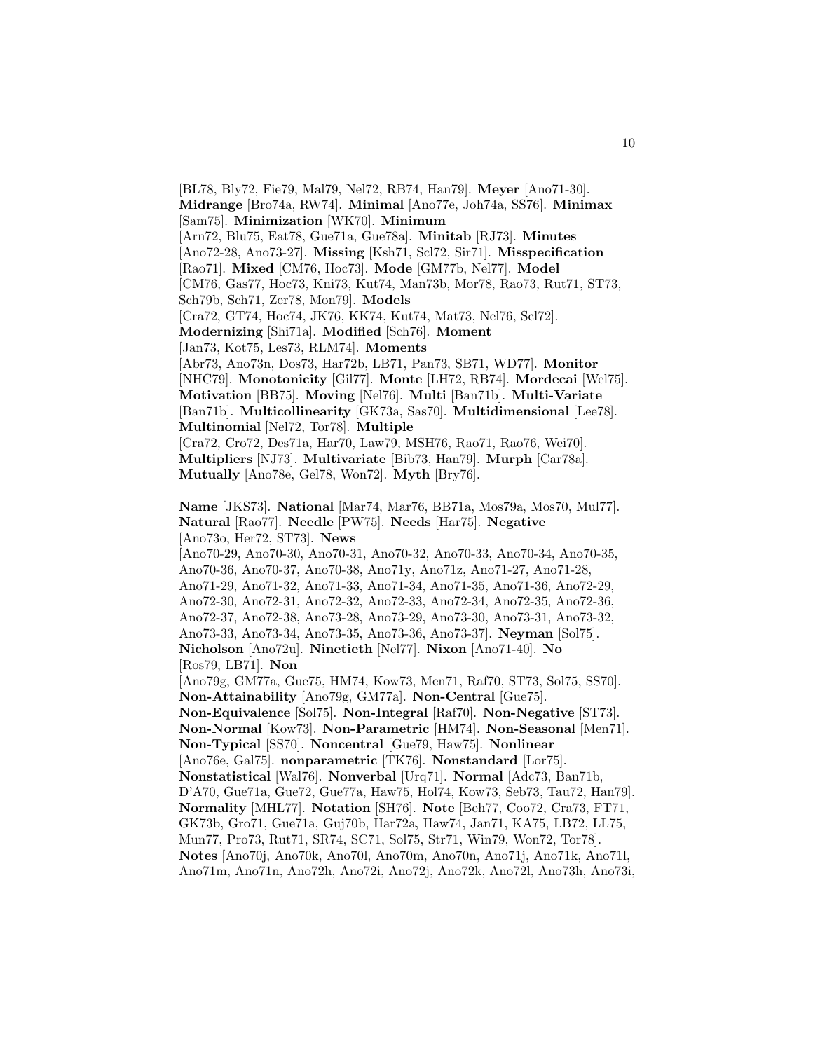[BL78, Bly72, Fie79, Mal79, Nel72, RB74, Han79]. **Meyer** [Ano71-30]. **Midrange** [Bro74a, RW74]. **Minimal** [Ano77e, Joh74a, SS76]. **Minimax** [Sam75]. **Minimization** [WK70]. **Minimum** [Arn72, Blu75, Eat78, Gue71a, Gue78a]. **Minitab** [RJ73]. **Minutes** [Ano72-28, Ano73-27]. **Missing** [Ksh71, Scl72, Sir71]. **Misspecification** [Rao71]. **Mixed** [CM76, Hoc73]. **Mode** [GM77b, Nel77]. **Model** [CM76, Gas77, Hoc73, Kni73, Kut74, Man73b, Mor78, Rao73, Rut71, ST73, Sch79b, Sch71, Zer78, Mon79]. **Models** [Cra72, GT74, Hoc74, JK76, KK74, Kut74, Mat73, Nel76, Scl72]. **Modernizing** [Shi71a]. **Modified** [Sch76]. **Moment** [Jan73, Kot75, Les73, RLM74]. **Moments** [Abr73, Ano73n, Dos73, Har72b, LB71, Pan73, SB71, WD77]. **Monitor** [NHC79]. **Monotonicity** [Gil77]. **Monte** [LH72, RB74]. **Mordecai** [Wel75]. **Motivation** [BB75]. **Moving** [Nel76]. **Multi** [Ban71b]. **Multi-Variate** [Ban71b]. **Multicollinearity** [GK73a, Sas70]. **Multidimensional** [Lee78]. **Multinomial** [Nel72, Tor78]. **Multiple** [Cra72, Cro72, Des71a, Har70, Law79, MSH76, Rao71, Rao76, Wei70]. **Multipliers** [NJ73]. **Multivariate** [Bib73, Han79]. **Murph** [Car78a]. **Mutually** [Ano78e, Gel78, Won72]. **Myth** [Bry76].

**Name** [JKS73]. **National** [Mar74, Mar76, BB71a, Mos79a, Mos70, Mul77]. **Natural** [Rao77]. **Needle** [PW75]. **Needs** [Har75]. **Negative** [Ano73o, Her72, ST73]. **News** [Ano70-29, Ano70-30, Ano70-31, Ano70-32, Ano70-33, Ano70-34, Ano70-35, Ano70-36, Ano70-37, Ano70-38, Ano71y, Ano71z, Ano71-27, Ano71-28, Ano71-29, Ano71-32, Ano71-33, Ano71-34, Ano71-35, Ano71-36, Ano72-29, Ano72-30, Ano72-31, Ano72-32, Ano72-33, Ano72-34, Ano72-35, Ano72-36, Ano72-37, Ano72-38, Ano73-28, Ano73-29, Ano73-30, Ano73-31, Ano73-32, Ano73-33, Ano73-34, Ano73-35, Ano73-36, Ano73-37]. **Neyman** [Sol75]. **Nicholson** [Ano72u]. **Ninetieth** [Nel77]. **Nixon** [Ano71-40]. **No** [Ros79, LB71]. **Non** [Ano79g, GM77a, Gue75, HM74, Kow73, Men71, Raf70, ST73, Sol75, SS70]. **Non-Attainability** [Ano79g, GM77a]. **Non-Central** [Gue75]. **Non-Equivalence** [Sol75]. **Non-Integral** [Raf70]. **Non-Negative** [ST73]. **Non-Normal** [Kow73]. **Non-Parametric** [HM74]. **Non-Seasonal** [Men71]. **Non-Typical** [SS70]. **Noncentral** [Gue79, Haw75]. **Nonlinear** [Ano76e, Gal75]. **nonparametric** [TK76]. **Nonstandard** [Lor75]. **Nonstatistical** [Wal76]. **Nonverbal** [Urq71]. **Normal** [Adc73, Ban71b, D'A70, Gue71a, Gue72, Gue77a, Haw75, Hol74, Kow73, Seb73, Tau72, Han79]. **Normality** [MHL77]. **Notation** [SH76]. **Note** [Beh77, Coo72, Cra73, FT71, GK73b, Gro71, Gue71a, Guj70b, Har72a, Haw74, Jan71, KA75, LB72, LL75, Mun77, Pro73, Rut71, SR74, SC71, Sol75, Str71, Win79, Won72, Tor78]. **Notes** [Ano70j, Ano70k, Ano70l, Ano70m, Ano70n, Ano71j, Ano71k, Ano71l, Ano71m, Ano71n, Ano72h, Ano72i, Ano72j, Ano72k, Ano72l, Ano73h, Ano73i,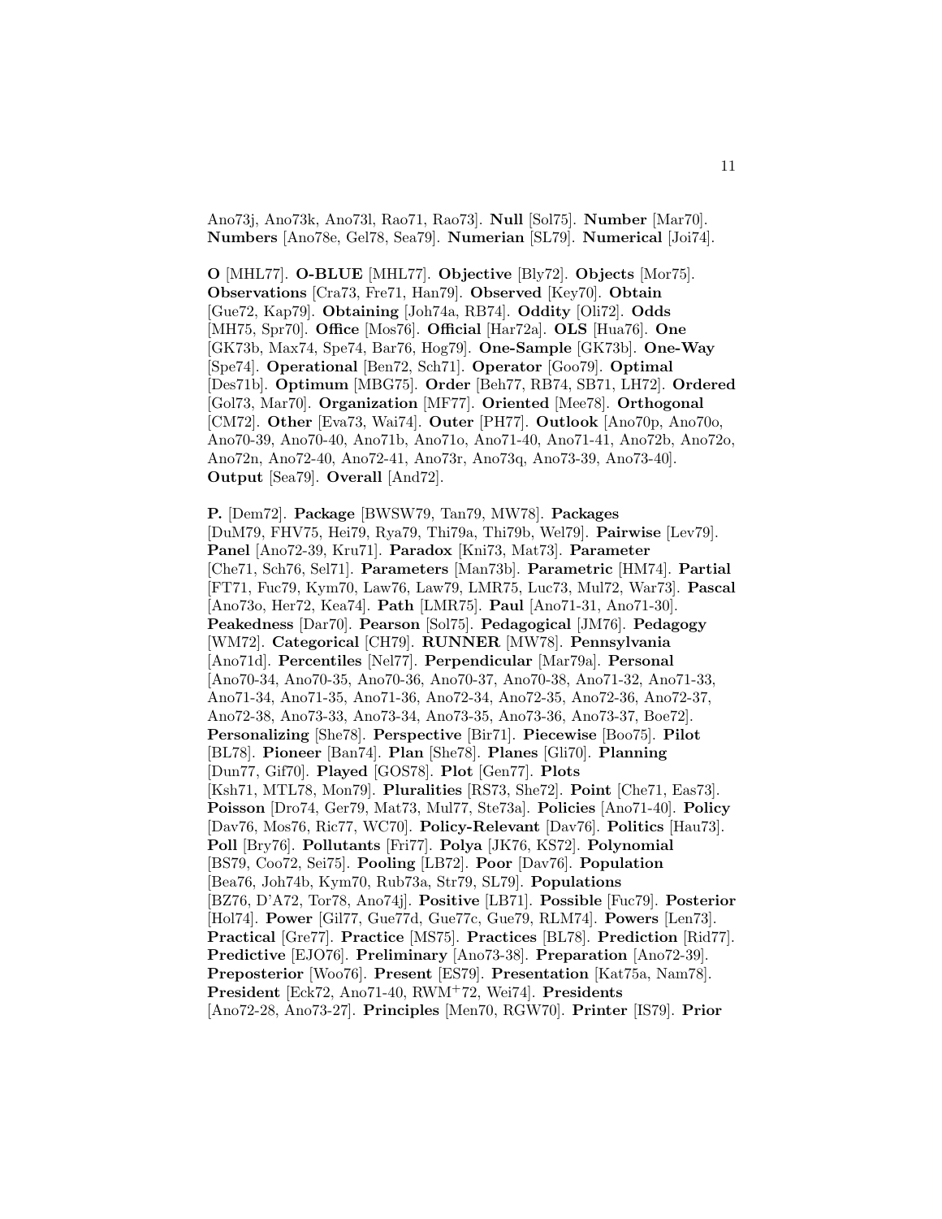Ano73j, Ano73k, Ano73l, Rao71, Rao73]. **Null** [Sol75]. **Number** [Mar70]. **Numbers** [Ano78e, Gel78, Sea79]. **Numerian** [SL79]. **Numerical** [Joi74].

**O** [MHL77]. **O-BLUE** [MHL77]. **Objective** [Bly72]. **Objects** [Mor75]. **Observations** [Cra73, Fre71, Han79]. **Observed** [Key70]. **Obtain** [Gue72, Kap79]. **Obtaining** [Joh74a, RB74]. **Oddity** [Oli72]. **Odds** [MH75, Spr70]. **Office** [Mos76]. **Official** [Har72a]. **OLS** [Hua76]. **One** [GK73b, Max74, Spe74, Bar76, Hog79]. **One-Sample** [GK73b]. **One-Way** [Spe74]. **Operational** [Ben72, Sch71]. **Operator** [Goo79]. **Optimal** [Des71b]. **Optimum** [MBG75]. **Order** [Beh77, RB74, SB71, LH72]. **Ordered** [Gol73, Mar70]. **Organization** [MF77]. **Oriented** [Mee78]. **Orthogonal** [CM72]. **Other** [Eva73, Wai74]. **Outer** [PH77]. **Outlook** [Ano70p, Ano70o, Ano70-39, Ano70-40, Ano71b, Ano71o, Ano71-40, Ano71-41, Ano72b, Ano72o, Ano72n, Ano72-40, Ano72-41, Ano73r, Ano73q, Ano73-39, Ano73-40]. **Output** [Sea79]. **Overall** [And72].

**P.** [Dem72]. **Package** [BWSW79, Tan79, MW78]. **Packages** [DuM79, FHV75, Hei79, Rya79, Thi79a, Thi79b, Wel79]. **Pairwise** [Lev79]. **Panel** [Ano72-39, Kru71]. **Paradox** [Kni73, Mat73]. **Parameter** [Che71, Sch76, Sel71]. **Parameters** [Man73b]. **Parametric** [HM74]. **Partial** [FT71, Fuc79, Kym70, Law76, Law79, LMR75, Luc73, Mul72, War73]. **Pascal** [Ano73o, Her72, Kea74]. **Path** [LMR75]. **Paul** [Ano71-31, Ano71-30]. **Peakedness** [Dar70]. **Pearson** [Sol75]. **Pedagogical** [JM76]. **Pedagogy** [WM72]. **Categorical** [CH79]. **RUNNER** [MW78]. **Pennsylvania** [Ano71d]. **Percentiles** [Nel77]. **Perpendicular** [Mar79a]. **Personal** [Ano70-34, Ano70-35, Ano70-36, Ano70-37, Ano70-38, Ano71-32, Ano71-33, Ano71-34, Ano71-35, Ano71-36, Ano72-34, Ano72-35, Ano72-36, Ano72-37, Ano72-38, Ano73-33, Ano73-34, Ano73-35, Ano73-36, Ano73-37, Boe72]. **Personalizing** [She78]. **Perspective** [Bir71]. **Piecewise** [Boo75]. **Pilot** [BL78]. **Pioneer** [Ban74]. **Plan** [She78]. **Planes** [Gli70]. **Planning** [Dun77, Gif70]. **Played** [GOS78]. **Plot** [Gen77]. **Plots** [Ksh71, MTL78, Mon79]. **Pluralities** [RS73, She72]. **Point** [Che71, Eas73]. **Poisson** [Dro74, Ger79, Mat73, Mul77, Ste73a]. **Policies** [Ano71-40]. **Policy** [Dav76, Mos76, Ric77, WC70]. **Policy-Relevant** [Dav76]. **Politics** [Hau73]. **Poll** [Bry76]. **Pollutants** [Fri77]. **Polya** [JK76, KS72]. **Polynomial** [BS79, Coo72, Sei75]. **Pooling** [LB72]. **Poor** [Dav76]. **Population** [Bea76, Joh74b, Kym70, Rub73a, Str79, SL79]. **Populations** [BZ76, D'A72, Tor78, Ano74j]. **Positive** [LB71]. **Possible** [Fuc79]. **Posterior** [Hol74]. **Power** [Gil77, Gue77d, Gue77c, Gue79, RLM74]. **Powers** [Len73]. **Practical** [Gre77]. **Practice** [MS75]. **Practices** [BL78]. **Prediction** [Rid77]. **Predictive** [EJO76]. **Preliminary** [Ano73-38]. **Preparation** [Ano72-39]. **Preposterior** [Woo76]. **Present** [ES79]. **Presentation** [Kat75a, Nam78]. **President** [Eck72, Ano71-40, RWM+72, Wei74]. **Presidents** [Ano72-28, Ano73-27]. **Principles** [Men70, RGW70]. **Printer** [IS79]. **Prior**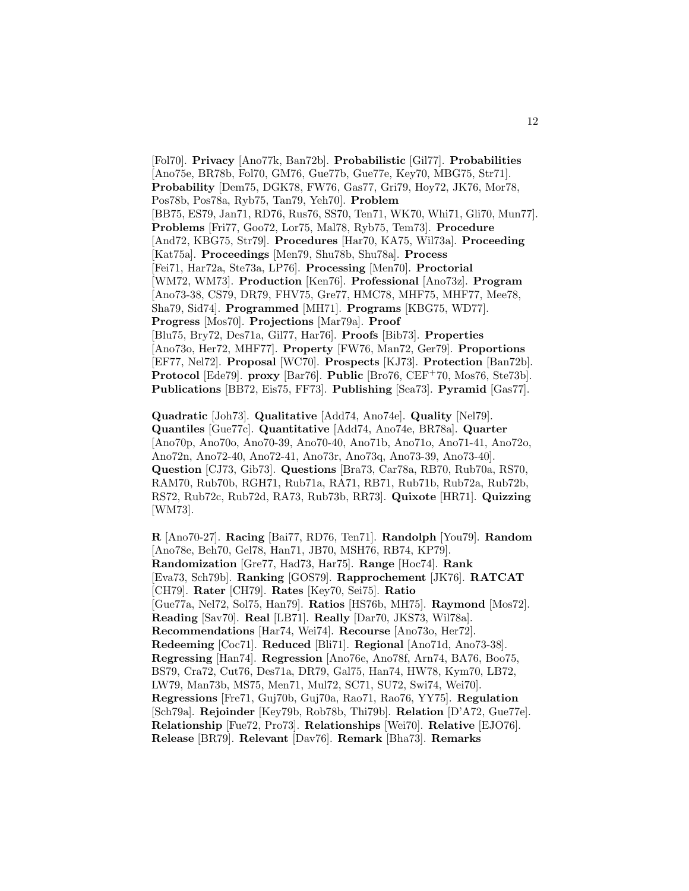[Fol70]. **Privacy** [Ano77k, Ban72b]. **Probabilistic** [Gil77]. **Probabilities** [Ano75e, BR78b, Fol70, GM76, Gue77b, Gue77e, Key70, MBG75, Str71]. **Probability** [Dem75, DGK78, FW76, Gas77, Gri79, Hoy72, JK76, Mor78, Pos78b, Pos78a, Ryb75, Tan79, Yeh70]. **Problem** [BB75, ES79, Jan71, RD76, Rus76, SS70, Ten71, WK70, Whi71, Gli70, Mun77]. **Problems** [Fri77, Goo72, Lor75, Mal78, Ryb75, Tem73]. **Procedure** [And72, KBG75, Str79]. **Procedures** [Har70, KA75, Wil73a]. **Proceeding** [Kat75a]. **Proceedings** [Men79, Shu78b, Shu78a]. **Process** [Fei71, Har72a, Ste73a, LP76]. **Processing** [Men70]. **Proctorial** [WM72, WM73]. **Production** [Ken76]. **Professional** [Ano73z]. **Program** [Ano73-38, CS79, DR79, FHV75, Gre77, HMC78, MHF75, MHF77, Mee78, Sha79, Sid74]. **Programmed** [MH71]. **Programs** [KBG75, WD77]. **Progress** [Mos70]. **Projections** [Mar79a]. **Proof** [Blu75, Bry72, Des71a, Gil77, Har76]. **Proofs** [Bib73]. **Properties** [Ano73o, Her72, MHF77]. **Property** [FW76, Man72, Ger79]. **Proportions** [EF77, Nel72]. **Proposal** [WC70]. **Prospects** [KJ73]. **Protection** [Ban72b]. **Protocol** [Ede79]. **proxy** [Bar76]. **Public** [Bro76, CEF+70, Mos76, Ste73b]. **Publications** [BB72, Eis75, FF73]. **Publishing** [Sea73]. **Pyramid** [Gas77].

**Quadratic** [Joh73]. **Qualitative** [Add74, Ano74e]. **Quality** [Nel79]. **Quantiles** [Gue77c]. **Quantitative** [Add74, Ano74e, BR78a]. **Quarter** [Ano70p, Ano70o, Ano70-39, Ano70-40, Ano71b, Ano71o, Ano71-41, Ano72o, Ano72n, Ano72-40, Ano72-41, Ano73r, Ano73q, Ano73-39, Ano73-40]. **Question** [CJ73, Gib73]. **Questions** [Bra73, Car78a, RB70, Rub70a, RS70, RAM70, Rub70b, RGH71, Rub71a, RA71, RB71, Rub71b, Rub72a, Rub72b, RS72, Rub72c, Rub72d, RA73, Rub73b, RR73]. **Quixote** [HR71]. **Quizzing** [WM73].

**R** [Ano70-27]. **Racing** [Bai77, RD76, Ten71]. **Randolph** [You79]. **Random** [Ano78e, Beh70, Gel78, Han71, JB70, MSH76, RB74, KP79]. **Randomization** [Gre77, Had73, Har75]. **Range** [Hoc74]. **Rank** [Eva73, Sch79b]. **Ranking** [GOS79]. **Rapprochement** [JK76]. **RATCAT** [CH79]. **Rater** [CH79]. **Rates** [Key70, Sei75]. **Ratio** [Gue77a, Nel72, Sol75, Han79]. **Ratios** [HS76b, MH75]. **Raymond** [Mos72]. **Reading** [Sav70]. **Real** [LB71]. **Really** [Dar70, JKS73, Wil78a]. **Recommendations** [Har74, Wei74]. **Recourse** [Ano73o, Her72]. **Redeeming** [Coc71]. **Reduced** [Bli71]. **Regional** [Ano71d, Ano73-38]. **Regressing** [Han74]. **Regression** [Ano76e, Ano78f, Arn74, BA76, Boo75, BS79, Cra72, Cut76, Des71a, DR79, Gal75, Han74, HW78, Kym70, LB72, LW79, Man73b, MS75, Men71, Mul72, SC71, SU72, Swi74, Wei70]. **Regressions** [Fre71, Guj70b, Guj70a, Rao71, Rao76, YY75]. **Regulation** [Sch79a]. **Rejoinder** [Key79b, Rob78b, Thi79b]. **Relation** [D'A72, Gue77e]. **Relationship** [Fue72, Pro73]. **Relationships** [Wei70]. **Relative** [EJO76]. **Release** [BR79]. **Relevant** [Dav76]. **Remark** [Bha73]. **Remarks**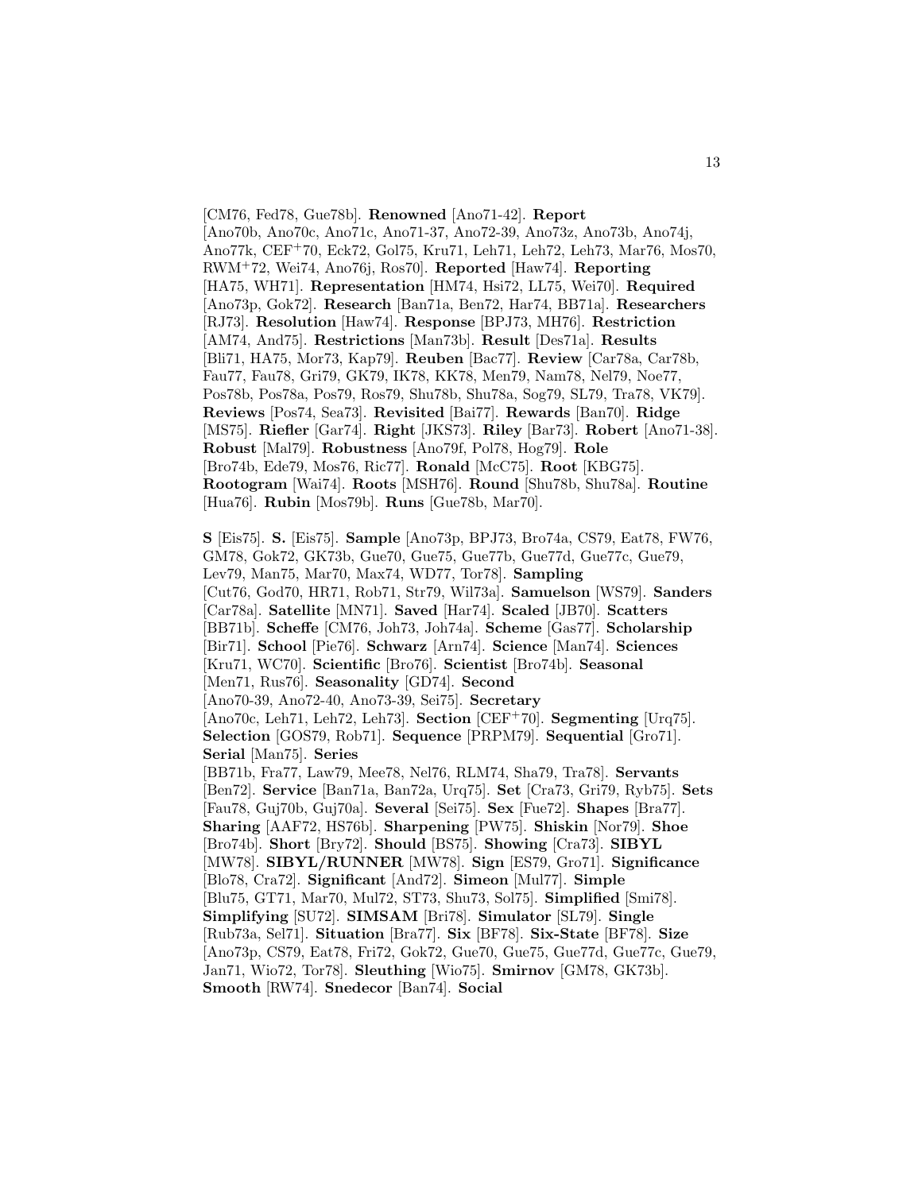[CM76, Fed78, Gue78b]. **Renowned** [Ano71-42]. **Report** [Ano70b, Ano70c, Ano71c, Ano71-37, Ano72-39, Ano73z, Ano73b, Ano74j, Ano77k, CEF+70, Eck72, Gol75, Kru71, Leh71, Leh72, Leh73, Mar76, Mos70, RWM+72, Wei74, Ano76j, Ros70]. **Reported** [Haw74]. **Reporting** [HA75, WH71]. **Representation** [HM74, Hsi72, LL75, Wei70]. **Required** [Ano73p, Gok72]. **Research** [Ban71a, Ben72, Har74, BB71a]. **Researchers** [RJ73]. **Resolution** [Haw74]. **Response** [BPJ73, MH76]. **Restriction** [AM74, And75]. **Restrictions** [Man73b]. **Result** [Des71a]. **Results** [Bli71, HA75, Mor73, Kap79]. **Reuben** [Bac77]. **Review** [Car78a, Car78b, Fau77, Fau78, Gri79, GK79, IK78, KK78, Men79, Nam78, Nel79, Noe77, Pos78b, Pos78a, Pos79, Ros79, Shu78b, Shu78a, Sog79, SL79, Tra78, VK79]. **Reviews** [Pos74, Sea73]. **Revisited** [Bai77]. **Rewards** [Ban70]. **Ridge** [MS75]. **Riefler** [Gar74]. **Right** [JKS73]. **Riley** [Bar73]. **Robert** [Ano71-38]. **Robust** [Mal79]. **Robustness** [Ano79f, Pol78, Hog79]. **Role** [Bro74b, Ede79, Mos76, Ric77]. **Ronald** [McC75]. **Root** [KBG75]. **Rootogram** [Wai74]. **Roots** [MSH76]. **Round** [Shu78b, Shu78a]. **Routine** [Hua76]. **Rubin** [Mos79b]. **Runs** [Gue78b, Mar70].

**S** [Eis75]. **S.** [Eis75]. **Sample** [Ano73p, BPJ73, Bro74a, CS79, Eat78, FW76, GM78, Gok72, GK73b, Gue70, Gue75, Gue77b, Gue77d, Gue77c, Gue79, Lev79, Man75, Mar70, Max74, WD77, Tor78]. **Sampling** [Cut76, God70, HR71, Rob71, Str79, Wil73a]. **Samuelson** [WS79]. **Sanders** [Car78a]. **Satellite** [MN71]. **Saved** [Har74]. **Scaled** [JB70]. **Scatters** [BB71b]. **Scheffe** [CM76, Joh73, Joh74a]. **Scheme** [Gas77]. **Scholarship** [Bir71]. **School** [Pie76]. **Schwarz** [Arn74]. **Science** [Man74]. **Sciences** [Kru71, WC70]. **Scientific** [Bro76]. **Scientist** [Bro74b]. **Seasonal** [Men71, Rus76]. **Seasonality** [GD74]. **Second** [Ano70-39, Ano72-40, Ano73-39, Sei75]. **Secretary** [Ano70c, Leh71, Leh72, Leh73]. **Section** [CEF+70]. **Segmenting** [Urq75]. **Selection** [GOS79, Rob71]. **Sequence** [PRPM79]. **Sequential** [Gro71]. **Serial** [Man75]. **Series** [BB71b, Fra77, Law79, Mee78, Nel76, RLM74, Sha79, Tra78]. **Servants** [Ben72]. **Service** [Ban71a, Ban72a, Urq75]. **Set** [Cra73, Gri79, Ryb75]. **Sets** [Fau78, Guj70b, Guj70a]. **Several** [Sei75]. **Sex** [Fue72]. **Shapes** [Bra77]. **Sharing** [AAF72, HS76b]. **Sharpening** [PW75]. **Shiskin** [Nor79]. **Shoe** [Bro74b]. **Short** [Bry72]. **Should** [BS75]. **Showing** [Cra73]. **SIBYL** [MW78]. **SIBYL/RUNNER** [MW78]. **Sign** [ES79, Gro71]. **Significance** [Blo78, Cra72]. **Significant** [And72]. **Simeon** [Mul77]. **Simple** [Blu75, GT71, Mar70, Mul72, ST73, Shu73, Sol75]. **Simplified** [Smi78]. **Simplifying** [SU72]. **SIMSAM** [Bri78]. **Simulator** [SL79]. **Single** [Rub73a, Sel71]. **Situation** [Bra77]. **Six** [BF78]. **Six-State** [BF78]. **Size** [Ano73p, CS79, Eat78, Fri72, Gok72, Gue70, Gue75, Gue77d, Gue77c, Gue79, Jan71, Wio72, Tor78]. **Sleuthing** [Wio75]. **Smirnov** [GM78, GK73b]. **Smooth** [RW74]. **Snedecor** [Ban74]. **Social**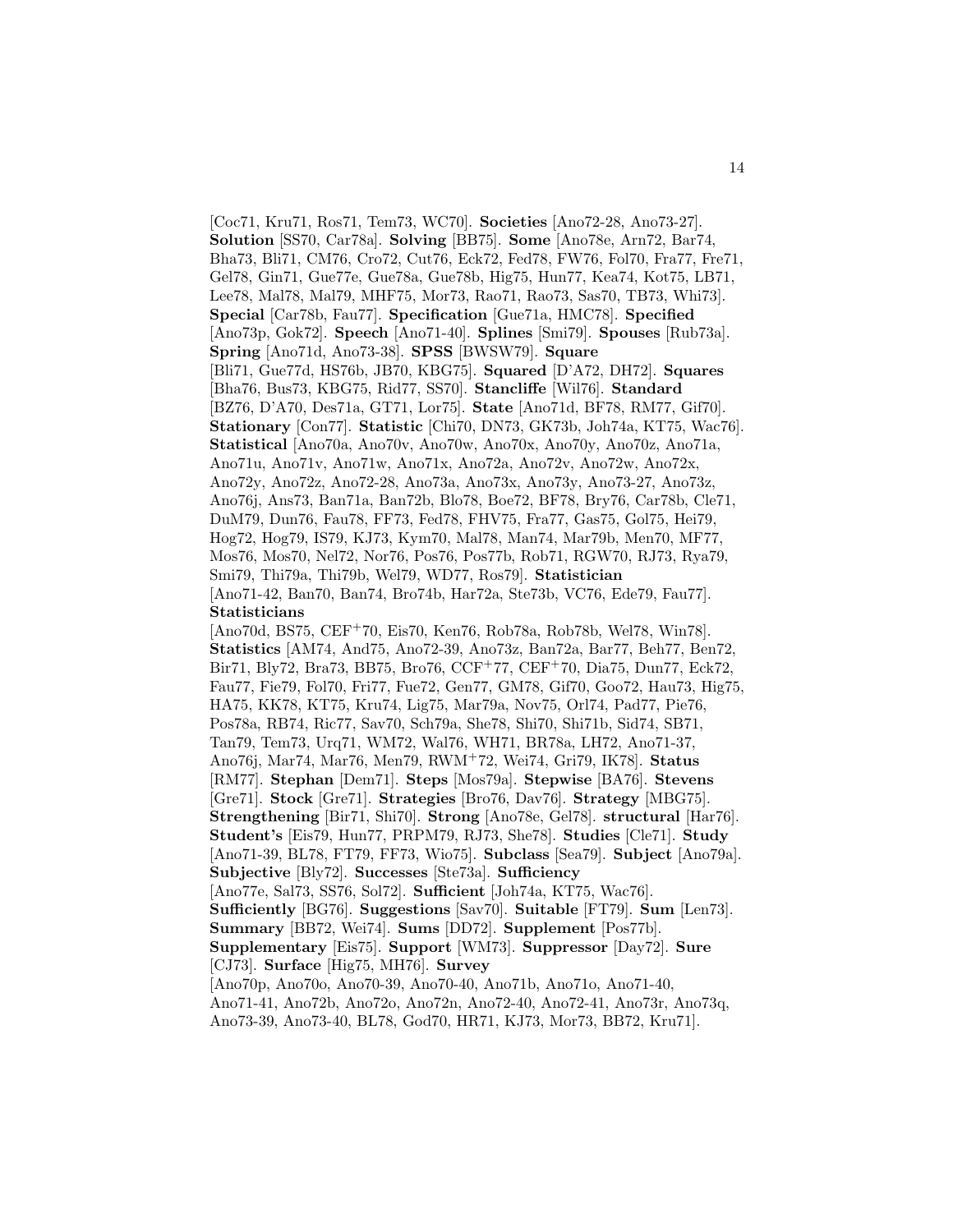[Coc71, Kru71, Ros71, Tem73, WC70]. **Societies** [Ano72-28, Ano73-27]. **Solution** [SS70, Car78a]. **Solving** [BB75]. **Some** [Ano78e, Arn72, Bar74, Bha73, Bli71, CM76, Cro72, Cut76, Eck72, Fed78, FW76, Fol70, Fra77, Fre71, Gel78, Gin71, Gue77e, Gue78a, Gue78b, Hig75, Hun77, Kea74, Kot75, LB71, Lee78, Mal78, Mal79, MHF75, Mor73, Rao71, Rao73, Sas70, TB73, Whi73]. **Special** [Car78b, Fau77]. **Specification** [Gue71a, HMC78]. **Specified** [Ano73p, Gok72]. **Speech** [Ano71-40]. **Splines** [Smi79]. **Spouses** [Rub73a]. **Spring** [Ano71d, Ano73-38]. **SPSS** [BWSW79]. **Square** [Bli71, Gue77d, HS76b, JB70, KBG75]. **Squared** [D'A72, DH72]. **Squares** [Bha76, Bus73, KBG75, Rid77, SS70]. **Stancliffe** [Wil76]. **Standard** [BZ76, D'A70, Des71a, GT71, Lor75]. **State** [Ano71d, BF78, RM77, Gif70]. **Stationary** [Con77]. **Statistic** [Chi70, DN73, GK73b, Joh74a, KT75, Wac76]. **Statistical** [Ano70a, Ano70v, Ano70w, Ano70x, Ano70y, Ano70z, Ano71a, Ano71u, Ano71v, Ano71w, Ano71x, Ano72a, Ano72v, Ano72w, Ano72x, Ano72y, Ano72z, Ano72-28, Ano73a, Ano73x, Ano73y, Ano73-27, Ano73z, Ano76j, Ans73, Ban71a, Ban72b, Blo78, Boe72, BF78, Bry76, Car78b, Cle71, DuM79, Dun76, Fau78, FF73, Fed78, FHV75, Fra77, Gas75, Gol75, Hei79, Hog72, Hog79, IS79, KJ73, Kym70, Mal78, Man74, Mar79b, Men70, MF77, Mos76, Mos70, Nel72, Nor76, Pos76, Pos77b, Rob71, RGW70, RJ73, Rya79, Smi79, Thi79a, Thi79b, Wel79, WD77, Ros79]. **Statistician** [Ano71-42, Ban70, Ban74, Bro74b, Har72a, Ste73b, VC76, Ede79, Fau77]. **Statisticians** [Ano70d, BS75, CEF+70, Eis70, Ken76, Rob78a, Rob78b, Wel78, Win78]. **Statistics** [AM74, And75, Ano72-39, Ano73z, Ban72a, Bar77, Beh77, Ben72, Bir71, Bly72, Bra73, BB75, Bro76, CCF+77, CEF+70, Dia75, Dun77, Eck72, Fau77, Fie79, Fol70, Fri77, Fue72, Gen77, GM78, Gif70, Goo72, Hau73, Hig75, HA75, KK78, KT75, Kru74, Lig75, Mar79a, Nov75, Orl74, Pad77, Pie76, Pos78a, RB74, Ric77, Sav70, Sch79a, She78, Shi70, Shi71b, Sid74, SB71, Tan79, Tem73, Urq71, WM72, Wal76, WH71, BR78a, LH72, Ano71-37, Ano76j, Mar74, Mar76, Men79, RWM+72, Wei74, Gri79, IK78]. **Status** [RM77]. **Stephan** [Dem71]. **Steps** [Mos79a]. **Stepwise** [BA76]. **Stevens** [Gre71]. **Stock** [Gre71]. **Strategies** [Bro76, Dav76]. **Strategy** [MBG75]. **Strengthening** [Bir71, Shi70]. **Strong** [Ano78e, Gel78]. **structural** [Har76]. **Student's** [Eis79, Hun77, PRPM79, RJ73, She78]. **Studies** [Cle71]. **Study** [Ano71-39, BL78, FT79, FF73, Wio75]. **Subclass** [Sea79]. **Subject** [Ano79a]. **Subjective** [Bly72]. **Successes** [Ste73a]. **Sufficiency** [Ano77e, Sal73, SS76, Sol72]. **Sufficient** [Joh74a, KT75, Wac76]. **Sufficiently** [BG76]. **Suggestions** [Sav70]. **Suitable** [FT79]. **Sum** [Len73]. **Summary** [BB72, Wei74]. **Sums** [DD72]. **Supplement** [Pos77b]. **Supplementary** [Eis75]. **Support** [WM73]. **Suppressor** [Day72]. **Sure** [CJ73]. **Surface** [Hig75, MH76]. **Survey** [Ano70p, Ano70o, Ano70-39, Ano70-40, Ano71b, Ano71o, Ano71-40, Ano71-41, Ano72b, Ano72o, Ano72n, Ano72-40, Ano72-41, Ano73r, Ano73q, Ano73-39, Ano73-40, BL78, God70, HR71, KJ73, Mor73, BB72, Kru71].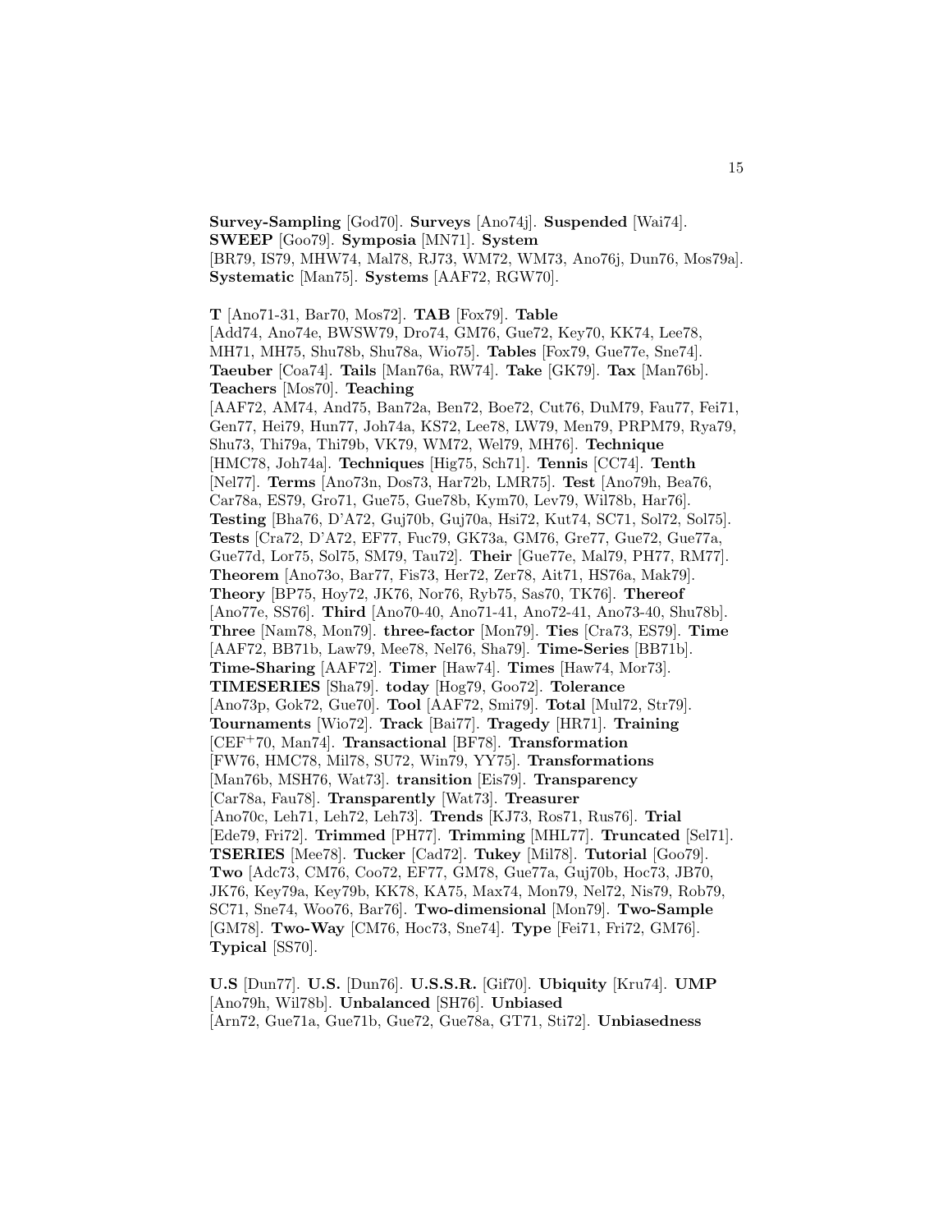**Survey-Sampling** [God70]. **Surveys** [Ano74j]. **Suspended** [Wai74]. **SWEEP** [Goo79]. **Symposia** [MN71]. **System** [BR79, IS79, MHW74, Mal78, RJ73, WM72, WM73, Ano76j, Dun76, Mos79a]. **Systematic** [Man75]. **Systems** [AAF72, RGW70].

**T** [Ano71-31, Bar70, Mos72]. **TAB** [Fox79]. **Table** [Add74, Ano74e, BWSW79, Dro74, GM76, Gue72, Key70, KK74, Lee78, MH71, MH75, Shu78b, Shu78a, Wio75]. **Tables** [Fox79, Gue77e, Sne74]. **Taeuber** [Coa74]. **Tails** [Man76a, RW74]. **Take** [GK79]. **Tax** [Man76b]. **Teachers** [Mos70]. **Teaching** [AAF72, AM74, And75, Ban72a, Ben72, Boe72, Cut76, DuM79, Fau77, Fei71, Gen77, Hei79, Hun77, Joh74a, KS72, Lee78, LW79, Men79, PRPM79, Rya79, Shu73, Thi79a, Thi79b, VK79, WM72, Wel79, MH76]. **Technique** [HMC78, Joh74a]. **Techniques** [Hig75, Sch71]. **Tennis** [CC74]. **Tenth** [Nel77]. **Terms** [Ano73n, Dos73, Har72b, LMR75]. **Test** [Ano79h, Bea76, Car78a, ES79, Gro71, Gue75, Gue78b, Kym70, Lev79, Wil78b, Har76]. **Testing** [Bha76, D'A72, Guj70b, Guj70a, Hsi72, Kut74, SC71, Sol72, Sol75]. **Tests** [Cra72, D'A72, EF77, Fuc79, GK73a, GM76, Gre77, Gue72, Gue77a, Gue77d, Lor75, Sol75, SM79, Tau72]. **Their** [Gue77e, Mal79, PH77, RM77]. **Theorem** [Ano73o, Bar77, Fis73, Her72, Zer78, Ait71, HS76a, Mak79]. **Theory** [BP75, Hoy72, JK76, Nor76, Ryb75, Sas70, TK76]. **Thereof** [Ano77e, SS76]. **Third** [Ano70-40, Ano71-41, Ano72-41, Ano73-40, Shu78b]. **Three** [Nam78, Mon79]. **three-factor** [Mon79]. **Ties** [Cra73, ES79]. **Time** [AAF72, BB71b, Law79, Mee78, Nel76, Sha79]. **Time-Series** [BB71b]. **Time-Sharing** [AAF72]. **Timer** [Haw74]. **Times** [Haw74, Mor73]. **TIMESERIES** [Sha79]. **today** [Hog79, Goo72]. **Tolerance** [Ano73p, Gok72, Gue70]. **Tool** [AAF72, Smi79]. **Total** [Mul72, Str79]. **Tournaments** [Wio72]. **Track** [Bai77]. **Tragedy** [HR71]. **Training** [CEF+70, Man74]. **Transactional** [BF78]. **Transformation** [FW76, HMC78, Mil78, SU72, Win79, YY75]. **Transformations** [Man76b, MSH76, Wat73]. **transition** [Eis79]. **Transparency** [Car78a, Fau78]. **Transparently** [Wat73]. **Treasurer** [Ano70c, Leh71, Leh72, Leh73]. **Trends** [KJ73, Ros71, Rus76]. **Trial** [Ede79, Fri72]. **Trimmed** [PH77]. **Trimming** [MHL77]. **Truncated** [Sel71]. **TSERIES** [Mee78]. **Tucker** [Cad72]. **Tukey** [Mil78]. **Tutorial** [Goo79]. **Two** [Adc73, CM76, Coo72, EF77, GM78, Gue77a, Guj70b, Hoc73, JB70, JK76, Key79a, Key79b, KK78, KA75, Max74, Mon79, Nel72, Nis79, Rob79, SC71, Sne74, Woo76, Bar76]. **Two-dimensional** [Mon79]. **Two-Sample** [GM78]. **Two-Way** [CM76, Hoc73, Sne74]. **Type** [Fei71, Fri72, GM76]. **Typical** [SS70].

**U.S** [Dun77]. **U.S.** [Dun76]. **U.S.S.R.** [Gif70]. **Ubiquity** [Kru74]. **UMP** [Ano79h, Wil78b]. **Unbalanced** [SH76]. **Unbiased** [Arn72, Gue71a, Gue71b, Gue72, Gue78a, GT71, Sti72]. **Unbiasedness**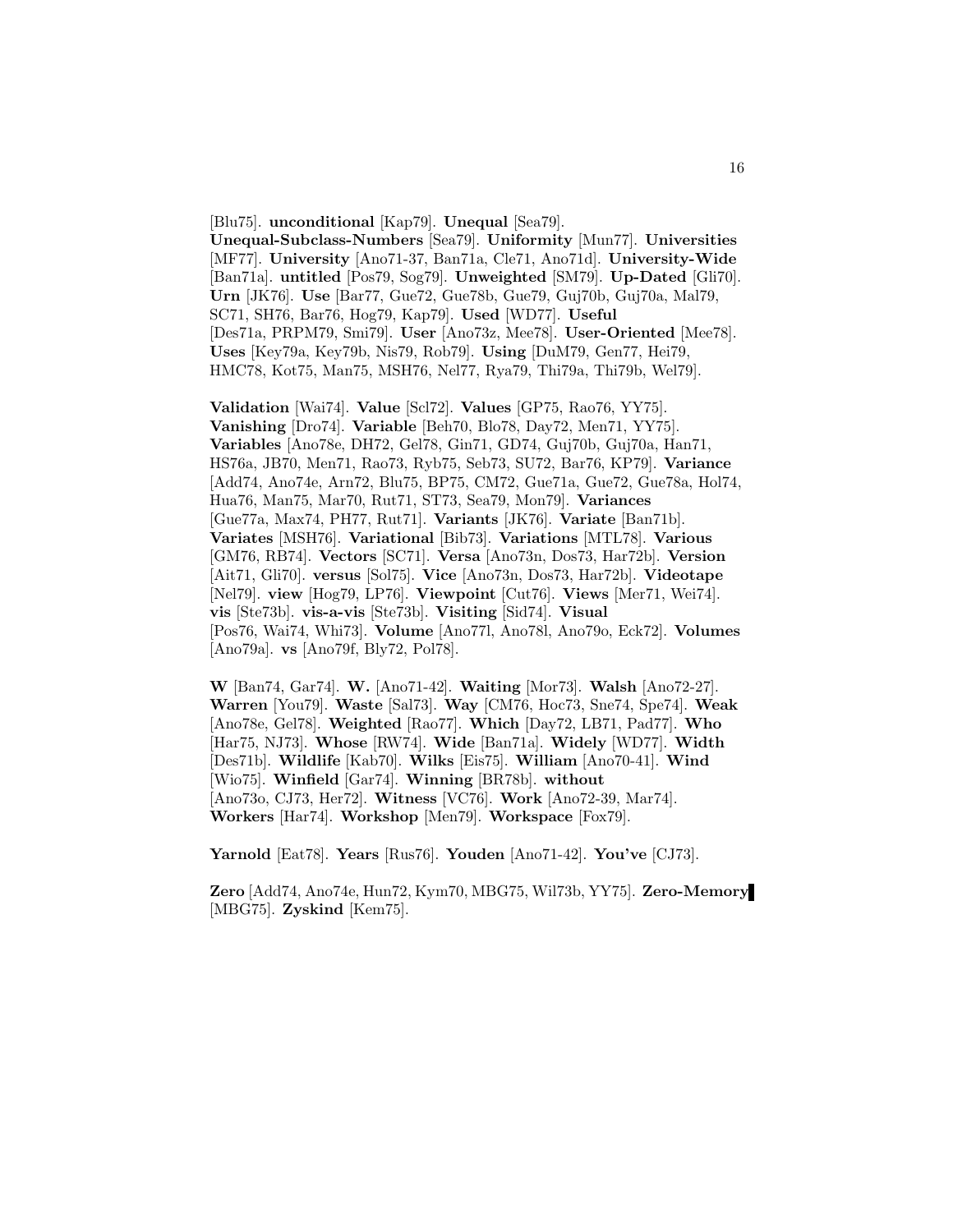[Blu75]. **unconditional** [Kap79]. **Unequal** [Sea79]. **Unequal-Subclass-Numbers** [Sea79]. **Uniformity** [Mun77]. **Universities** [MF77]. **University** [Ano71-37, Ban71a, Cle71, Ano71d]. **University-Wide** [Ban71a]. **untitled** [Pos79, Sog79]. **Unweighted** [SM79]. **Up-Dated** [Gli70]. **Urn** [JK76]. **Use** [Bar77, Gue72, Gue78b, Gue79, Guj70b, Guj70a, Mal79, SC71, SH76, Bar76, Hog79, Kap79]. **Used** [WD77]. **Useful** [Des71a, PRPM79, Smi79]. **User** [Ano73z, Mee78]. **User-Oriented** [Mee78]. **Uses** [Key79a, Key79b, Nis79, Rob79]. **Using** [DuM79, Gen77, Hei79, HMC78, Kot75, Man75, MSH76, Nel77, Rya79, Thi79a, Thi79b, Wel79].

**Validation** [Wai74]. **Value** [Scl72]. **Values** [GP75, Rao76, YY75]. **Vanishing** [Dro74]. **Variable** [Beh70, Blo78, Day72, Men71, YY75]. **Variables** [Ano78e, DH72, Gel78, Gin71, GD74, Guj70b, Guj70a, Han71, HS76a, JB70, Men71, Rao73, Ryb75, Seb73, SU72, Bar76, KP79]. **Variance** [Add74, Ano74e, Arn72, Blu75, BP75, CM72, Gue71a, Gue72, Gue78a, Hol74, Hua76, Man75, Mar70, Rut71, ST73, Sea79, Mon79]. **Variances** [Gue77a, Max74, PH77, Rut71]. **Variants** [JK76]. **Variate** [Ban71b]. **Variates** [MSH76]. **Variational** [Bib73]. **Variations** [MTL78]. **Various** [GM76, RB74]. **Vectors** [SC71]. **Versa** [Ano73n, Dos73, Har72b]. **Version** [Ait71, Gli70]. **versus** [Sol75]. **Vice** [Ano73n, Dos73, Har72b]. **Videotape** [Nel79]. **view** [Hog79, LP76]. **Viewpoint** [Cut76]. **Views** [Mer71, Wei74]. **vis** [Ste73b]. **vis-a-vis** [Ste73b]. **Visiting** [Sid74]. **Visual** [Pos76, Wai74, Whi73]. **Volume** [Ano77l, Ano78l, Ano79o, Eck72]. **Volumes** [Ano79a]. **vs** [Ano79f, Bly72, Pol78].

**W** [Ban74, Gar74]. **W.** [Ano71-42]. **Waiting** [Mor73]. **Walsh** [Ano72-27]. **Warren** [You79]. **Waste** [Sal73]. **Way** [CM76, Hoc73, Sne74, Spe74]. **Weak** [Ano78e, Gel78]. **Weighted** [Rao77]. **Which** [Day72, LB71, Pad77]. **Who** [Har75, NJ73]. **Whose** [RW74]. **Wide** [Ban71a]. **Widely** [WD77]. **Width** [Des71b]. **Wildlife** [Kab70]. **Wilks** [Eis75]. **William** [Ano70-41]. **Wind** [Wio75]. **Winfield** [Gar74]. **Winning** [BR78b]. **without** [Ano73o, CJ73, Her72]. **Witness** [VC76]. **Work** [Ano72-39, Mar74]. **Workers** [Har74]. **Workshop** [Men79]. **Workspace** [Fox79].

**Yarnold** [Eat78]. **Years** [Rus76]. **Youden** [Ano71-42]. **You've** [CJ73].

**Zero** [Add74, Ano74e, Hun72, Kym70, MBG75, Wil73b, YY75]. **Zero-Memory** [MBG75]. **Zyskind** [Kem75].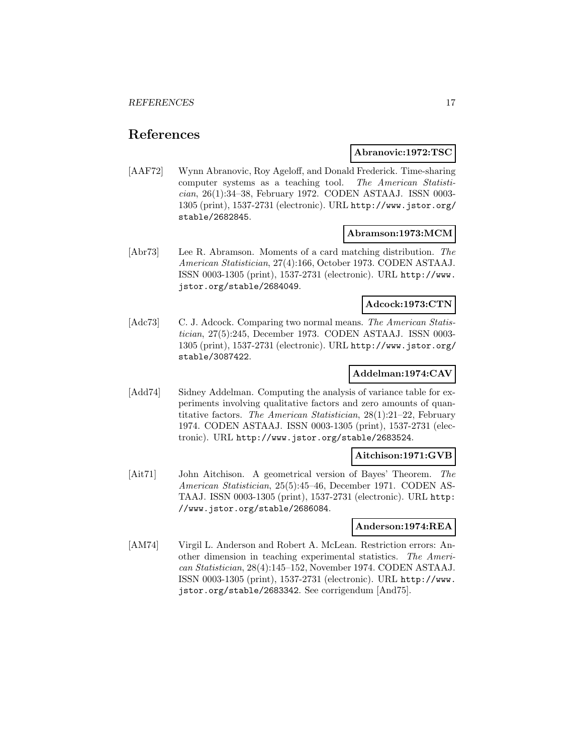# References

**Abranovic:1972:TSC**

[AAF72] Wynn Abranovic, Roy Ageloff, and Donald Frederick. Time-sharing computer systems as a teaching tool. *The American Statistician*, 26(1):34–38, February 1972. CODEN ASTAAJ. ISSN 0003-1305 (print), 1537-2731 (electronic). URL http://www.jstor.org/stable/2682845.

**Abramson:1973:MCM**

[Abr73] Lee R. Abramson. Moments of a card matching distribution. *The American Statistician*, 27(4):166, October 1973. CODEN ASTAAJ. ISSN 0003-1305 (print), 1537-2731 (electronic). URL http://www.jstor.org/stable/2684049.

**Adcock:1973:CTN**

[Adc73] C. J. Adcock. Comparing two normal means. *The American Statistician*, 27(5):245, December 1973. CODEN ASTAAJ. ISSN 0003-1305 (print), 1537-2731 (electronic). URL http://www.jstor.org/stable/3087422.

**Addelman:1974:CAV**

[Add74] Sidney Addelman. Computing the analysis of variance table for experiments involving qualitative factors and zero amounts of quantitative factors. *The American Statistician*, 28(1):21–22, February 1974. CODEN ASTAAJ. ISSN 0003-1305 (print), 1537-2731 (electronic). URL http://www.jstor.org/stable/2683524.

**Aitchison:1971:GVB**

[Ait71] John Aitchison. A geometrical version of Bayes' Theorem. *The American Statistician*, 25(5):45–46, December 1971. CODEN ASTAAJ. ISSN 0003-1305 (print), 1537-2731 (electronic). URL http://www.jstor.org/stable/2686084.

**Anderson:1974:REA**

[AM74] Virgil L. Anderson and Robert A. McLean. Restriction errors: Another dimension in teaching experimental statistics. *The American Statistician*, 28(4):145–152, November 1974. CODEN ASTAAJ. ISSN 0003-1305 (print), 1537-2731 (electronic). URL http://www.jstor.org/stable/2683342. See corrigendum [And75].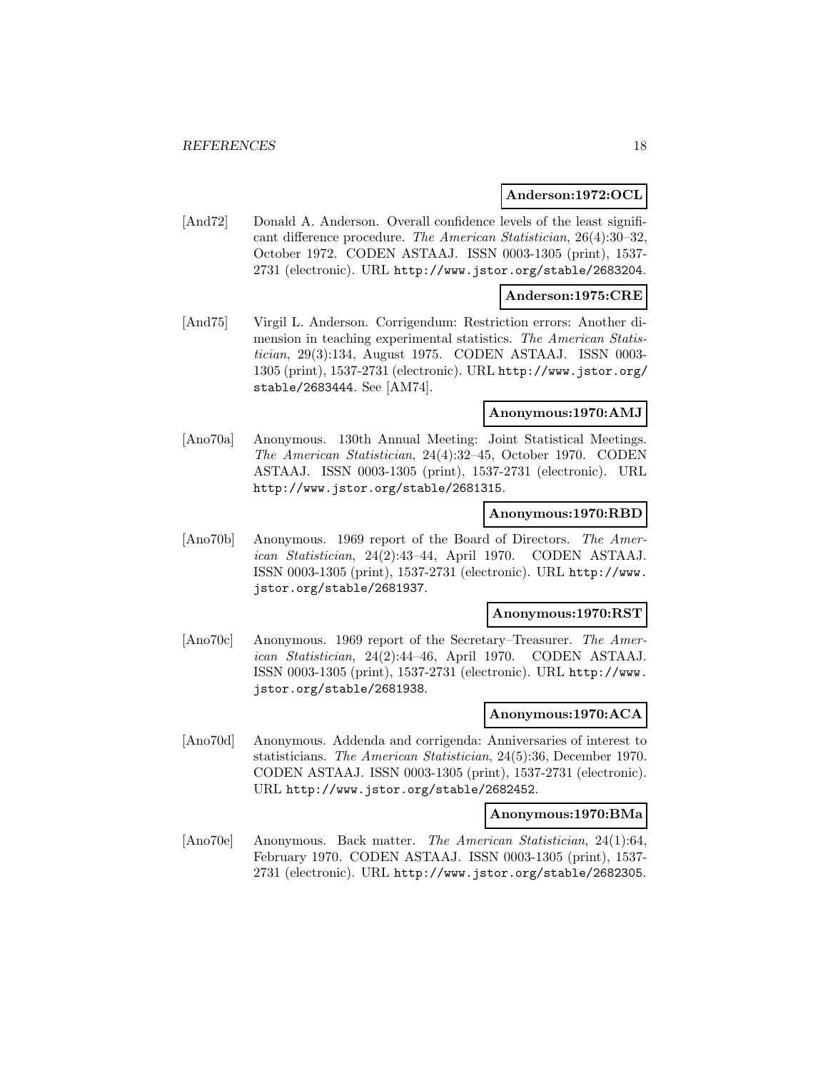**Anderson:1972:OCL**

[And72] Donald A. Anderson. Overall confidence levels of the least significant difference procedure. *The American Statistician*, 26(4):30–32, October 1972. CODEN ASTAAJ. ISSN 0003-1305 (print), 1537-2731 (electronic). URL http://www.jstor.org/stable/2683204.

**Anderson:1975:CRE**

[And75] Virgil L. Anderson. Corrigendum: Restriction errors: Another dimension in teaching experimental statistics. *The American Statistician*, 29(3):134, August 1975. CODEN ASTAAJ. ISSN 0003-1305 (print), 1537-2731 (electronic). URL http://www.jstor.org/stable/2683444. See [AM74].

**Anonymous:1970:AMJ**

[Ano70a] Anonymous. 130th Annual Meeting: Joint Statistical Meetings. *The American Statistician*, 24(4):32–45, October 1970. CODEN ASTAAJ. ISSN 0003-1305 (print), 1537-2731 (electronic). URL http://www.jstor.org/stable/2681315.

**Anonymous:1970:RBD**

[Ano70b] Anonymous. 1969 report of the Board of Directors. *The American Statistician*, 24(2):43–44, April 1970. CODEN ASTAAJ. ISSN 0003-1305 (print), 1537-2731 (electronic). URL http://www.jstor.org/stable/2681937.

**Anonymous:1970:RST**

[Ano70c] Anonymous. 1969 report of the Secretary–Treasurer. *The American Statistician*, 24(2):44–46, April 1970. CODEN ASTAAJ. ISSN 0003-1305 (print), 1537-2731 (electronic). URL http://www.jstor.org/stable/2681938.

**Anonymous:1970:ACA**

[Ano70d] Anonymous. Addenda and corrigenda: Anniversaries of interest to statisticians. *The American Statistician*, 24(5):36, December 1970. CODEN ASTAAJ. ISSN 0003-1305 (print), 1537-2731 (electronic). URL http://www.jstor.org/stable/2682452.

**Anonymous:1970:BMa**

[Ano70e] Anonymous. Back matter. *The American Statistician*, 24(1):64, February 1970. CODEN ASTAAJ. ISSN 0003-1305 (print), 1537-2731 (electronic). URL http://www.jstor.org/stable/2682305.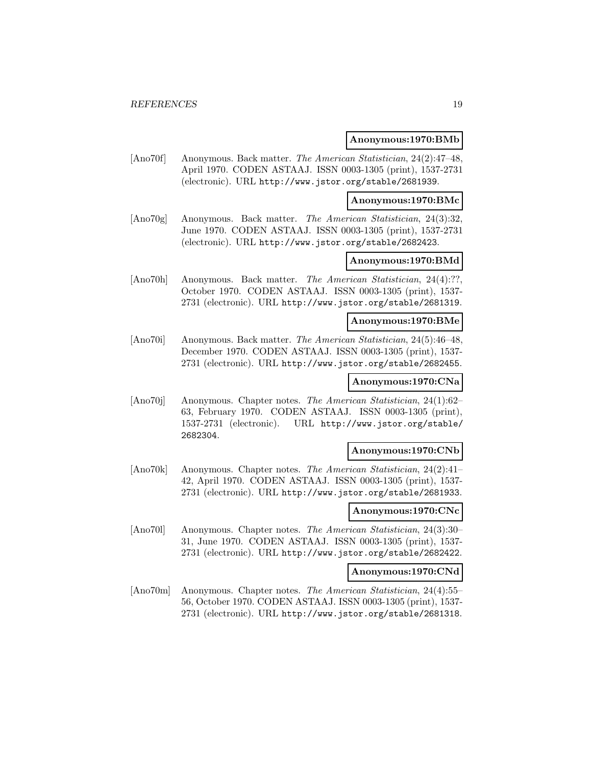**Anonymous:1970:BMb**

[Ano70f] Anonymous. Back matter. *The American Statistician*, 24(2):47–48, April 1970. CODEN ASTAAJ. ISSN 0003-1305 (print), 1537-2731 (electronic). URL http://www.jstor.org/stable/2681939.

**Anonymous:1970:BMc**

[Ano70g] Anonymous. Back matter. *The American Statistician*, 24(3):32, June 1970. CODEN ASTAAJ. ISSN 0003-1305 (print), 1537-2731 (electronic). URL http://www.jstor.org/stable/2682423.

**Anonymous:1970:BMd**

[Ano70h] Anonymous. Back matter. *The American Statistician*, 24(4):??, October 1970. CODEN ASTAAJ. ISSN 0003-1305 (print), 1537-2731 (electronic). URL http://www.jstor.org/stable/2681319.

**Anonymous:1970:BMe**

[Ano70i] Anonymous. Back matter. *The American Statistician*, 24(5):46–48, December 1970. CODEN ASTAAJ. ISSN 0003-1305 (print), 1537-2731 (electronic). URL http://www.jstor.org/stable/2682455.

**Anonymous:1970:CNa**

[Ano70j] Anonymous. Chapter notes. *The American Statistician*, 24(1):62–63, February 1970. CODEN ASTAAJ. ISSN 0003-1305 (print), 1537-2731 (electronic). URL http://www.jstor.org/stable/2682304.

**Anonymous:1970:CNb**

[Ano70k] Anonymous. Chapter notes. *The American Statistician*, 24(2):41–42, April 1970. CODEN ASTAAJ. ISSN 0003-1305 (print), 1537-2731 (electronic). URL http://www.jstor.org/stable/2681933.

**Anonymous:1970:CNc**

[Ano70l] Anonymous. Chapter notes. *The American Statistician*, 24(3):30–31, June 1970. CODEN ASTAAJ. ISSN 0003-1305 (print), 1537-2731 (electronic). URL http://www.jstor.org/stable/2682422.

**Anonymous:1970:CNd**

[Ano70m] Anonymous. Chapter notes. *The American Statistician*, 24(4):55–56, October 1970. CODEN ASTAAJ. ISSN 0003-1305 (print), 1537-2731 (electronic). URL http://www.jstor.org/stable/2681318.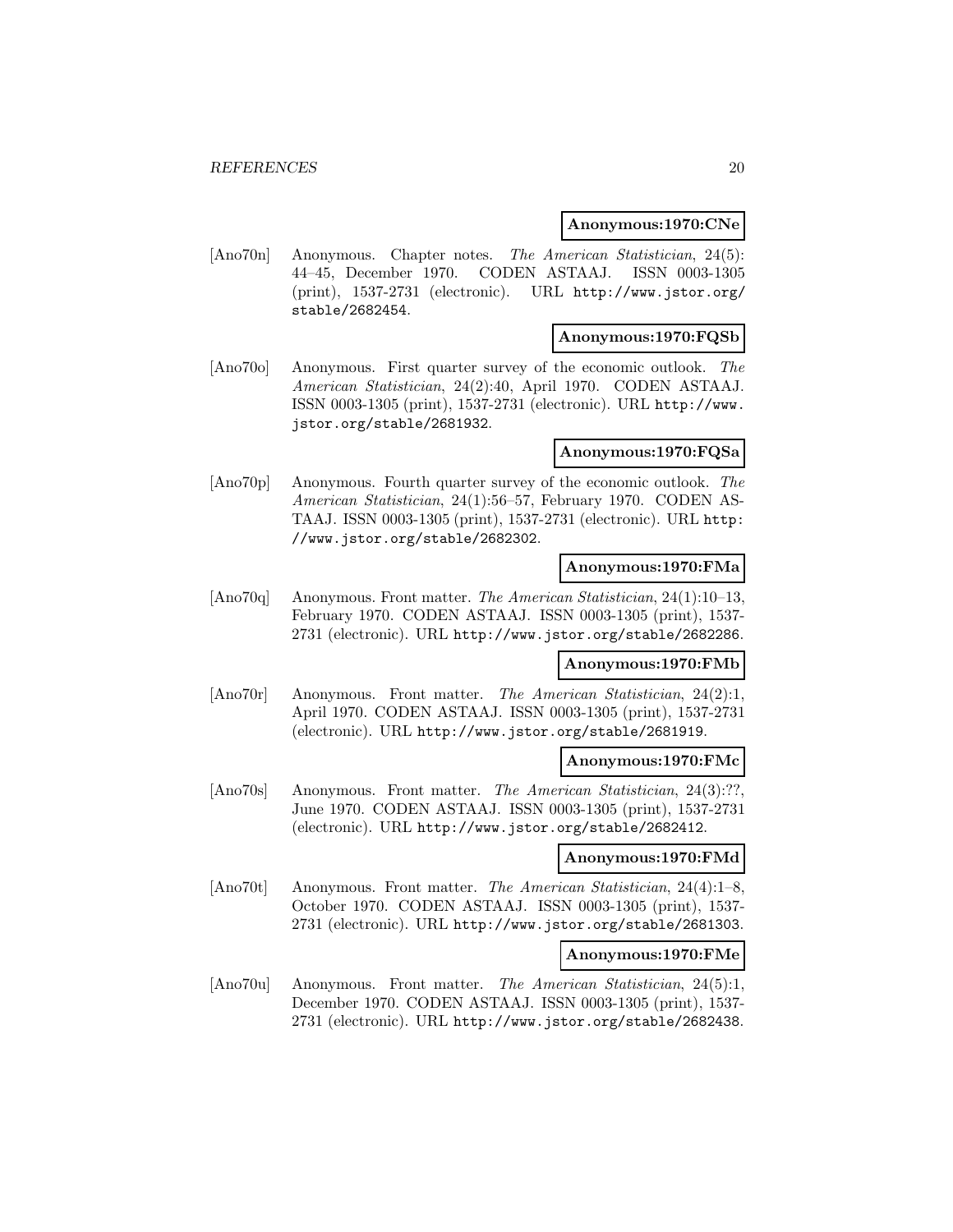**Anonymous:1970:CNe**

[Ano70n] Anonymous. Chapter notes. *The American Statistician*, 24(5): 44–45, December 1970. CODEN ASTAAJ. ISSN 0003-1305 (print), 1537-2731 (electronic). URL http://www.jstor.org/stable/2682454.

**Anonymous:1970:FQSb**

[Ano70o] Anonymous. First quarter survey of the economic outlook. *The American Statistician*, 24(2):40, April 1970. CODEN ASTAAJ. ISSN 0003-1305 (print), 1537-2731 (electronic). URL http://www.jstor.org/stable/2681932.

**Anonymous:1970:FQSa**

[Ano70p] Anonymous. Fourth quarter survey of the economic outlook. *The American Statistician*, 24(1):56–57, February 1970. CODEN ASTAAJ. ISSN 0003-1305 (print), 1537-2731 (electronic). URL http://www.jstor.org/stable/2682302.

**Anonymous:1970:FMa**

[Ano70q] Anonymous. Front matter. *The American Statistician*, 24(1):10–13, February 1970. CODEN ASTAAJ. ISSN 0003-1305 (print), 1537-2731 (electronic). URL http://www.jstor.org/stable/2682286.

**Anonymous:1970:FMb**

[Ano70r] Anonymous. Front matter. *The American Statistician*, 24(2):1, April 1970. CODEN ASTAAJ. ISSN 0003-1305 (print), 1537-2731 (electronic). URL http://www.jstor.org/stable/2681919.

**Anonymous:1970:FMc**

[Ano70s] Anonymous. Front matter. *The American Statistician*, 24(3):??, June 1970. CODEN ASTAAJ. ISSN 0003-1305 (print), 1537-2731 (electronic). URL http://www.jstor.org/stable/2682412.

**Anonymous:1970:FMd**

[Ano70t] Anonymous. Front matter. *The American Statistician*, 24(4):1–8, October 1970. CODEN ASTAAJ. ISSN 0003-1305 (print), 1537-2731 (electronic). URL http://www.jstor.org/stable/2681303.

**Anonymous:1970:FMe**

[Ano70u] Anonymous. Front matter. *The American Statistician*, 24(5):1, December 1970. CODEN ASTAAJ. ISSN 0003-1305 (print), 1537-2731 (electronic). URL http://www.jstor.org/stable/2682438.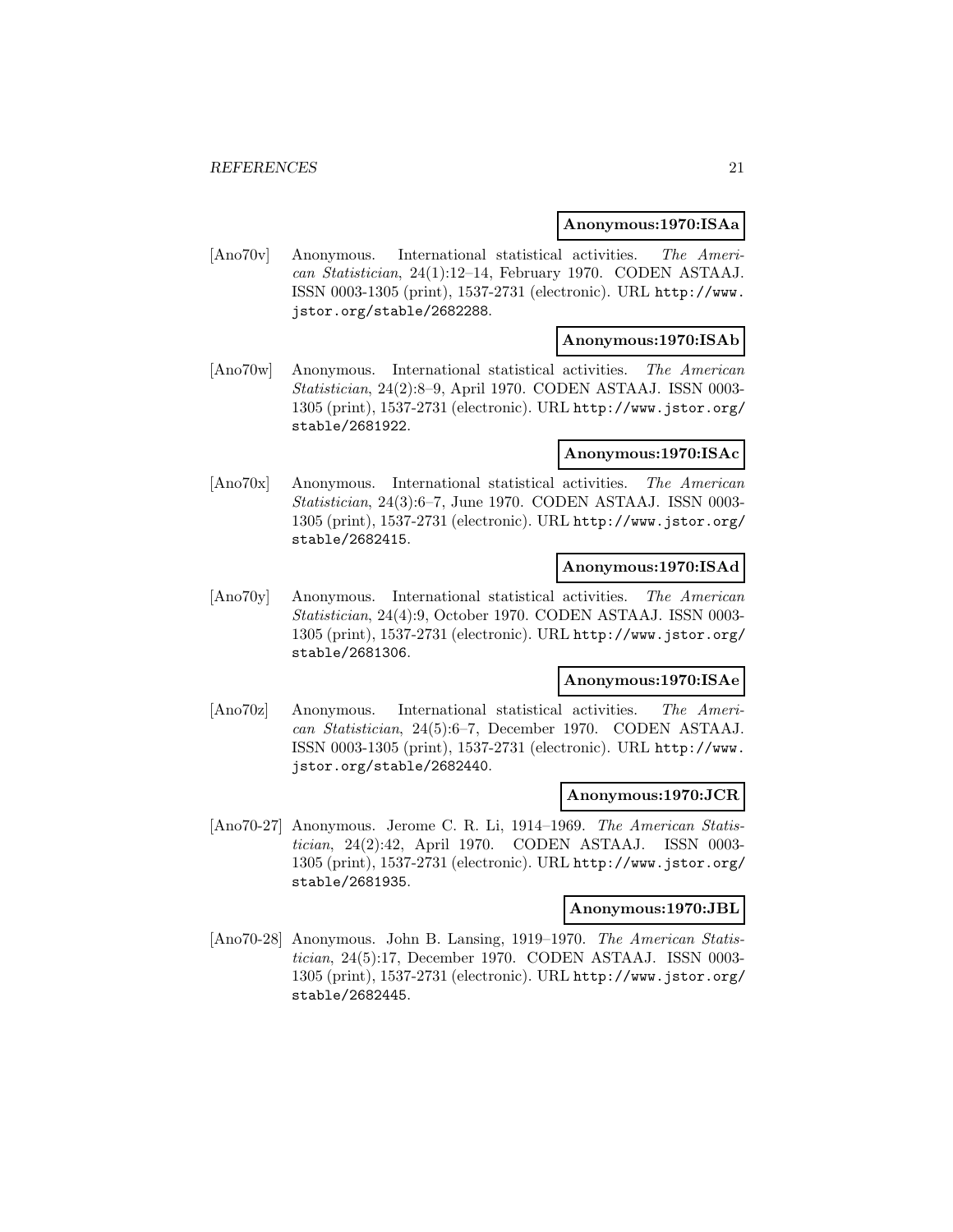**Anonymous:1970:ISAa**

[Ano70v] Anonymous. International statistical activities. *The American Statistician*, 24(1):12–14, February 1970. CODEN ASTAAJ. ISSN 0003-1305 (print), 1537-2731 (electronic). URL http://www.jstor.org/stable/2682288.

**Anonymous:1970:ISAb**

[Ano70w] Anonymous. International statistical activities. *The American Statistician*, 24(2):8–9, April 1970. CODEN ASTAAJ. ISSN 0003-1305 (print), 1537-2731 (electronic). URL http://www.jstor.org/stable/2681922.

**Anonymous:1970:ISAc**

[Ano70x] Anonymous. International statistical activities. *The American Statistician*, 24(3):6–7, June 1970. CODEN ASTAAJ. ISSN 0003-1305 (print), 1537-2731 (electronic). URL http://www.jstor.org/stable/2682415.

**Anonymous:1970:ISAd**

[Ano70y] Anonymous. International statistical activities. *The American Statistician*, 24(4):9, October 1970. CODEN ASTAAJ. ISSN 0003-1305 (print), 1537-2731 (electronic). URL http://www.jstor.org/stable/2681306.

**Anonymous:1970:ISAe**

[Ano70z] Anonymous. International statistical activities. *The American Statistician*, 24(5):6–7, December 1970. CODEN ASTAAJ. ISSN 0003-1305 (print), 1537-2731 (electronic). URL http://www.jstor.org/stable/2682440.

**Anonymous:1970:JCR**

[Ano70-27] Anonymous. Jerome C. R. Li, 1914–1969. *The American Statistician*, 24(2):42, April 1970. CODEN ASTAAJ. ISSN 0003-1305 (print), 1537-2731 (electronic). URL http://www.jstor.org/stable/2681935.

**Anonymous:1970:JBL**

[Ano70-28] Anonymous. John B. Lansing, 1919–1970. *The American Statistician*, 24(5):17, December 1970. CODEN ASTAAJ. ISSN 0003-1305 (print), 1537-2731 (electronic). URL http://www.jstor.org/stable/2682445.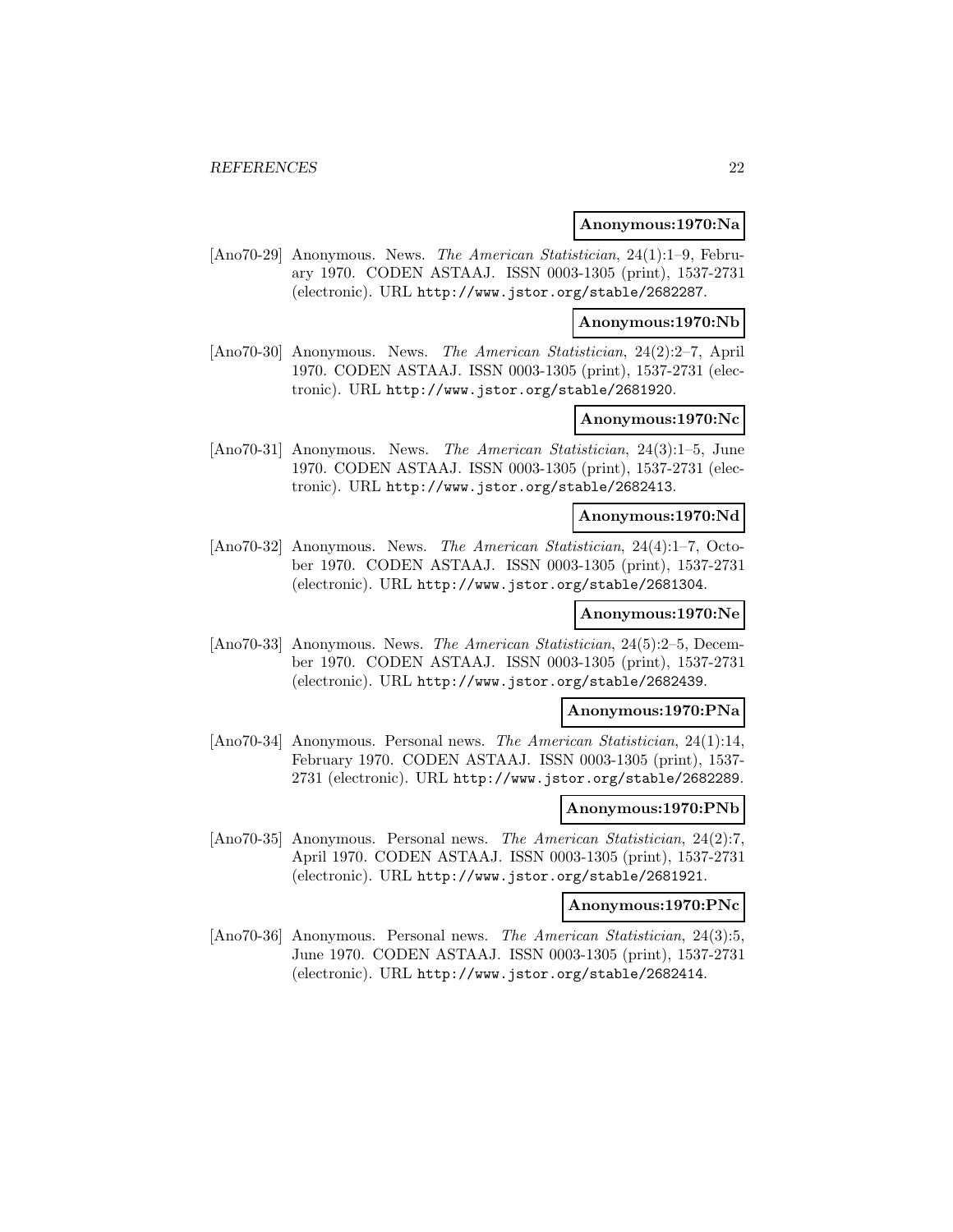**Anonymous:1970:Na**

[Ano70-29] Anonymous. News. *The American Statistician*, 24(1):1–9, February 1970. CODEN ASTAAJ. ISSN 0003-1305 (print), 1537-2731 (electronic). URL http://www.jstor.org/stable/2682287.

**Anonymous:1970:Nb**

[Ano70-30] Anonymous. News. *The American Statistician*, 24(2):2–7, April 1970. CODEN ASTAAJ. ISSN 0003-1305 (print), 1537-2731 (electronic). URL http://www.jstor.org/stable/2681920.

**Anonymous:1970:Nc**

[Ano70-31] Anonymous. News. *The American Statistician*, 24(3):1–5, June 1970. CODEN ASTAAJ. ISSN 0003-1305 (print), 1537-2731 (electronic). URL http://www.jstor.org/stable/2682413.

**Anonymous:1970:Nd**

[Ano70-32] Anonymous. News. *The American Statistician*, 24(4):1–7, October 1970. CODEN ASTAAJ. ISSN 0003-1305 (print), 1537-2731 (electronic). URL http://www.jstor.org/stable/2681304.

**Anonymous:1970:Ne**

[Ano70-33] Anonymous. News. *The American Statistician*, 24(5):2–5, December 1970. CODEN ASTAAJ. ISSN 0003-1305 (print), 1537-2731 (electronic). URL http://www.jstor.org/stable/2682439.

**Anonymous:1970:PNa**

[Ano70-34] Anonymous. Personal news. *The American Statistician*, 24(1):14, February 1970. CODEN ASTAAJ. ISSN 0003-1305 (print), 1537-2731 (electronic). URL http://www.jstor.org/stable/2682289.

**Anonymous:1970:PNb**

[Ano70-35] Anonymous. Personal news. *The American Statistician*, 24(2):7, April 1970. CODEN ASTAAJ. ISSN 0003-1305 (print), 1537-2731 (electronic). URL http://www.jstor.org/stable/2681921.

**Anonymous:1970:PNc**

[Ano70-36] Anonymous. Personal news. *The American Statistician*, 24(3):5, June 1970. CODEN ASTAAJ. ISSN 0003-1305 (print), 1537-2731 (electronic). URL http://www.jstor.org/stable/2682414.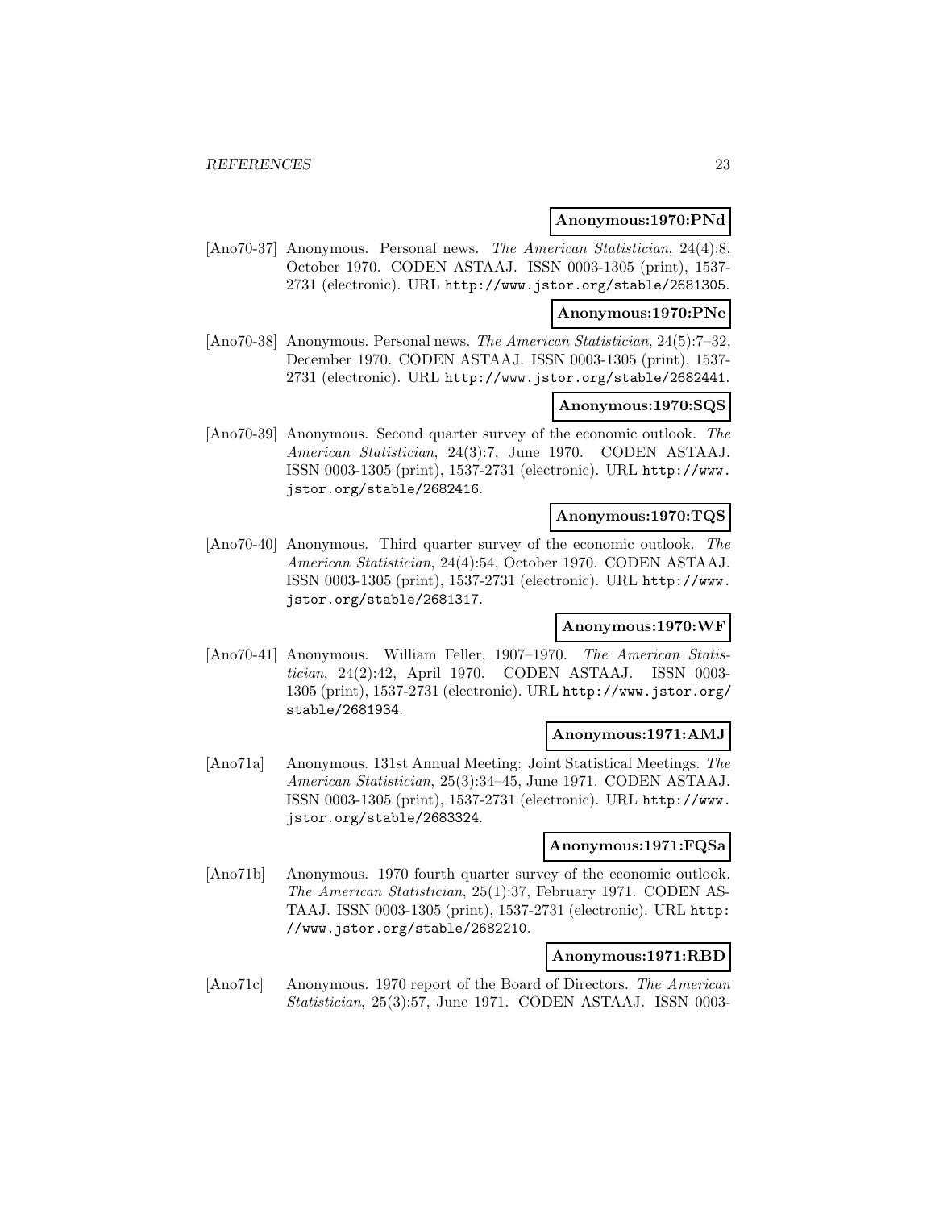**Anonymous:1970:PNd**

[Ano70-37] Anonymous. Personal news. *The American Statistician*, 24(4):8, October 1970. CODEN ASTAAJ. ISSN 0003-1305 (print), 1537-2731 (electronic). URL http://www.jstor.org/stable/2681305.

**Anonymous:1970:PNe**

[Ano70-38] Anonymous. Personal news. *The American Statistician*, 24(5):7–32, December 1970. CODEN ASTAAJ. ISSN 0003-1305 (print), 1537-2731 (electronic). URL http://www.jstor.org/stable/2682441.

**Anonymous:1970:SQS**

[Ano70-39] Anonymous. Second quarter survey of the economic outlook. *The American Statistician*, 24(3):7, June 1970. CODEN ASTAAJ. ISSN 0003-1305 (print), 1537-2731 (electronic). URL http://www.jstor.org/stable/2682416.

**Anonymous:1970:TQS**

[Ano70-40] Anonymous. Third quarter survey of the economic outlook. *The American Statistician*, 24(4):54, October 1970. CODEN ASTAAJ. ISSN 0003-1305 (print), 1537-2731 (electronic). URL http://www.jstor.org/stable/2681317.

**Anonymous:1970:WF**

[Ano70-41] Anonymous. William Feller, 1907–1970. *The American Statistician*, 24(2):42, April 1970. CODEN ASTAAJ. ISSN 0003-1305 (print), 1537-2731 (electronic). URL http://www.jstor.org/stable/2681934.

**Anonymous:1971:AMJ**

[Ano71a] Anonymous. 131st Annual Meeting: Joint Statistical Meetings. *The American Statistician*, 25(3):34–45, June 1971. CODEN ASTAAJ. ISSN 0003-1305 (print), 1537-2731 (electronic). URL http://www.jstor.org/stable/2683324.

**Anonymous:1971:FQSa**

[Ano71b] Anonymous. 1970 fourth quarter survey of the economic outlook. *The American Statistician*, 25(1):37, February 1971. CODEN ASTAAJ. ISSN 0003-1305 (print), 1537-2731 (electronic). URL http://www.jstor.org/stable/2682210.

**Anonymous:1971:RBD**

[Ano71c] Anonymous. 1970 report of the Board of Directors. *The American Statistician*, 25(3):57, June 1971. CODEN ASTAAJ. ISSN 0003-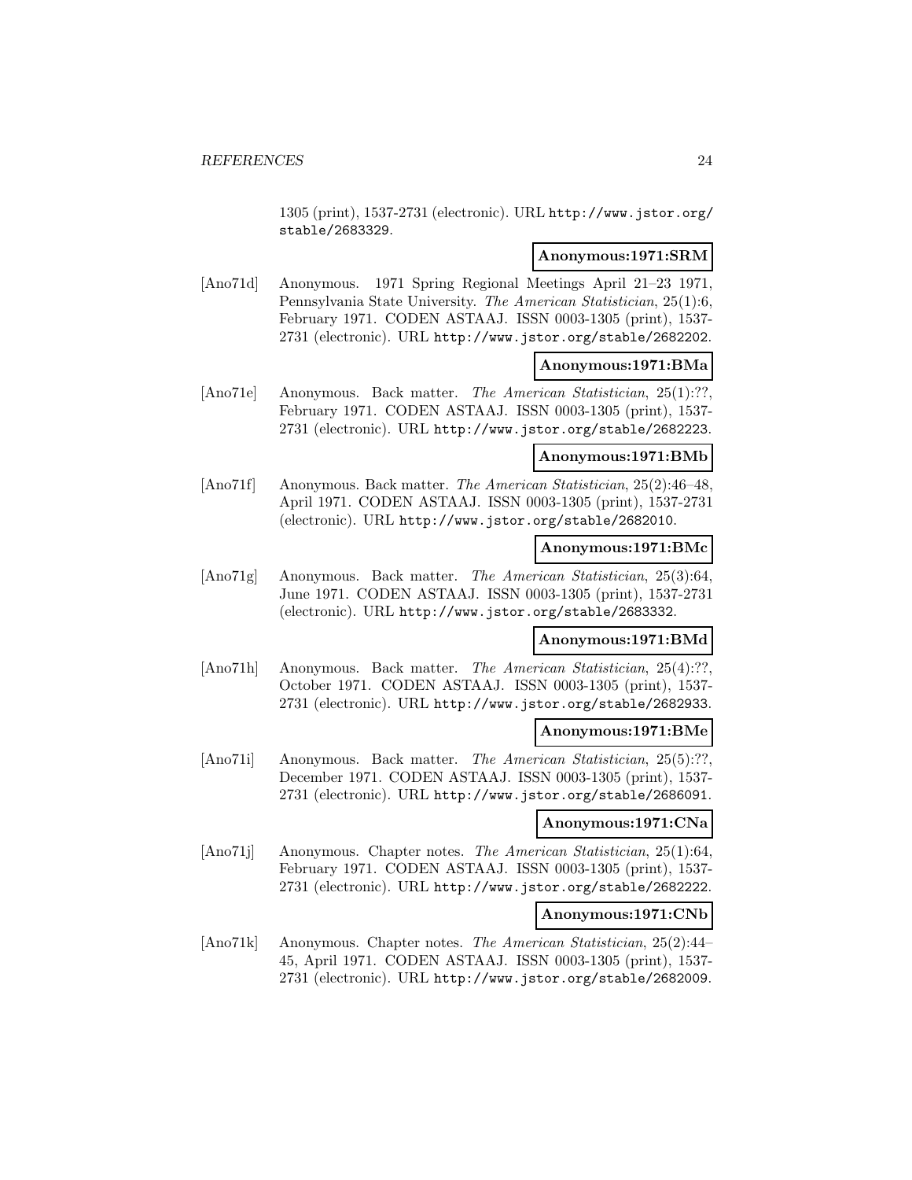1305 (print), 1537-2731 (electronic). URL http://www.jstor.org/stable/2683329.

**Anonymous:1971:SRM**

[Ano71d] Anonymous. 1971 Spring Regional Meetings April 21–23 1971, Pennsylvania State University. *The American Statistician*, 25(1):6, February 1971. CODEN ASTAAJ. ISSN 0003-1305 (print), 1537-2731 (electronic). URL http://www.jstor.org/stable/2682202.

**Anonymous:1971:BMa**

[Ano71e] Anonymous. Back matter. *The American Statistician*, 25(1):??, February 1971. CODEN ASTAAJ. ISSN 0003-1305 (print), 1537-2731 (electronic). URL http://www.jstor.org/stable/2682223.

**Anonymous:1971:BMb**

[Ano71f] Anonymous. Back matter. *The American Statistician*, 25(2):46–48, April 1971. CODEN ASTAAJ. ISSN 0003-1305 (print), 1537-2731 (electronic). URL http://www.jstor.org/stable/2682010.

**Anonymous:1971:BMc**

[Ano71g] Anonymous. Back matter. *The American Statistician*, 25(3):64, June 1971. CODEN ASTAAJ. ISSN 0003-1305 (print), 1537-2731 (electronic). URL http://www.jstor.org/stable/2683332.

**Anonymous:1971:BMd**

[Ano71h] Anonymous. Back matter. *The American Statistician*, 25(4):??, October 1971. CODEN ASTAAJ. ISSN 0003-1305 (print), 1537-2731 (electronic). URL http://www.jstor.org/stable/2682933.

**Anonymous:1971:BMe**

[Ano71i] Anonymous. Back matter. *The American Statistician*, 25(5):??, December 1971. CODEN ASTAAJ. ISSN 0003-1305 (print), 1537-2731 (electronic). URL http://www.jstor.org/stable/2686091.

**Anonymous:1971:CNa**

[Ano71j] Anonymous. Chapter notes. *The American Statistician*, 25(1):64, February 1971. CODEN ASTAAJ. ISSN 0003-1305 (print), 1537-2731 (electronic). URL http://www.jstor.org/stable/2682222.

**Anonymous:1971:CNb**

[Ano71k] Anonymous. Chapter notes. *The American Statistician*, 25(2):44–45, April 1971. CODEN ASTAAJ. ISSN 0003-1305 (print), 1537-2731 (electronic). URL http://www.jstor.org/stable/2682009.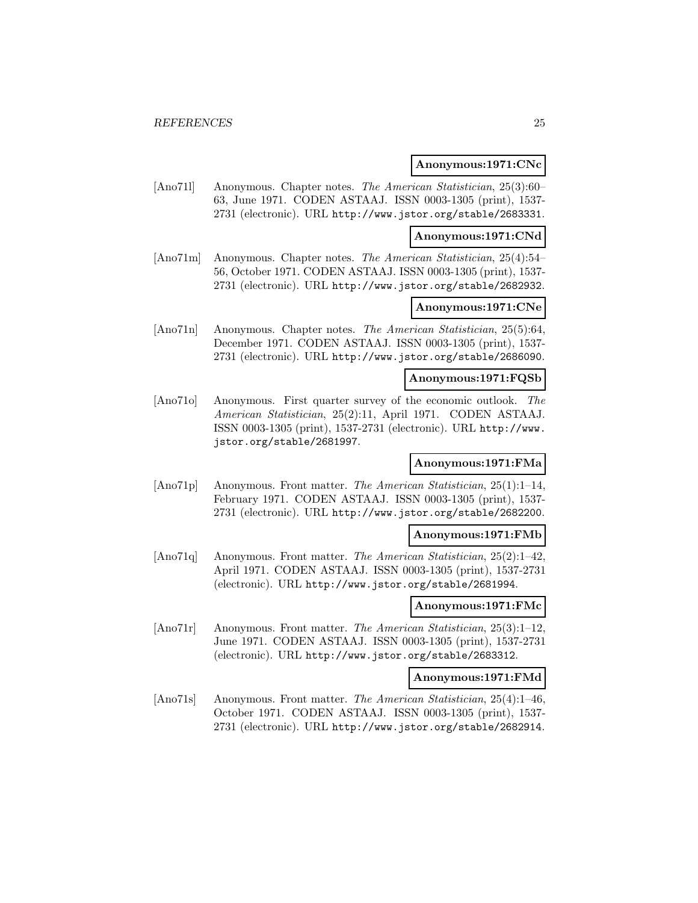**Anonymous:1971:CNc**

[Ano71l] Anonymous. Chapter notes. *The American Statistician*, 25(3):60–63, June 1971. CODEN ASTAAJ. ISSN 0003-1305 (print), 1537-2731 (electronic). URL http://www.jstor.org/stable/2683331.

**Anonymous:1971:CNd**

[Ano71m] Anonymous. Chapter notes. *The American Statistician*, 25(4):54–56, October 1971. CODEN ASTAAJ. ISSN 0003-1305 (print), 1537-2731 (electronic). URL http://www.jstor.org/stable/2682932.

**Anonymous:1971:CNe**

[Ano71n] Anonymous. Chapter notes. *The American Statistician*, 25(5):64, December 1971. CODEN ASTAAJ. ISSN 0003-1305 (print), 1537-2731 (electronic). URL http://www.jstor.org/stable/2686090.

**Anonymous:1971:FQSb**

[Ano71o] Anonymous. First quarter survey of the economic outlook. *The American Statistician*, 25(2):11, April 1971. CODEN ASTAAJ. ISSN 0003-1305 (print), 1537-2731 (electronic). URL http://www.jstor.org/stable/2681997.

**Anonymous:1971:FMa**

[Ano71p] Anonymous. Front matter. *The American Statistician*, 25(1):1–14, February 1971. CODEN ASTAAJ. ISSN 0003-1305 (print), 1537-2731 (electronic). URL http://www.jstor.org/stable/2682200.

**Anonymous:1971:FMb**

[Ano71q] Anonymous. Front matter. *The American Statistician*, 25(2):1–42, April 1971. CODEN ASTAAJ. ISSN 0003-1305 (print), 1537-2731 (electronic). URL http://www.jstor.org/stable/2681994.

**Anonymous:1971:FMc**

[Ano71r] Anonymous. Front matter. *The American Statistician*, 25(3):1–12, June 1971. CODEN ASTAAJ. ISSN 0003-1305 (print), 1537-2731 (electronic). URL http://www.jstor.org/stable/2683312.

**Anonymous:1971:FMd**

[Ano71s] Anonymous. Front matter. *The American Statistician*, 25(4):1–46, October 1971. CODEN ASTAAJ. ISSN 0003-1305 (print), 1537-2731 (electronic). URL http://www.jstor.org/stable/2682914.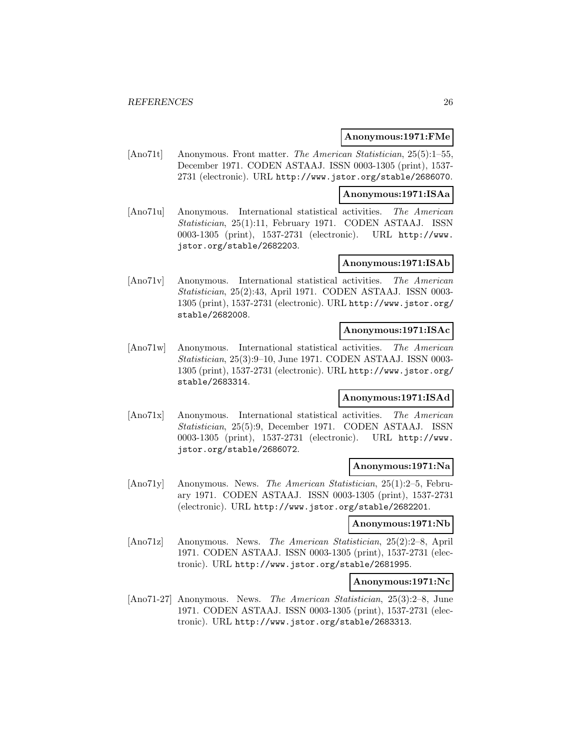**Anonymous:1971:FMe**

[Ano71t] Anonymous. Front matter. *The American Statistician*, 25(5):1–55, December 1971. CODEN ASTAAJ. ISSN 0003-1305 (print), 1537-2731 (electronic). URL http://www.jstor.org/stable/2686070.

**Anonymous:1971:ISAa**

[Ano71u] Anonymous. International statistical activities. *The American Statistician*, 25(1):11, February 1971. CODEN ASTAAJ. ISSN 0003-1305 (print), 1537-2731 (electronic). URL http://www.jstor.org/stable/2682203.

**Anonymous:1971:ISAb**

[Ano71v] Anonymous. International statistical activities. *The American Statistician*, 25(2):43, April 1971. CODEN ASTAAJ. ISSN 0003-1305 (print), 1537-2731 (electronic). URL http://www.jstor.org/stable/2682008.

**Anonymous:1971:ISAc**

[Ano71w] Anonymous. International statistical activities. *The American Statistician*, 25(3):9–10, June 1971. CODEN ASTAAJ. ISSN 0003-1305 (print), 1537-2731 (electronic). URL http://www.jstor.org/stable/2683314.

**Anonymous:1971:ISAd**

[Ano71x] Anonymous. International statistical activities. *The American Statistician*, 25(5):9, December 1971. CODEN ASTAAJ. ISSN 0003-1305 (print), 1537-2731 (electronic). URL http://www.jstor.org/stable/2686072.

**Anonymous:1971:Na**

[Ano71y] Anonymous. News. *The American Statistician*, 25(1):2–5, February 1971. CODEN ASTAAJ. ISSN 0003-1305 (print), 1537-2731 (electronic). URL http://www.jstor.org/stable/2682201.

**Anonymous:1971:Nb**

[Ano71z] Anonymous. News. *The American Statistician*, 25(2):2–8, April 1971. CODEN ASTAAJ. ISSN 0003-1305 (print), 1537-2731 (electronic). URL http://www.jstor.org/stable/2681995.

**Anonymous:1971:Nc**

[Ano71-27] Anonymous. News. *The American Statistician*, 25(3):2–8, June 1971. CODEN ASTAAJ. ISSN 0003-1305 (print), 1537-2731 (electronic). URL http://www.jstor.org/stable/2683313.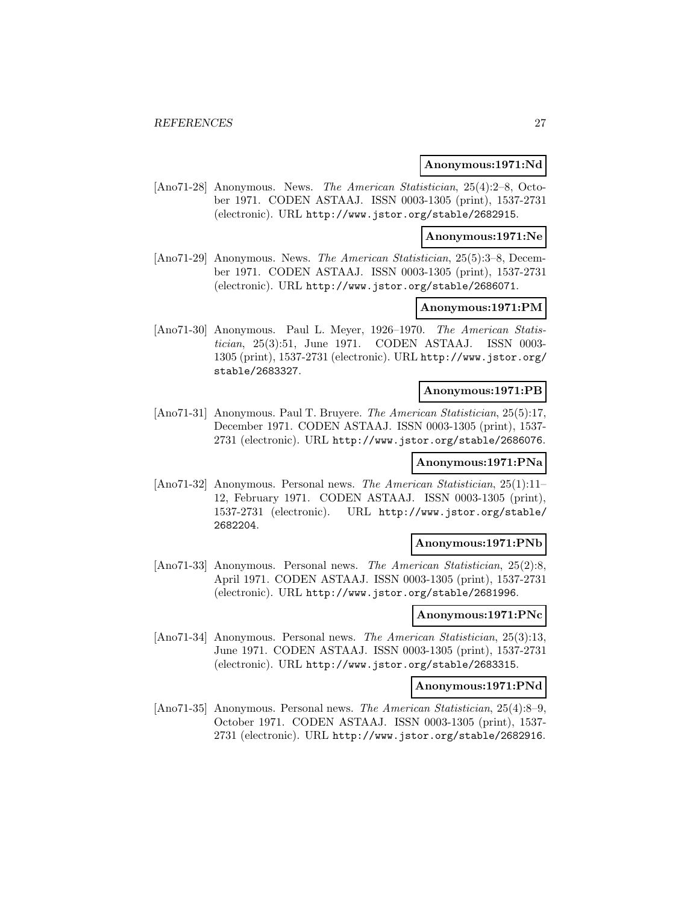**Anonymous:1971:Nd**

[Ano71-28] Anonymous. News. *The American Statistician*, 25(4):2–8, October 1971. CODEN ASTAAJ. ISSN 0003-1305 (print), 1537-2731 (electronic). URL http://www.jstor.org/stable/2682915.

**Anonymous:1971:Ne**

[Ano71-29] Anonymous. News. *The American Statistician*, 25(5):3–8, December 1971. CODEN ASTAAJ. ISSN 0003-1305 (print), 1537-2731 (electronic). URL http://www.jstor.org/stable/2686071.

**Anonymous:1971:PM**

[Ano71-30] Anonymous. Paul L. Meyer, 1926–1970. *The American Statistician*, 25(3):51, June 1971. CODEN ASTAAJ. ISSN 0003-1305 (print), 1537-2731 (electronic). URL http://www.jstor.org/stable/2683327.

**Anonymous:1971:PB**

[Ano71-31] Anonymous. Paul T. Bruyere. *The American Statistician*, 25(5):17, December 1971. CODEN ASTAAJ. ISSN 0003-1305 (print), 1537-2731 (electronic). URL http://www.jstor.org/stable/2686076.

**Anonymous:1971:PNa**

[Ano71-32] Anonymous. Personal news. *The American Statistician*, 25(1):11–12, February 1971. CODEN ASTAAJ. ISSN 0003-1305 (print), 1537-2731 (electronic). URL http://www.jstor.org/stable/2682204.

**Anonymous:1971:PNb**

[Ano71-33] Anonymous. Personal news. *The American Statistician*, 25(2):8, April 1971. CODEN ASTAAJ. ISSN 0003-1305 (print), 1537-2731 (electronic). URL http://www.jstor.org/stable/2681996.

**Anonymous:1971:PNc**

[Ano71-34] Anonymous. Personal news. *The American Statistician*, 25(3):13, June 1971. CODEN ASTAAJ. ISSN 0003-1305 (print), 1537-2731 (electronic). URL http://www.jstor.org/stable/2683315.

**Anonymous:1971:PNd**

[Ano71-35] Anonymous. Personal news. *The American Statistician*, 25(4):8–9, October 1971. CODEN ASTAAJ. ISSN 0003-1305 (print), 1537-2731 (electronic). URL http://www.jstor.org/stable/2682916.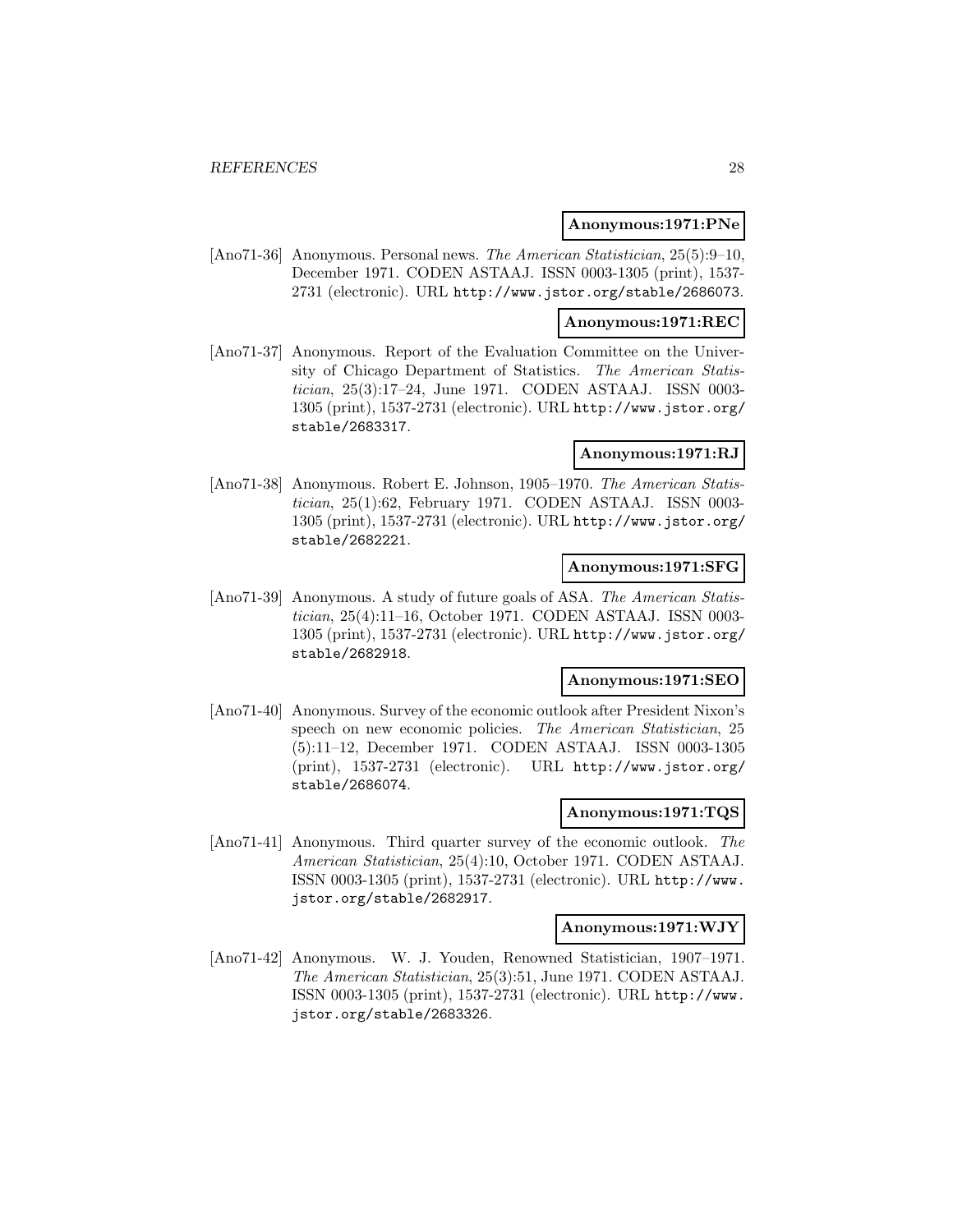**Anonymous:1971:PNe**

[Ano71-36] Anonymous. Personal news. *The American Statistician*, 25(5):9–10, December 1971. CODEN ASTAAJ. ISSN 0003-1305 (print), 1537-2731 (electronic). URL http://www.jstor.org/stable/2686073.

**Anonymous:1971:REC**

[Ano71-37] Anonymous. Report of the Evaluation Committee on the University of Chicago Department of Statistics. *The American Statistician*, 25(3):17–24, June 1971. CODEN ASTAAJ. ISSN 0003-1305 (print), 1537-2731 (electronic). URL http://www.jstor.org/stable/2683317.

**Anonymous:1971:RJ**

[Ano71-38] Anonymous. Robert E. Johnson, 1905–1970. *The American Statistician*, 25(1):62, February 1971. CODEN ASTAAJ. ISSN 0003-1305 (print), 1537-2731 (electronic). URL http://www.jstor.org/stable/2682221.

**Anonymous:1971:SFG**

[Ano71-39] Anonymous. A study of future goals of ASA. *The American Statistician*, 25(4):11–16, October 1971. CODEN ASTAAJ. ISSN 0003-1305 (print), 1537-2731 (electronic). URL http://www.jstor.org/stable/2682918.

**Anonymous:1971:SEO**

[Ano71-40] Anonymous. Survey of the economic outlook after President Nixon's speech on new economic policies. *The American Statistician*, 25 (5):11–12, December 1971. CODEN ASTAAJ. ISSN 0003-1305 (print), 1537-2731 (electronic). URL http://www.jstor.org/stable/2686074.

**Anonymous:1971:TQS**

[Ano71-41] Anonymous. Third quarter survey of the economic outlook. *The American Statistician*, 25(4):10, October 1971. CODEN ASTAAJ. ISSN 0003-1305 (print), 1537-2731 (electronic). URL http://www.jstor.org/stable/2682917.

**Anonymous:1971:WJY**

[Ano71-42] Anonymous. W. J. Youden, Renowned Statistician, 1907–1971. *The American Statistician*, 25(3):51, June 1971. CODEN ASTAAJ. ISSN 0003-1305 (print), 1537-2731 (electronic). URL http://www.jstor.org/stable/2683326.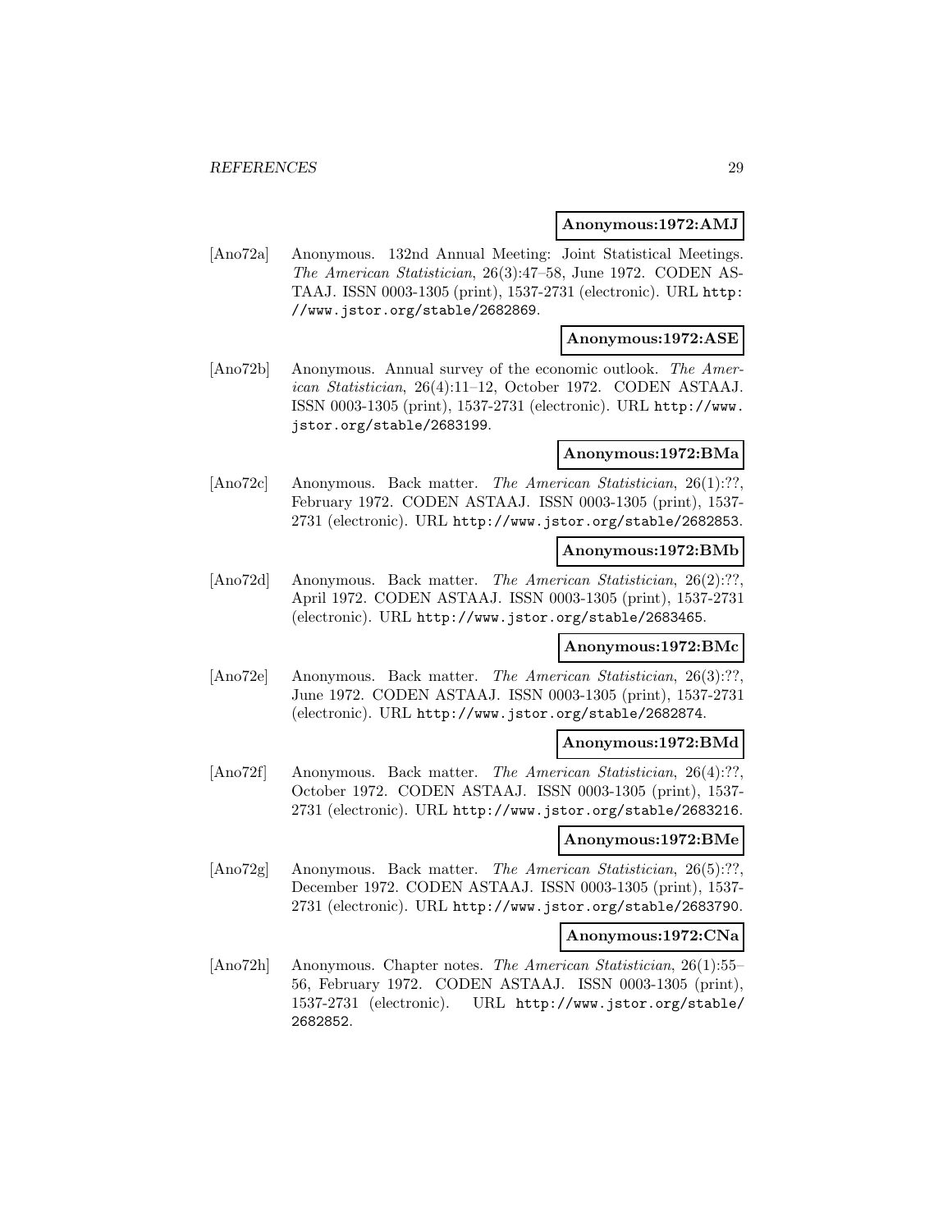**Anonymous:1972:AMJ**

[Ano72a] Anonymous. 132nd Annual Meeting: Joint Statistical Meetings. *The American Statistician*, 26(3):47–58, June 1972. CODEN ASTAAJ. ISSN 0003-1305 (print), 1537-2731 (electronic). URL http://www.jstor.org/stable/2682869.

**Anonymous:1972:ASE**

[Ano72b] Anonymous. Annual survey of the economic outlook. *The American Statistician*, 26(4):11–12, October 1972. CODEN ASTAAJ. ISSN 0003-1305 (print), 1537-2731 (electronic). URL http://www.jstor.org/stable/2683199.

**Anonymous:1972:BMa**

[Ano72c] Anonymous. Back matter. *The American Statistician*, 26(1):??, February 1972. CODEN ASTAAJ. ISSN 0003-1305 (print), 1537-2731 (electronic). URL http://www.jstor.org/stable/2682853.

**Anonymous:1972:BMb**

[Ano72d] Anonymous. Back matter. *The American Statistician*, 26(2):??, April 1972. CODEN ASTAAJ. ISSN 0003-1305 (print), 1537-2731 (electronic). URL http://www.jstor.org/stable/2683465.

**Anonymous:1972:BMc**

[Ano72e] Anonymous. Back matter. *The American Statistician*, 26(3):??, June 1972. CODEN ASTAAJ. ISSN 0003-1305 (print), 1537-2731 (electronic). URL http://www.jstor.org/stable/2682874.

**Anonymous:1972:BMd**

[Ano72f] Anonymous. Back matter. *The American Statistician*, 26(4):??, October 1972. CODEN ASTAAJ. ISSN 0003-1305 (print), 1537-2731 (electronic). URL http://www.jstor.org/stable/2683216.

**Anonymous:1972:BMe**

[Ano72g] Anonymous. Back matter. *The American Statistician*, 26(5):??, December 1972. CODEN ASTAAJ. ISSN 0003-1305 (print), 1537-2731 (electronic). URL http://www.jstor.org/stable/2683790.

**Anonymous:1972:CNa**

[Ano72h] Anonymous. Chapter notes. *The American Statistician*, 26(1):55–56, February 1972. CODEN ASTAAJ. ISSN 0003-1305 (print), 1537-2731 (electronic). URL http://www.jstor.org/stable/2682852.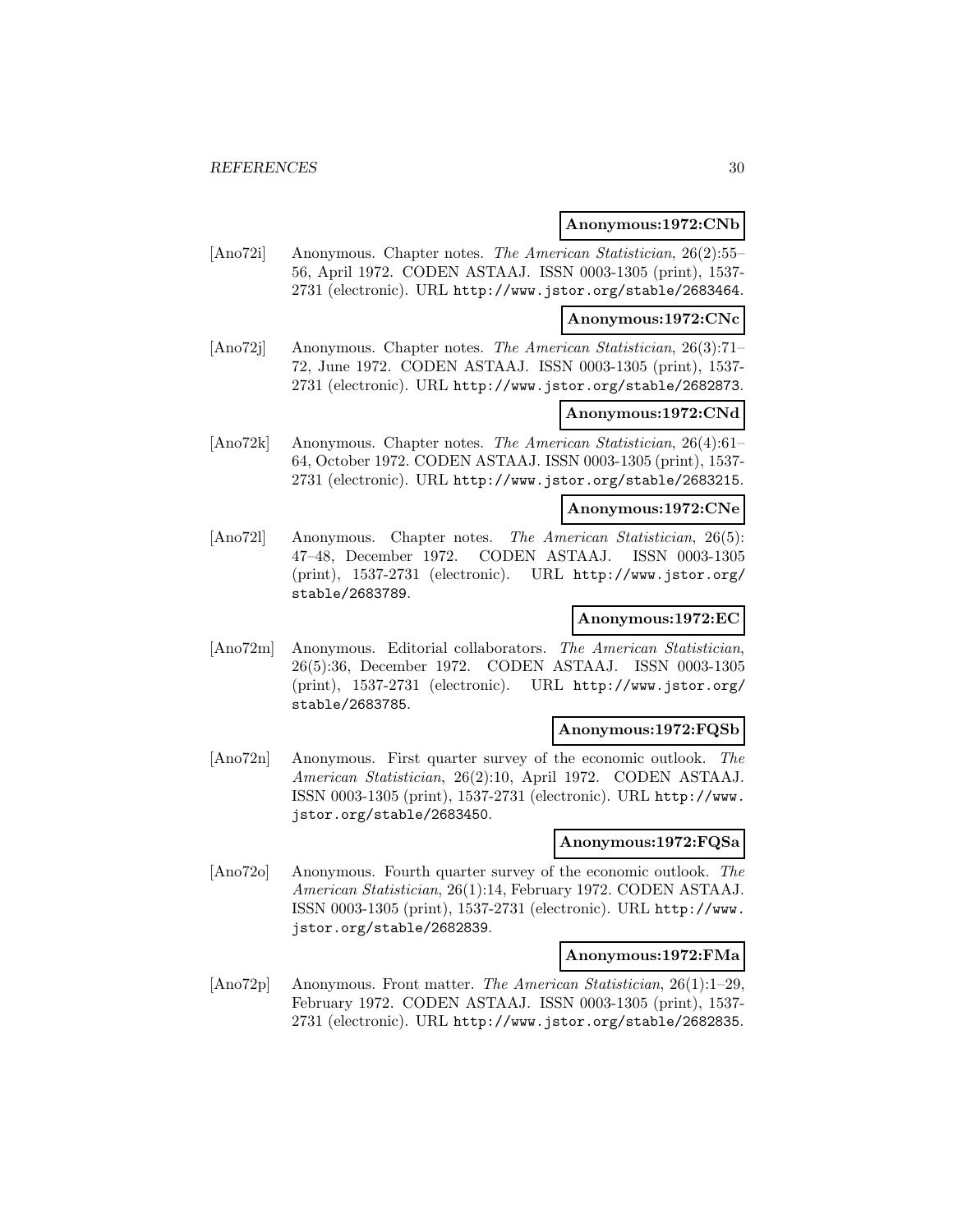**Anonymous:1972:CNb**

[Ano72i] Anonymous. Chapter notes. *The American Statistician*, 26(2):55–56, April 1972. CODEN ASTAAJ. ISSN 0003-1305 (print), 1537-2731 (electronic). URL http://www.jstor.org/stable/2683464.

**Anonymous:1972:CNc**

[Ano72j] Anonymous. Chapter notes. *The American Statistician*, 26(3):71–72, June 1972. CODEN ASTAAJ. ISSN 0003-1305 (print), 1537-2731 (electronic). URL http://www.jstor.org/stable/2682873.

**Anonymous:1972:CNd**

[Ano72k] Anonymous. Chapter notes. *The American Statistician*, 26(4):61–64, October 1972. CODEN ASTAAJ. ISSN 0003-1305 (print), 1537-2731 (electronic). URL http://www.jstor.org/stable/2683215.

**Anonymous:1972:CNe**

[Ano72l] Anonymous. Chapter notes. *The American Statistician*, 26(5): 47–48, December 1972. CODEN ASTAAJ. ISSN 0003-1305 (print), 1537-2731 (electronic). URL http://www.jstor.org/stable/2683789.

**Anonymous:1972:EC**

[Ano72m] Anonymous. Editorial collaborators. *The American Statistician*, 26(5):36, December 1972. CODEN ASTAAJ. ISSN 0003-1305 (print), 1537-2731 (electronic). URL http://www.jstor.org/stable/2683785.

**Anonymous:1972:FQSb**

[Ano72n] Anonymous. First quarter survey of the economic outlook. *The American Statistician*, 26(2):10, April 1972. CODEN ASTAAJ. ISSN 0003-1305 (print), 1537-2731 (electronic). URL http://www.jstor.org/stable/2683450.

**Anonymous:1972:FQSa**

[Ano72o] Anonymous. Fourth quarter survey of the economic outlook. *The American Statistician*, 26(1):14, February 1972. CODEN ASTAAJ. ISSN 0003-1305 (print), 1537-2731 (electronic). URL http://www.jstor.org/stable/2682839.

**Anonymous:1972:FMa**

[Ano72p] Anonymous. Front matter. *The American Statistician*, 26(1):1–29, February 1972. CODEN ASTAAJ. ISSN 0003-1305 (print), 1537-2731 (electronic). URL http://www.jstor.org/stable/2682835.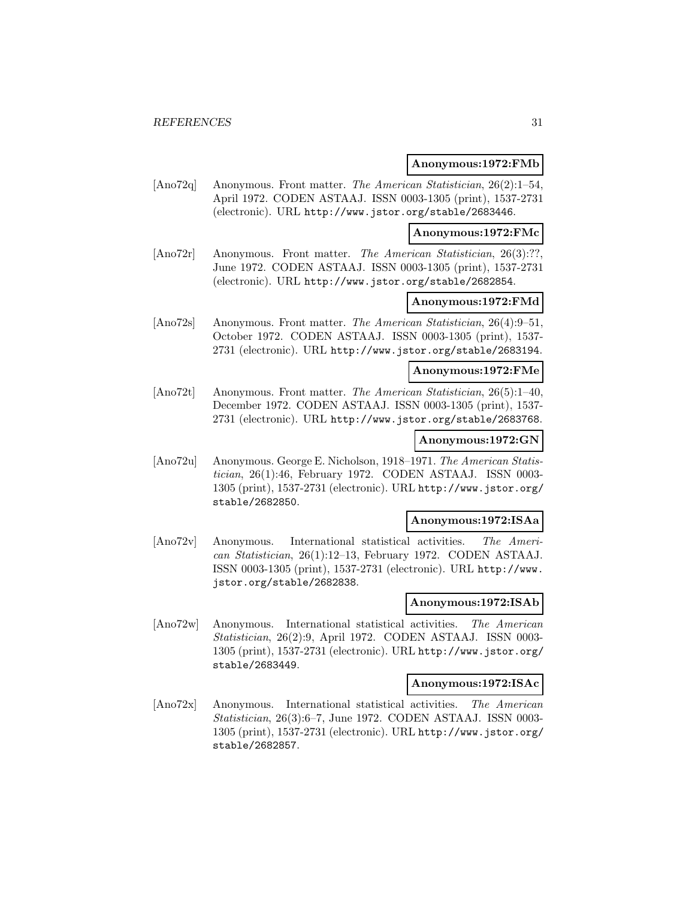**Anonymous:1972:FMb**

[Ano72q] Anonymous. Front matter. *The American Statistician*, 26(2):1–54, April 1972. CODEN ASTAAJ. ISSN 0003-1305 (print), 1537-2731 (electronic). URL http://www.jstor.org/stable/2683446.

**Anonymous:1972:FMc**

[Ano72r] Anonymous. Front matter. *The American Statistician*, 26(3):??, June 1972. CODEN ASTAAJ. ISSN 0003-1305 (print), 1537-2731 (electronic). URL http://www.jstor.org/stable/2682854.

**Anonymous:1972:FMd**

[Ano72s] Anonymous. Front matter. *The American Statistician*, 26(4):9–51, October 1972. CODEN ASTAAJ. ISSN 0003-1305 (print), 1537-2731 (electronic). URL http://www.jstor.org/stable/2683194.

**Anonymous:1972:FMe**

[Ano72t] Anonymous. Front matter. *The American Statistician*, 26(5):1–40, December 1972. CODEN ASTAAJ. ISSN 0003-1305 (print), 1537-2731 (electronic). URL http://www.jstor.org/stable/2683768.

**Anonymous:1972:GN**

[Ano72u] Anonymous. George E. Nicholson, 1918–1971. *The American Statistician*, 26(1):46, February 1972. CODEN ASTAAJ. ISSN 0003-1305 (print), 1537-2731 (electronic). URL http://www.jstor.org/stable/2682850.

**Anonymous:1972:ISAa**

[Ano72v] Anonymous. International statistical activities. *The American Statistician*, 26(1):12–13, February 1972. CODEN ASTAAJ. ISSN 0003-1305 (print), 1537-2731 (electronic). URL http://www.jstor.org/stable/2682838.

**Anonymous:1972:ISAb**

[Ano72w] Anonymous. International statistical activities. *The American Statistician*, 26(2):9, April 1972. CODEN ASTAAJ. ISSN 0003-1305 (print), 1537-2731 (electronic). URL http://www.jstor.org/stable/2683449.

**Anonymous:1972:ISAc**

[Ano72x] Anonymous. International statistical activities. *The American Statistician*, 26(3):6–7, June 1972. CODEN ASTAAJ. ISSN 0003-1305 (print), 1537-2731 (electronic). URL http://www.jstor.org/stable/2682857.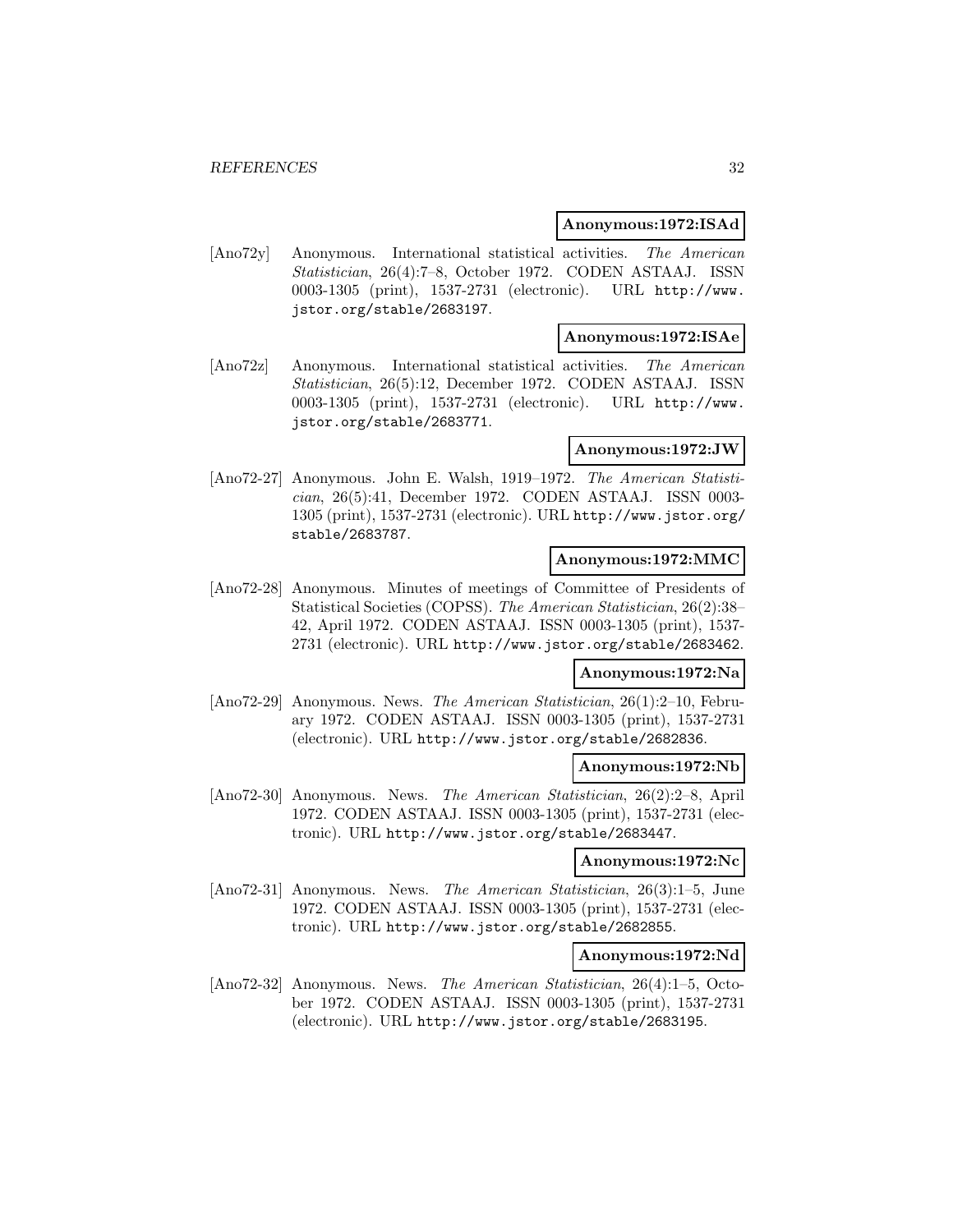**Anonymous:1972:ISAd**

[Ano72y] Anonymous. International statistical activities. *The American Statistician*, 26(4):7–8, October 1972. CODEN ASTAAJ. ISSN 0003-1305 (print), 1537-2731 (electronic). URL http://www.jstor.org/stable/2683197.

**Anonymous:1972:ISAe**

[Ano72z] Anonymous. International statistical activities. *The American Statistician*, 26(5):12, December 1972. CODEN ASTAAJ. ISSN 0003-1305 (print), 1537-2731 (electronic). URL http://www.jstor.org/stable/2683771.

**Anonymous:1972:JW**

[Ano72-27] Anonymous. John E. Walsh, 1919–1972. *The American Statistician*, 26(5):41, December 1972. CODEN ASTAAJ. ISSN 0003-1305 (print), 1537-2731 (electronic). URL http://www.jstor.org/stable/2683787.

**Anonymous:1972:MMC**

[Ano72-28] Anonymous. Minutes of meetings of Committee of Presidents of Statistical Societies (COPSS). *The American Statistician*, 26(2):38–42, April 1972. CODEN ASTAAJ. ISSN 0003-1305 (print), 1537-2731 (electronic). URL http://www.jstor.org/stable/2683462.

**Anonymous:1972:Na**

[Ano72-29] Anonymous. News. *The American Statistician*, 26(1):2–10, February 1972. CODEN ASTAAJ. ISSN 0003-1305 (print), 1537-2731 (electronic). URL http://www.jstor.org/stable/2682836.

**Anonymous:1972:Nb**

[Ano72-30] Anonymous. News. *The American Statistician*, 26(2):2–8, April 1972. CODEN ASTAAJ. ISSN 0003-1305 (print), 1537-2731 (electronic). URL http://www.jstor.org/stable/2683447.

**Anonymous:1972:Nc**

[Ano72-31] Anonymous. News. *The American Statistician*, 26(3):1–5, June 1972. CODEN ASTAAJ. ISSN 0003-1305 (print), 1537-2731 (electronic). URL http://www.jstor.org/stable/2682855.

**Anonymous:1972:Nd**

[Ano72-32] Anonymous. News. *The American Statistician*, 26(4):1–5, October 1972. CODEN ASTAAJ. ISSN 0003-1305 (print), 1537-2731 (electronic). URL http://www.jstor.org/stable/2683195.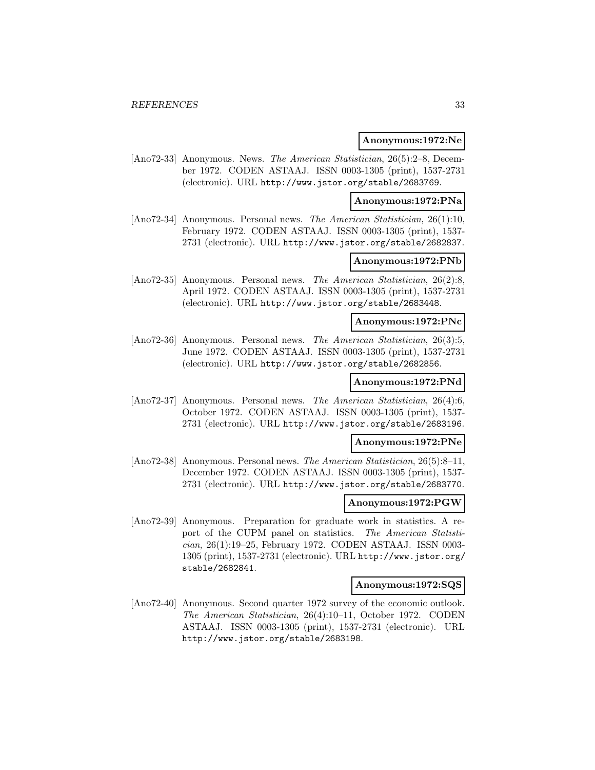**Anonymous:1972:Ne**

[Ano72-33] Anonymous. News. *The American Statistician*, 26(5):2–8, December 1972. CODEN ASTAAJ. ISSN 0003-1305 (print), 1537-2731 (electronic). URL http://www.jstor.org/stable/2683769.

**Anonymous:1972:PNa**

[Ano72-34] Anonymous. Personal news. *The American Statistician*, 26(1):10, February 1972. CODEN ASTAAJ. ISSN 0003-1305 (print), 1537-2731 (electronic). URL http://www.jstor.org/stable/2682837.

**Anonymous:1972:PNb**

[Ano72-35] Anonymous. Personal news. *The American Statistician*, 26(2):8, April 1972. CODEN ASTAAJ. ISSN 0003-1305 (print), 1537-2731 (electronic). URL http://www.jstor.org/stable/2683448.

**Anonymous:1972:PNc**

[Ano72-36] Anonymous. Personal news. *The American Statistician*, 26(3):5, June 1972. CODEN ASTAAJ. ISSN 0003-1305 (print), 1537-2731 (electronic). URL http://www.jstor.org/stable/2682856.

**Anonymous:1972:PNd**

[Ano72-37] Anonymous. Personal news. *The American Statistician*, 26(4):6, October 1972. CODEN ASTAAJ. ISSN 0003-1305 (print), 1537-2731 (electronic). URL http://www.jstor.org/stable/2683196.

**Anonymous:1972:PNe**

[Ano72-38] Anonymous. Personal news. *The American Statistician*, 26(5):8–11, December 1972. CODEN ASTAAJ. ISSN 0003-1305 (print), 1537-2731 (electronic). URL http://www.jstor.org/stable/2683770.

**Anonymous:1972:PGW**

[Ano72-39] Anonymous. Preparation for graduate work in statistics. A report of the CUPM panel on statistics. *The American Statistician*, 26(1):19–25, February 1972. CODEN ASTAAJ. ISSN 0003-1305 (print), 1537-2731 (electronic). URL http://www.jstor.org/stable/2682841.

**Anonymous:1972:SQS**

[Ano72-40] Anonymous. Second quarter 1972 survey of the economic outlook. *The American Statistician*, 26(4):10–11, October 1972. CODEN ASTAAJ. ISSN 0003-1305 (print), 1537-2731 (electronic). URL http://www.jstor.org/stable/2683198.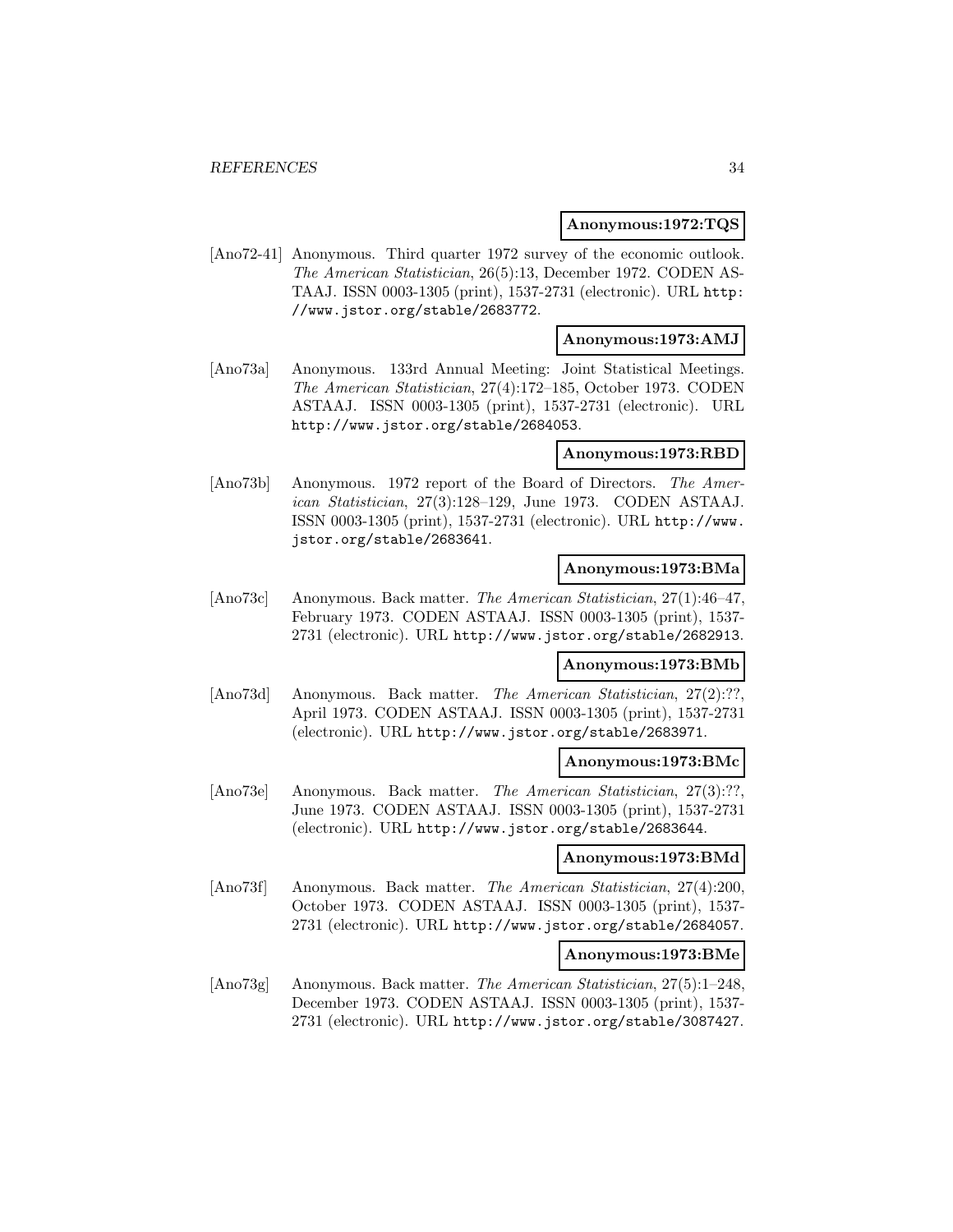**Anonymous:1972:TQS**

[Ano72-41] Anonymous. Third quarter 1972 survey of the economic outlook. *The American Statistician*, 26(5):13, December 1972. CODEN ASTAAJ. ISSN 0003-1305 (print), 1537-2731 (electronic). URL http://www.jstor.org/stable/2683772.

**Anonymous:1973:AMJ**

[Ano73a] Anonymous. 133rd Annual Meeting: Joint Statistical Meetings. *The American Statistician*, 27(4):172–185, October 1973. CODEN ASTAAJ. ISSN 0003-1305 (print), 1537-2731 (electronic). URL http://www.jstor.org/stable/2684053.

**Anonymous:1973:RBD**

[Ano73b] Anonymous. 1972 report of the Board of Directors. *The American Statistician*, 27(3):128–129, June 1973. CODEN ASTAAJ. ISSN 0003-1305 (print), 1537-2731 (electronic). URL http://www.jstor.org/stable/2683641.

**Anonymous:1973:BMa**

[Ano73c] Anonymous. Back matter. *The American Statistician*, 27(1):46–47, February 1973. CODEN ASTAAJ. ISSN 0003-1305 (print), 1537-2731 (electronic). URL http://www.jstor.org/stable/2682913.

**Anonymous:1973:BMb**

[Ano73d] Anonymous. Back matter. *The American Statistician*, 27(2):??, April 1973. CODEN ASTAAJ. ISSN 0003-1305 (print), 1537-2731 (electronic). URL http://www.jstor.org/stable/2683971.

**Anonymous:1973:BMc**

[Ano73e] Anonymous. Back matter. *The American Statistician*, 27(3):??, June 1973. CODEN ASTAAJ. ISSN 0003-1305 (print), 1537-2731 (electronic). URL http://www.jstor.org/stable/2683644.

**Anonymous:1973:BMd**

[Ano73f] Anonymous. Back matter. *The American Statistician*, 27(4):200, October 1973. CODEN ASTAAJ. ISSN 0003-1305 (print), 1537-2731 (electronic). URL http://www.jstor.org/stable/2684057.

**Anonymous:1973:BMe**

[Ano73g] Anonymous. Back matter. *The American Statistician*, 27(5):1–248, December 1973. CODEN ASTAAJ. ISSN 0003-1305 (print), 1537-2731 (electronic). URL http://www.jstor.org/stable/3087427.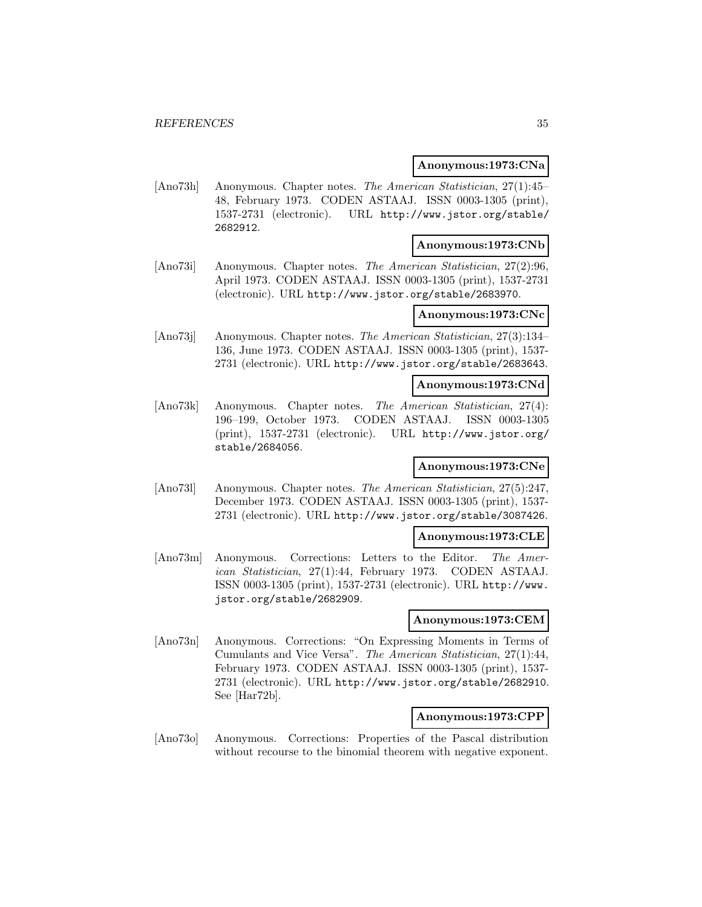**Anonymous:1973:CNa**

[Ano73h] Anonymous. Chapter notes. *The American Statistician*, 27(1):45–48, February 1973. CODEN ASTAAJ. ISSN 0003-1305 (print), 1537-2731 (electronic). URL http://www.jstor.org/stable/2682912.

**Anonymous:1973:CNb**

[Ano73i] Anonymous. Chapter notes. *The American Statistician*, 27(2):96, April 1973. CODEN ASTAAJ. ISSN 0003-1305 (print), 1537-2731 (electronic). URL http://www.jstor.org/stable/2683970.

**Anonymous:1973:CNc**

[Ano73j] Anonymous. Chapter notes. *The American Statistician*, 27(3):134–136, June 1973. CODEN ASTAAJ. ISSN 0003-1305 (print), 1537-2731 (electronic). URL http://www.jstor.org/stable/2683643.

**Anonymous:1973:CNd**

[Ano73k] Anonymous. Chapter notes. *The American Statistician*, 27(4): 196–199, October 1973. CODEN ASTAAJ. ISSN 0003-1305 (print), 1537-2731 (electronic). URL http://www.jstor.org/stable/2684056.

**Anonymous:1973:CNe**

[Ano73l] Anonymous. Chapter notes. *The American Statistician*, 27(5):247, December 1973. CODEN ASTAAJ. ISSN 0003-1305 (print), 1537-2731 (electronic). URL http://www.jstor.org/stable/3087426.

**Anonymous:1973:CLE**

[Ano73m] Anonymous. Corrections: Letters to the Editor. *The American Statistician*, 27(1):44, February 1973. CODEN ASTAAJ. ISSN 0003-1305 (print), 1537-2731 (electronic). URL http://www.jstor.org/stable/2682909.

**Anonymous:1973:CEM**

[Ano73n] Anonymous. Corrections: "On Expressing Moments in Terms of Cumulants and Vice Versa". *The American Statistician*, 27(1):44, February 1973. CODEN ASTAAJ. ISSN 0003-1305 (print), 1537-2731 (electronic). URL http://www.jstor.org/stable/2682910. See [Har72b].

**Anonymous:1973:CPP**

[Ano73o] Anonymous. Corrections: Properties of the Pascal distribution without recourse to the binomial theorem with negative exponent.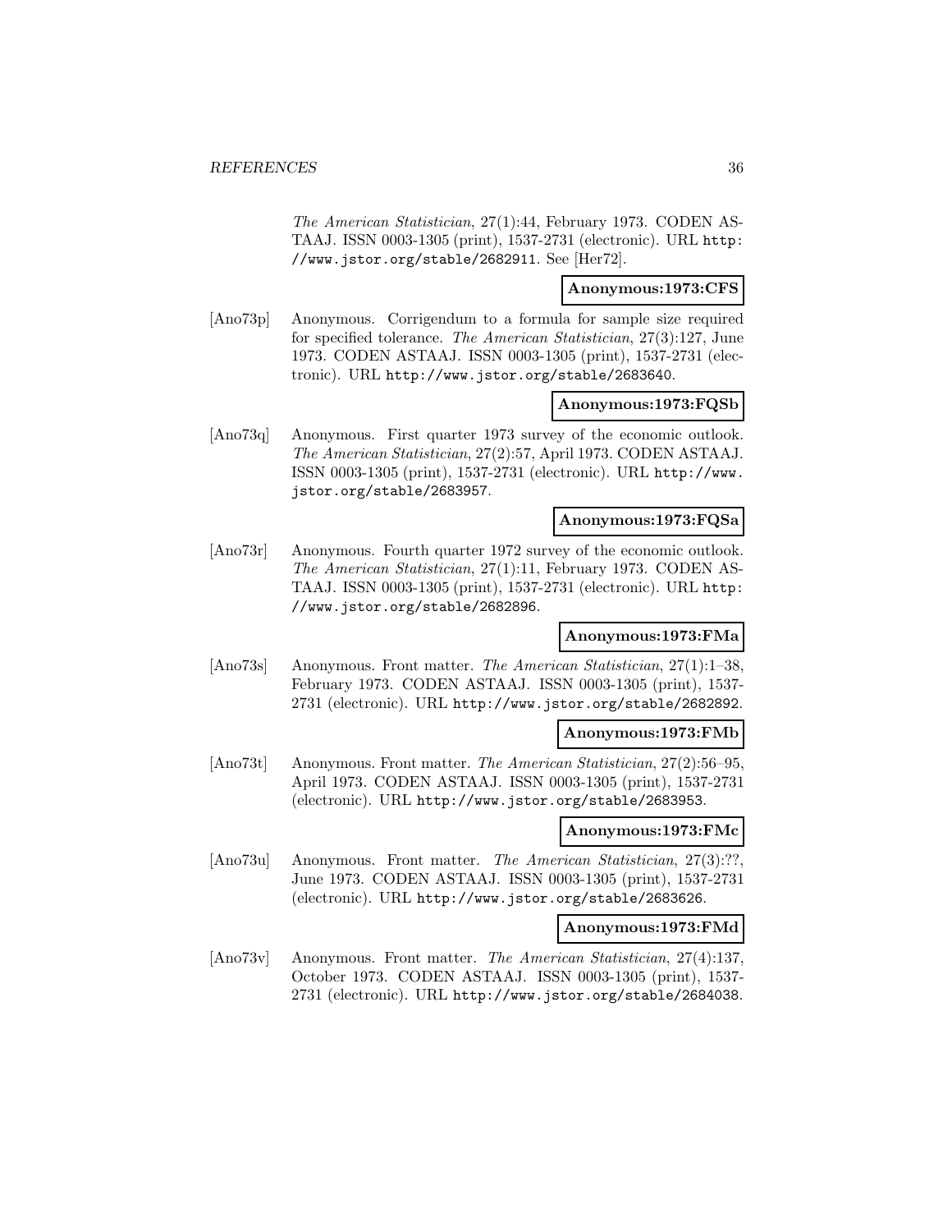*The American Statistician*, 27(1):44, February 1973. CODEN ASTAAJ. ISSN 0003-1305 (print), 1537-2731 (electronic). URL http://www.jstor.org/stable/2682911. See [Her72].

**Anonymous:1973:CFS**

[Ano73p] Anonymous. Corrigendum to a formula for sample size required for specified tolerance. *The American Statistician*, 27(3):127, June 1973. CODEN ASTAAJ. ISSN 0003-1305 (print), 1537-2731 (electronic). URL http://www.jstor.org/stable/2683640.

**Anonymous:1973:FQSb**

[Ano73q] Anonymous. First quarter 1973 survey of the economic outlook. *The American Statistician*, 27(2):57, April 1973. CODEN ASTAAJ. ISSN 0003-1305 (print), 1537-2731 (electronic). URL http://www.jstor.org/stable/2683957.

**Anonymous:1973:FQSa**

[Ano73r] Anonymous. Fourth quarter 1972 survey of the economic outlook. *The American Statistician*, 27(1):11, February 1973. CODEN ASTAAJ. ISSN 0003-1305 (print), 1537-2731 (electronic). URL http://www.jstor.org/stable/2682896.

**Anonymous:1973:FMa**

[Ano73s] Anonymous. Front matter. *The American Statistician*, 27(1):1–38, February 1973. CODEN ASTAAJ. ISSN 0003-1305 (print), 1537-2731 (electronic). URL http://www.jstor.org/stable/2682892.

**Anonymous:1973:FMb**

[Ano73t] Anonymous. Front matter. *The American Statistician*, 27(2):56–95, April 1973. CODEN ASTAAJ. ISSN 0003-1305 (print), 1537-2731 (electronic). URL http://www.jstor.org/stable/2683953.

**Anonymous:1973:FMc**

[Ano73u] Anonymous. Front matter. *The American Statistician*, 27(3):??, June 1973. CODEN ASTAAJ. ISSN 0003-1305 (print), 1537-2731 (electronic). URL http://www.jstor.org/stable/2683626.

**Anonymous:1973:FMd**

[Ano73v] Anonymous. Front matter. *The American Statistician*, 27(4):137, October 1973. CODEN ASTAAJ. ISSN 0003-1305 (print), 1537-2731 (electronic). URL http://www.jstor.org/stable/2684038.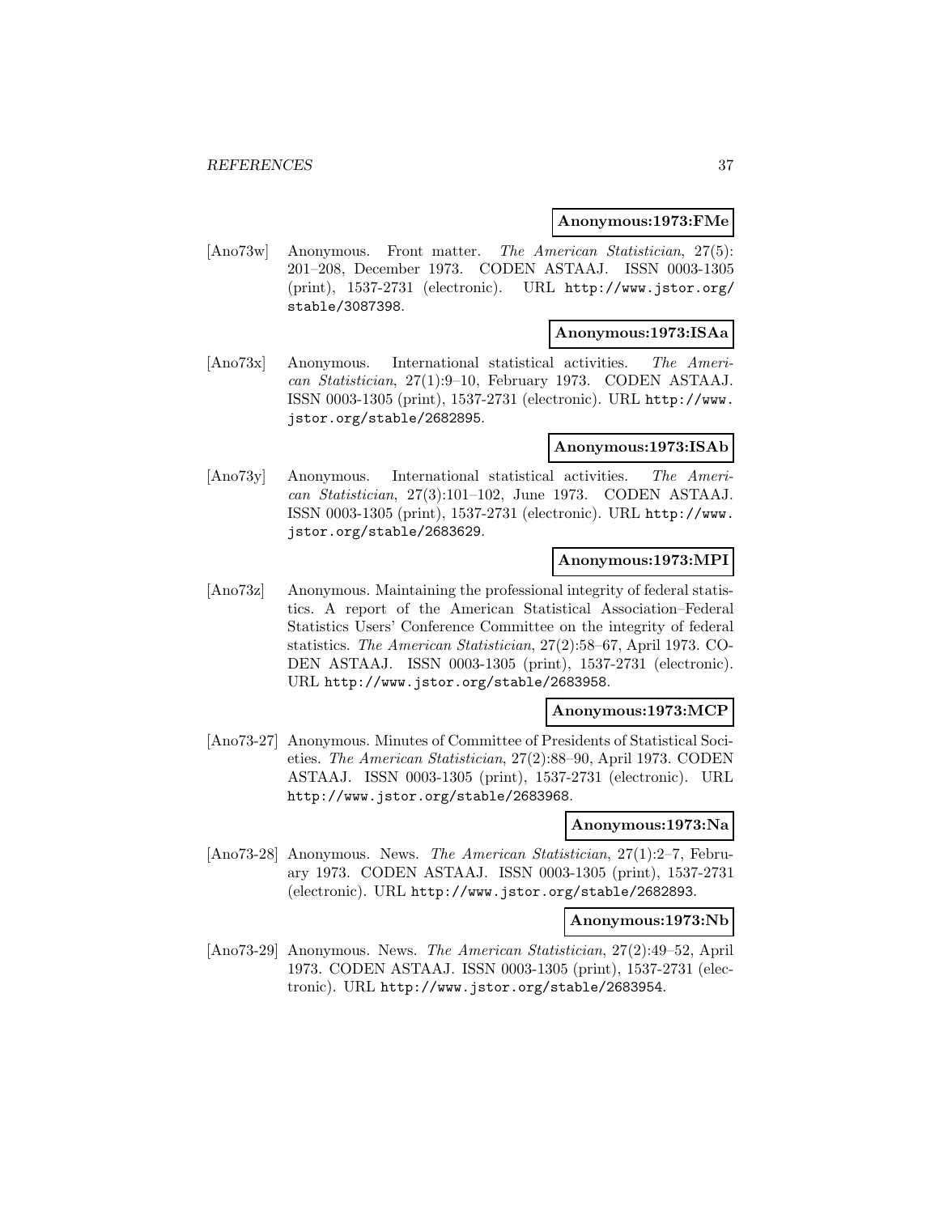**Anonymous:1973:FMe**

[Ano73w] Anonymous. Front matter. *The American Statistician*, 27(5): 201–208, December 1973. CODEN ASTAAJ. ISSN 0003-1305 (print), 1537-2731 (electronic). URL http://www.jstor.org/stable/3087398.

**Anonymous:1973:ISAa**

[Ano73x] Anonymous. International statistical activities. *The American Statistician*, 27(1):9–10, February 1973. CODEN ASTAAJ. ISSN 0003-1305 (print), 1537-2731 (electronic). URL http://www.jstor.org/stable/2682895.

**Anonymous:1973:ISAb**

[Ano73y] Anonymous. International statistical activities. *The American Statistician*, 27(3):101–102, June 1973. CODEN ASTAAJ. ISSN 0003-1305 (print), 1537-2731 (electronic). URL http://www.jstor.org/stable/2683629.

**Anonymous:1973:MPI**

[Ano73z] Anonymous. Maintaining the professional integrity of federal statistics. A report of the American Statistical Association–Federal Statistics Users' Conference Committee on the integrity of federal statistics. *The American Statistician*, 27(2):58–67, April 1973. CODEN ASTAAJ. ISSN 0003-1305 (print), 1537-2731 (electronic). URL http://www.jstor.org/stable/2683958.

**Anonymous:1973:MCP**

[Ano73-27] Anonymous. Minutes of Committee of Presidents of Statistical Societies. *The American Statistician*, 27(2):88–90, April 1973. CODEN ASTAAJ. ISSN 0003-1305 (print), 1537-2731 (electronic). URL http://www.jstor.org/stable/2683968.

**Anonymous:1973:Na**

[Ano73-28] Anonymous. News. *The American Statistician*, 27(1):2–7, February 1973. CODEN ASTAAJ. ISSN 0003-1305 (print), 1537-2731 (electronic). URL http://www.jstor.org/stable/2682893.

**Anonymous:1973:Nb**

[Ano73-29] Anonymous. News. *The American Statistician*, 27(2):49–52, April 1973. CODEN ASTAAJ. ISSN 0003-1305 (print), 1537-2731 (electronic). URL http://www.jstor.org/stable/2683954.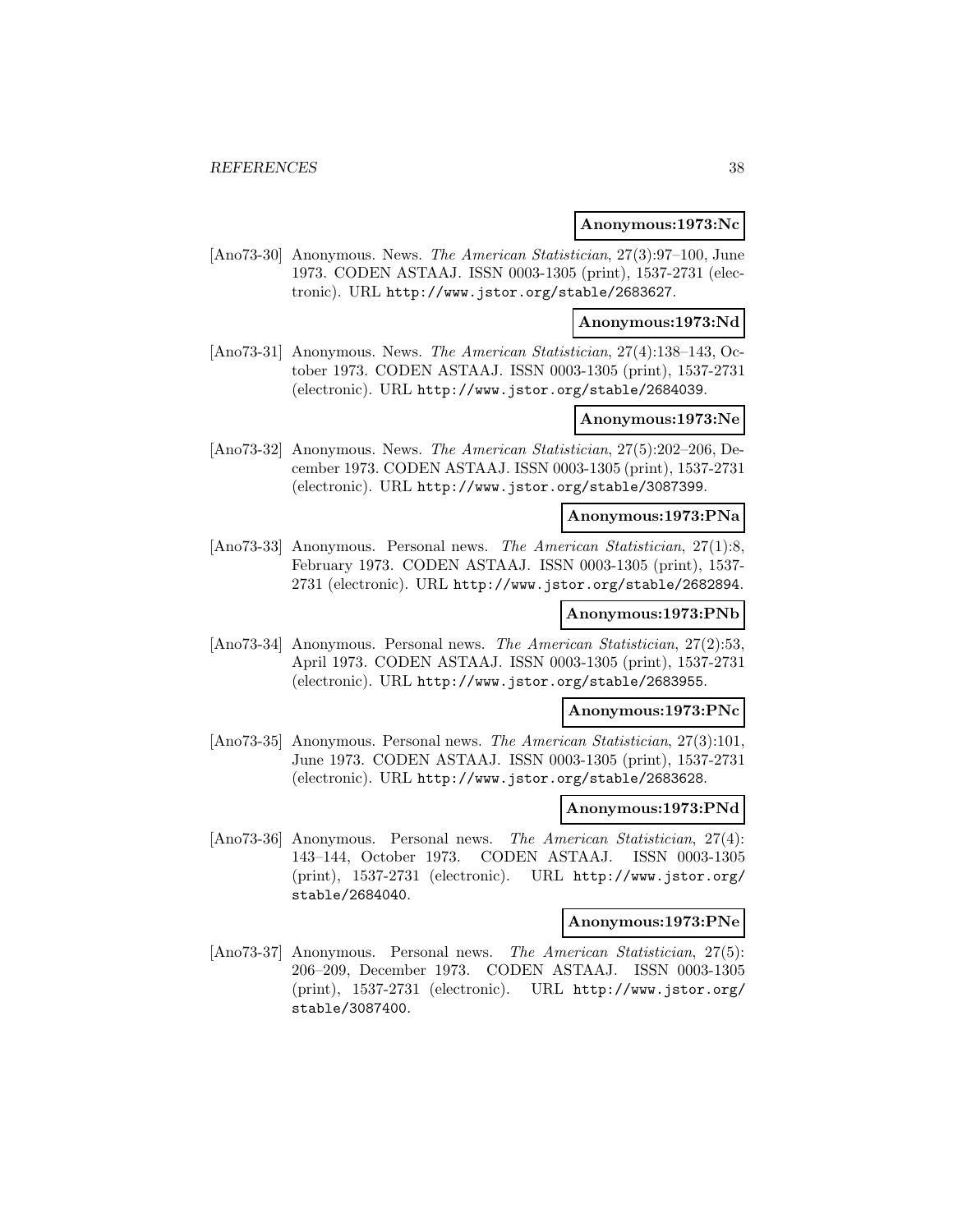**Anonymous:1973:Nc**

[Ano73-30] Anonymous. News. *The American Statistician*, 27(3):97–100, June 1973. CODEN ASTAAJ. ISSN 0003-1305 (print), 1537-2731 (electronic). URL http://www.jstor.org/stable/2683627.

**Anonymous:1973:Nd**

[Ano73-31] Anonymous. News. *The American Statistician*, 27(4):138–143, October 1973. CODEN ASTAAJ. ISSN 0003-1305 (print), 1537-2731 (electronic). URL http://www.jstor.org/stable/2684039.

**Anonymous:1973:Ne**

[Ano73-32] Anonymous. News. *The American Statistician*, 27(5):202–206, December 1973. CODEN ASTAAJ. ISSN 0003-1305 (print), 1537-2731 (electronic). URL http://www.jstor.org/stable/3087399.

**Anonymous:1973:PNa**

[Ano73-33] Anonymous. Personal news. *The American Statistician*, 27(1):8, February 1973. CODEN ASTAAJ. ISSN 0003-1305 (print), 1537-2731 (electronic). URL http://www.jstor.org/stable/2682894.

**Anonymous:1973:PNb**

[Ano73-34] Anonymous. Personal news. *The American Statistician*, 27(2):53, April 1973. CODEN ASTAAJ. ISSN 0003-1305 (print), 1537-2731 (electronic). URL http://www.jstor.org/stable/2683955.

**Anonymous:1973:PNc**

[Ano73-35] Anonymous. Personal news. *The American Statistician*, 27(3):101, June 1973. CODEN ASTAAJ. ISSN 0003-1305 (print), 1537-2731 (electronic). URL http://www.jstor.org/stable/2683628.

**Anonymous:1973:PNd**

[Ano73-36] Anonymous. Personal news. *The American Statistician*, 27(4): 143–144, October 1973. CODEN ASTAAJ. ISSN 0003-1305 (print), 1537-2731 (electronic). URL http://www.jstor.org/stable/2684040.

**Anonymous:1973:PNe**

[Ano73-37] Anonymous. Personal news. *The American Statistician*, 27(5): 206–209, December 1973. CODEN ASTAAJ. ISSN 0003-1305 (print), 1537-2731 (electronic). URL http://www.jstor.org/stable/3087400.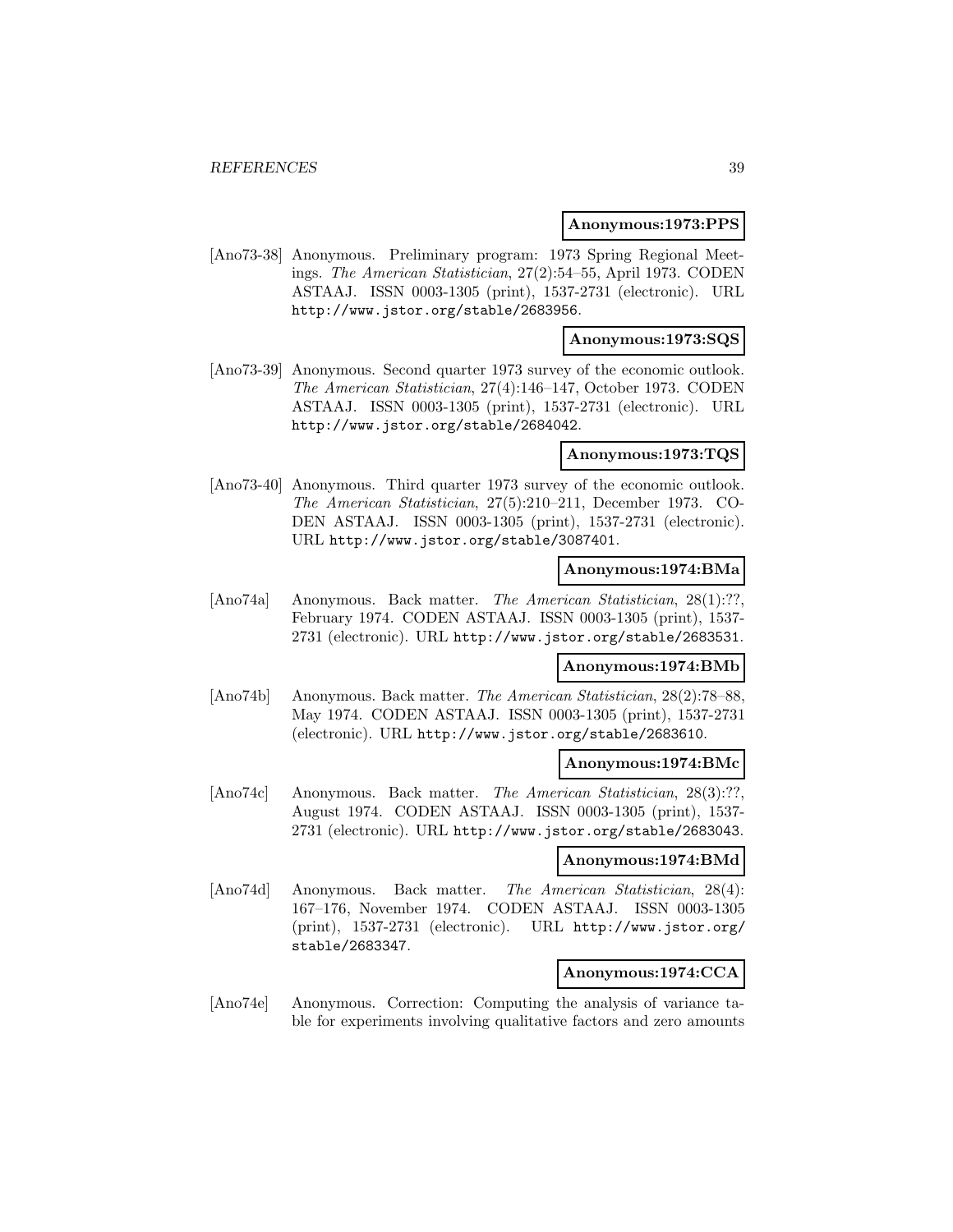**Anonymous:1973:PPS**

[Ano73-38] Anonymous. Preliminary program: 1973 Spring Regional Meetings. *The American Statistician*, 27(2):54–55, April 1973. CODEN ASTAAJ. ISSN 0003-1305 (print), 1537-2731 (electronic). URL http://www.jstor.org/stable/2683956.

**Anonymous:1973:SQS**

[Ano73-39] Anonymous. Second quarter 1973 survey of the economic outlook. *The American Statistician*, 27(4):146–147, October 1973. CODEN ASTAAJ. ISSN 0003-1305 (print), 1537-2731 (electronic). URL http://www.jstor.org/stable/2684042.

**Anonymous:1973:TQS**

[Ano73-40] Anonymous. Third quarter 1973 survey of the economic outlook. *The American Statistician*, 27(5):210–211, December 1973. CODEN ASTAAJ. ISSN 0003-1305 (print), 1537-2731 (electronic). URL http://www.jstor.org/stable/3087401.

**Anonymous:1974:BMa**

[Ano74a] Anonymous. Back matter. *The American Statistician*, 28(1):??, February 1974. CODEN ASTAAJ. ISSN 0003-1305 (print), 1537-2731 (electronic). URL http://www.jstor.org/stable/2683531.

**Anonymous:1974:BMb**

[Ano74b] Anonymous. Back matter. *The American Statistician*, 28(2):78–88, May 1974. CODEN ASTAAJ. ISSN 0003-1305 (print), 1537-2731 (electronic). URL http://www.jstor.org/stable/2683610.

**Anonymous:1974:BMc**

[Ano74c] Anonymous. Back matter. *The American Statistician*, 28(3):??, August 1974. CODEN ASTAAJ. ISSN 0003-1305 (print), 1537-2731 (electronic). URL http://www.jstor.org/stable/2683043.

**Anonymous:1974:BMd**

[Ano74d] Anonymous. Back matter. *The American Statistician*, 28(4):167–176, November 1974. CODEN ASTAAJ. ISSN 0003-1305 (print), 1537-2731 (electronic). URL http://www.jstor.org/stable/2683347.

**Anonymous:1974:CCA**

[Ano74e] Anonymous. Correction: Computing the analysis of variance table for experiments involving qualitative factors and zero amounts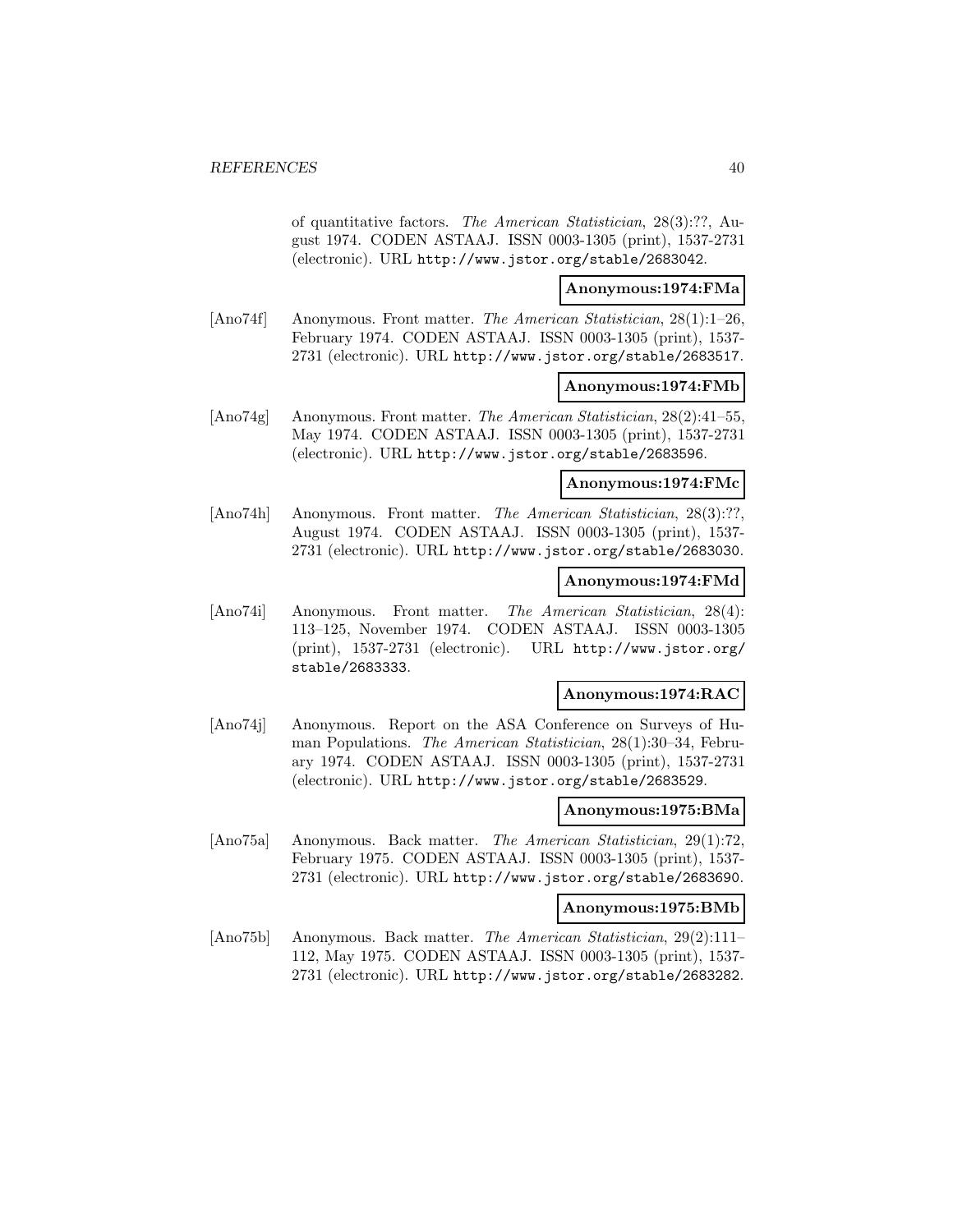of quantitative factors. *The American Statistician*, 28(3):??, August 1974. CODEN ASTAAJ. ISSN 0003-1305 (print), 1537-2731 (electronic). URL http://www.jstor.org/stable/2683042.

**Anonymous:1974:FMa**

[Ano74f] Anonymous. Front matter. *The American Statistician*, 28(1):1–26, February 1974. CODEN ASTAAJ. ISSN 0003-1305 (print), 1537-2731 (electronic). URL http://www.jstor.org/stable/2683517.

**Anonymous:1974:FMb**

[Ano74g] Anonymous. Front matter. *The American Statistician*, 28(2):41–55, May 1974. CODEN ASTAAJ. ISSN 0003-1305 (print), 1537-2731 (electronic). URL http://www.jstor.org/stable/2683596.

**Anonymous:1974:FMc**

[Ano74h] Anonymous. Front matter. *The American Statistician*, 28(3):??, August 1974. CODEN ASTAAJ. ISSN 0003-1305 (print), 1537-2731 (electronic). URL http://www.jstor.org/stable/2683030.

**Anonymous:1974:FMd**

[Ano74i] Anonymous. Front matter. *The American Statistician*, 28(4): 113–125, November 1974. CODEN ASTAAJ. ISSN 0003-1305 (print), 1537-2731 (electronic). URL http://www.jstor.org/stable/2683333.

**Anonymous:1974:RAC**

[Ano74j] Anonymous. Report on the ASA Conference on Surveys of Human Populations. *The American Statistician*, 28(1):30–34, February 1974. CODEN ASTAAJ. ISSN 0003-1305 (print), 1537-2731 (electronic). URL http://www.jstor.org/stable/2683529.

**Anonymous:1975:BMa**

[Ano75a] Anonymous. Back matter. *The American Statistician*, 29(1):72, February 1975. CODEN ASTAAJ. ISSN 0003-1305 (print), 1537-2731 (electronic). URL http://www.jstor.org/stable/2683690.

**Anonymous:1975:BMb**

[Ano75b] Anonymous. Back matter. *The American Statistician*, 29(2):111–112, May 1975. CODEN ASTAAJ. ISSN 0003-1305 (print), 1537-2731 (electronic). URL http://www.jstor.org/stable/2683282.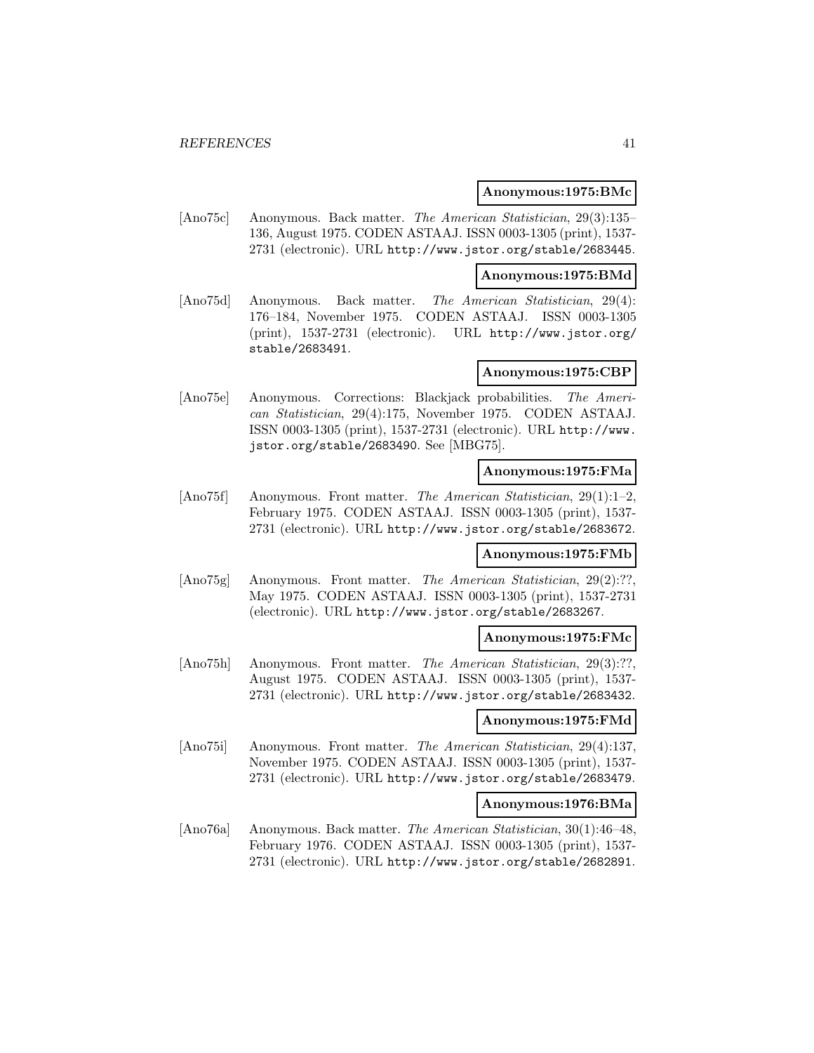**Anonymous:1975:BMc**

[Ano75c] Anonymous. Back matter. *The American Statistician*, 29(3):135–136, August 1975. CODEN ASTAAJ. ISSN 0003-1305 (print), 1537-2731 (electronic). URL http://www.jstor.org/stable/2683445.

**Anonymous:1975:BMd**

[Ano75d] Anonymous. Back matter. *The American Statistician*, 29(4): 176–184, November 1975. CODEN ASTAAJ. ISSN 0003-1305 (print), 1537-2731 (electronic). URL http://www.jstor.org/stable/2683491.

**Anonymous:1975:CBP**

[Ano75e] Anonymous. Corrections: Blackjack probabilities. *The American Statistician*, 29(4):175, November 1975. CODEN ASTAAJ. ISSN 0003-1305 (print), 1537-2731 (electronic). URL http://www.jstor.org/stable/2683490. See [MBG75].

**Anonymous:1975:FMa**

[Ano75f] Anonymous. Front matter. *The American Statistician*, 29(1):1–2, February 1975. CODEN ASTAAJ. ISSN 0003-1305 (print), 1537-2731 (electronic). URL http://www.jstor.org/stable/2683672.

**Anonymous:1975:FMb**

[Ano75g] Anonymous. Front matter. *The American Statistician*, 29(2):??, May 1975. CODEN ASTAAJ. ISSN 0003-1305 (print), 1537-2731 (electronic). URL http://www.jstor.org/stable/2683267.

**Anonymous:1975:FMc**

[Ano75h] Anonymous. Front matter. *The American Statistician*, 29(3):??, August 1975. CODEN ASTAAJ. ISSN 0003-1305 (print), 1537-2731 (electronic). URL http://www.jstor.org/stable/2683432.

**Anonymous:1975:FMd**

[Ano75i] Anonymous. Front matter. *The American Statistician*, 29(4):137, November 1975. CODEN ASTAAJ. ISSN 0003-1305 (print), 1537-2731 (electronic). URL http://www.jstor.org/stable/2683479.

**Anonymous:1976:BMa**

[Ano76a] Anonymous. Back matter. *The American Statistician*, 30(1):46–48, February 1976. CODEN ASTAAJ. ISSN 0003-1305 (print), 1537-2731 (electronic). URL http://www.jstor.org/stable/2682891.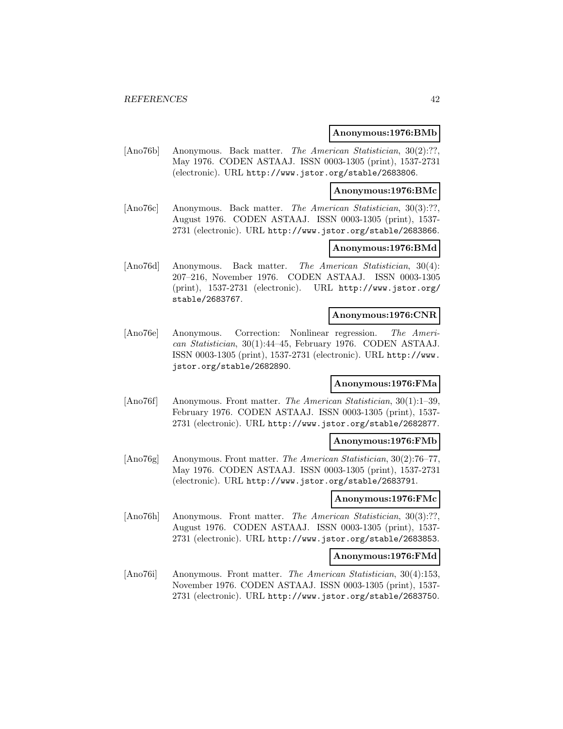**Anonymous:1976:BMb**

[Ano76b] Anonymous. Back matter. *The American Statistician*, 30(2):??, May 1976. CODEN ASTAAJ. ISSN 0003-1305 (print), 1537-2731 (electronic). URL http://www.jstor.org/stable/2683806.

**Anonymous:1976:BMc**

[Ano76c] Anonymous. Back matter. *The American Statistician*, 30(3):??, August 1976. CODEN ASTAAJ. ISSN 0003-1305 (print), 1537-2731 (electronic). URL http://www.jstor.org/stable/2683866.

**Anonymous:1976:BMd**

[Ano76d] Anonymous. Back matter. *The American Statistician*, 30(4): 207–216, November 1976. CODEN ASTAAJ. ISSN 0003-1305 (print), 1537-2731 (electronic). URL http://www.jstor.org/stable/2683767.

**Anonymous:1976:CNR**

[Ano76e] Anonymous. Correction: Nonlinear regression. *The American Statistician*, 30(1):44–45, February 1976. CODEN ASTAAJ. ISSN 0003-1305 (print), 1537-2731 (electronic). URL http://www.jstor.org/stable/2682890.

**Anonymous:1976:FMa**

[Ano76f] Anonymous. Front matter. *The American Statistician*, 30(1):1–39, February 1976. CODEN ASTAAJ. ISSN 0003-1305 (print), 1537-2731 (electronic). URL http://www.jstor.org/stable/2682877.

**Anonymous:1976:FMb**

[Ano76g] Anonymous. Front matter. *The American Statistician*, 30(2):76–77, May 1976. CODEN ASTAAJ. ISSN 0003-1305 (print), 1537-2731 (electronic). URL http://www.jstor.org/stable/2683791.

**Anonymous:1976:FMc**

[Ano76h] Anonymous. Front matter. *The American Statistician*, 30(3):??, August 1976. CODEN ASTAAJ. ISSN 0003-1305 (print), 1537-2731 (electronic). URL http://www.jstor.org/stable/2683853.

**Anonymous:1976:FMd**

[Ano76i] Anonymous. Front matter. *The American Statistician*, 30(4):153, November 1976. CODEN ASTAAJ. ISSN 0003-1305 (print), 1537-2731 (electronic). URL http://www.jstor.org/stable/2683750.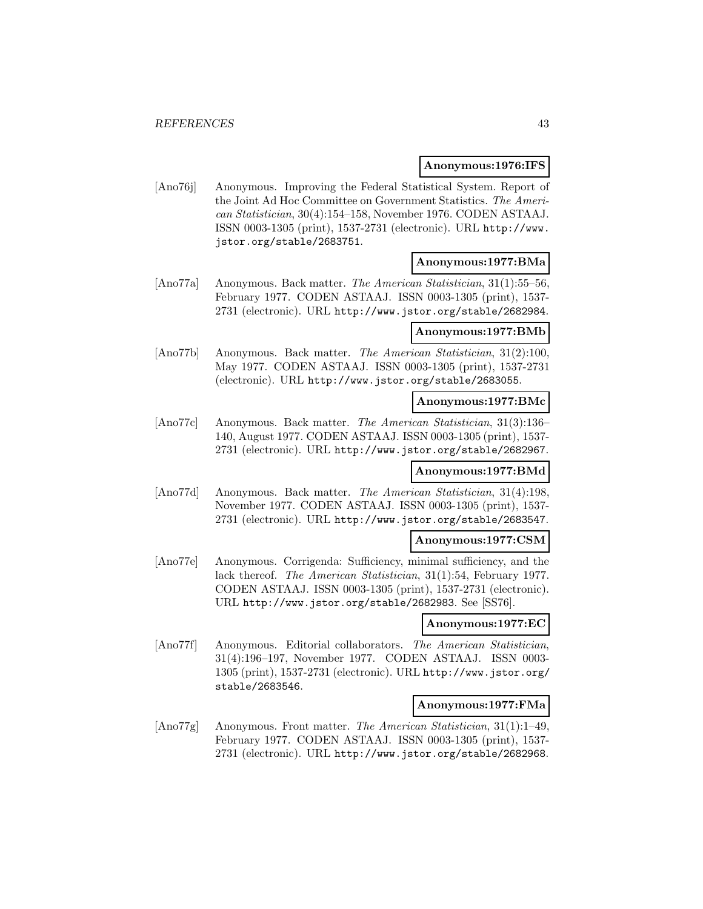**Anonymous:1976:IFS**

[Ano76j] Anonymous. Improving the Federal Statistical System. Report of the Joint Ad Hoc Committee on Government Statistics. *The American Statistician*, 30(4):154–158, November 1976. CODEN ASTAAJ. ISSN 0003-1305 (print), 1537-2731 (electronic). URL http://www.jstor.org/stable/2683751.

**Anonymous:1977:BMa**

[Ano77a] Anonymous. Back matter. *The American Statistician*, 31(1):55–56, February 1977. CODEN ASTAAJ. ISSN 0003-1305 (print), 1537-2731 (electronic). URL http://www.jstor.org/stable/2682984.

**Anonymous:1977:BMb**

[Ano77b] Anonymous. Back matter. *The American Statistician*, 31(2):100, May 1977. CODEN ASTAAJ. ISSN 0003-1305 (print), 1537-2731 (electronic). URL http://www.jstor.org/stable/2683055.

**Anonymous:1977:BMc**

[Ano77c] Anonymous. Back matter. *The American Statistician*, 31(3):136–140, August 1977. CODEN ASTAAJ. ISSN 0003-1305 (print), 1537-2731 (electronic). URL http://www.jstor.org/stable/2682967.

**Anonymous:1977:BMd**

[Ano77d] Anonymous. Back matter. *The American Statistician*, 31(4):198, November 1977. CODEN ASTAAJ. ISSN 0003-1305 (print), 1537-2731 (electronic). URL http://www.jstor.org/stable/2683547.

**Anonymous:1977:CSM**

[Ano77e] Anonymous. Corrigenda: Sufficiency, minimal sufficiency, and the lack thereof. *The American Statistician*, 31(1):54, February 1977. CODEN ASTAAJ. ISSN 0003-1305 (print), 1537-2731 (electronic). URL http://www.jstor.org/stable/2682983. See [SS76].

**Anonymous:1977:EC**

[Ano77f] Anonymous. Editorial collaborators. *The American Statistician*, 31(4):196–197, November 1977. CODEN ASTAAJ. ISSN 0003-1305 (print), 1537-2731 (electronic). URL http://www.jstor.org/stable/2683546.

**Anonymous:1977:FMa**

[Ano77g] Anonymous. Front matter. *The American Statistician*, 31(1):1–49, February 1977. CODEN ASTAAJ. ISSN 0003-1305 (print), 1537-2731 (electronic). URL http://www.jstor.org/stable/2682968.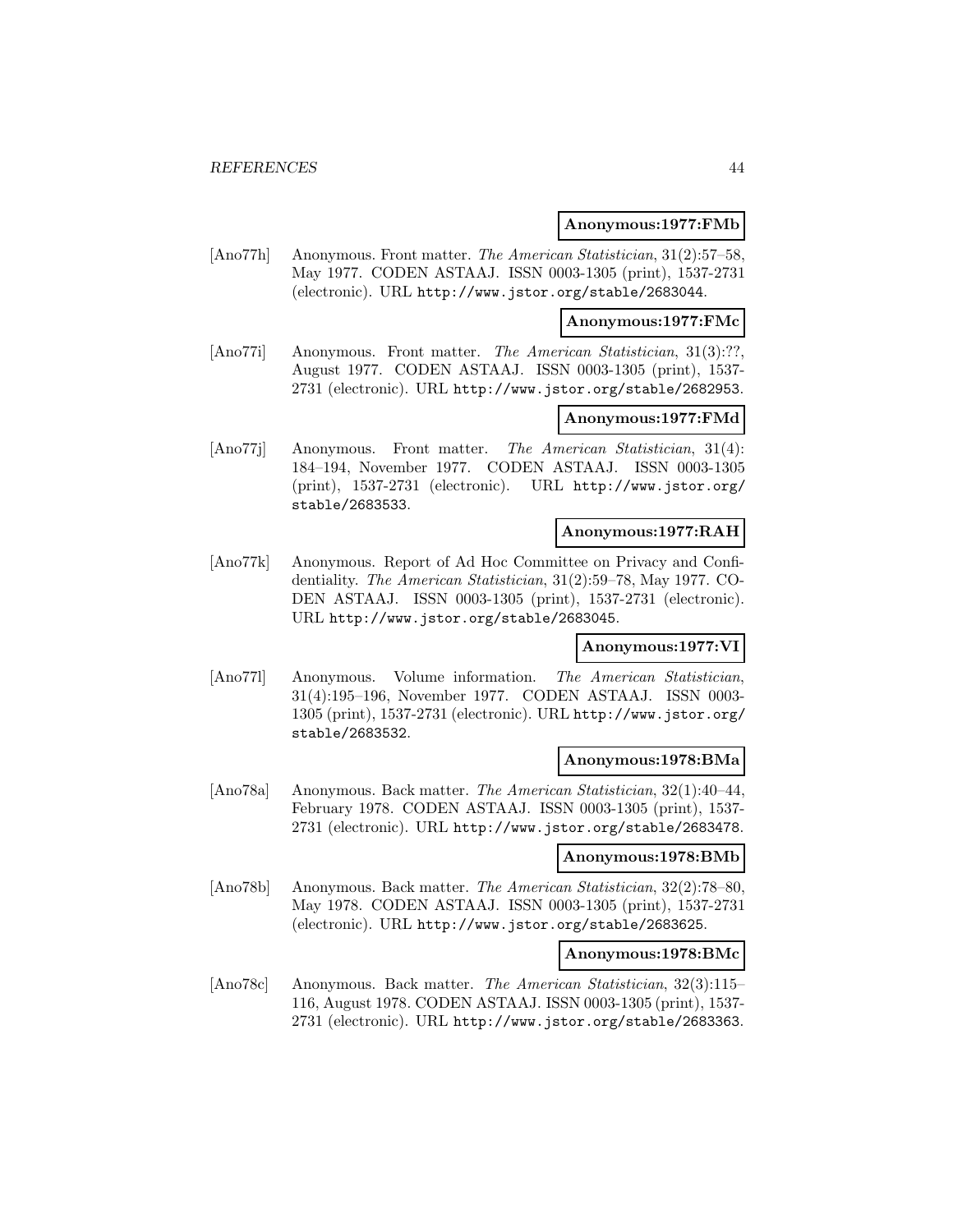**Anonymous:1977:FMb**

[Ano77h] Anonymous. Front matter. *The American Statistician*, 31(2):57–58, May 1977. CODEN ASTAAJ. ISSN 0003-1305 (print), 1537-2731 (electronic). URL http://www.jstor.org/stable/2683044.

**Anonymous:1977:FMc**

[Ano77i] Anonymous. Front matter. *The American Statistician*, 31(3):??, August 1977. CODEN ASTAAJ. ISSN 0003-1305 (print), 1537-2731 (electronic). URL http://www.jstor.org/stable/2682953.

**Anonymous:1977:FMd**

[Ano77j] Anonymous. Front matter. *The American Statistician*, 31(4): 184–194, November 1977. CODEN ASTAAJ. ISSN 0003-1305 (print), 1537-2731 (electronic). URL http://www.jstor.org/stable/2683533.

**Anonymous:1977:RAH**

[Ano77k] Anonymous. Report of Ad Hoc Committee on Privacy and Confidentiality. *The American Statistician*, 31(2):59–78, May 1977. CODEN ASTAAJ. ISSN 0003-1305 (print), 1537-2731 (electronic). URL http://www.jstor.org/stable/2683045.

**Anonymous:1977:VI**

[Ano77l] Anonymous. Volume information. *The American Statistician*, 31(4):195–196, November 1977. CODEN ASTAAJ. ISSN 0003-1305 (print), 1537-2731 (electronic). URL http://www.jstor.org/stable/2683532.

**Anonymous:1978:BMa**

[Ano78a] Anonymous. Back matter. *The American Statistician*, 32(1):40–44, February 1978. CODEN ASTAAJ. ISSN 0003-1305 (print), 1537-2731 (electronic). URL http://www.jstor.org/stable/2683478.

**Anonymous:1978:BMb**

[Ano78b] Anonymous. Back matter. *The American Statistician*, 32(2):78–80, May 1978. CODEN ASTAAJ. ISSN 0003-1305 (print), 1537-2731 (electronic). URL http://www.jstor.org/stable/2683625.

**Anonymous:1978:BMc**

[Ano78c] Anonymous. Back matter. *The American Statistician*, 32(3):115–116, August 1978. CODEN ASTAAJ. ISSN 0003-1305 (print), 1537-2731 (electronic). URL http://www.jstor.org/stable/2683363.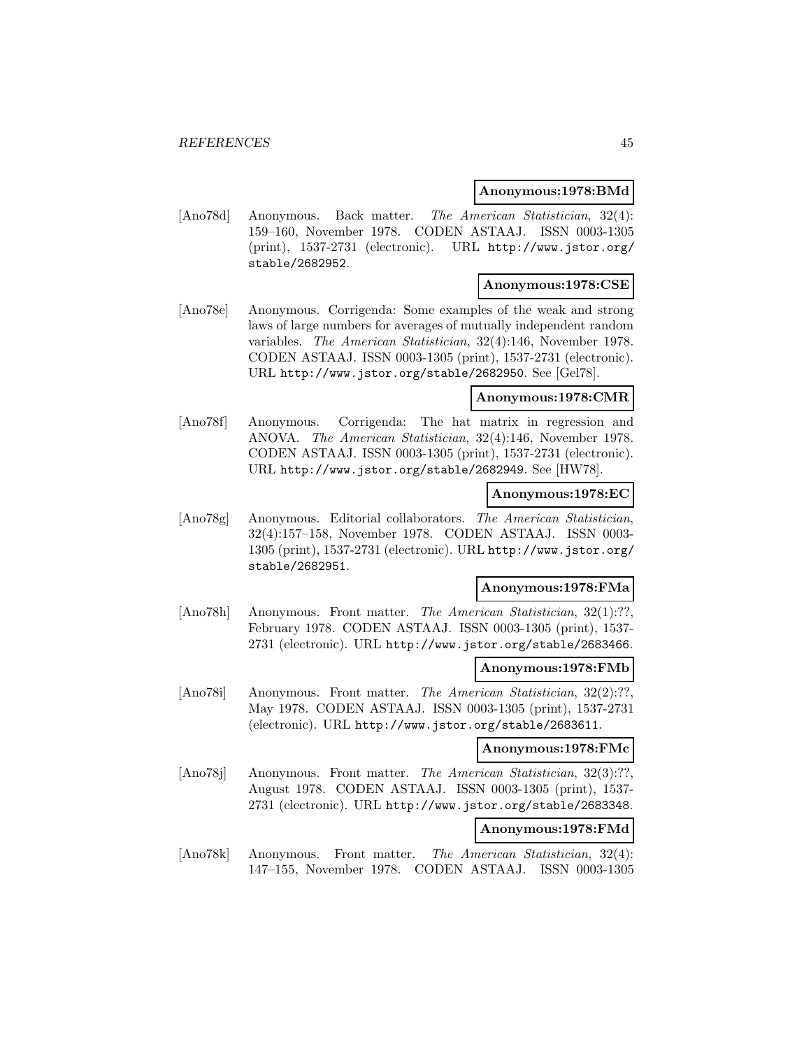**Anonymous:1978:BMd**

[Ano78d] Anonymous. Back matter. *The American Statistician*, 32(4): 159–160, November 1978. CODEN ASTAAJ. ISSN 0003-1305 (print), 1537-2731 (electronic). URL http://www.jstor.org/stable/2682952.

**Anonymous:1978:CSE**

[Ano78e] Anonymous. Corrigenda: Some examples of the weak and strong laws of large numbers for averages of mutually independent random variables. *The American Statistician*, 32(4):146, November 1978. CODEN ASTAAJ. ISSN 0003-1305 (print), 1537-2731 (electronic). URL http://www.jstor.org/stable/2682950. See [Gel78].

**Anonymous:1978:CMR**

[Ano78f] Anonymous. Corrigenda: The hat matrix in regression and ANOVA. *The American Statistician*, 32(4):146, November 1978. CODEN ASTAAJ. ISSN 0003-1305 (print), 1537-2731 (electronic). URL http://www.jstor.org/stable/2682949. See [HW78].

**Anonymous:1978:EC**

[Ano78g] Anonymous. Editorial collaborators. *The American Statistician*, 32(4):157–158, November 1978. CODEN ASTAAJ. ISSN 0003-1305 (print), 1537-2731 (electronic). URL http://www.jstor.org/stable/2682951.

**Anonymous:1978:FMa**

[Ano78h] Anonymous. Front matter. *The American Statistician*, 32(1):??, February 1978. CODEN ASTAAJ. ISSN 0003-1305 (print), 1537-2731 (electronic). URL http://www.jstor.org/stable/2683466.

**Anonymous:1978:FMb**

[Ano78i] Anonymous. Front matter. *The American Statistician*, 32(2):??, May 1978. CODEN ASTAAJ. ISSN 0003-1305 (print), 1537-2731 (electronic). URL http://www.jstor.org/stable/2683611.

**Anonymous:1978:FMc**

[Ano78j] Anonymous. Front matter. *The American Statistician*, 32(3):??, August 1978. CODEN ASTAAJ. ISSN 0003-1305 (print), 1537-2731 (electronic). URL http://www.jstor.org/stable/2683348.

**Anonymous:1978:FMd**

[Ano78k] Anonymous. Front matter. *The American Statistician*, 32(4): 147–155, November 1978. CODEN ASTAAJ. ISSN 0003-1305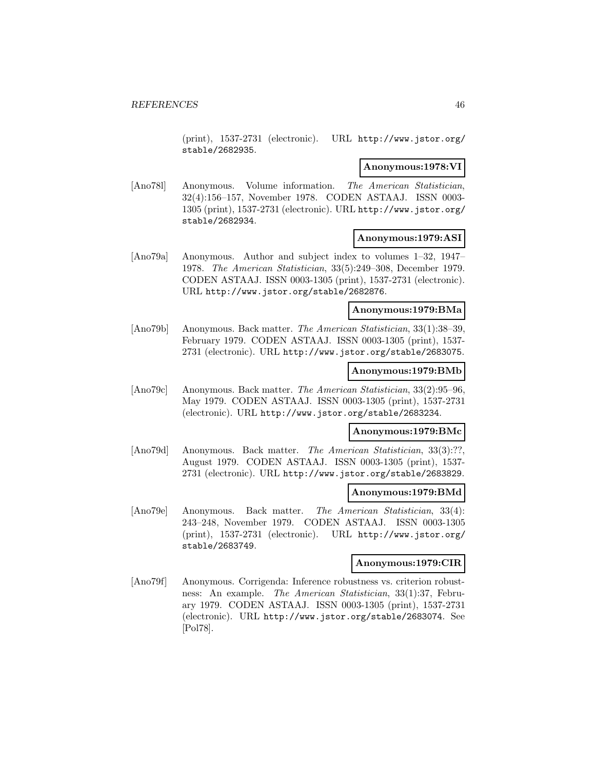(print), 1537-2731 (electronic). URL http://www.jstor.org/stable/2682935.

**Anonymous:1978:VI**

[Ano78l] Anonymous. Volume information. *The American Statistician*, 32(4):156–157, November 1978. CODEN ASTAAJ. ISSN 0003-1305 (print), 1537-2731 (electronic). URL http://www.jstor.org/stable/2682934.

**Anonymous:1979:ASI**

[Ano79a] Anonymous. Author and subject index to volumes 1–32, 1947–1978. *The American Statistician*, 33(5):249–308, December 1979. CODEN ASTAAJ. ISSN 0003-1305 (print), 1537-2731 (electronic). URL http://www.jstor.org/stable/2682876.

**Anonymous:1979:BMa**

[Ano79b] Anonymous. Back matter. *The American Statistician*, 33(1):38–39, February 1979. CODEN ASTAAJ. ISSN 0003-1305 (print), 1537-2731 (electronic). URL http://www.jstor.org/stable/2683075.

**Anonymous:1979:BMb**

[Ano79c] Anonymous. Back matter. *The American Statistician*, 33(2):95–96, May 1979. CODEN ASTAAJ. ISSN 0003-1305 (print), 1537-2731 (electronic). URL http://www.jstor.org/stable/2683234.

**Anonymous:1979:BMc**

[Ano79d] Anonymous. Back matter. *The American Statistician*, 33(3):??, August 1979. CODEN ASTAAJ. ISSN 0003-1305 (print), 1537-2731 (electronic). URL http://www.jstor.org/stable/2683829.

**Anonymous:1979:BMd**

[Ano79e] Anonymous. Back matter. *The American Statistician*, 33(4):243–248, November 1979. CODEN ASTAAJ. ISSN 0003-1305 (print), 1537-2731 (electronic). URL http://www.jstor.org/stable/2683749.

**Anonymous:1979:CIR**

[Ano79f] Anonymous. Corrigenda: Inference robustness vs. criterion robustness: An example. *The American Statistician*, 33(1):37, February 1979. CODEN ASTAAJ. ISSN 0003-1305 (print), 1537-2731 (electronic). URL http://www.jstor.org/stable/2683074. See [Pol78].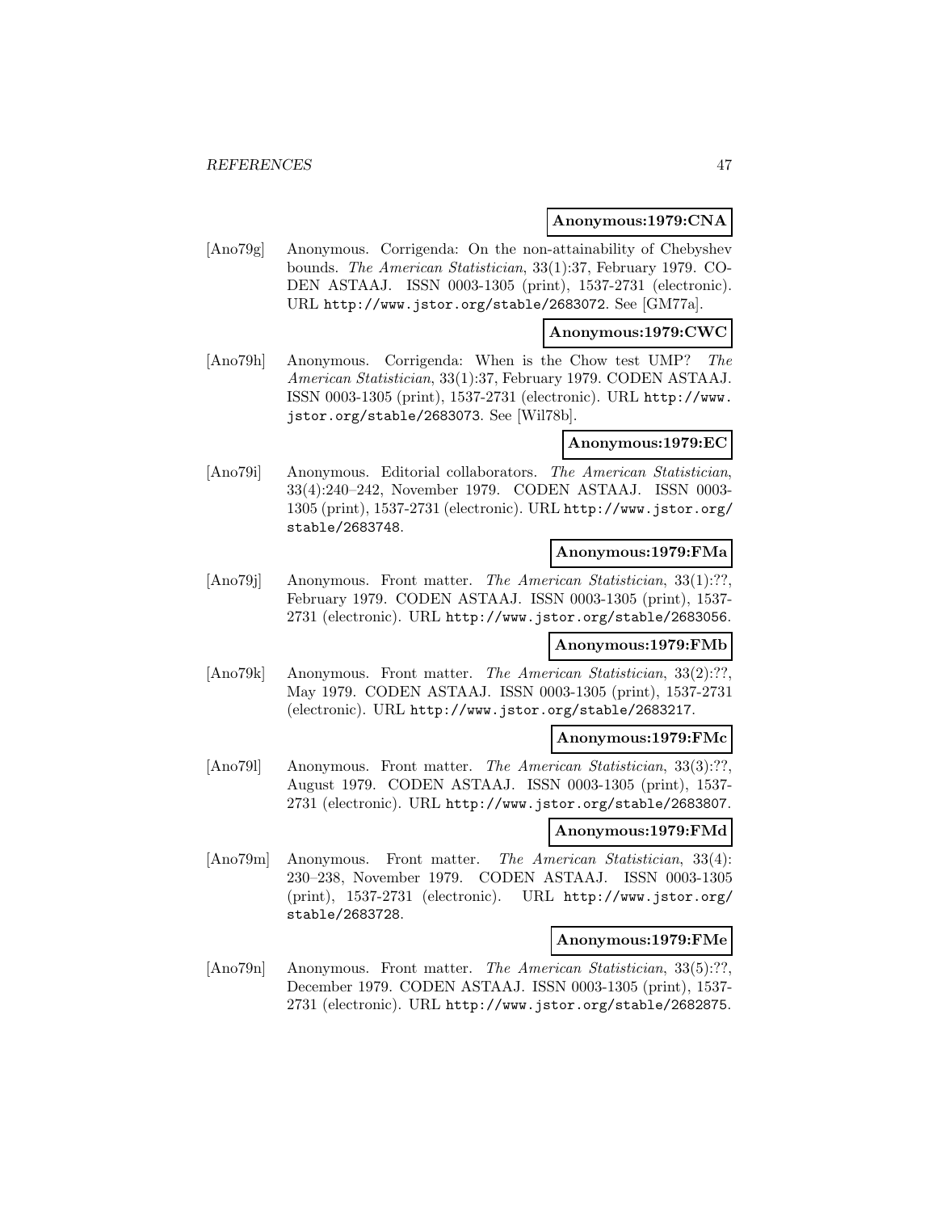**Anonymous:1979:CNA**

[Ano79g] Anonymous. Corrigenda: On the non-attainability of Chebyshev bounds. *The American Statistician*, 33(1):37, February 1979. CODEN ASTAAJ. ISSN 0003-1305 (print), 1537-2731 (electronic). URL http://www.jstor.org/stable/2683072. See [GM77a].

**Anonymous:1979:CWC**

[Ano79h] Anonymous. Corrigenda: When is the Chow test UMP? *The American Statistician*, 33(1):37, February 1979. CODEN ASTAAJ. ISSN 0003-1305 (print), 1537-2731 (electronic). URL http://www.jstor.org/stable/2683073. See [Wil78b].

**Anonymous:1979:EC**

[Ano79i] Anonymous. Editorial collaborators. *The American Statistician*, 33(4):240–242, November 1979. CODEN ASTAAJ. ISSN 0003-1305 (print), 1537-2731 (electronic). URL http://www.jstor.org/stable/2683748.

**Anonymous:1979:FMa**

[Ano79j] Anonymous. Front matter. *The American Statistician*, 33(1):??, February 1979. CODEN ASTAAJ. ISSN 0003-1305 (print), 1537-2731 (electronic). URL http://www.jstor.org/stable/2683056.

**Anonymous:1979:FMb**

[Ano79k] Anonymous. Front matter. *The American Statistician*, 33(2):??, May 1979. CODEN ASTAAJ. ISSN 0003-1305 (print), 1537-2731 (electronic). URL http://www.jstor.org/stable/2683217.

**Anonymous:1979:FMc**

[Ano79l] Anonymous. Front matter. *The American Statistician*, 33(3):??, August 1979. CODEN ASTAAJ. ISSN 0003-1305 (print), 1537-2731 (electronic). URL http://www.jstor.org/stable/2683807.

**Anonymous:1979:FMd**

[Ano79m] Anonymous. Front matter. *The American Statistician*, 33(4): 230–238, November 1979. CODEN ASTAAJ. ISSN 0003-1305 (print), 1537-2731 (electronic). URL http://www.jstor.org/stable/2683728.

**Anonymous:1979:FMe**

[Ano79n] Anonymous. Front matter. *The American Statistician*, 33(5):??, December 1979. CODEN ASTAAJ. ISSN 0003-1305 (print), 1537-2731 (electronic). URL http://www.jstor.org/stable/2682875.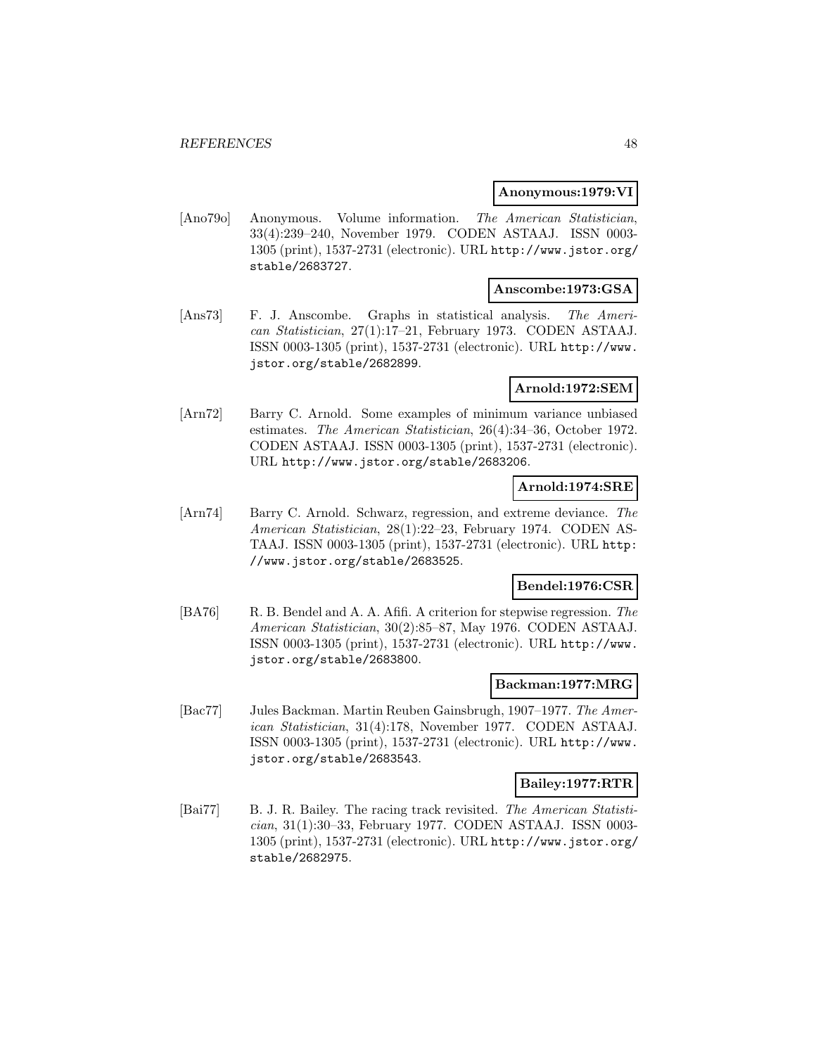**Anonymous:1979:VI**

[Ano79o] Anonymous. Volume information. *The American Statistician*, 33(4):239–240, November 1979. CODEN ASTAAJ. ISSN 0003-1305 (print), 1537-2731 (electronic). URL http://www.jstor.org/stable/2683727.

**Anscombe:1973:GSA**

[Ans73] F. J. Anscombe. Graphs in statistical analysis. *The American Statistician*, 27(1):17–21, February 1973. CODEN ASTAAJ. ISSN 0003-1305 (print), 1537-2731 (electronic). URL http://www.jstor.org/stable/2682899.

**Arnold:1972:SEM**

[Arn72] Barry C. Arnold. Some examples of minimum variance unbiased estimates. *The American Statistician*, 26(4):34–36, October 1972. CODEN ASTAAJ. ISSN 0003-1305 (print), 1537-2731 (electronic). URL http://www.jstor.org/stable/2683206.

**Arnold:1974:SRE**

[Arn74] Barry C. Arnold. Schwarz, regression, and extreme deviance. *The American Statistician*, 28(1):22–23, February 1974. CODEN ASTAAJ. ISSN 0003-1305 (print), 1537-2731 (electronic). URL http://www.jstor.org/stable/2683525.

**Bendel:1976:CSR**

[BA76] R. B. Bendel and A. A. Afifi. A criterion for stepwise regression. *The American Statistician*, 30(2):85–87, May 1976. CODEN ASTAAJ. ISSN 0003-1305 (print), 1537-2731 (electronic). URL http://www.jstor.org/stable/2683800.

**Backman:1977:MRG**

[Bac77] Jules Backman. Martin Reuben Gainsbrugh, 1907–1977. *The American Statistician*, 31(4):178, November 1977. CODEN ASTAAJ. ISSN 0003-1305 (print), 1537-2731 (electronic). URL http://www.jstor.org/stable/2683543.

**Bailey:1977:RTR**

[Bai77] B. J. R. Bailey. The racing track revisited. *The American Statistician*, 31(1):30–33, February 1977. CODEN ASTAAJ. ISSN 0003-1305 (print), 1537-2731 (electronic). URL http://www.jstor.org/stable/2682975.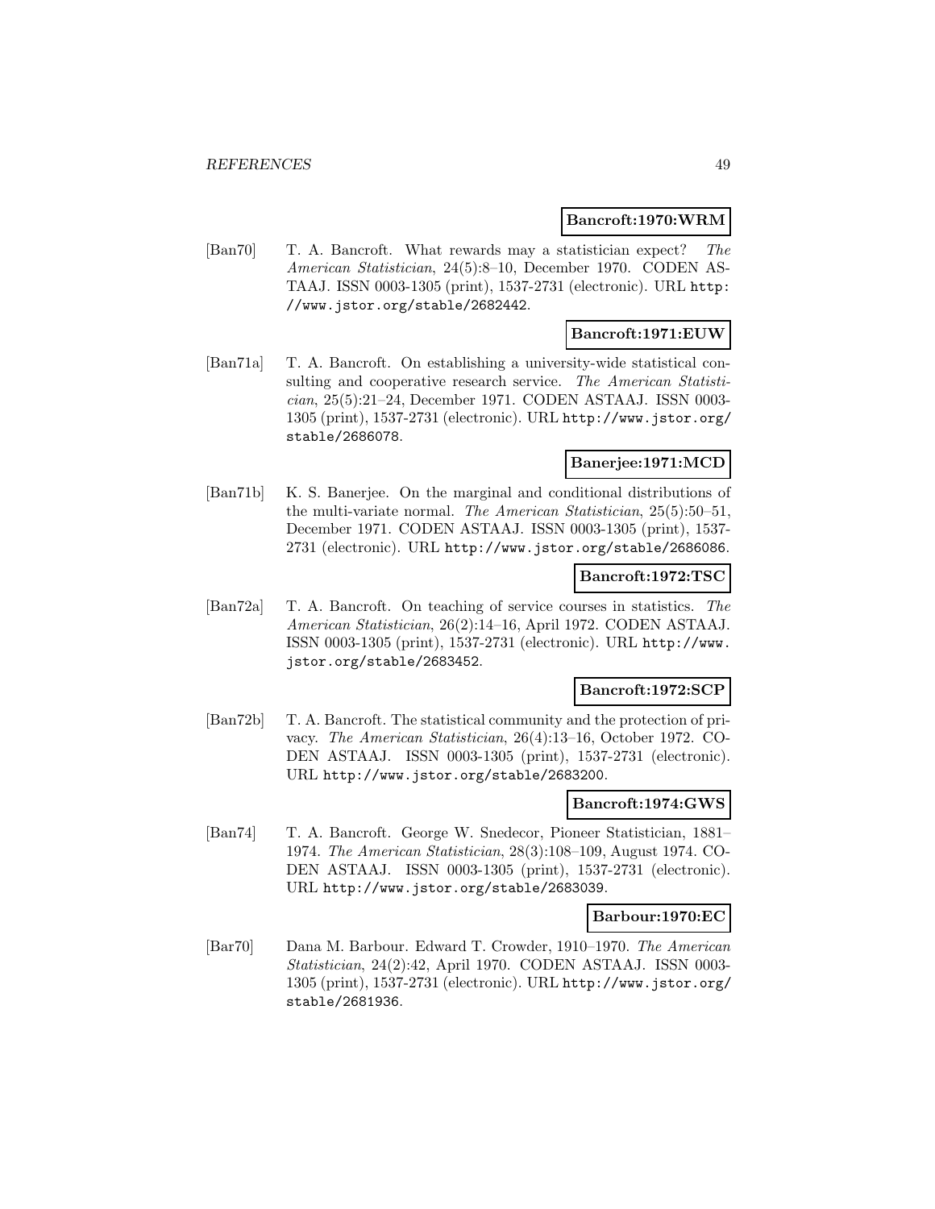**Bancroft:1970:WRM**

[Ban70] T. A. Bancroft. What rewards may a statistician expect? *The American Statistician*, 24(5):8–10, December 1970. CODEN ASTAAJ. ISSN 0003-1305 (print), 1537-2731 (electronic). URL http://www.jstor.org/stable/2682442.

**Bancroft:1971:EUW**

[Ban71a] T. A. Bancroft. On establishing a university-wide statistical consulting and cooperative research service. *The American Statistician*, 25(5):21–24, December 1971. CODEN ASTAAJ. ISSN 0003-1305 (print), 1537-2731 (electronic). URL http://www.jstor.org/stable/2686078.

**Banerjee:1971:MCD**

[Ban71b] K. S. Banerjee. On the marginal and conditional distributions of the multi-variate normal. *The American Statistician*, 25(5):50–51, December 1971. CODEN ASTAAJ. ISSN 0003-1305 (print), 1537-2731 (electronic). URL http://www.jstor.org/stable/2686086.

**Bancroft:1972:TSC**

[Ban72a] T. A. Bancroft. On teaching of service courses in statistics. *The American Statistician*, 26(2):14–16, April 1972. CODEN ASTAAJ. ISSN 0003-1305 (print), 1537-2731 (electronic). URL http://www.jstor.org/stable/2683452.

**Bancroft:1972:SCP**

[Ban72b] T. A. Bancroft. The statistical community and the protection of privacy. *The American Statistician*, 26(4):13–16, October 1972. CODEN ASTAAJ. ISSN 0003-1305 (print), 1537-2731 (electronic). URL http://www.jstor.org/stable/2683200.

**Bancroft:1974:GWS**

[Ban74] T. A. Bancroft. George W. Snedecor, Pioneer Statistician, 1881–1974. *The American Statistician*, 28(3):108–109, August 1974. CODEN ASTAAJ. ISSN 0003-1305 (print), 1537-2731 (electronic). URL http://www.jstor.org/stable/2683039.

**Barbour:1970:EC**

[Bar70] Dana M. Barbour. Edward T. Crowder, 1910–1970. *The American Statistician*, 24(2):42, April 1970. CODEN ASTAAJ. ISSN 0003-1305 (print), 1537-2731 (electronic). URL http://www.jstor.org/stable/2681936.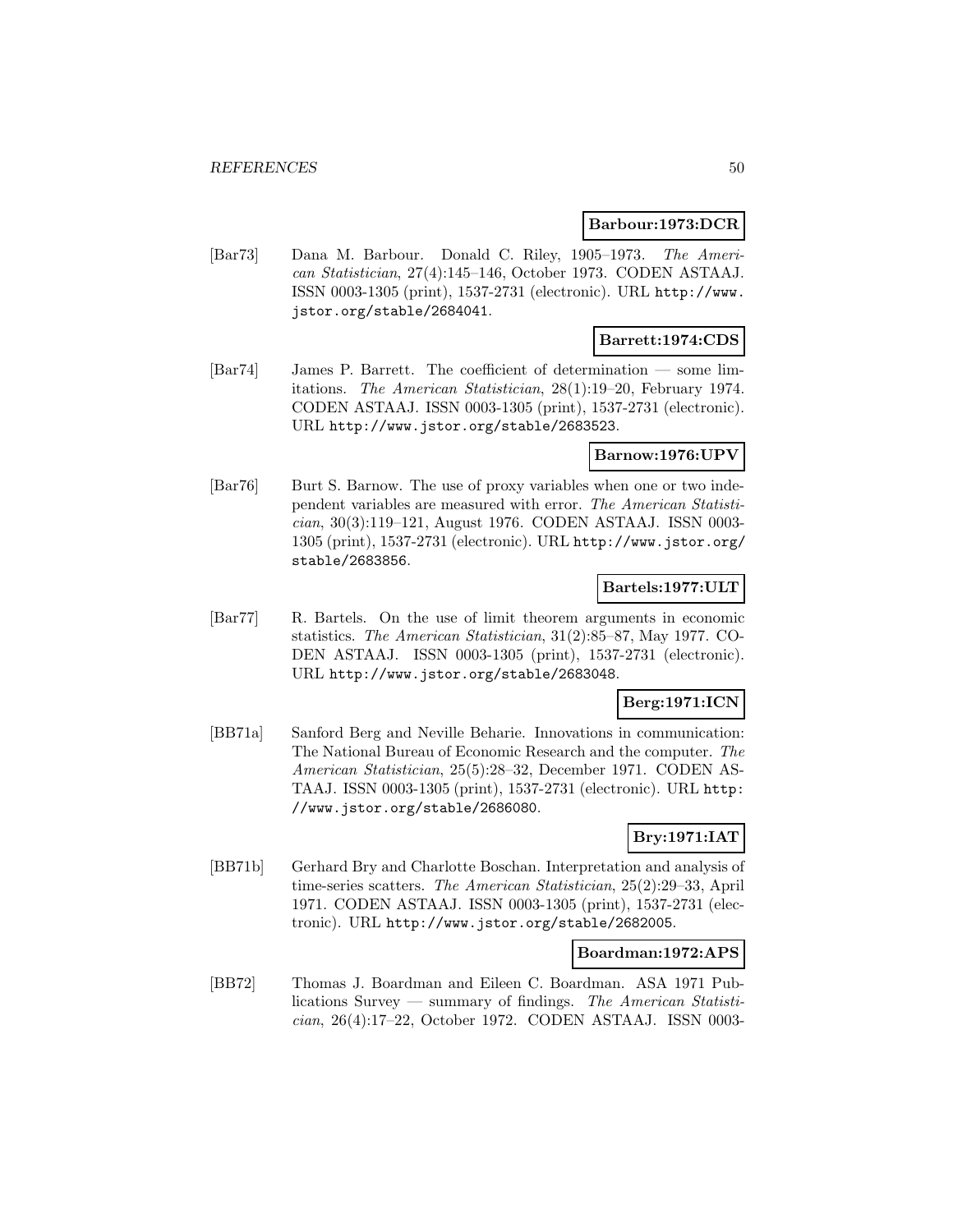**Barbour:1973:DCR**

[Bar73] Dana M. Barbour. Donald C. Riley, 1905–1973. *The American Statistician*, 27(4):145–146, October 1973. CODEN ASTAAJ. ISSN 0003-1305 (print), 1537-2731 (electronic). URL http://www.jstor.org/stable/2684041.

**Barrett:1974:CDS**

[Bar74] James P. Barrett. The coefficient of determination — some limitations. *The American Statistician*, 28(1):19–20, February 1974. CODEN ASTAAJ. ISSN 0003-1305 (print), 1537-2731 (electronic). URL http://www.jstor.org/stable/2683523.

**Barnow:1976:UPV**

[Bar76] Burt S. Barnow. The use of proxy variables when one or two independent variables are measured with error. *The American Statistician*, 30(3):119–121, August 1976. CODEN ASTAAJ. ISSN 0003-1305 (print), 1537-2731 (electronic). URL http://www.jstor.org/stable/2683856.

**Bartels:1977:ULT**

[Bar77] R. Bartels. On the use of limit theorem arguments in economic statistics. *The American Statistician*, 31(2):85–87, May 1977. CODEN ASTAAJ. ISSN 0003-1305 (print), 1537-2731 (electronic). URL http://www.jstor.org/stable/2683048.

**Berg:1971:ICN**

[BB71a] Sanford Berg and Neville Beharie. Innovations in communication: The National Bureau of Economic Research and the computer. *The American Statistician*, 25(5):28–32, December 1971. CODEN ASTAAJ. ISSN 0003-1305 (print), 1537-2731 (electronic). URL http://www.jstor.org/stable/2686080.

**Bry:1971:IAT**

[BB71b] Gerhard Bry and Charlotte Boschan. Interpretation and analysis of time-series scatters. *The American Statistician*, 25(2):29–33, April 1971. CODEN ASTAAJ. ISSN 0003-1305 (print), 1537-2731 (electronic). URL http://www.jstor.org/stable/2682005.

**Boardman:1972:APS**

[BB72] Thomas J. Boardman and Eileen C. Boardman. ASA 1971 Publications Survey — summary of findings. *The American Statistician*, 26(4):17–22, October 1972. CODEN ASTAAJ. ISSN 0003-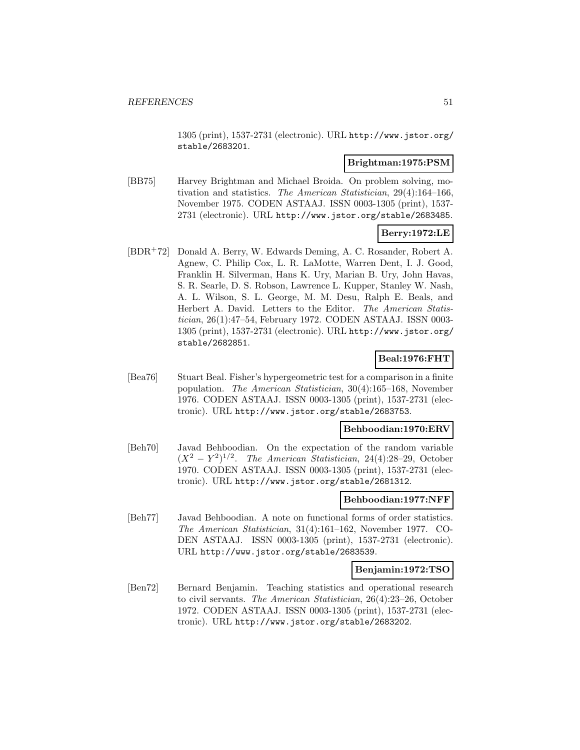1305 (print), 1537-2731 (electronic). URL http://www.jstor.org/stable/2683201.

**Brightman:1975:PSM**

[BB75] Harvey Brightman and Michael Broida. On problem solving, motivation and statistics. *The American Statistician*, 29(4):164–166, November 1975. CODEN ASTAAJ. ISSN 0003-1305 (print), 1537-2731 (electronic). URL http://www.jstor.org/stable/2683485.

**Berry:1972:LE**

[BDR+72] Donald A. Berry, W. Edwards Deming, A. C. Rosander, Robert A. Agnew, C. Philip Cox, L. R. LaMotte, Warren Dent, I. J. Good, Franklin H. Silverman, Hans K. Ury, Marian B. Ury, John Havas, S. R. Searle, D. S. Robson, Lawrence L. Kupper, Stanley W. Nash, A. L. Wilson, S. L. George, M. M. Desu, Ralph E. Beals, and Herbert A. David. Letters to the Editor. *The American Statistician*, 26(1):47–54, February 1972. CODEN ASTAAJ. ISSN 0003-1305 (print), 1537-2731 (electronic). URL http://www.jstor.org/stable/2682851.

**Beal:1976:FHT**

[Bea76] Stuart Beal. Fisher's hypergeometric test for a comparison in a finite population. *The American Statistician*, 30(4):165–168, November 1976. CODEN ASTAAJ. ISSN 0003-1305 (print), 1537-2731 (electronic). URL http://www.jstor.org/stable/2683753.

**Behboodian:1970:ERV**

[Beh70] Javad Behboodian. On the expectation of the random variable $(X^2 - Y^2)^{1/2}$. *The American Statistician*, 24(4):28–29, October 1970. CODEN ASTAAJ. ISSN 0003-1305 (print), 1537-2731 (electronic). URL http://www.jstor.org/stable/2681312.

**Behboodian:1977:NFF**

[Beh77] Javad Behboodian. A note on functional forms of order statistics. *The American Statistician*, 31(4):161–162, November 1977. CODEN ASTAAJ. ISSN 0003-1305 (print), 1537-2731 (electronic). URL http://www.jstor.org/stable/2683539.

**Benjamin:1972:TSO**

[Ben72] Bernard Benjamin. Teaching statistics and operational research to civil servants. *The American Statistician*, 26(4):23–26, October 1972. CODEN ASTAAJ. ISSN 0003-1305 (print), 1537-2731 (electronic). URL http://www.jstor.org/stable/2683202.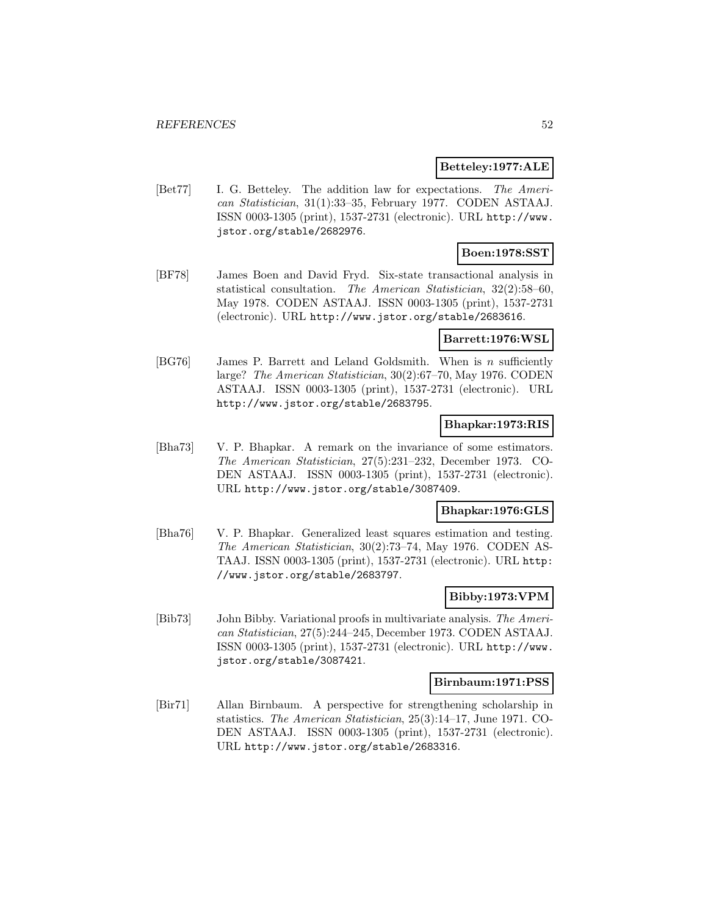**Betteley:1977:ALE**

[Bet77] I. G. Betteley. The addition law for expectations. *The American Statistician*, 31(1):33–35, February 1977. CODEN ASTAAJ. ISSN 0003-1305 (print), 1537-2731 (electronic). URL http://www.jstor.org/stable/2682976.

**Boen:1978:SST**

[BF78] James Boen and David Fryd. Six-state transactional analysis in statistical consultation. *The American Statistician*, 32(2):58–60, May 1978. CODEN ASTAAJ. ISSN 0003-1305 (print), 1537-2731 (electronic). URL http://www.jstor.org/stable/2683616.

**Barrett:1976:WSL**

[BG76] James P. Barrett and Leland Goldsmith. When is $n$ sufficiently large? *The American Statistician*, 30(2):67–70, May 1976. CODEN ASTAAJ. ISSN 0003-1305 (print), 1537-2731 (electronic). URL http://www.jstor.org/stable/2683795.

**Bhapkar:1973:RIS**

[Bha73] V. P. Bhapkar. A remark on the invariance of some estimators. *The American Statistician*, 27(5):231–232, December 1973. CODEN ASTAAJ. ISSN 0003-1305 (print), 1537-2731 (electronic). URL http://www.jstor.org/stable/3087409.

**Bhapkar:1976:GLS**

[Bha76] V. P. Bhapkar. Generalized least squares estimation and testing. *The American Statistician*, 30(2):73–74, May 1976. CODEN ASTAAJ. ISSN 0003-1305 (print), 1537-2731 (electronic). URL http://www.jstor.org/stable/2683797.

**Bibby:1973:VPM**

[Bib73] John Bibby. Variational proofs in multivariate analysis. *The American Statistician*, 27(5):244–245, December 1973. CODEN ASTAAJ. ISSN 0003-1305 (print), 1537-2731 (electronic). URL http://www.jstor.org/stable/3087421.

**Birnbaum:1971:PSS**

[Bir71] Allan Birnbaum. A perspective for strengthening scholarship in statistics. *The American Statistician*, 25(3):14–17, June 1971. CODEN ASTAAJ. ISSN 0003-1305 (print), 1537-2731 (electronic). URL http://www.jstor.org/stable/2683316.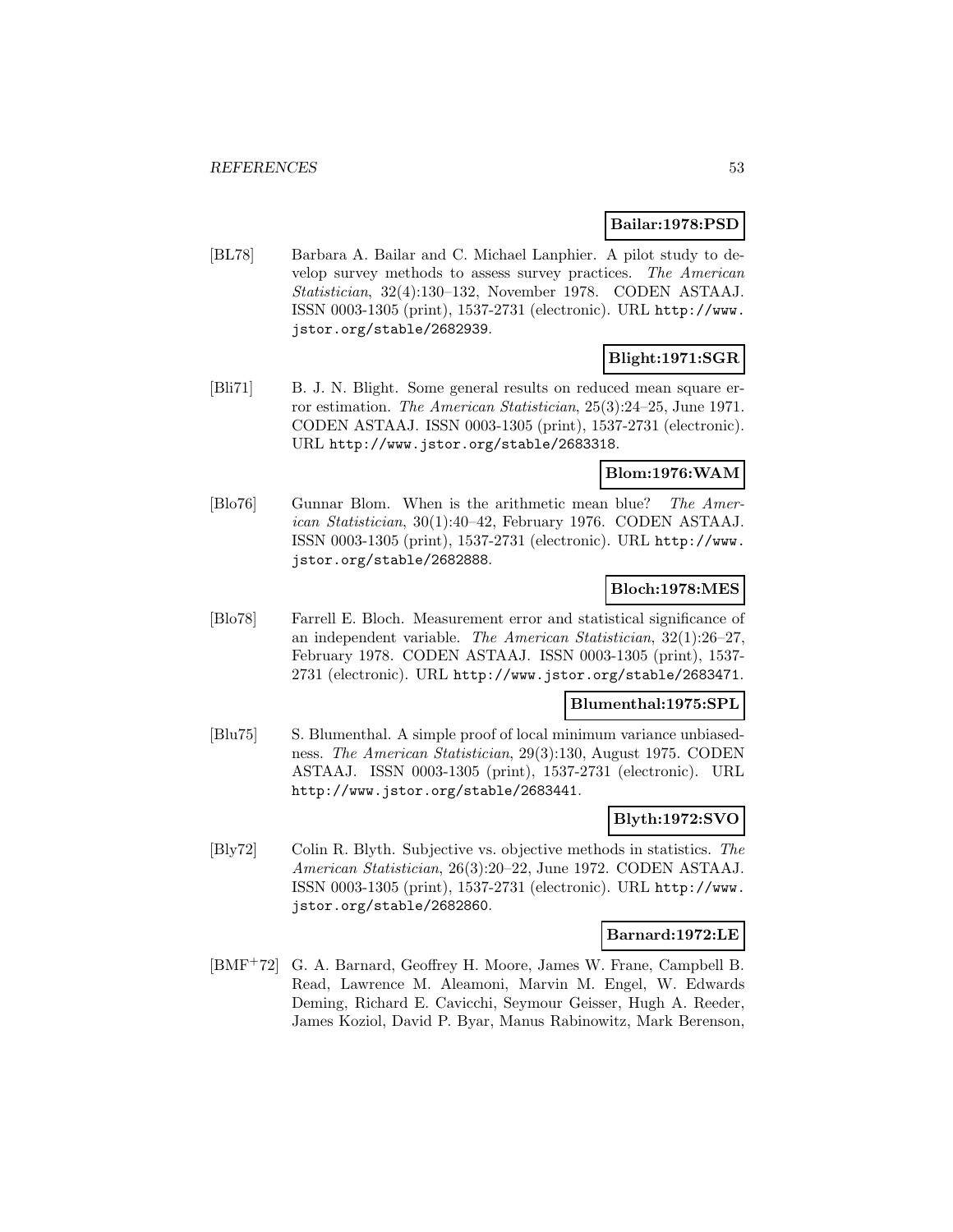**Bailar:1978:PSD**

[BL78] Barbara A. Bailar and C. Michael Lanphier. A pilot study to develop survey methods to assess survey practices. *The American Statistician*, 32(4):130–132, November 1978. CODEN ASTAAJ. ISSN 0003-1305 (print), 1537-2731 (electronic). URL `http://www.jstor.org/stable/2682939`.

**Blight:1971:SGR**

[Bli71] B. J. N. Blight. Some general results on reduced mean square error estimation. *The American Statistician*, 25(3):24–25, June 1971. CODEN ASTAAJ. ISSN 0003-1305 (print), 1537-2731 (electronic). URL `http://www.jstor.org/stable/2683318`.

**Blom:1976:WAM**

[Blo76] Gunnar Blom. When is the arithmetic mean blue? *The American Statistician*, 30(1):40–42, February 1976. CODEN ASTAAJ. ISSN 0003-1305 (print), 1537-2731 (electronic). URL `http://www.jstor.org/stable/2682888`.

**Bloch:1978:MES**

[Blo78] Farrell E. Bloch. Measurement error and statistical significance of an independent variable. *The American Statistician*, 32(1):26–27, February 1978. CODEN ASTAAJ. ISSN 0003-1305 (print), 1537-2731 (electronic). URL `http://www.jstor.org/stable/2683471`.

**Blumenthal:1975:SPL**

[Blu75] S. Blumenthal. A simple proof of local minimum variance unbiasedness. *The American Statistician*, 29(3):130, August 1975. CODEN ASTAAJ. ISSN 0003-1305 (print), 1537-2731 (electronic). URL `http://www.jstor.org/stable/2683441`.

**Blyth:1972:SVO**

[Bly72] Colin R. Blyth. Subjective vs. objective methods in statistics. *The American Statistician*, 26(3):20–22, June 1972. CODEN ASTAAJ. ISSN 0003-1305 (print), 1537-2731 (electronic). URL `http://www.jstor.org/stable/2682860`.

**Barnard:1972:LE**

[BMF+72] G. A. Barnard, Geoffrey H. Moore, James W. Frane, Campbell B. Read, Lawrence M. Aleamoni, Marvin M. Engel, W. Edwards Deming, Richard E. Cavicchi, Seymour Geisser, Hugh A. Reeder, James Koziol, David P. Byar, Manus Rabinowitz, Mark Berenson,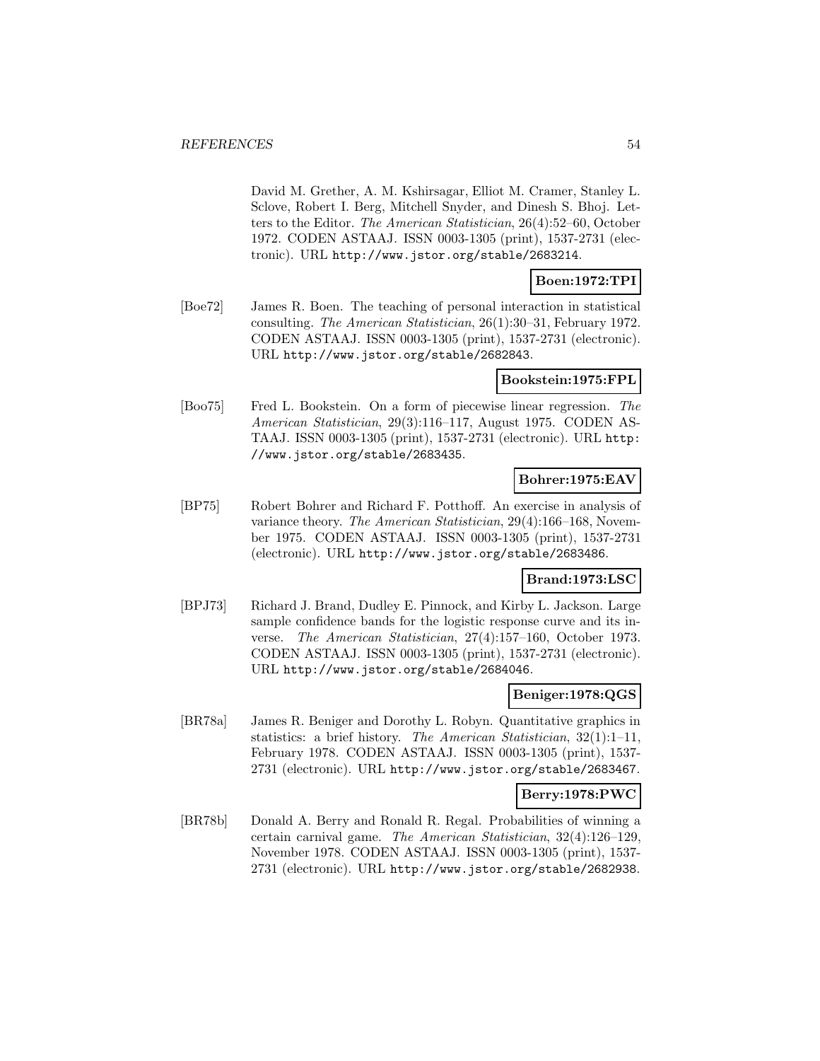David M. Grether, A. M. Kshirsagar, Elliot M. Cramer, Stanley L. Sclove, Robert I. Berg, Mitchell Snyder, and Dinesh S. Bhoj. Letters to the Editor. *The American Statistician*, 26(4):52–60, October 1972. CODEN ASTAAJ. ISSN 0003-1305 (print), 1537-2731 (electronic). URL http://www.jstor.org/stable/2683214.

**Boen:1972:TPI**

[Boe72] James R. Boen. The teaching of personal interaction in statistical consulting. *The American Statistician*, 26(1):30–31, February 1972. CODEN ASTAAJ. ISSN 0003-1305 (print), 1537-2731 (electronic). URL http://www.jstor.org/stable/2682843.

**Bookstein:1975:FPL**

[Boo75] Fred L. Bookstein. On a form of piecewise linear regression. *The American Statistician*, 29(3):116–117, August 1975. CODEN ASTAAJ. ISSN 0003-1305 (print), 1537-2731 (electronic). URL http://www.jstor.org/stable/2683435.

**Bohrer:1975:EAV**

[BP75] Robert Bohrer and Richard F. Potthoff. An exercise in analysis of variance theory. *The American Statistician*, 29(4):166–168, November 1975. CODEN ASTAAJ. ISSN 0003-1305 (print), 1537-2731 (electronic). URL http://www.jstor.org/stable/2683486.

**Brand:1973:LSC**

[BPJ73] Richard J. Brand, Dudley E. Pinnock, and Kirby L. Jackson. Large sample confidence bands for the logistic response curve and its inverse. *The American Statistician*, 27(4):157–160, October 1973. CODEN ASTAAJ. ISSN 0003-1305 (print), 1537-2731 (electronic). URL http://www.jstor.org/stable/2684046.

**Beniger:1978:QGS**

[BR78a] James R. Beniger and Dorothy L. Robyn. Quantitative graphics in statistics: a brief history. *The American Statistician*, 32(1):1–11, February 1978. CODEN ASTAAJ. ISSN 0003-1305 (print), 1537-2731 (electronic). URL http://www.jstor.org/stable/2683467.

**Berry:1978:PWC**

[BR78b] Donald A. Berry and Ronald R. Regal. Probabilities of winning a certain carnival game. *The American Statistician*, 32(4):126–129, November 1978. CODEN ASTAAJ. ISSN 0003-1305 (print), 1537-2731 (electronic). URL http://www.jstor.org/stable/2682938.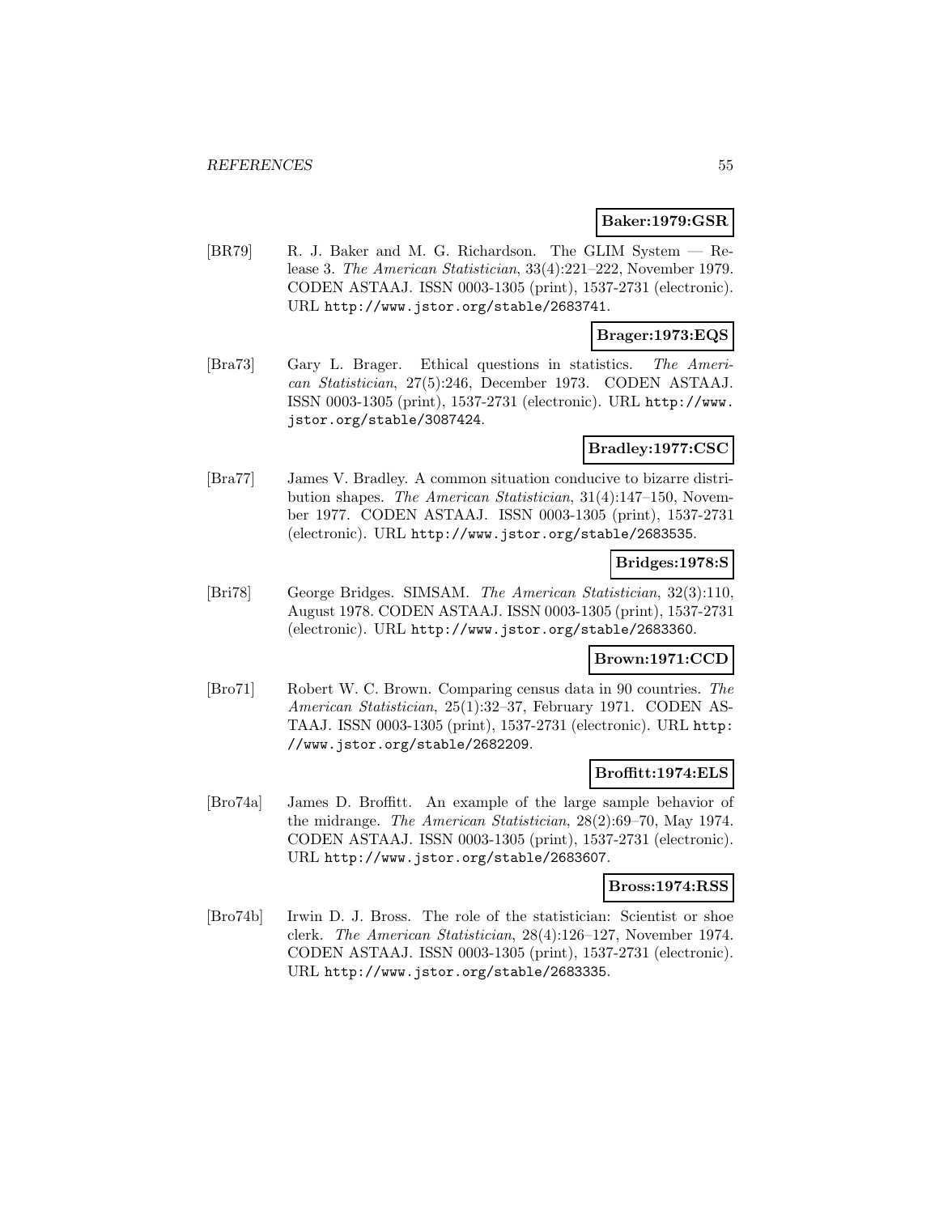**Baker:1979:GSR**

[BR79] R. J. Baker and M. G. Richardson. The GLIM System — Release 3. *The American Statistician*, 33(4):221–222, November 1979. CODEN ASTAAJ. ISSN 0003-1305 (print), 1537-2731 (electronic). URL http://www.jstor.org/stable/2683741.

**Brager:1973:EQS**

[Bra73] Gary L. Brager. Ethical questions in statistics. *The American Statistician*, 27(5):246, December 1973. CODEN ASTAAJ. ISSN 0003-1305 (print), 1537-2731 (electronic). URL http://www.jstor.org/stable/3087424.

**Bradley:1977:CSC**

[Bra77] James V. Bradley. A common situation conducive to bizarre distribution shapes. *The American Statistician*, 31(4):147–150, November 1977. CODEN ASTAAJ. ISSN 0003-1305 (print), 1537-2731 (electronic). URL http://www.jstor.org/stable/2683535.

**Bridges:1978:S**

[Bri78] George Bridges. SIMSAM. *The American Statistician*, 32(3):110, August 1978. CODEN ASTAAJ. ISSN 0003-1305 (print), 1537-2731 (electronic). URL http://www.jstor.org/stable/2683360.

**Brown:1971:CCD**

[Bro71] Robert W. C. Brown. Comparing census data in 90 countries. *The American Statistician*, 25(1):32–37, February 1971. CODEN ASTAAJ. ISSN 0003-1305 (print), 1537-2731 (electronic). URL http://www.jstor.org/stable/2682209.

**Broffitt:1974:ELS**

[Bro74a] James D. Broffitt. An example of the large sample behavior of the midrange. *The American Statistician*, 28(2):69–70, May 1974. CODEN ASTAAJ. ISSN 0003-1305 (print), 1537-2731 (electronic). URL http://www.jstor.org/stable/2683607.

**Bross:1974:RSS**

[Bro74b] Irwin D. J. Bross. The role of the statistician: Scientist or shoe clerk. *The American Statistician*, 28(4):126–127, November 1974. CODEN ASTAAJ. ISSN 0003-1305 (print), 1537-2731 (electronic). URL http://www.jstor.org/stable/2683335.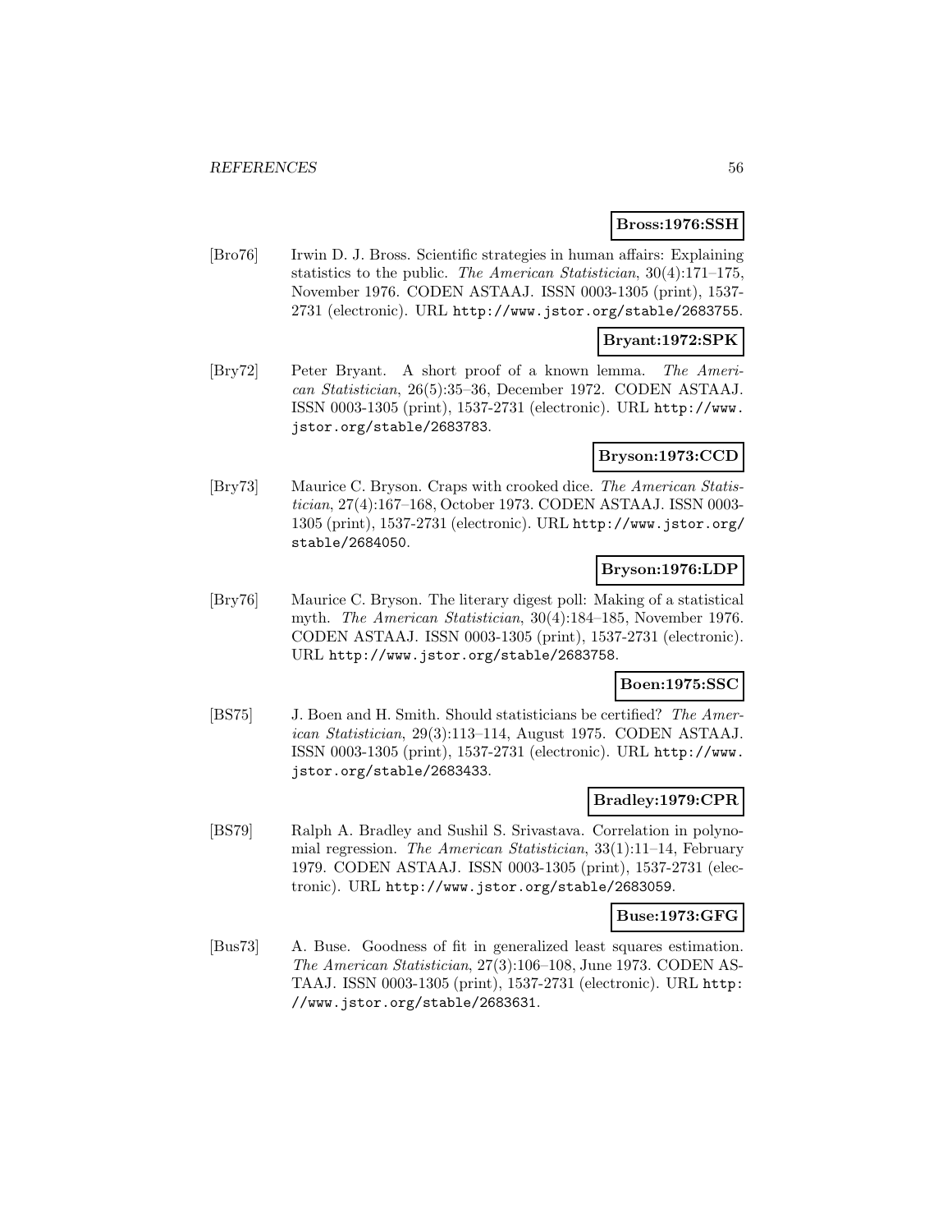**Bross:1976:SSH**

[Bro76] Irwin D. J. Bross. Scientific strategies in human affairs: Explaining statistics to the public. *The American Statistician*, 30(4):171–175, November 1976. CODEN ASTAAJ. ISSN 0003-1305 (print), 1537-2731 (electronic). URL http://www.jstor.org/stable/2683755.

**Bryant:1972:SPK**

[Bry72] Peter Bryant. A short proof of a known lemma. *The American Statistician*, 26(5):35–36, December 1972. CODEN ASTAAJ. ISSN 0003-1305 (print), 1537-2731 (electronic). URL http://www.jstor.org/stable/2683783.

**Bryson:1973:CCD**

[Bry73] Maurice C. Bryson. Craps with crooked dice. *The American Statistician*, 27(4):167–168, October 1973. CODEN ASTAAJ. ISSN 0003-1305 (print), 1537-2731 (electronic). URL http://www.jstor.org/stable/2684050.

**Bryson:1976:LDP**

[Bry76] Maurice C. Bryson. The literary digest poll: Making of a statistical myth. *The American Statistician*, 30(4):184–185, November 1976. CODEN ASTAAJ. ISSN 0003-1305 (print), 1537-2731 (electronic). URL http://www.jstor.org/stable/2683758.

**Boen:1975:SSC**

[BS75] J. Boen and H. Smith. Should statisticians be certified? *The American Statistician*, 29(3):113–114, August 1975. CODEN ASTAAJ. ISSN 0003-1305 (print), 1537-2731 (electronic). URL http://www.jstor.org/stable/2683433.

**Bradley:1979:CPR**

[BS79] Ralph A. Bradley and Sushil S. Srivastava. Correlation in polynomial regression. *The American Statistician*, 33(1):11–14, February 1979. CODEN ASTAAJ. ISSN 0003-1305 (print), 1537-2731 (electronic). URL http://www.jstor.org/stable/2683059.

**Buse:1973:GFG**

[Bus73] A. Buse. Goodness of fit in generalized least squares estimation. *The American Statistician*, 27(3):106–108, June 1973. CODEN ASTAAJ. ISSN 0003-1305 (print), 1537-2731 (electronic). URL http://www.jstor.org/stable/2683631.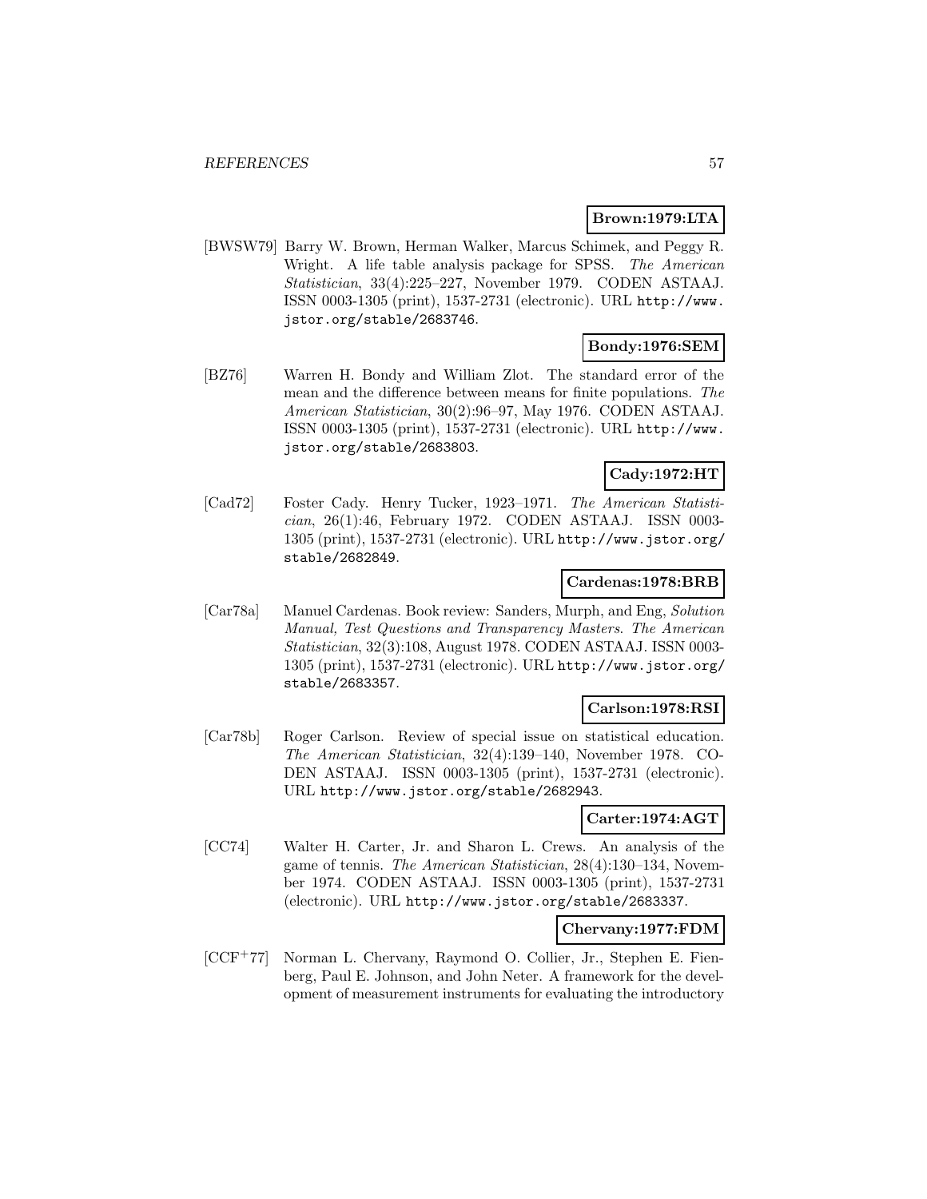**Brown:1979:LTA**

[BWSW79] Barry W. Brown, Herman Walker, Marcus Schimek, and Peggy R. Wright. A life table analysis package for SPSS. *The American Statistician*, 33(4):225–227, November 1979. CODEN ASTAAJ. ISSN 0003-1305 (print), 1537-2731 (electronic). URL http://www.jstor.org/stable/2683746.

**Bondy:1976:SEM**

[BZ76] Warren H. Bondy and William Zlot. The standard error of the mean and the difference between means for finite populations. *The American Statistician*, 30(2):96–97, May 1976. CODEN ASTAAJ. ISSN 0003-1305 (print), 1537-2731 (electronic). URL http://www.jstor.org/stable/2683803.

**Cady:1972:HT**

[Cad72] Foster Cady. Henry Tucker, 1923–1971. *The American Statistician*, 26(1):46, February 1972. CODEN ASTAAJ. ISSN 0003-1305 (print), 1537-2731 (electronic). URL http://www.jstor.org/stable/2682849.

**Cardenas:1978:BRB**

[Car78a] Manuel Cardenas. Book review: Sanders, Murph, and Eng, *Solution Manual, Test Questions and Transparency Masters*. *The American Statistician*, 32(3):108, August 1978. CODEN ASTAAJ. ISSN 0003-1305 (print), 1537-2731 (electronic). URL http://www.jstor.org/stable/2683357.

**Carlson:1978:RSI**

[Car78b] Roger Carlson. Review of special issue on statistical education. *The American Statistician*, 32(4):139–140, November 1978. CODEN ASTAAJ. ISSN 0003-1305 (print), 1537-2731 (electronic). URL http://www.jstor.org/stable/2682943.

**Carter:1974:AGT**

[CC74] Walter H. Carter, Jr. and Sharon L. Crews. An analysis of the game of tennis. *The American Statistician*, 28(4):130–134, November 1974. CODEN ASTAAJ. ISSN 0003-1305 (print), 1537-2731 (electronic). URL http://www.jstor.org/stable/2683337.

**Chervany:1977:FDM**

[CCF+77] Norman L. Chervany, Raymond O. Collier, Jr., Stephen E. Fienberg, Paul E. Johnson, and John Neter. A framework for the development of measurement instruments for evaluating the introductory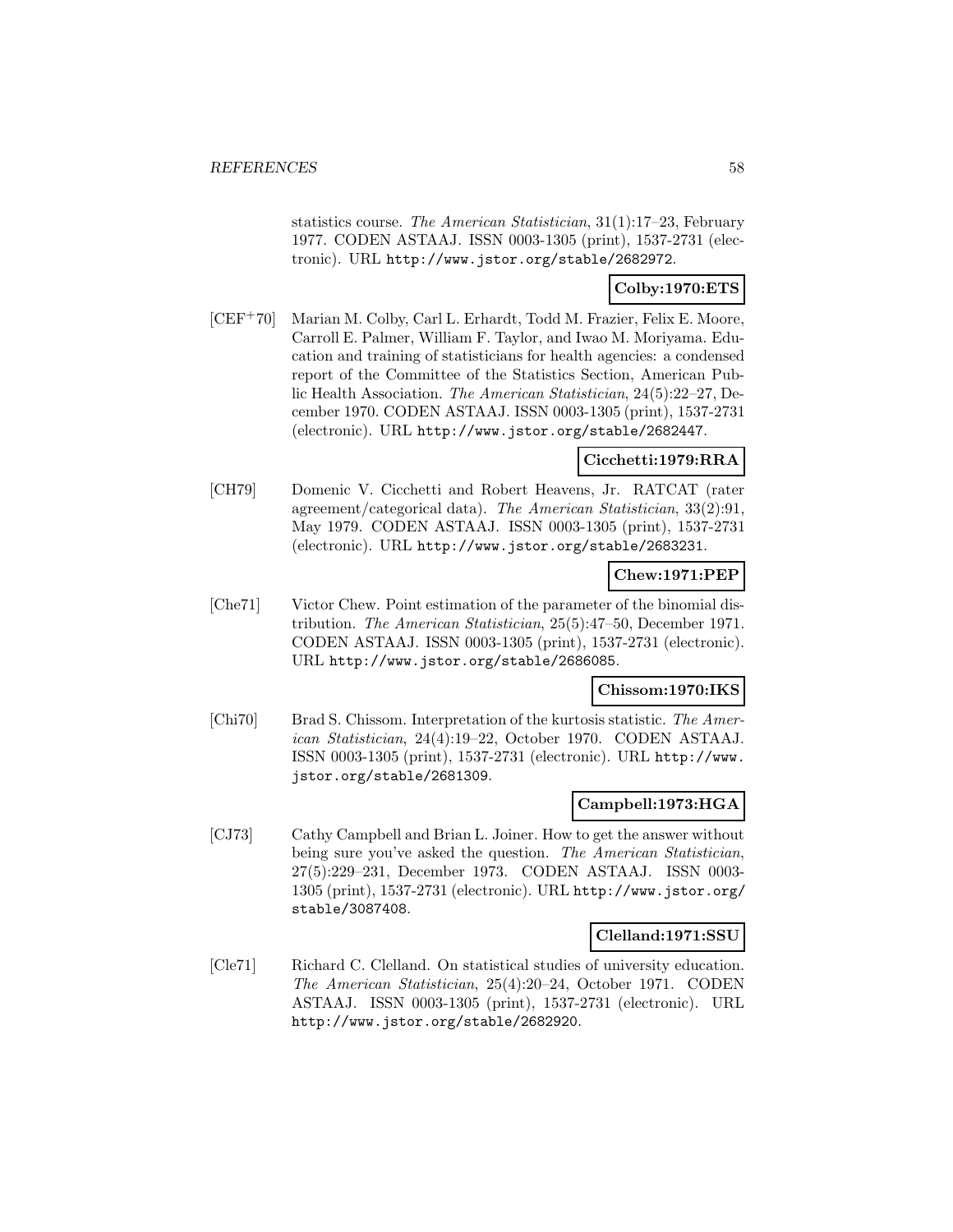statistics course. *The American Statistician*, 31(1):17–23, February 1977. CODEN ASTAAJ. ISSN 0003-1305 (print), 1537-2731 (electronic). URL http://www.jstor.org/stable/2682972.

**Colby:1970:ETS**

[CEF+70] Marian M. Colby, Carl L. Erhardt, Todd M. Frazier, Felix E. Moore, Carroll E. Palmer, William F. Taylor, and Iwao M. Moriyama. Education and training of statisticians for health agencies: a condensed report of the Committee of the Statistics Section, American Public Health Association. *The American Statistician*, 24(5):22–27, December 1970. CODEN ASTAAJ. ISSN 0003-1305 (print), 1537-2731 (electronic). URL http://www.jstor.org/stable/2682447.

**Cicchetti:1979:RRA**

[CH79] Domenic V. Cicchetti and Robert Heavens, Jr. RATCAT (rater agreement/categorical data). *The American Statistician*, 33(2):91, May 1979. CODEN ASTAAJ. ISSN 0003-1305 (print), 1537-2731 (electronic). URL http://www.jstor.org/stable/2683231.

**Chew:1971:PEP**

[Che71] Victor Chew. Point estimation of the parameter of the binomial distribution. *The American Statistician*, 25(5):47–50, December 1971. CODEN ASTAAJ. ISSN 0003-1305 (print), 1537-2731 (electronic). URL http://www.jstor.org/stable/2686085.

**Chissom:1970:IKS**

[Chi70] Brad S. Chissom. Interpretation of the kurtosis statistic. *The American Statistician*, 24(4):19–22, October 1970. CODEN ASTAAJ. ISSN 0003-1305 (print), 1537-2731 (electronic). URL http://www.jstor.org/stable/2681309.

**Campbell:1973:HGA**

[CJ73] Cathy Campbell and Brian L. Joiner. How to get the answer without being sure you've asked the question. *The American Statistician*, 27(5):229–231, December 1973. CODEN ASTAAJ. ISSN 0003-1305 (print), 1537-2731 (electronic). URL http://www.jstor.org/stable/3087408.

**Clelland:1971:SSU**

[Cle71] Richard C. Clelland. On statistical studies of university education. *The American Statistician*, 25(4):20–24, October 1971. CODEN ASTAAJ. ISSN 0003-1305 (print), 1537-2731 (electronic). URL http://www.jstor.org/stable/2682920.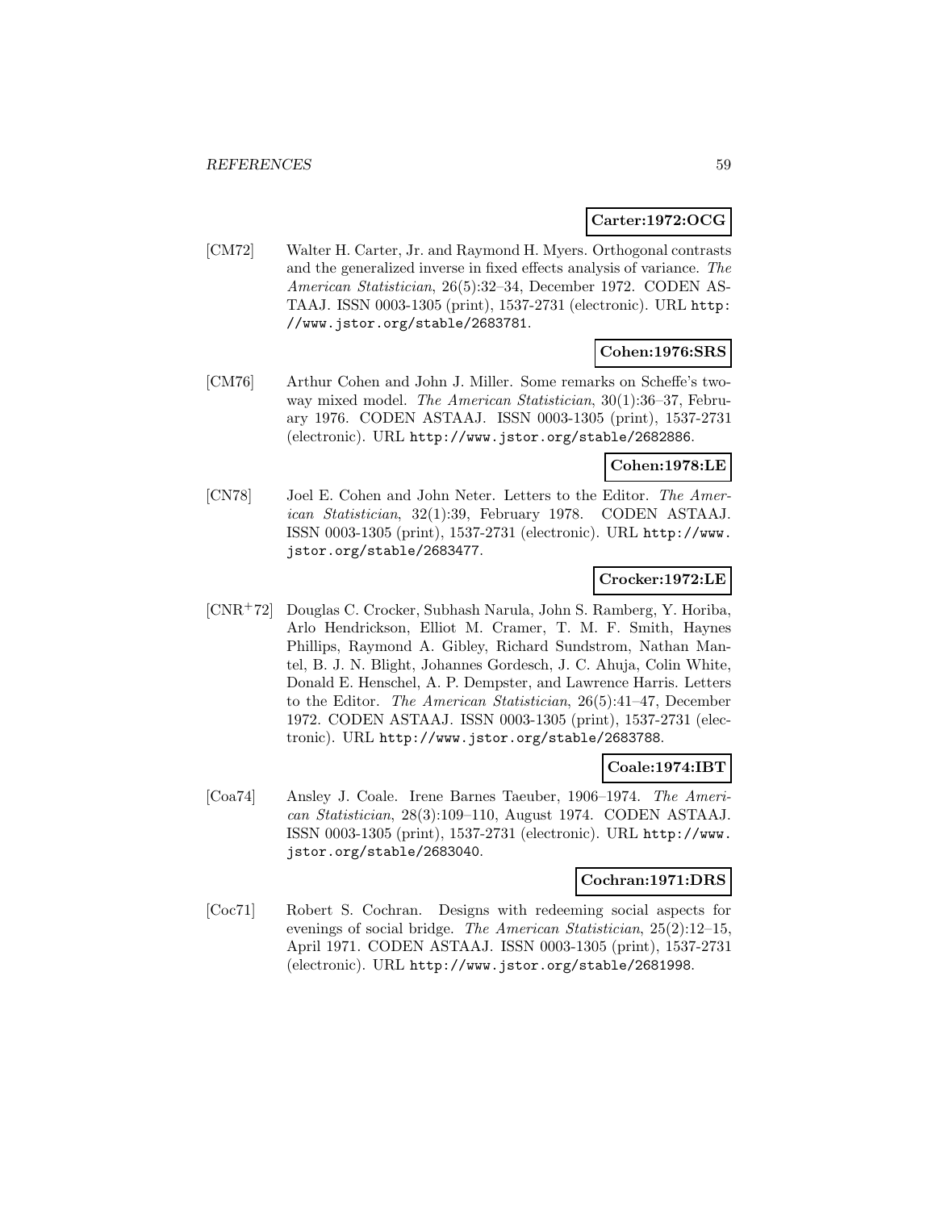**Carter:1972:OCG**

[CM72] Walter H. Carter, Jr. and Raymond H. Myers. Orthogonal contrasts and the generalized inverse in fixed effects analysis of variance. *The American Statistician*, 26(5):32–34, December 1972. CODEN ASTAAJ. ISSN 0003-1305 (print), 1537-2731 (electronic). URL http://www.jstor.org/stable/2683781.

**Cohen:1976:SRS**

[CM76] Arthur Cohen and John J. Miller. Some remarks on Scheffe's two-way mixed model. *The American Statistician*, 30(1):36–37, February 1976. CODEN ASTAAJ. ISSN 0003-1305 (print), 1537-2731 (electronic). URL http://www.jstor.org/stable/2682886.

**Cohen:1978:LE**

[CN78] Joel E. Cohen and John Neter. Letters to the Editor. *The American Statistician*, 32(1):39, February 1978. CODEN ASTAAJ. ISSN 0003-1305 (print), 1537-2731 (electronic). URL http://www.jstor.org/stable/2683477.

**Crocker:1972:LE**

[CNR+72] Douglas C. Crocker, Subhash Narula, John S. Ramberg, Y. Horiba, Arlo Hendrickson, Elliot M. Cramer, T. M. F. Smith, Haynes Phillips, Raymond A. Gibley, Richard Sundstrom, Nathan Mantel, B. J. N. Blight, Johannes Gordesch, J. C. Ahuja, Colin White, Donald E. Henschel, A. P. Dempster, and Lawrence Harris. Letters to the Editor. *The American Statistician*, 26(5):41–47, December 1972. CODEN ASTAAJ. ISSN 0003-1305 (print), 1537-2731 (electronic). URL http://www.jstor.org/stable/2683788.

**Coale:1974:IBT**

[Coa74] Ansley J. Coale. Irene Barnes Taeuber, 1906–1974. *The American Statistician*, 28(3):109–110, August 1974. CODEN ASTAAJ. ISSN 0003-1305 (print), 1537-2731 (electronic). URL http://www.jstor.org/stable/2683040.

**Cochran:1971:DRS**

[Coc71] Robert S. Cochran. Designs with redeeming social aspects for evenings of social bridge. *The American Statistician*, 25(2):12–15, April 1971. CODEN ASTAAJ. ISSN 0003-1305 (print), 1537-2731 (electronic). URL http://www.jstor.org/stable/2681998.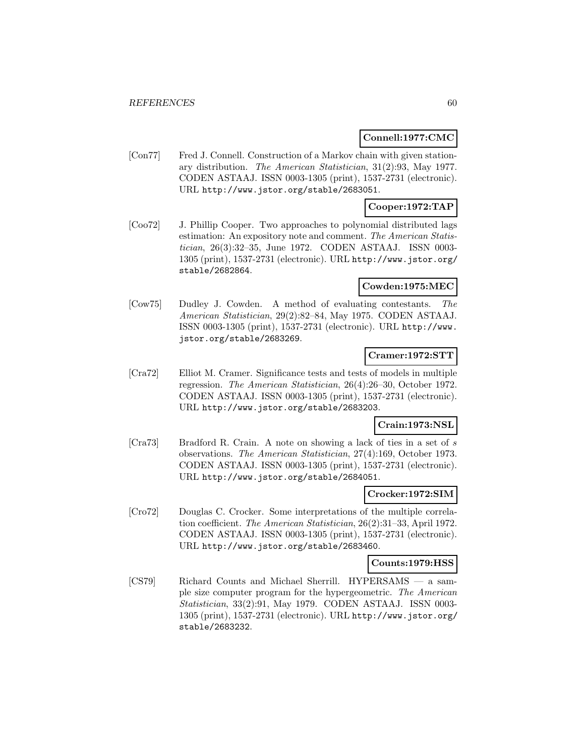**Connell:1977:CMC**

[Con77] Fred J. Connell. Construction of a Markov chain with given stationary distribution. *The American Statistician*, 31(2):93, May 1977. CODEN ASTAAJ. ISSN 0003-1305 (print), 1537-2731 (electronic). URL http://www.jstor.org/stable/2683051.

**Cooper:1972:TAP**

[Coo72] J. Phillip Cooper. Two approaches to polynomial distributed lags estimation: An expository note and comment. *The American Statistician*, 26(3):32–35, June 1972. CODEN ASTAAJ. ISSN 0003-1305 (print), 1537-2731 (electronic). URL http://www.jstor.org/stable/2682864.

**Cowden:1975:MEC**

[Cow75] Dudley J. Cowden. A method of evaluating contestants. *The American Statistician*, 29(2):82–84, May 1975. CODEN ASTAAJ. ISSN 0003-1305 (print), 1537-2731 (electronic). URL http://www.jstor.org/stable/2683269.

**Cramer:1972:STT**

[Cra72] Elliot M. Cramer. Significance tests and tests of models in multiple regression. *The American Statistician*, 26(4):26–30, October 1972. CODEN ASTAAJ. ISSN 0003-1305 (print), 1537-2731 (electronic). URL http://www.jstor.org/stable/2683203.

**Crain:1973:NSL**

[Cra73] Bradford R. Crain. A note on showing a lack of ties in a set of $s$ observations. *The American Statistician*, 27(4):169, October 1973. CODEN ASTAAJ. ISSN 0003-1305 (print), 1537-2731 (electronic). URL http://www.jstor.org/stable/2684051.

**Crocker:1972:SIM**

[Cro72] Douglas C. Crocker. Some interpretations of the multiple correlation coefficient. *The American Statistician*, 26(2):31–33, April 1972. CODEN ASTAAJ. ISSN 0003-1305 (print), 1537-2731 (electronic). URL http://www.jstor.org/stable/2683460.

**Counts:1979:HSS**

[CS79] Richard Counts and Michael Sherrill. HYPERSAMS — a sample size computer program for the hypergeometric. *The American Statistician*, 33(2):91, May 1979. CODEN ASTAAJ. ISSN 0003-1305 (print), 1537-2731 (electronic). URL http://www.jstor.org/stable/2683232.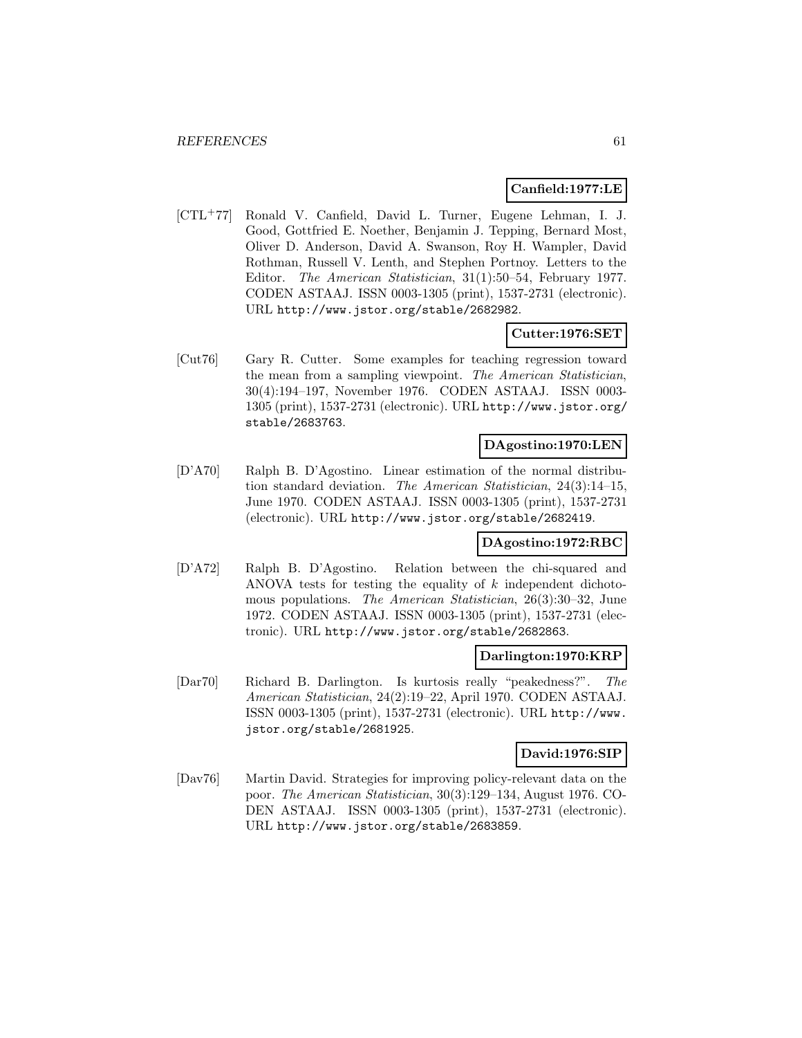**Canfield:1977:LE**

[CTL+77] Ronald V. Canfield, David L. Turner, Eugene Lehman, I. J. Good, Gottfried E. Noether, Benjamin J. Tepping, Bernard Most, Oliver D. Anderson, David A. Swanson, Roy H. Wampler, David Rothman, Russell V. Lenth, and Stephen Portnoy. Letters to the Editor. *The American Statistician*, 31(1):50–54, February 1977. CODEN ASTAAJ. ISSN 0003-1305 (print), 1537-2731 (electronic). URL http://www.jstor.org/stable/2682982.

**Cutter:1976:SET**

[Cut76] Gary R. Cutter. Some examples for teaching regression toward the mean from a sampling viewpoint. *The American Statistician*, 30(4):194–197, November 1976. CODEN ASTAAJ. ISSN 0003-1305 (print), 1537-2731 (electronic). URL http://www.jstor.org/stable/2683763.

**DAgostino:1970:LEN**

[D'A70] Ralph B. D'Agostino. Linear estimation of the normal distribution standard deviation. *The American Statistician*, 24(3):14–15, June 1970. CODEN ASTAAJ. ISSN 0003-1305 (print), 1537-2731 (electronic). URL http://www.jstor.org/stable/2682419.

**DAgostino:1972:RBC**

[D'A72] Ralph B. D'Agostino. Relation between the chi-squared and ANOVA tests for testing the equality of $k$ independent dichotomous populations. *The American Statistician*, 26(3):30–32, June 1972. CODEN ASTAAJ. ISSN 0003-1305 (print), 1537-2731 (electronic). URL http://www.jstor.org/stable/2682863.

**Darlington:1970:KRP**

[Dar70] Richard B. Darlington. Is kurtosis really "peakedness?". *The American Statistician*, 24(2):19–22, April 1970. CODEN ASTAAJ. ISSN 0003-1305 (print), 1537-2731 (electronic). URL http://www.jstor.org/stable/2681925.

**David:1976:SIP**

[Dav76] Martin David. Strategies for improving policy-relevant data on the poor. *The American Statistician*, 30(3):129–134, August 1976. CODEN ASTAAJ. ISSN 0003-1305 (print), 1537-2731 (electronic). URL http://www.jstor.org/stable/2683859.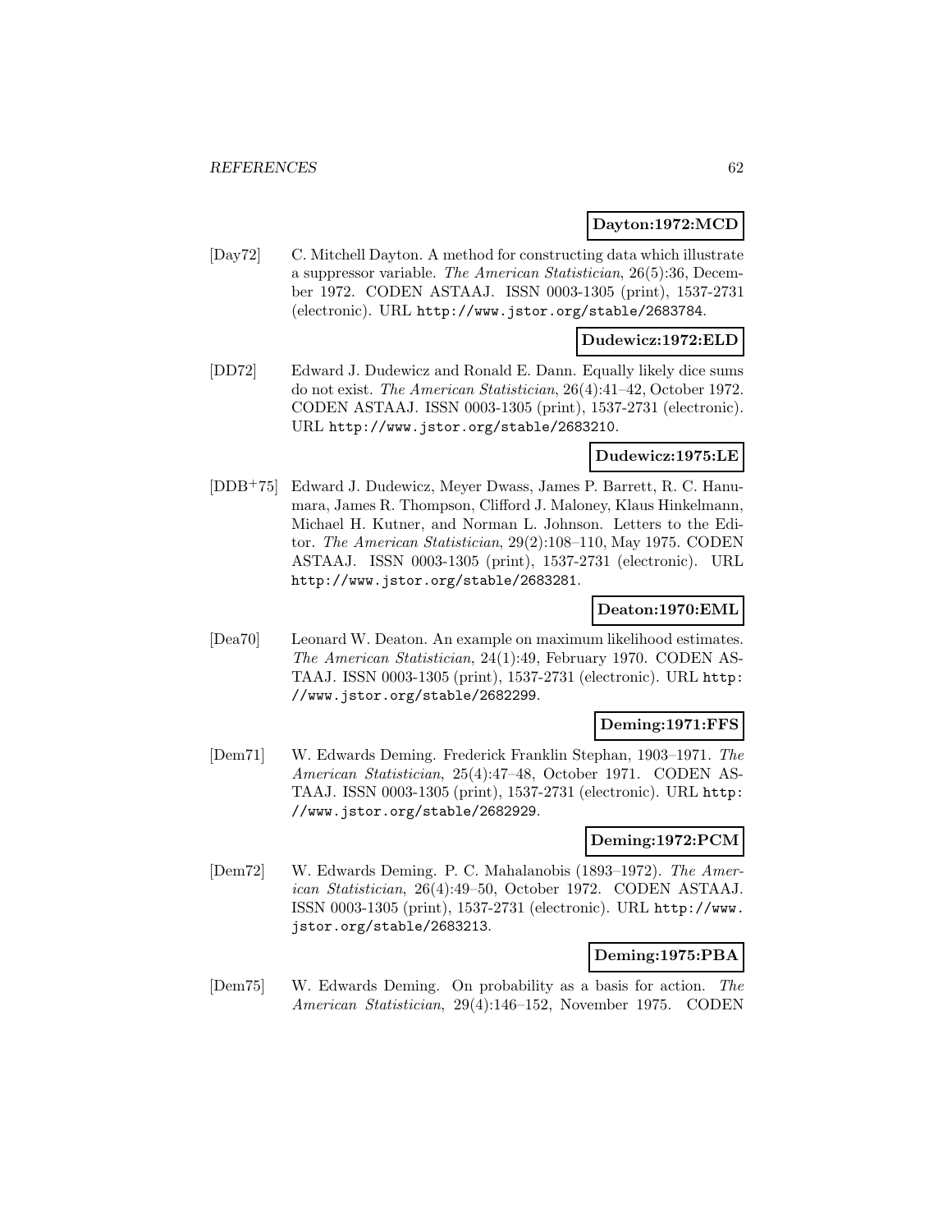**Dayton:1972:MCD**

[Day72] C. Mitchell Dayton. A method for constructing data which illustrate a suppressor variable. *The American Statistician*, 26(5):36, December 1972. CODEN ASTAAJ. ISSN 0003-1305 (print), 1537-2731 (electronic). URL http://www.jstor.org/stable/2683784.

**Dudewicz:1972:ELD**

[DD72] Edward J. Dudewicz and Ronald E. Dann. Equally likely dice sums do not exist. *The American Statistician*, 26(4):41–42, October 1972. CODEN ASTAAJ. ISSN 0003-1305 (print), 1537-2731 (electronic). URL http://www.jstor.org/stable/2683210.

**Dudewicz:1975:LE**

[DDB+75] Edward J. Dudewicz, Meyer Dwass, James P. Barrett, R. C. Hanumara, James R. Thompson, Clifford J. Maloney, Klaus Hinkelmann, Michael H. Kutner, and Norman L. Johnson. Letters to the Editor. *The American Statistician*, 29(2):108–110, May 1975. CODEN ASTAAJ. ISSN 0003-1305 (print), 1537-2731 (electronic). URL http://www.jstor.org/stable/2683281.

**Deaton:1970:EML**

[Dea70] Leonard W. Deaton. An example on maximum likelihood estimates. *The American Statistician*, 24(1):49, February 1970. CODEN ASTAAJ. ISSN 0003-1305 (print), 1537-2731 (electronic). URL http://www.jstor.org/stable/2682299.

**Deming:1971:FFS**

[Dem71] W. Edwards Deming. Frederick Franklin Stephan, 1903–1971. *The American Statistician*, 25(4):47–48, October 1971. CODEN ASTAAJ. ISSN 0003-1305 (print), 1537-2731 (electronic). URL http://www.jstor.org/stable/2682929.

**Deming:1972:PCM**

[Dem72] W. Edwards Deming. P. C. Mahalanobis (1893–1972). *The American Statistician*, 26(4):49–50, October 1972. CODEN ASTAAJ. ISSN 0003-1305 (print), 1537-2731 (electronic). URL http://www.jstor.org/stable/2683213.

**Deming:1975:PBA**

[Dem75] W. Edwards Deming. On probability as a basis for action. *The American Statistician*, 29(4):146–152, November 1975. CODEN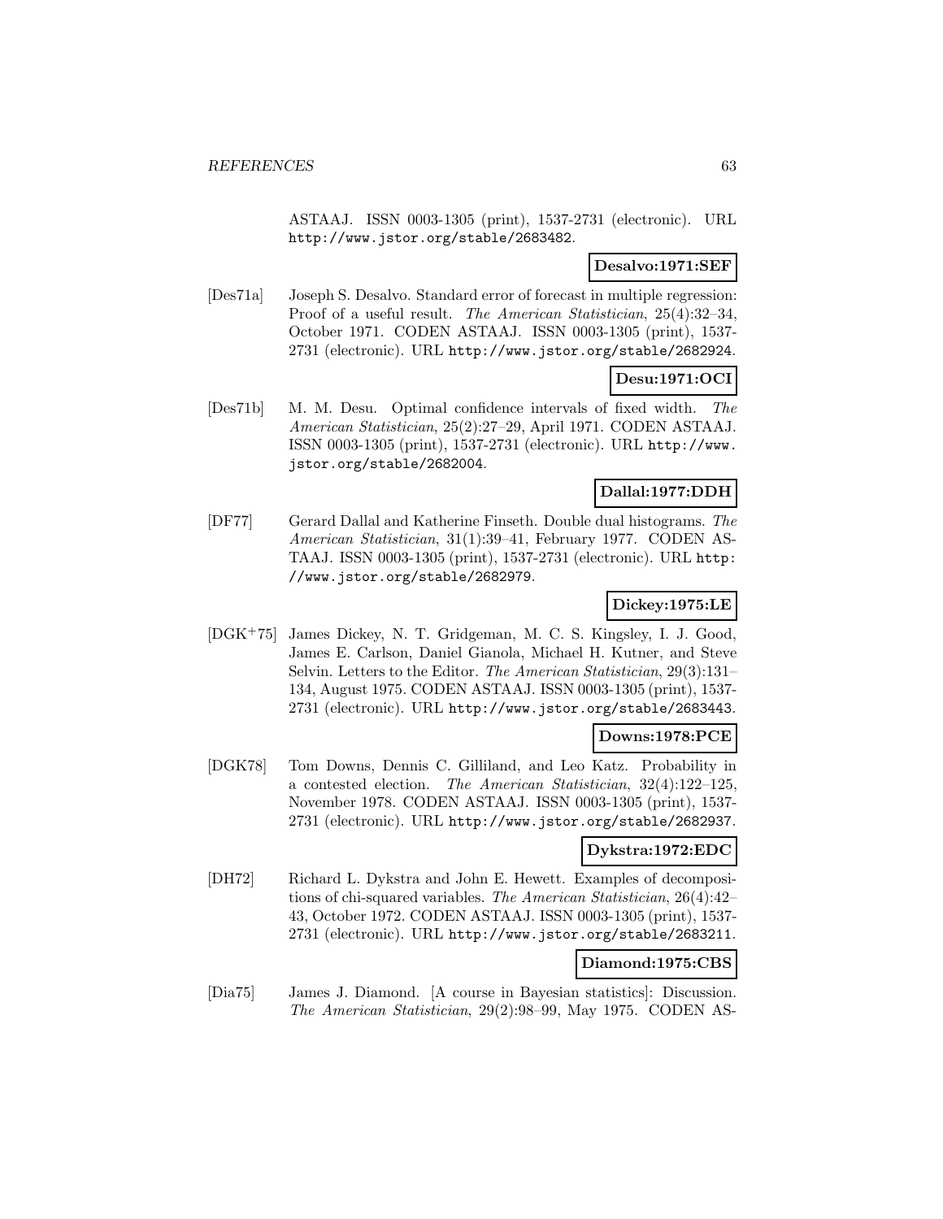ASTAAJ. ISSN 0003-1305 (print), 1537-2731 (electronic). URL http://www.jstor.org/stable/2683482.

**Desalvo:1971:SEF**

[Des71a] Joseph S. Desalvo. Standard error of forecast in multiple regression: Proof of a useful result. *The American Statistician*, 25(4):32–34, October 1971. CODEN ASTAAJ. ISSN 0003-1305 (print), 1537-2731 (electronic). URL http://www.jstor.org/stable/2682924.

**Desu:1971:OCI**

[Des71b] M. M. Desu. Optimal confidence intervals of fixed width. *The American Statistician*, 25(2):27–29, April 1971. CODEN ASTAAJ. ISSN 0003-1305 (print), 1537-2731 (electronic). URL http://www.jstor.org/stable/2682004.

**Dallal:1977:DDH**

[DF77] Gerard Dallal and Katherine Finseth. Double dual histograms. *The American Statistician*, 31(1):39–41, February 1977. CODEN ASTAAJ. ISSN 0003-1305 (print), 1537-2731 (electronic). URL http://www.jstor.org/stable/2682979.

**Dickey:1975:LE**

[DGK+75] James Dickey, N. T. Gridgeman, M. C. S. Kingsley, I. J. Good, James E. Carlson, Daniel Gianola, Michael H. Kutner, and Steve Selvin. Letters to the Editor. *The American Statistician*, 29(3):131–134, August 1975. CODEN ASTAAJ. ISSN 0003-1305 (print), 1537-2731 (electronic). URL http://www.jstor.org/stable/2683443.

**Downs:1978:PCE**

[DGK78] Tom Downs, Dennis C. Gilliland, and Leo Katz. Probability in a contested election. *The American Statistician*, 32(4):122–125, November 1978. CODEN ASTAAJ. ISSN 0003-1305 (print), 1537-2731 (electronic). URL http://www.jstor.org/stable/2682937.

**Dykstra:1972:EDC**

[DH72] Richard L. Dykstra and John E. Hewett. Examples of decompositions of chi-squared variables. *The American Statistician*, 26(4):42–43, October 1972. CODEN ASTAAJ. ISSN 0003-1305 (print), 1537-2731 (electronic). URL http://www.jstor.org/stable/2683211.

**Diamond:1975:CBS**

[Dia75] James J. Diamond. [A course in Bayesian statistics]: Discussion. *The American Statistician*, 29(2):98–99, May 1975. CODEN AS-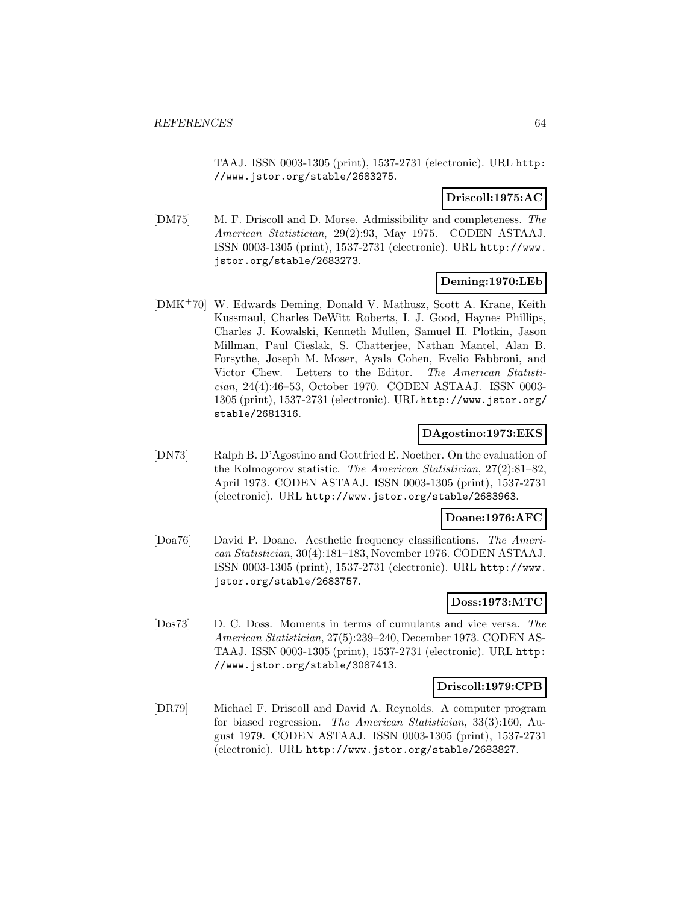TAAJ. ISSN 0003-1305 (print), 1537-2731 (electronic). URL http://www.jstor.org/stable/2683275.

**Driscoll:1975:AC**

[DM75] M. F. Driscoll and D. Morse. Admissibility and completeness. *The American Statistician*, 29(2):93, May 1975. CODEN ASTAAJ. ISSN 0003-1305 (print), 1537-2731 (electronic). URL http://www.jstor.org/stable/2683273.

**Deming:1970:LEb**

[DMK+70] W. Edwards Deming, Donald V. Mathusz, Scott A. Krane, Keith Kussmaul, Charles DeWitt Roberts, I. J. Good, Haynes Phillips, Charles J. Kowalski, Kenneth Mullen, Samuel H. Plotkin, Jason Millman, Paul Cieslak, S. Chatterjee, Nathan Mantel, Alan B. Forsythe, Joseph M. Moser, Ayala Cohen, Evelio Fabbroni, and Victor Chew. Letters to the Editor. *The American Statistician*, 24(4):46–53, October 1970. CODEN ASTAAJ. ISSN 0003-1305 (print), 1537-2731 (electronic). URL http://www.jstor.org/stable/2681316.

**DAgostino:1973:EKS**

[DN73] Ralph B. D'Agostino and Gottfried E. Noether. On the evaluation of the Kolmogorov statistic. *The American Statistician*, 27(2):81–82, April 1973. CODEN ASTAAJ. ISSN 0003-1305 (print), 1537-2731 (electronic). URL http://www.jstor.org/stable/2683963.

**Doane:1976:AFC**

[Doa76] David P. Doane. Aesthetic frequency classifications. *The American Statistician*, 30(4):181–183, November 1976. CODEN ASTAAJ. ISSN 0003-1305 (print), 1537-2731 (electronic). URL http://www.jstor.org/stable/2683757.

**Doss:1973:MTC**

[Dos73] D. C. Doss. Moments in terms of cumulants and vice versa. *The American Statistician*, 27(5):239–240, December 1973. CODEN ASTAAJ. ISSN 0003-1305 (print), 1537-2731 (electronic). URL http://www.jstor.org/stable/3087413.

**Driscoll:1979:CPB**

[DR79] Michael F. Driscoll and David A. Reynolds. A computer program for biased regression. *The American Statistician*, 33(3):160, August 1979. CODEN ASTAAJ. ISSN 0003-1305 (print), 1537-2731 (electronic). URL http://www.jstor.org/stable/2683827.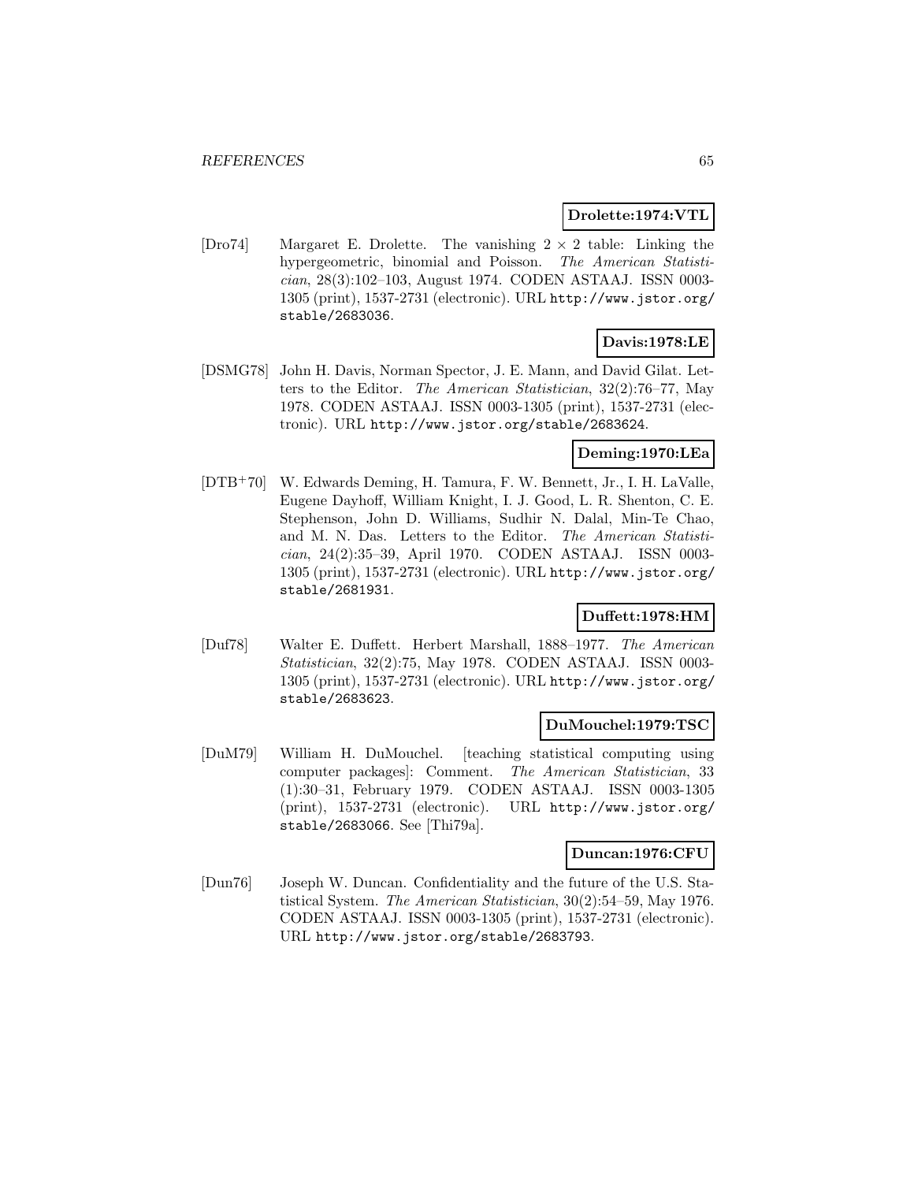**Drolette:1974:VTL**

[Dro74] Margaret E. Drolette. The vanishing $2 \times 2$ table: Linking the hypergeometric, binomial and Poisson. *The American Statistician*, 28(3):102–103, August 1974. CODEN ASTAAJ. ISSN 0003-1305 (print), 1537-2731 (electronic). URL http://www.jstor.org/stable/2683036.

**Davis:1978:LE**

[DSMG78] John H. Davis, Norman Spector, J. E. Mann, and David Gilat. Letters to the Editor. *The American Statistician*, 32(2):76–77, May 1978. CODEN ASTAAJ. ISSN 0003-1305 (print), 1537-2731 (electronic). URL http://www.jstor.org/stable/2683624.

**Deming:1970:LEa**

[DTB+70] W. Edwards Deming, H. Tamura, F. W. Bennett, Jr., I. H. LaValle, Eugene Dayhoff, William Knight, I. J. Good, L. R. Shenton, C. E. Stephenson, John D. Williams, Sudhir N. Dalal, Min-Te Chao, and M. N. Das. Letters to the Editor. *The American Statistician*, 24(2):35–39, April 1970. CODEN ASTAAJ. ISSN 0003-1305 (print), 1537-2731 (electronic). URL http://www.jstor.org/stable/2681931.

**Duffett:1978:HM**

[Duf78] Walter E. Duffett. Herbert Marshall, 1888–1977. *The American Statistician*, 32(2):75, May 1978. CODEN ASTAAJ. ISSN 0003-1305 (print), 1537-2731 (electronic). URL http://www.jstor.org/stable/2683623.

**DuMouchel:1979:TSC**

[DuM79] William H. DuMouchel. [teaching statistical computing using computer packages]: Comment. *The American Statistician*, 33 (1):30–31, February 1979. CODEN ASTAAJ. ISSN 0003-1305 (print), 1537-2731 (electronic). URL http://www.jstor.org/stable/2683066. See [Thi79a].

**Duncan:1976:CFU**

[Dun76] Joseph W. Duncan. Confidentiality and the future of the U.S. Statistical System. *The American Statistician*, 30(2):54–59, May 1976. CODEN ASTAAJ. ISSN 0003-1305 (print), 1537-2731 (electronic). URL http://www.jstor.org/stable/2683793.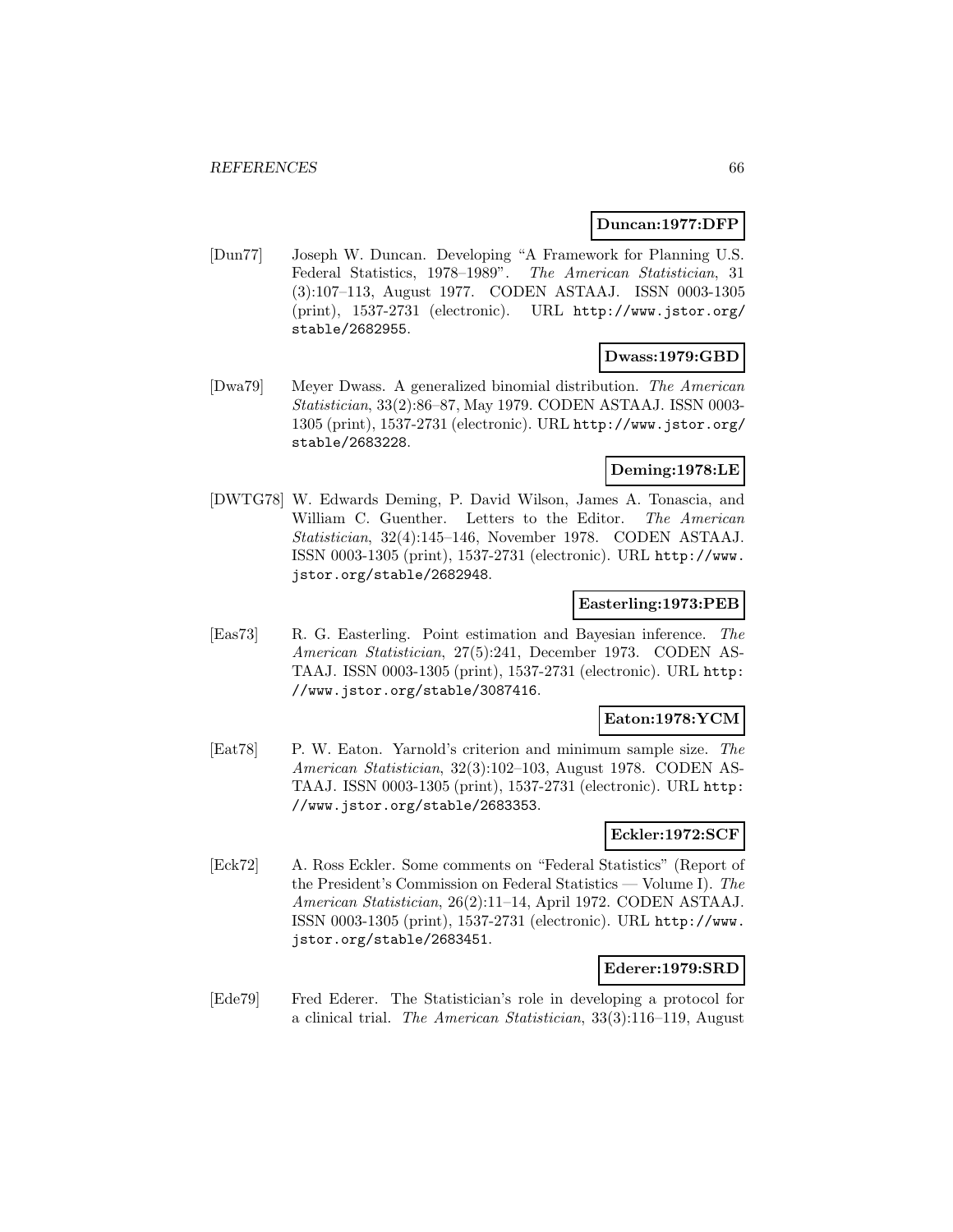**Duncan:1977:DFP**

[Dun77] Joseph W. Duncan. Developing "A Framework for Planning U.S. Federal Statistics, 1978–1989". *The American Statistician*, 31 (3):107–113, August 1977. CODEN ASTAAJ. ISSN 0003-1305 (print), 1537-2731 (electronic). URL http://www.jstor.org/stable/2682955.

**Dwass:1979:GBD**

[Dwa79] Meyer Dwass. A generalized binomial distribution. *The American Statistician*, 33(2):86–87, May 1979. CODEN ASTAAJ. ISSN 0003-1305 (print), 1537-2731 (electronic). URL http://www.jstor.org/stable/2683228.

**Deming:1978:LE**

[DWTG78] W. Edwards Deming, P. David Wilson, James A. Tonascia, and William C. Guenther. Letters to the Editor. *The American Statistician*, 32(4):145–146, November 1978. CODEN ASTAAJ. ISSN 0003-1305 (print), 1537-2731 (electronic). URL http://www.jstor.org/stable/2682948.

**Easterling:1973:PEB**

[Eas73] R. G. Easterling. Point estimation and Bayesian inference. *The American Statistician*, 27(5):241, December 1973. CODEN ASTAAJ. ISSN 0003-1305 (print), 1537-2731 (electronic). URL http://www.jstor.org/stable/3087416.

**Eaton:1978:YCM**

[Eat78] P. W. Eaton. Yarnold's criterion and minimum sample size. *The American Statistician*, 32(3):102–103, August 1978. CODEN ASTAAJ. ISSN 0003-1305 (print), 1537-2731 (electronic). URL http://www.jstor.org/stable/2683353.

**Eckler:1972:SCF**

[Eck72] A. Ross Eckler. Some comments on "Federal Statistics" (Report of the President's Commission on Federal Statistics — Volume I). *The American Statistician*, 26(2):11–14, April 1972. CODEN ASTAAJ. ISSN 0003-1305 (print), 1537-2731 (electronic). URL http://www.jstor.org/stable/2683451.

**Ederer:1979:SRD**

[Ede79] Fred Ederer. The Statistician's role in developing a protocol for a clinical trial. *The American Statistician*, 33(3):116–119, August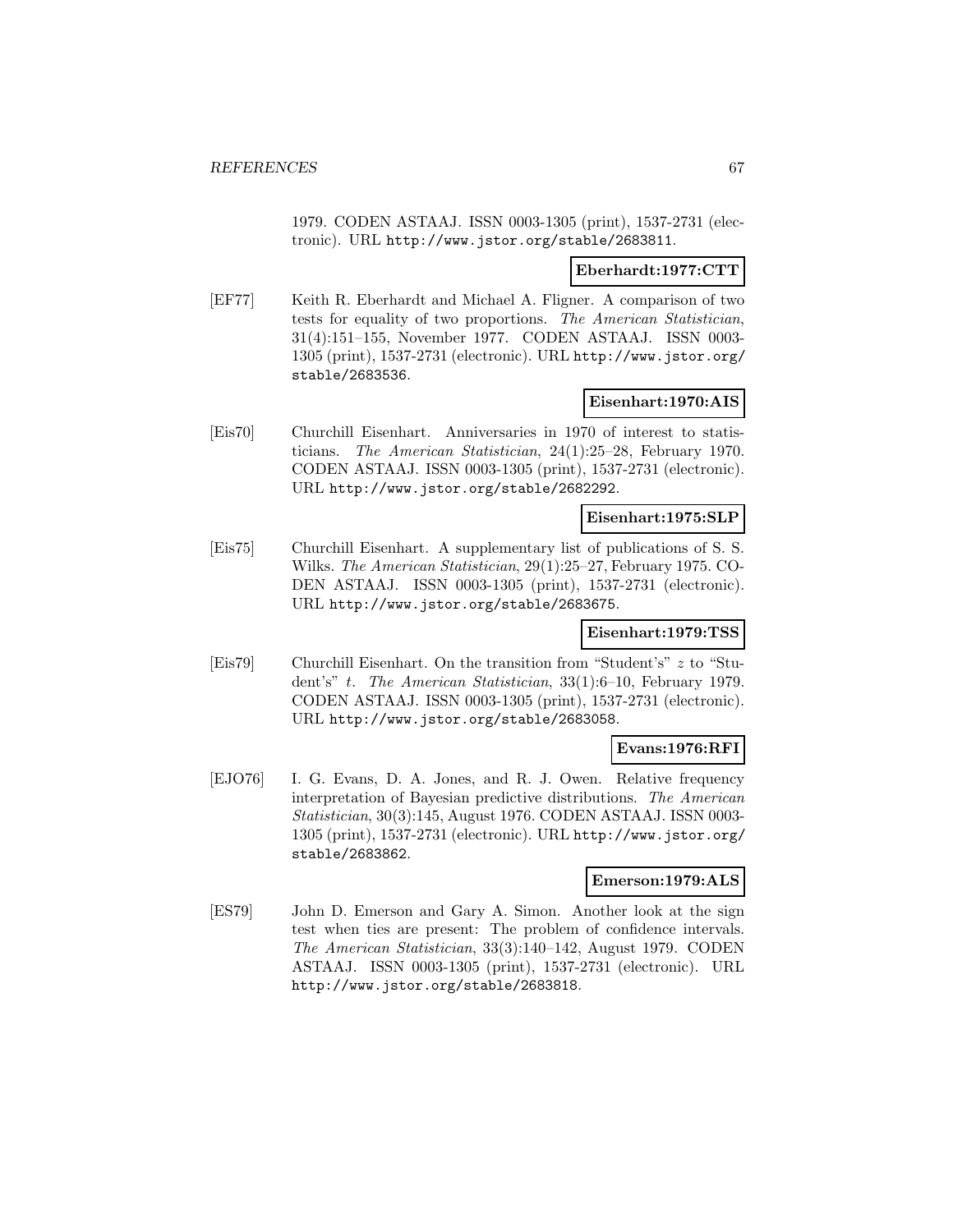1979. CODEN ASTAAJ. ISSN 0003-1305 (print), 1537-2731 (electronic). URL http://www.jstor.org/stable/2683811.

**Eberhardt:1977:CTT**

[EF77] Keith R. Eberhardt and Michael A. Fligner. A comparison of two tests for equality of two proportions. *The American Statistician*, 31(4):151–155, November 1977. CODEN ASTAAJ. ISSN 0003-1305 (print), 1537-2731 (electronic). URL http://www.jstor.org/stable/2683536.

**Eisenhart:1970:AIS**

[Eis70] Churchill Eisenhart. Anniversaries in 1970 of interest to statisticians. *The American Statistician*, 24(1):25–28, February 1970. CODEN ASTAAJ. ISSN 0003-1305 (print), 1537-2731 (electronic). URL http://www.jstor.org/stable/2682292.

**Eisenhart:1975:SLP**

[Eis75] Churchill Eisenhart. A supplementary list of publications of S. S. Wilks. *The American Statistician*, 29(1):25–27, February 1975. CODEN ASTAAJ. ISSN 0003-1305 (print), 1537-2731 (electronic). URL http://www.jstor.org/stable/2683675.

**Eisenhart:1979:TSS**

[Eis79] Churchill Eisenhart. On the transition from "Student's" $z$ to "Student's" $t$. *The American Statistician*, 33(1):6–10, February 1979. CODEN ASTAAJ. ISSN 0003-1305 (print), 1537-2731 (electronic). URL http://www.jstor.org/stable/2683058.

**Evans:1976:RFI**

[EJO76] I. G. Evans, D. A. Jones, and R. J. Owen. Relative frequency interpretation of Bayesian predictive distributions. *The American Statistician*, 30(3):145, August 1976. CODEN ASTAAJ. ISSN 0003-1305 (print), 1537-2731 (electronic). URL http://www.jstor.org/stable/2683862.

**Emerson:1979:ALS**

[ES79] John D. Emerson and Gary A. Simon. Another look at the sign test when ties are present: The problem of confidence intervals. *The American Statistician*, 33(3):140–142, August 1979. CODEN ASTAAJ. ISSN 0003-1305 (print), 1537-2731 (electronic). URL http://www.jstor.org/stable/2683818.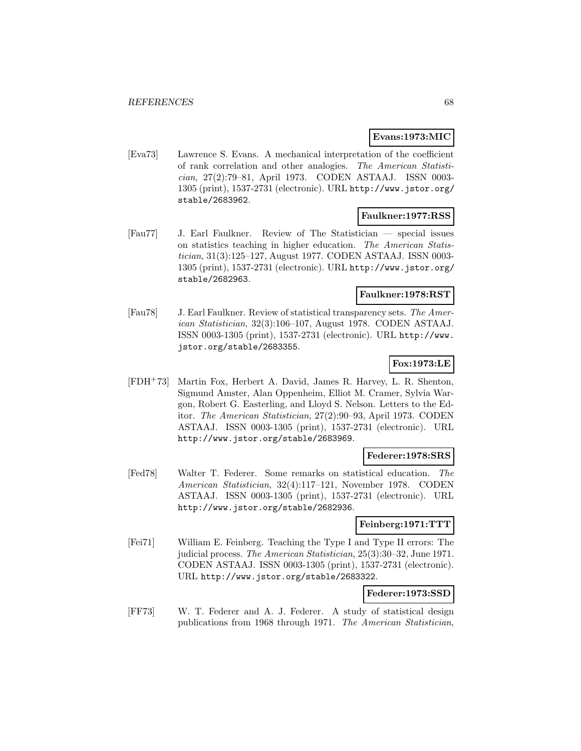**Evans:1973:MIC**

[Eva73] Lawrence S. Evans. A mechanical interpretation of the coefficient of rank correlation and other analogies. *The American Statistician*, 27(2):79–81, April 1973. CODEN ASTAAJ. ISSN 0003-1305 (print), 1537-2731 (electronic). URL http://www.jstor.org/stable/2683962.

**Faulkner:1977:RSS**

[Fau77] J. Earl Faulkner. Review of The Statistician — special issues on statistics teaching in higher education. *The American Statistician*, 31(3):125–127, August 1977. CODEN ASTAAJ. ISSN 0003-1305 (print), 1537-2731 (electronic). URL http://www.jstor.org/stable/2682963.

**Faulkner:1978:RST**

[Fau78] J. Earl Faulkner. Review of statistical transparency sets. *The American Statistician*, 32(3):106–107, August 1978. CODEN ASTAAJ. ISSN 0003-1305 (print), 1537-2731 (electronic). URL http://www.jstor.org/stable/2683355.

**Fox:1973:LE**

[FDH+73] Martin Fox, Herbert A. David, James R. Harvey, L. R. Shenton, Sigmund Amster, Alan Oppenheim, Elliot M. Cramer, Sylvia Wargon, Robert G. Easterling, and Lloyd S. Nelson. Letters to the Editor. *The American Statistician*, 27(2):90–93, April 1973. CODEN ASTAAJ. ISSN 0003-1305 (print), 1537-2731 (electronic). URL http://www.jstor.org/stable/2683969.

**Federer:1978:SRS**

[Fed78] Walter T. Federer. Some remarks on statistical education. *The American Statistician*, 32(4):117–121, November 1978. CODEN ASTAAJ. ISSN 0003-1305 (print), 1537-2731 (electronic). URL http://www.jstor.org/stable/2682936.

**Feinberg:1971:TTT**

[Fei71] William E. Feinberg. Teaching the Type I and Type II errors: The judicial process. *The American Statistician*, 25(3):30–32, June 1971. CODEN ASTAAJ. ISSN 0003-1305 (print), 1537-2731 (electronic). URL http://www.jstor.org/stable/2683322.

**Federer:1973:SSD**

[FF73] W. T. Federer and A. J. Federer. A study of statistical design publications from 1968 through 1971. *The American Statistician*,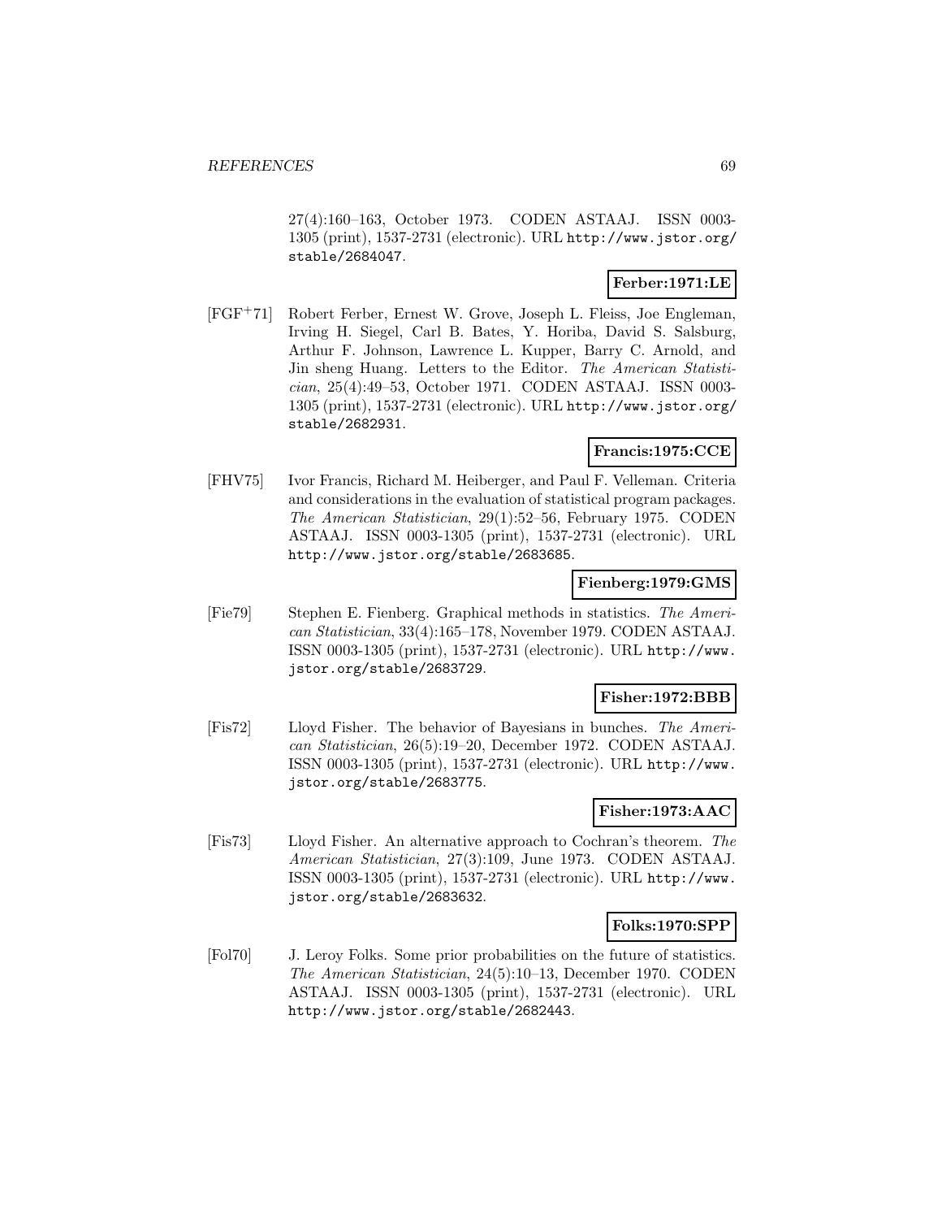27(4):160–163, October 1973. CODEN ASTAAJ. ISSN 0003-1305 (print), 1537-2731 (electronic). URL http://www.jstor.org/stable/2684047.

**Ferber:1971:LE**

[FGF+71] Robert Ferber, Ernest W. Grove, Joseph L. Fleiss, Joe Engleman, Irving H. Siegel, Carl B. Bates, Y. Horiba, David S. Salsburg, Arthur F. Johnson, Lawrence L. Kupper, Barry C. Arnold, and Jin sheng Huang. Letters to the Editor. *The American Statistician*, 25(4):49–53, October 1971. CODEN ASTAAJ. ISSN 0003-1305 (print), 1537-2731 (electronic). URL http://www.jstor.org/stable/2682931.

**Francis:1975:CCE**

[FHV75] Ivor Francis, Richard M. Heiberger, and Paul F. Velleman. Criteria and considerations in the evaluation of statistical program packages. *The American Statistician*, 29(1):52–56, February 1975. CODEN ASTAAJ. ISSN 0003-1305 (print), 1537-2731 (electronic). URL http://www.jstor.org/stable/2683685.

**Fienberg:1979:GMS**

[Fie79] Stephen E. Fienberg. Graphical methods in statistics. *The American Statistician*, 33(4):165–178, November 1979. CODEN ASTAAJ. ISSN 0003-1305 (print), 1537-2731 (electronic). URL http://www.jstor.org/stable/2683729.

**Fisher:1972:BBB**

[Fis72] Lloyd Fisher. The behavior of Bayesians in bunches. *The American Statistician*, 26(5):19–20, December 1972. CODEN ASTAAJ. ISSN 0003-1305 (print), 1537-2731 (electronic). URL http://www.jstor.org/stable/2683775.

**Fisher:1973:AAC**

[Fis73] Lloyd Fisher. An alternative approach to Cochran's theorem. *The American Statistician*, 27(3):109, June 1973. CODEN ASTAAJ. ISSN 0003-1305 (print), 1537-2731 (electronic). URL http://www.jstor.org/stable/2683632.

**Folks:1970:SPP**

[Fol70] J. Leroy Folks. Some prior probabilities on the future of statistics. *The American Statistician*, 24(5):10–13, December 1970. CODEN ASTAAJ. ISSN 0003-1305 (print), 1537-2731 (electronic). URL http://www.jstor.org/stable/2682443.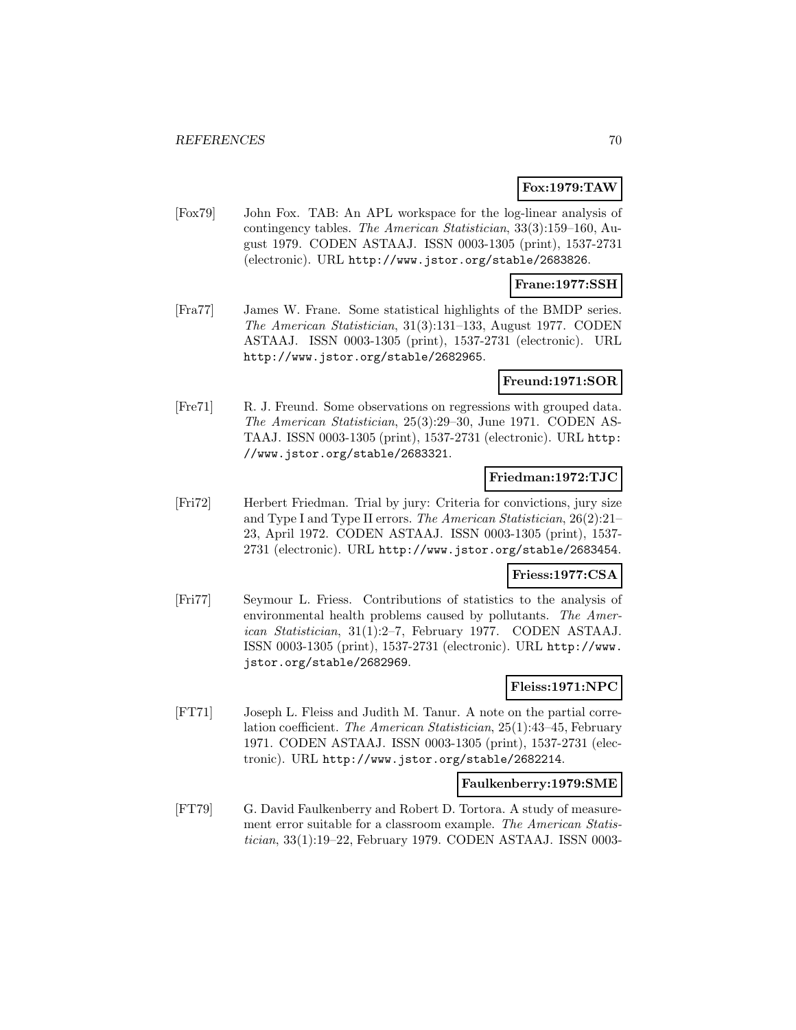**Fox:1979:TAW**

[Fox79] John Fox. TAB: An APL workspace for the log-linear analysis of contingency tables. *The American Statistician*, 33(3):159–160, August 1979. CODEN ASTAAJ. ISSN 0003-1305 (print), 1537-2731 (electronic). URL http://www.jstor.org/stable/2683826.

**Frane:1977:SSH**

[Fra77] James W. Frane. Some statistical highlights of the BMDP series. *The American Statistician*, 31(3):131–133, August 1977. CODEN ASTAAJ. ISSN 0003-1305 (print), 1537-2731 (electronic). URL http://www.jstor.org/stable/2682965.

**Freund:1971:SOR**

[Fre71] R. J. Freund. Some observations on regressions with grouped data. *The American Statistician*, 25(3):29–30, June 1971. CODEN ASTAAJ. ISSN 0003-1305 (print), 1537-2731 (electronic). URL http://www.jstor.org/stable/2683321.

**Friedman:1972:TJC**

[Fri72] Herbert Friedman. Trial by jury: Criteria for convictions, jury size and Type I and Type II errors. *The American Statistician*, 26(2):21–23, April 1972. CODEN ASTAAJ. ISSN 0003-1305 (print), 1537-2731 (electronic). URL http://www.jstor.org/stable/2683454.

**Friess:1977:CSA**

[Fri77] Seymour L. Friess. Contributions of statistics to the analysis of environmental health problems caused by pollutants. *The American Statistician*, 31(1):2–7, February 1977. CODEN ASTAAJ. ISSN 0003-1305 (print), 1537-2731 (electronic). URL http://www.jstor.org/stable/2682969.

**Fleiss:1971:NPC**

[FT71] Joseph L. Fleiss and Judith M. Tanur. A note on the partial correlation coefficient. *The American Statistician*, 25(1):43–45, February 1971. CODEN ASTAAJ. ISSN 0003-1305 (print), 1537-2731 (electronic). URL http://www.jstor.org/stable/2682214.

**Faulkenberry:1979:SME**

[FT79] G. David Faulkenberry and Robert D. Tortora. A study of measurement error suitable for a classroom example. *The American Statistician*, 33(1):19–22, February 1979. CODEN ASTAAJ. ISSN 0003-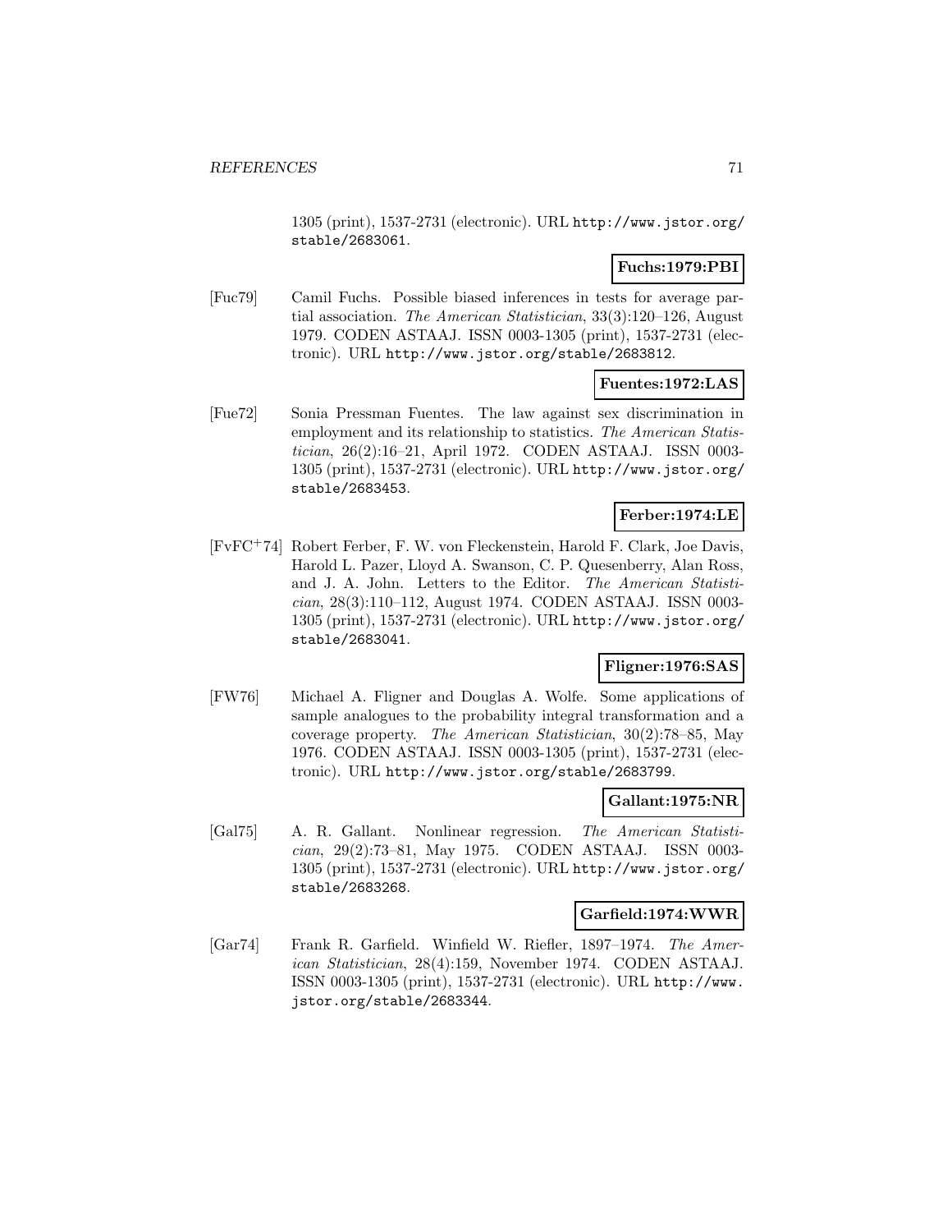1305 (print), 1537-2731 (electronic). URL http://www.jstor.org/stable/2683061.

**Fuchs:1979:PBI**

[Fuc79] Camil Fuchs. Possible biased inferences in tests for average partial association. *The American Statistician*, 33(3):120–126, August 1979. CODEN ASTAAJ. ISSN 0003-1305 (print), 1537-2731 (electronic). URL http://www.jstor.org/stable/2683812.

**Fuentes:1972:LAS**

[Fue72] Sonia Pressman Fuentes. The law against sex discrimination in employment and its relationship to statistics. *The American Statistician*, 26(2):16–21, April 1972. CODEN ASTAAJ. ISSN 0003-1305 (print), 1537-2731 (electronic). URL http://www.jstor.org/stable/2683453.

**Ferber:1974:LE**

[FvFC+74] Robert Ferber, F. W. von Fleckenstein, Harold F. Clark, Joe Davis, Harold L. Pazer, Lloyd A. Swanson, C. P. Quesenberry, Alan Ross, and J. A. John. Letters to the Editor. *The American Statistician*, 28(3):110–112, August 1974. CODEN ASTAAJ. ISSN 0003-1305 (print), 1537-2731 (electronic). URL http://www.jstor.org/stable/2683041.

**Fligner:1976:SAS**

[FW76] Michael A. Fligner and Douglas A. Wolfe. Some applications of sample analogues to the probability integral transformation and a coverage property. *The American Statistician*, 30(2):78–85, May 1976. CODEN ASTAAJ. ISSN 0003-1305 (print), 1537-2731 (electronic). URL http://www.jstor.org/stable/2683799.

**Gallant:1975:NR**

[Gal75] A. R. Gallant. Nonlinear regression. *The American Statistician*, 29(2):73–81, May 1975. CODEN ASTAAJ. ISSN 0003-1305 (print), 1537-2731 (electronic). URL http://www.jstor.org/stable/2683268.

**Garfield:1974:WWR**

[Gar74] Frank R. Garfield. Winfield W. Riefler, 1897–1974. *The American Statistician*, 28(4):159, November 1974. CODEN ASTAAJ. ISSN 0003-1305 (print), 1537-2731 (electronic). URL http://www.jstor.org/stable/2683344.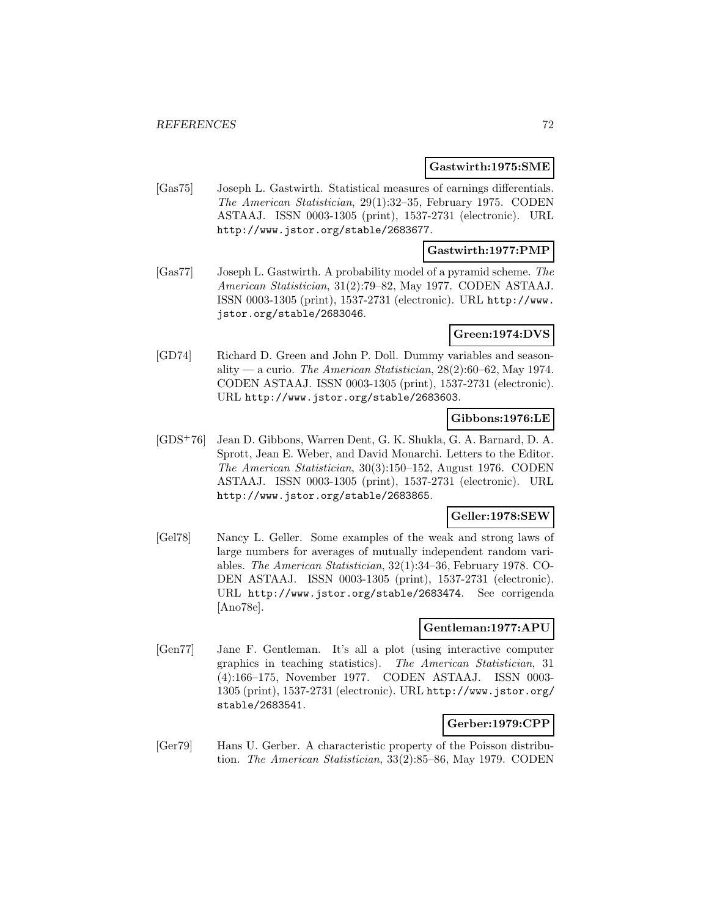**Gastwirth:1975:SME**

[Gas75] Joseph L. Gastwirth. Statistical measures of earnings differentials. *The American Statistician*, 29(1):32–35, February 1975. CODEN ASTAAJ. ISSN 0003-1305 (print), 1537-2731 (electronic). URL http://www.jstor.org/stable/2683677.

**Gastwirth:1977:PMP**

[Gas77] Joseph L. Gastwirth. A probability model of a pyramid scheme. *The American Statistician*, 31(2):79–82, May 1977. CODEN ASTAAJ. ISSN 0003-1305 (print), 1537-2731 (electronic). URL http://www.jstor.org/stable/2683046.

**Green:1974:DVS**

[GD74] Richard D. Green and John P. Doll. Dummy variables and seasonality — a curio. *The American Statistician*, 28(2):60–62, May 1974. CODEN ASTAAJ. ISSN 0003-1305 (print), 1537-2731 (electronic). URL http://www.jstor.org/stable/2683603.

**Gibbons:1976:LE**

[GDS+76] Jean D. Gibbons, Warren Dent, G. K. Shukla, G. A. Barnard, D. A. Sprott, Jean E. Weber, and David Monarchi. Letters to the Editor. *The American Statistician*, 30(3):150–152, August 1976. CODEN ASTAAJ. ISSN 0003-1305 (print), 1537-2731 (electronic). URL http://www.jstor.org/stable/2683865.

**Geller:1978:SEW**

[Gel78] Nancy L. Geller. Some examples of the weak and strong laws of large numbers for averages of mutually independent random variables. *The American Statistician*, 32(1):34–36, February 1978. CODEN ASTAAJ. ISSN 0003-1305 (print), 1537-2731 (electronic). URL http://www.jstor.org/stable/2683474. See corrigenda [Ano78e].

**Gentleman:1977:APU**

[Gen77] Jane F. Gentleman. It's all a plot (using interactive computer graphics in teaching statistics). *The American Statistician*, 31 (4):166–175, November 1977. CODEN ASTAAJ. ISSN 0003-1305 (print), 1537-2731 (electronic). URL http://www.jstor.org/stable/2683541.

**Gerber:1979:CPP**

[Ger79] Hans U. Gerber. A characteristic property of the Poisson distribution. *The American Statistician*, 33(2):85–86, May 1979. CODEN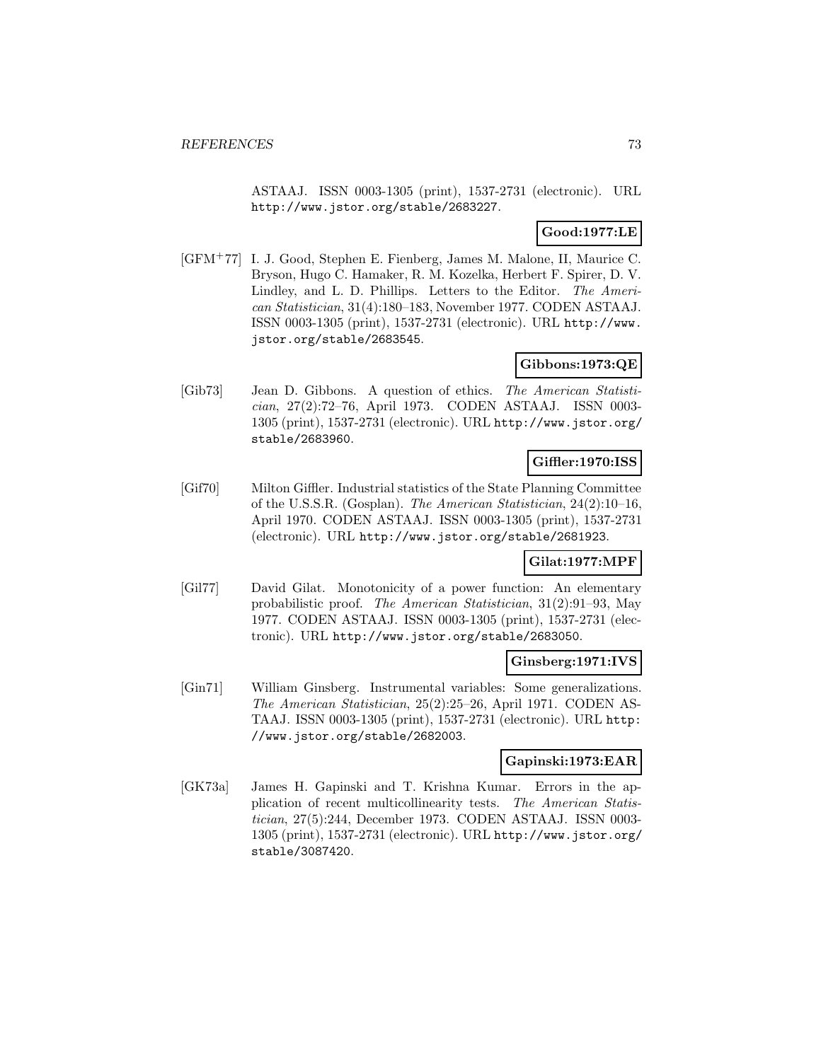ASTAAJ. ISSN 0003-1305 (print), 1537-2731 (electronic). URL http://www.jstor.org/stable/2683227.

**Good:1977:LE**

[GFM+77] I. J. Good, Stephen E. Fienberg, James M. Malone, II, Maurice C. Bryson, Hugo C. Hamaker, R. M. Kozelka, Herbert F. Spirer, D. V. Lindley, and L. D. Phillips. Letters to the Editor. *The American Statistician*, 31(4):180–183, November 1977. CODEN ASTAAJ. ISSN 0003-1305 (print), 1537-2731 (electronic). URL http://www.jstor.org/stable/2683545.

**Gibbons:1973:QE**

[Gib73] Jean D. Gibbons. A question of ethics. *The American Statistician*, 27(2):72–76, April 1973. CODEN ASTAAJ. ISSN 0003-1305 (print), 1537-2731 (electronic). URL http://www.jstor.org/stable/2683960.

**Giffler:1970:ISS**

[Gif70] Milton Giffler. Industrial statistics of the State Planning Committee of the U.S.S.R. (Gosplan). *The American Statistician*, 24(2):10–16, April 1970. CODEN ASTAAJ. ISSN 0003-1305 (print), 1537-2731 (electronic). URL http://www.jstor.org/stable/2681923.

**Gilat:1977:MPF**

[Gil77] David Gilat. Monotonicity of a power function: An elementary probabilistic proof. *The American Statistician*, 31(2):91–93, May 1977. CODEN ASTAAJ. ISSN 0003-1305 (print), 1537-2731 (electronic). URL http://www.jstor.org/stable/2683050.

**Ginsberg:1971:IVS**

[Gin71] William Ginsberg. Instrumental variables: Some generalizations. *The American Statistician*, 25(2):25–26, April 1971. CODEN ASTAAJ. ISSN 0003-1305 (print), 1537-2731 (electronic). URL http://www.jstor.org/stable/2682003.

**Gapinski:1973:EAR**

[GK73a] James H. Gapinski and T. Krishna Kumar. Errors in the application of recent multicollinearity tests. *The American Statistician*, 27(5):244, December 1973. CODEN ASTAAJ. ISSN 0003-1305 (print), 1537-2731 (electronic). URL http://www.jstor.org/stable/3087420.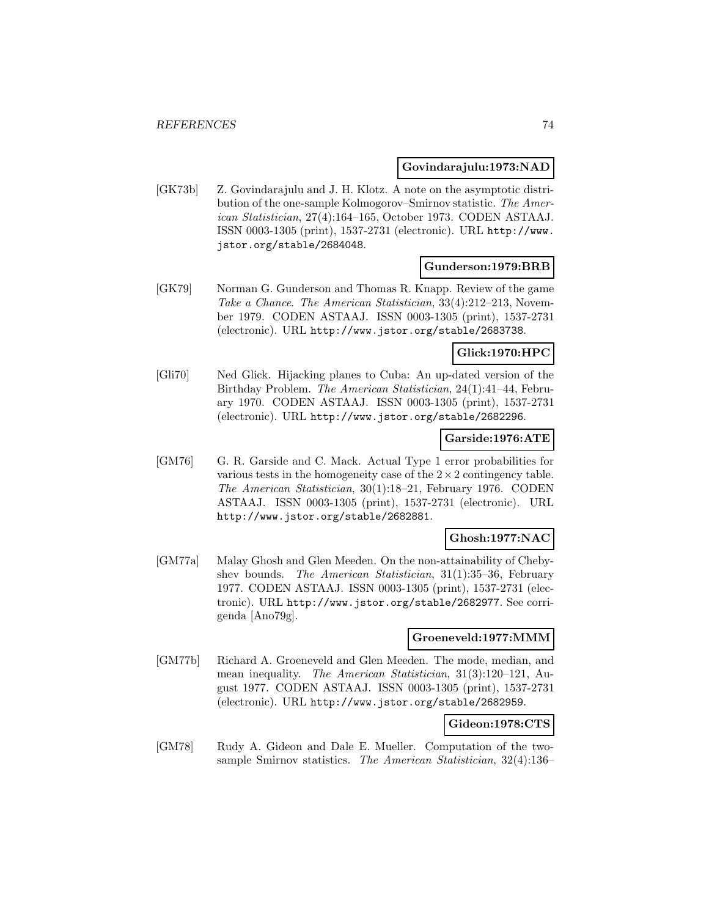**Govindarajulu:1973:NAD**

[GK73b] Z. Govindarajulu and J. H. Klotz. A note on the asymptotic distribution of the one-sample Kolmogorov–Smirnov statistic. *The American Statistician*, 27(4):164–165, October 1973. CODEN ASTAAJ. ISSN 0003-1305 (print), 1537-2731 (electronic). URL http://www.jstor.org/stable/2684048.

**Gunderson:1979:BRB**

[GK79] Norman G. Gunderson and Thomas R. Knapp. Review of the game *Take a Chance*. *The American Statistician*, 33(4):212–213, November 1979. CODEN ASTAAJ. ISSN 0003-1305 (print), 1537-2731 (electronic). URL http://www.jstor.org/stable/2683738.

**Glick:1970:HPC**

[Gli70] Ned Glick. Hijacking planes to Cuba: An up-dated version of the Birthday Problem. *The American Statistician*, 24(1):41–44, February 1970. CODEN ASTAAJ. ISSN 0003-1305 (print), 1537-2731 (electronic). URL http://www.jstor.org/stable/2682296.

**Garside:1976:ATE**

[GM76] G. R. Garside and C. Mack. Actual Type 1 error probabilities for various tests in the homogeneity case of the $2 \times 2$ contingency table. *The American Statistician*, 30(1):18–21, February 1976. CODEN ASTAAJ. ISSN 0003-1305 (print), 1537-2731 (electronic). URL http://www.jstor.org/stable/2682881.

**Ghosh:1977:NAC**

[GM77a] Malay Ghosh and Glen Meeden. On the non-attainability of Chebyshev bounds. *The American Statistician*, 31(1):35–36, February 1977. CODEN ASTAAJ. ISSN 0003-1305 (print), 1537-2731 (electronic). URL http://www.jstor.org/stable/2682977. See corrigenda [Ano79g].

**Groeneveld:1977:MMM**

[GM77b] Richard A. Groeneveld and Glen Meeden. The mode, median, and mean inequality. *The American Statistician*, 31(3):120–121, August 1977. CODEN ASTAAJ. ISSN 0003-1305 (print), 1537-2731 (electronic). URL http://www.jstor.org/stable/2682959.

**Gideon:1978:CTS**

[GM78] Rudy A. Gideon and Dale E. Mueller. Computation of the two-sample Smirnov statistics. *The American Statistician*, 32(4):136–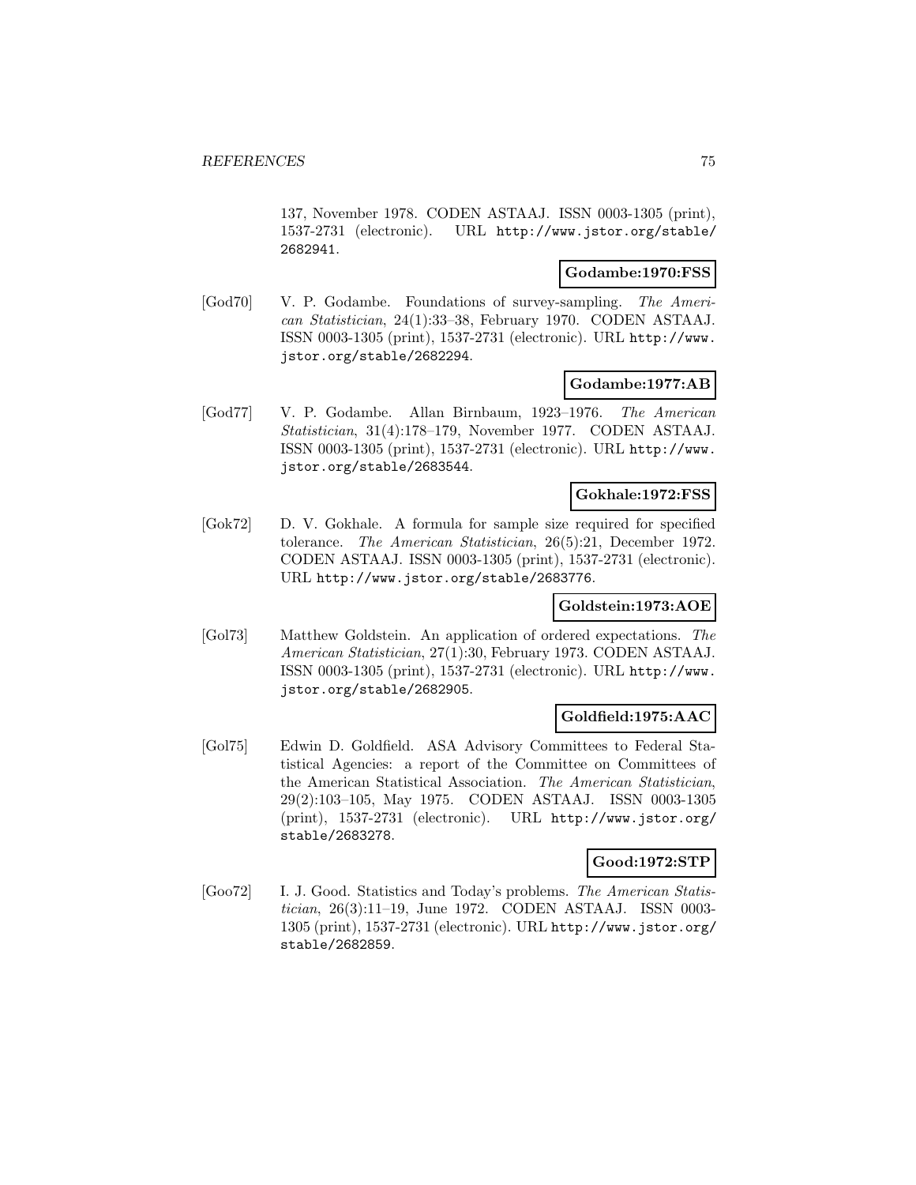137, November 1978. CODEN ASTAAJ. ISSN 0003-1305 (print), 1537-2731 (electronic). URL http://www.jstor.org/stable/2682941.

**Godambe:1970:FSS**

[God70] V. P. Godambe. Foundations of survey-sampling. *The American Statistician*, 24(1):33–38, February 1970. CODEN ASTAAJ. ISSN 0003-1305 (print), 1537-2731 (electronic). URL http://www.jstor.org/stable/2682294.

**Godambe:1977:AB**

[God77] V. P. Godambe. Allan Birnbaum, 1923–1976. *The American Statistician*, 31(4):178–179, November 1977. CODEN ASTAAJ. ISSN 0003-1305 (print), 1537-2731 (electronic). URL http://www.jstor.org/stable/2683544.

**Gokhale:1972:FSS**

[Gok72] D. V. Gokhale. A formula for sample size required for specified tolerance. *The American Statistician*, 26(5):21, December 1972. CODEN ASTAAJ. ISSN 0003-1305 (print), 1537-2731 (electronic). URL http://www.jstor.org/stable/2683776.

**Goldstein:1973:AOE**

[Gol73] Matthew Goldstein. An application of ordered expectations. *The American Statistician*, 27(1):30, February 1973. CODEN ASTAAJ. ISSN 0003-1305 (print), 1537-2731 (electronic). URL http://www.jstor.org/stable/2682905.

**Goldfield:1975:AAC**

[Gol75] Edwin D. Goldfield. ASA Advisory Committees to Federal Statistical Agencies: a report of the Committee on Committees of the American Statistical Association. *The American Statistician*, 29(2):103–105, May 1975. CODEN ASTAAJ. ISSN 0003-1305 (print), 1537-2731 (electronic). URL http://www.jstor.org/stable/2683278.

**Good:1972:STP**

[Goo72] I. J. Good. Statistics and Today's problems. *The American Statistician*, 26(3):11–19, June 1972. CODEN ASTAAJ. ISSN 0003-1305 (print), 1537-2731 (electronic). URL http://www.jstor.org/stable/2682859.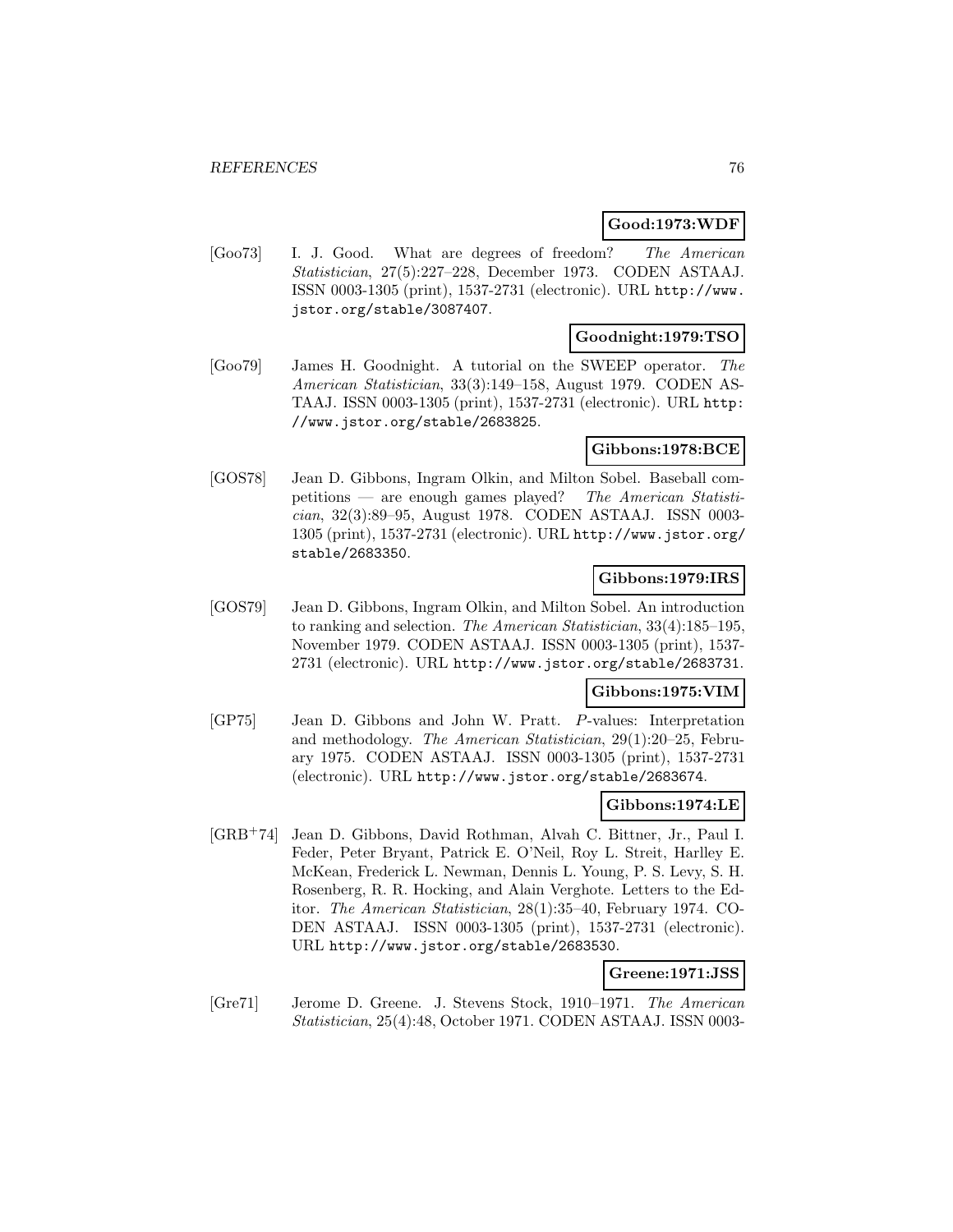**Good:1973:WDF**

[Goo73] I. J. Good. What are degrees of freedom? *The American Statistician*, 27(5):227–228, December 1973. CODEN ASTAAJ. ISSN 0003-1305 (print), 1537-2731 (electronic). URL `http://www.jstor.org/stable/3087407`.

**Goodnight:1979:TSO**

[Goo79] James H. Goodnight. A tutorial on the SWEEP operator. *The American Statistician*, 33(3):149–158, August 1979. CODEN ASTAAJ. ISSN 0003-1305 (print), 1537-2731 (electronic). URL `http://www.jstor.org/stable/2683825`.

**Gibbons:1978:BCE**

[GOS78] Jean D. Gibbons, Ingram Olkin, and Milton Sobel. Baseball competitions — are enough games played? *The American Statistician*, 32(3):89–95, August 1978. CODEN ASTAAJ. ISSN 0003-1305 (print), 1537-2731 (electronic). URL `http://www.jstor.org/stable/2683350`.

**Gibbons:1979:IRS**

[GOS79] Jean D. Gibbons, Ingram Olkin, and Milton Sobel. An introduction to ranking and selection. *The American Statistician*, 33(4):185–195, November 1979. CODEN ASTAAJ. ISSN 0003-1305 (print), 1537-2731 (electronic). URL `http://www.jstor.org/stable/2683731`.

**Gibbons:1975:VIM**

[GP75] Jean D. Gibbons and John W. Pratt. *P*-values: Interpretation and methodology. *The American Statistician*, 29(1):20–25, February 1975. CODEN ASTAAJ. ISSN 0003-1305 (print), 1537-2731 (electronic). URL `http://www.jstor.org/stable/2683674`.

**Gibbons:1974:LE**

[GRB+74] Jean D. Gibbons, David Rothman, Alvah C. Bittner, Jr., Paul I. Feder, Peter Bryant, Patrick E. O'Neil, Roy L. Streit, Harlley E. McKean, Frederick L. Newman, Dennis L. Young, P. S. Levy, S. H. Rosenberg, R. R. Hocking, and Alain Verghote. Letters to the Editor. *The American Statistician*, 28(1):35–40, February 1974. CODEN ASTAAJ. ISSN 0003-1305 (print), 1537-2731 (electronic). URL `http://www.jstor.org/stable/2683530`.

**Greene:1971:JSS**

[Gre71] Jerome D. Greene. J. Stevens Stock, 1910–1971. *The American Statistician*, 25(4):48, October 1971. CODEN ASTAAJ. ISSN 0003-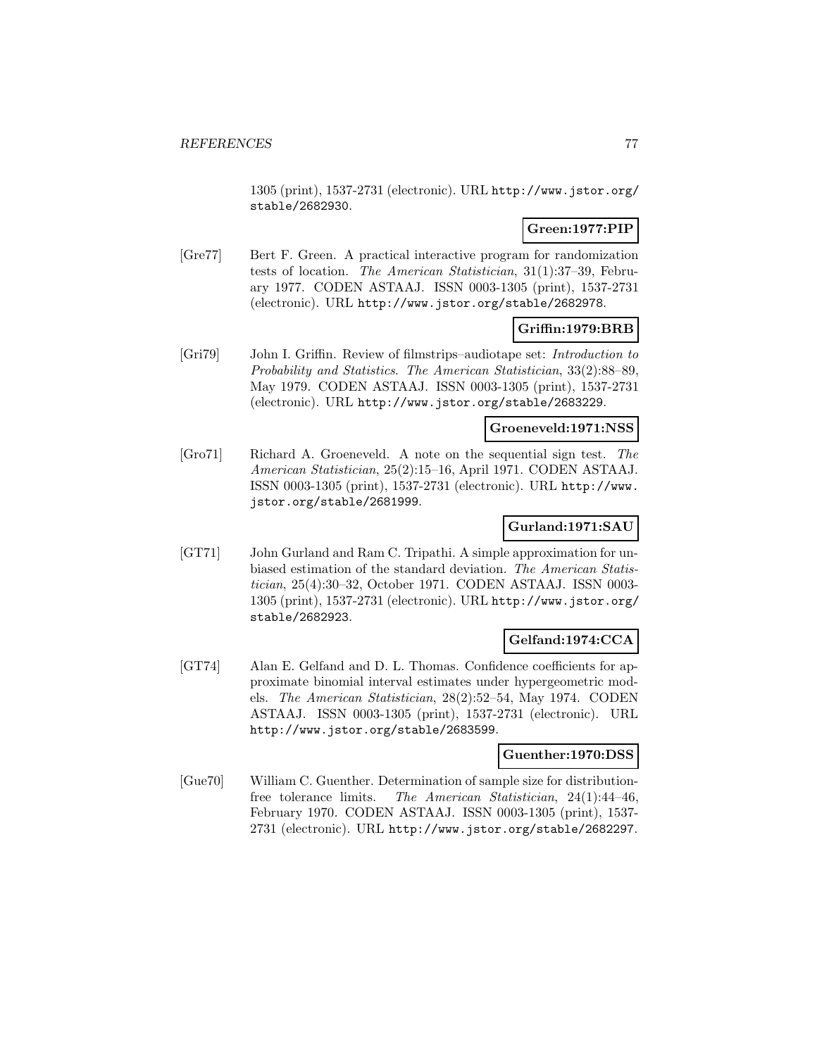1305 (print), 1537-2731 (electronic). URL http://www.jstor.org/stable/2682930.

**Green:1977:PIP**

[Gre77] Bert F. Green. A practical interactive program for randomization tests of location. *The American Statistician*, 31(1):37–39, February 1977. CODEN ASTAAJ. ISSN 0003-1305 (print), 1537-2731 (electronic). URL http://www.jstor.org/stable/2682978.

**Griffin:1979:BRB**

[Gri79] John I. Griffin. Review of filmstrips–audiotape set: *Introduction to Probability and Statistics*. *The American Statistician*, 33(2):88–89, May 1979. CODEN ASTAAJ. ISSN 0003-1305 (print), 1537-2731 (electronic). URL http://www.jstor.org/stable/2683229.

**Groeneveld:1971:NSS**

[Gro71] Richard A. Groeneveld. A note on the sequential sign test. *The American Statistician*, 25(2):15–16, April 1971. CODEN ASTAAJ. ISSN 0003-1305 (print), 1537-2731 (electronic). URL http://www.jstor.org/stable/2681999.

**Gurland:1971:SAU**

[GT71] John Gurland and Ram C. Tripathi. A simple approximation for unbiased estimation of the standard deviation. *The American Statistician*, 25(4):30–32, October 1971. CODEN ASTAAJ. ISSN 0003-1305 (print), 1537-2731 (electronic). URL http://www.jstor.org/stable/2682923.

**Gelfand:1974:CCA**

[GT74] Alan E. Gelfand and D. L. Thomas. Confidence coefficients for approximate binomial interval estimates under hypergeometric models. *The American Statistician*, 28(2):52–54, May 1974. CODEN ASTAAJ. ISSN 0003-1305 (print), 1537-2731 (electronic). URL http://www.jstor.org/stable/2683599.

**Guenther:1970:DSS**

[Gue70] William C. Guenther. Determination of sample size for distribution-free tolerance limits. *The American Statistician*, 24(1):44–46, February 1970. CODEN ASTAAJ. ISSN 0003-1305 (print), 1537-2731 (electronic). URL http://www.jstor.org/stable/2682297.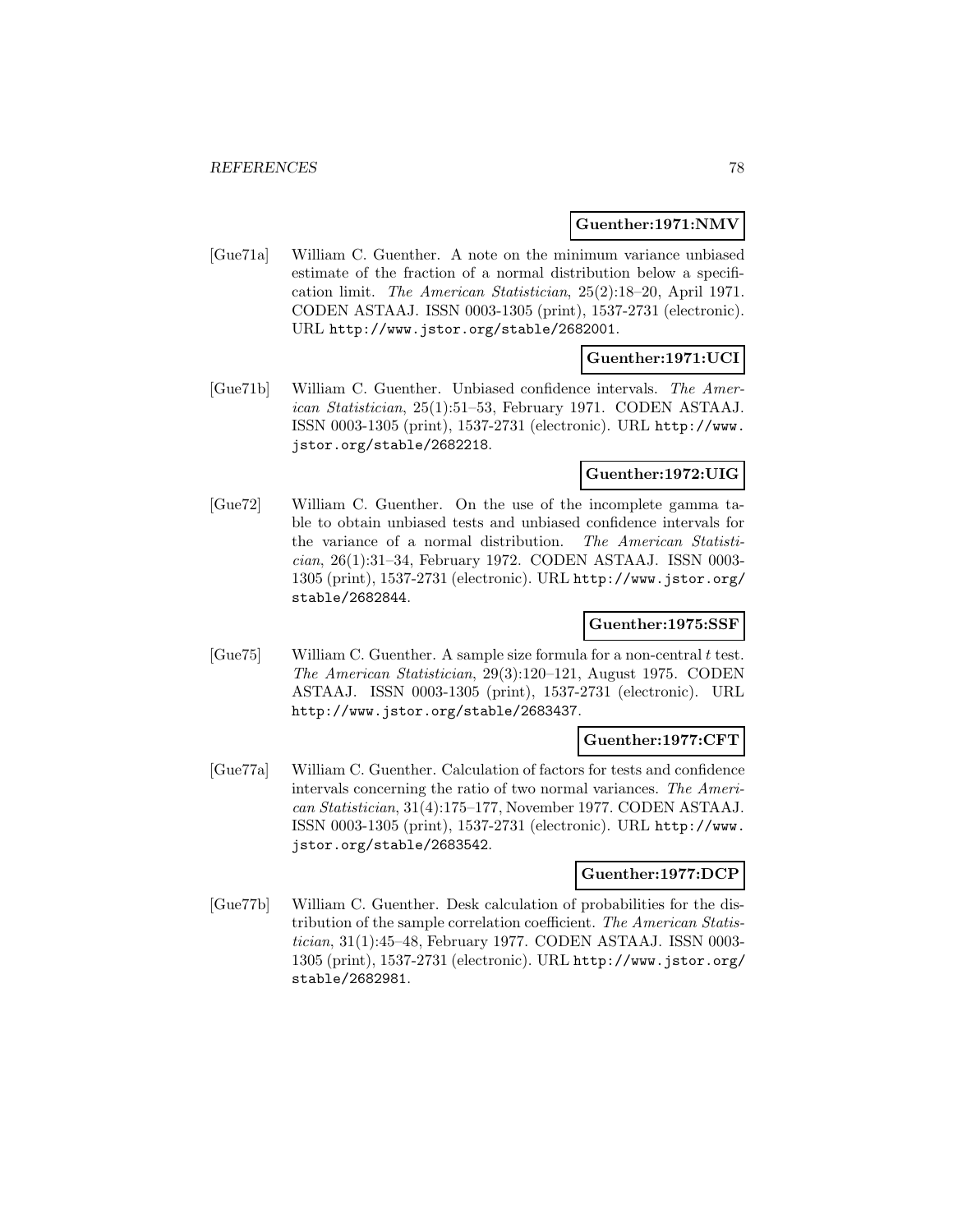**Guenther:1971:NMV**

[Gue71a] William C. Guenther. A note on the minimum variance unbiased estimate of the fraction of a normal distribution below a specification limit. *The American Statistician*, 25(2):18–20, April 1971. CODEN ASTAAJ. ISSN 0003-1305 (print), 1537-2731 (electronic). URL http://www.jstor.org/stable/2682001.

**Guenther:1971:UCI**

[Gue71b] William C. Guenther. Unbiased confidence intervals. *The American Statistician*, 25(1):51–53, February 1971. CODEN ASTAAJ. ISSN 0003-1305 (print), 1537-2731 (electronic). URL http://www.jstor.org/stable/2682218.

**Guenther:1972:UIG**

[Gue72] William C. Guenther. On the use of the incomplete gamma table to obtain unbiased tests and unbiased confidence intervals for the variance of a normal distribution. *The American Statistician*, 26(1):31–34, February 1972. CODEN ASTAAJ. ISSN 0003-1305 (print), 1537-2731 (electronic). URL http://www.jstor.org/stable/2682844.

**Guenther:1975:SSF**

[Gue75] William C. Guenther. A sample size formula for a non-central $t$ test. *The American Statistician*, 29(3):120–121, August 1975. CODEN ASTAAJ. ISSN 0003-1305 (print), 1537-2731 (electronic). URL http://www.jstor.org/stable/2683437.

**Guenther:1977:CFT**

[Gue77a] William C. Guenther. Calculation of factors for tests and confidence intervals concerning the ratio of two normal variances. *The American Statistician*, 31(4):175–177, November 1977. CODEN ASTAAJ. ISSN 0003-1305 (print), 1537-2731 (electronic). URL http://www.jstor.org/stable/2683542.

**Guenther:1977:DCP**

[Gue77b] William C. Guenther. Desk calculation of probabilities for the distribution of the sample correlation coefficient. *The American Statistician*, 31(1):45–48, February 1977. CODEN ASTAAJ. ISSN 0003-1305 (print), 1537-2731 (electronic). URL http://www.jstor.org/stable/2682981.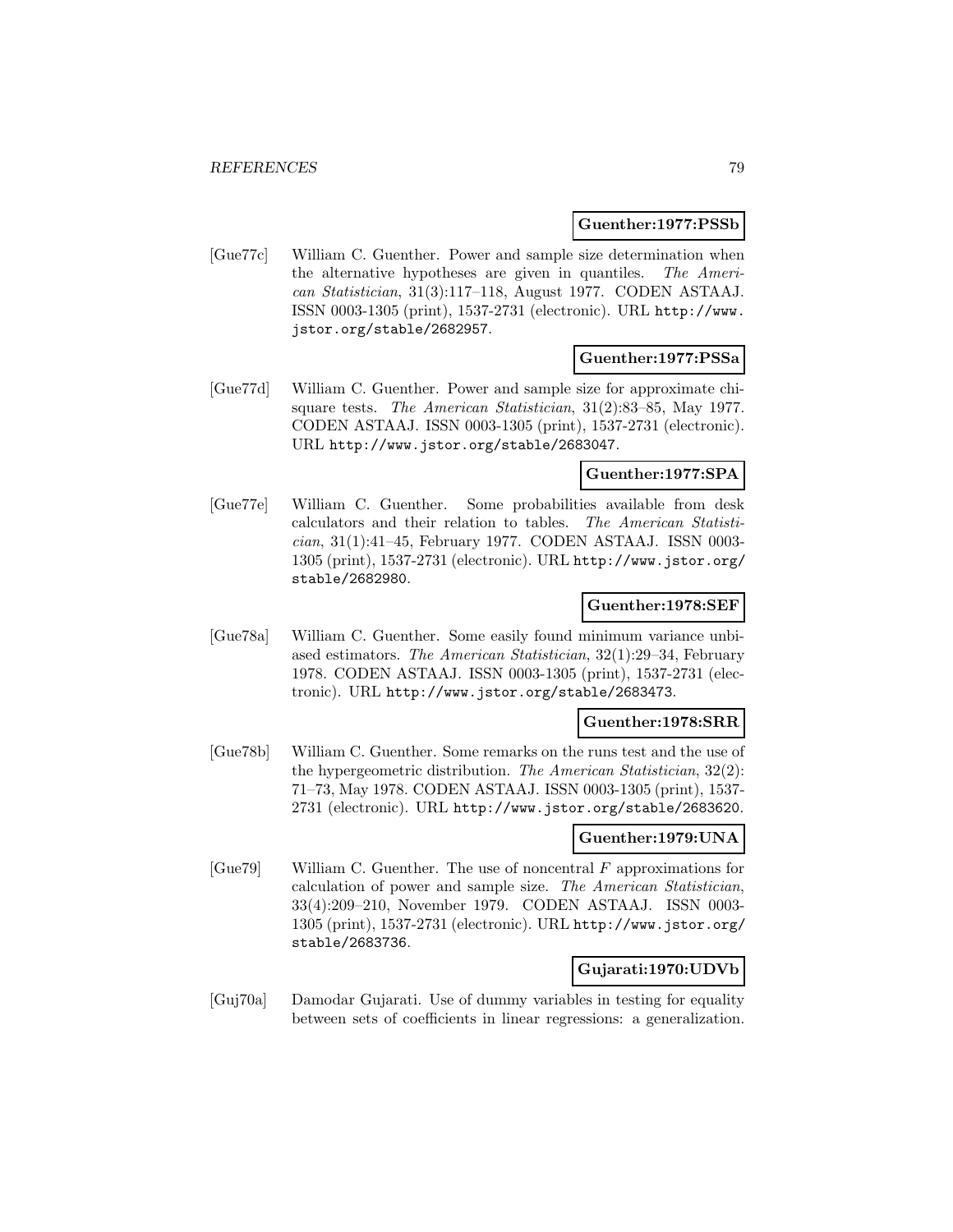**Guenther:1977:PSSb**

[Gue77c] William C. Guenther. Power and sample size determination when the alternative hypotheses are given in quantiles. *The American Statistician*, 31(3):117–118, August 1977. CODEN ASTAAJ. ISSN 0003-1305 (print), 1537-2731 (electronic). URL http://www.jstor.org/stable/2682957.

**Guenther:1977:PSSa**

[Gue77d] William C. Guenther. Power and sample size for approximate chi-square tests. *The American Statistician*, 31(2):83–85, May 1977. CODEN ASTAAJ. ISSN 0003-1305 (print), 1537-2731 (electronic). URL http://www.jstor.org/stable/2683047.

**Guenther:1977:SPA**

[Gue77e] William C. Guenther. Some probabilities available from desk calculators and their relation to tables. *The American Statistician*, 31(1):41–45, February 1977. CODEN ASTAAJ. ISSN 0003-1305 (print), 1537-2731 (electronic). URL http://www.jstor.org/stable/2682980.

**Guenther:1978:SEF**

[Gue78a] William C. Guenther. Some easily found minimum variance unbiased estimators. *The American Statistician*, 32(1):29–34, February 1978. CODEN ASTAAJ. ISSN 0003-1305 (print), 1537-2731 (electronic). URL http://www.jstor.org/stable/2683473.

**Guenther:1978:SRR**

[Gue78b] William C. Guenther. Some remarks on the runs test and the use of the hypergeometric distribution. *The American Statistician*, 32(2):71–73, May 1978. CODEN ASTAAJ. ISSN 0003-1305 (print), 1537-2731 (electronic). URL http://www.jstor.org/stable/2683620.

**Guenther:1979:UNA**

[Gue79] William C. Guenther. The use of noncentral $F$ approximations for calculation of power and sample size. *The American Statistician*, 33(4):209–210, November 1979. CODEN ASTAAJ. ISSN 0003-1305 (print), 1537-2731 (electronic). URL http://www.jstor.org/stable/2683736.

**Gujarati:1970:UDVb**

[Guj70a] Damodar Gujarati. Use of dummy variables in testing for equality between sets of coefficients in linear regressions: a generalization.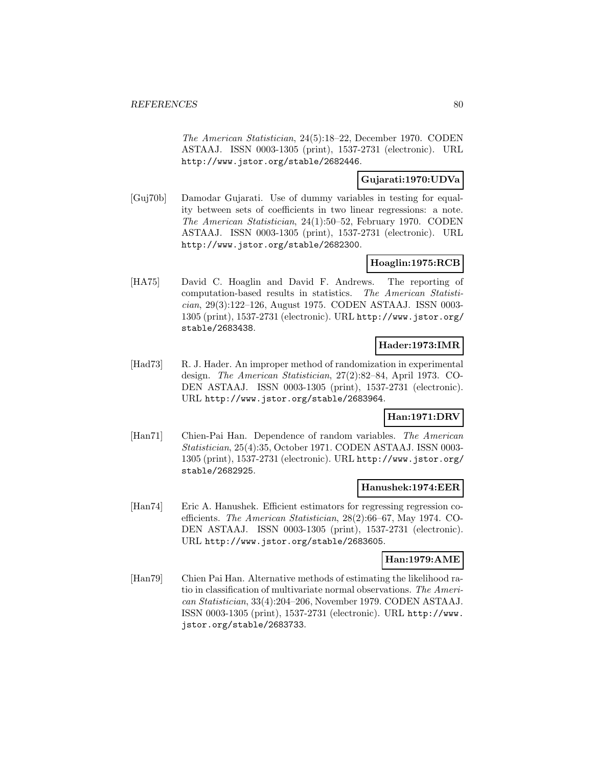*The American Statistician*, 24(5):18–22, December 1970. CODEN ASTAAJ. ISSN 0003-1305 (print), 1537-2731 (electronic). URL http://www.jstor.org/stable/2682446.

**Gujarati:1970:UDVa**

[Guj70b] Damodar Gujarati. Use of dummy variables in testing for equality between sets of coefficients in two linear regressions: a note. *The American Statistician*, 24(1):50–52, February 1970. CODEN ASTAAJ. ISSN 0003-1305 (print), 1537-2731 (electronic). URL http://www.jstor.org/stable/2682300.

**Hoaglin:1975:RCB**

[HA75] David C. Hoaglin and David F. Andrews. The reporting of computation-based results in statistics. *The American Statistician*, 29(3):122–126, August 1975. CODEN ASTAAJ. ISSN 0003-1305 (print), 1537-2731 (electronic). URL http://www.jstor.org/stable/2683438.

**Hader:1973:IMR**

[Had73] R. J. Hader. An improper method of randomization in experimental design. *The American Statistician*, 27(2):82–84, April 1973. CODEN ASTAAJ. ISSN 0003-1305 (print), 1537-2731 (electronic). URL http://www.jstor.org/stable/2683964.

**Han:1971:DRV**

[Han71] Chien-Pai Han. Dependence of random variables. *The American Statistician*, 25(4):35, October 1971. CODEN ASTAAJ. ISSN 0003-1305 (print), 1537-2731 (electronic). URL http://www.jstor.org/stable/2682925.

**Hanushek:1974:EER**

[Han74] Eric A. Hanushek. Efficient estimators for regressing regression coefficients. *The American Statistician*, 28(2):66–67, May 1974. CODEN ASTAAJ. ISSN 0003-1305 (print), 1537-2731 (electronic). URL http://www.jstor.org/stable/2683605.

**Han:1979:AME**

[Han79] Chien Pai Han. Alternative methods of estimating the likelihood ratio in classification of multivariate normal observations. *The American Statistician*, 33(4):204–206, November 1979. CODEN ASTAAJ. ISSN 0003-1305 (print), 1537-2731 (electronic). URL http://www.jstor.org/stable/2683733.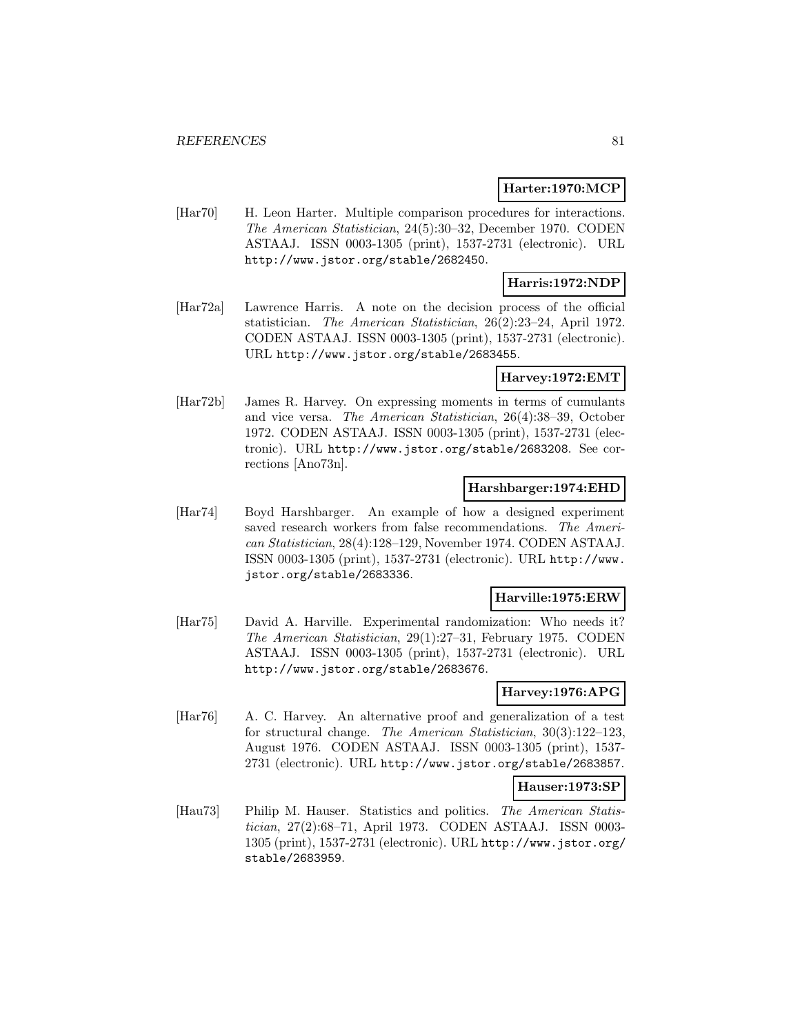**Harter:1970:MCP**

[Har70] H. Leon Harter. Multiple comparison procedures for interactions. *The American Statistician*, 24(5):30–32, December 1970. CODEN ASTAAJ. ISSN 0003-1305 (print), 1537-2731 (electronic). URL http://www.jstor.org/stable/2682450.

**Harris:1972:NDP**

[Har72a] Lawrence Harris. A note on the decision process of the official statistician. *The American Statistician*, 26(2):23–24, April 1972. CODEN ASTAAJ. ISSN 0003-1305 (print), 1537-2731 (electronic). URL http://www.jstor.org/stable/2683455.

**Harvey:1972:EMT**

[Har72b] James R. Harvey. On expressing moments in terms of cumulants and vice versa. *The American Statistician*, 26(4):38–39, October 1972. CODEN ASTAAJ. ISSN 0003-1305 (print), 1537-2731 (electronic). URL http://www.jstor.org/stable/2683208. See corrections [Ano73n].

**Harshbarger:1974:EHD**

[Har74] Boyd Harshbarger. An example of how a designed experiment saved research workers from false recommendations. *The American Statistician*, 28(4):128–129, November 1974. CODEN ASTAAJ. ISSN 0003-1305 (print), 1537-2731 (electronic). URL http://www.jstor.org/stable/2683336.

**Harville:1975:ERW**

[Har75] David A. Harville. Experimental randomization: Who needs it? *The American Statistician*, 29(1):27–31, February 1975. CODEN ASTAAJ. ISSN 0003-1305 (print), 1537-2731 (electronic). URL http://www.jstor.org/stable/2683676.

**Harvey:1976:APG**

[Har76] A. C. Harvey. An alternative proof and generalization of a test for structural change. *The American Statistician*, 30(3):122–123, August 1976. CODEN ASTAAJ. ISSN 0003-1305 (print), 1537-2731 (electronic). URL http://www.jstor.org/stable/2683857.

**Hauser:1973:SP**

[Hau73] Philip M. Hauser. Statistics and politics. *The American Statistician*, 27(2):68–71, April 1973. CODEN ASTAAJ. ISSN 0003-1305 (print), 1537-2731 (electronic). URL http://www.jstor.org/stable/2683959.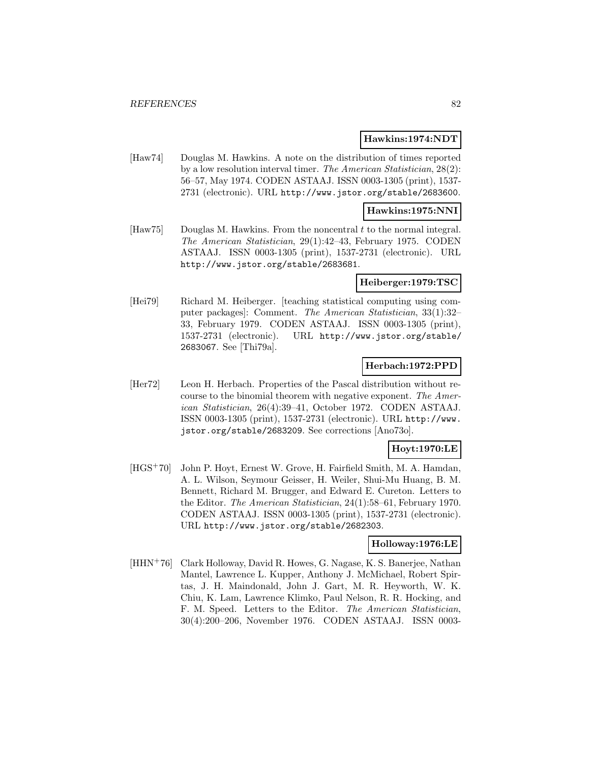**Hawkins:1974:NDT**

[Haw74] Douglas M. Hawkins. A note on the distribution of times reported by a low resolution interval timer. *The American Statistician*, 28(2): 56–57, May 1974. CODEN ASTAAJ. ISSN 0003-1305 (print), 1537-2731 (electronic). URL http://www.jstor.org/stable/2683600.

**Hawkins:1975:NNI**

[Haw75] Douglas M. Hawkins. From the noncentral $t$ to the normal integral. *The American Statistician*, 29(1):42–43, February 1975. CODEN ASTAAJ. ISSN 0003-1305 (print), 1537-2731 (electronic). URL http://www.jstor.org/stable/2683681.

**Heiberger:1979:TSC**

[Hei79] Richard M. Heiberger. [teaching statistical computing using computer packages]: Comment. *The American Statistician*, 33(1):32–33, February 1979. CODEN ASTAAJ. ISSN 0003-1305 (print), 1537-2731 (electronic). URL http://www.jstor.org/stable/2683067. See [Thi79a].

**Herbach:1972:PPD**

[Her72] Leon H. Herbach. Properties of the Pascal distribution without recourse to the binomial theorem with negative exponent. *The American Statistician*, 26(4):39–41, October 1972. CODEN ASTAAJ. ISSN 0003-1305 (print), 1537-2731 (electronic). URL http://www.jstor.org/stable/2683209. See corrections [Ano73o].

**Hoyt:1970:LE**

[HGS+70] John P. Hoyt, Ernest W. Grove, H. Fairfield Smith, M. A. Hamdan, A. L. Wilson, Seymour Geisser, H. Weiler, Shui-Mu Huang, B. M. Bennett, Richard M. Brugger, and Edward E. Cureton. Letters to the Editor. *The American Statistician*, 24(1):58–61, February 1970. CODEN ASTAAJ. ISSN 0003-1305 (print), 1537-2731 (electronic). URL http://www.jstor.org/stable/2682303.

**Holloway:1976:LE**

[HHN+76] Clark Holloway, David R. Howes, G. Nagase, K. S. Banerjee, Nathan Mantel, Lawrence L. Kupper, Anthony J. McMichael, Robert Spirtas, J. H. Maindonald, John J. Gart, M. R. Heyworth, W. K. Chiu, K. Lam, Lawrence Klimko, Paul Nelson, R. R. Hocking, and F. M. Speed. Letters to the Editor. *The American Statistician*, 30(4):200–206, November 1976. CODEN ASTAAJ. ISSN 0003-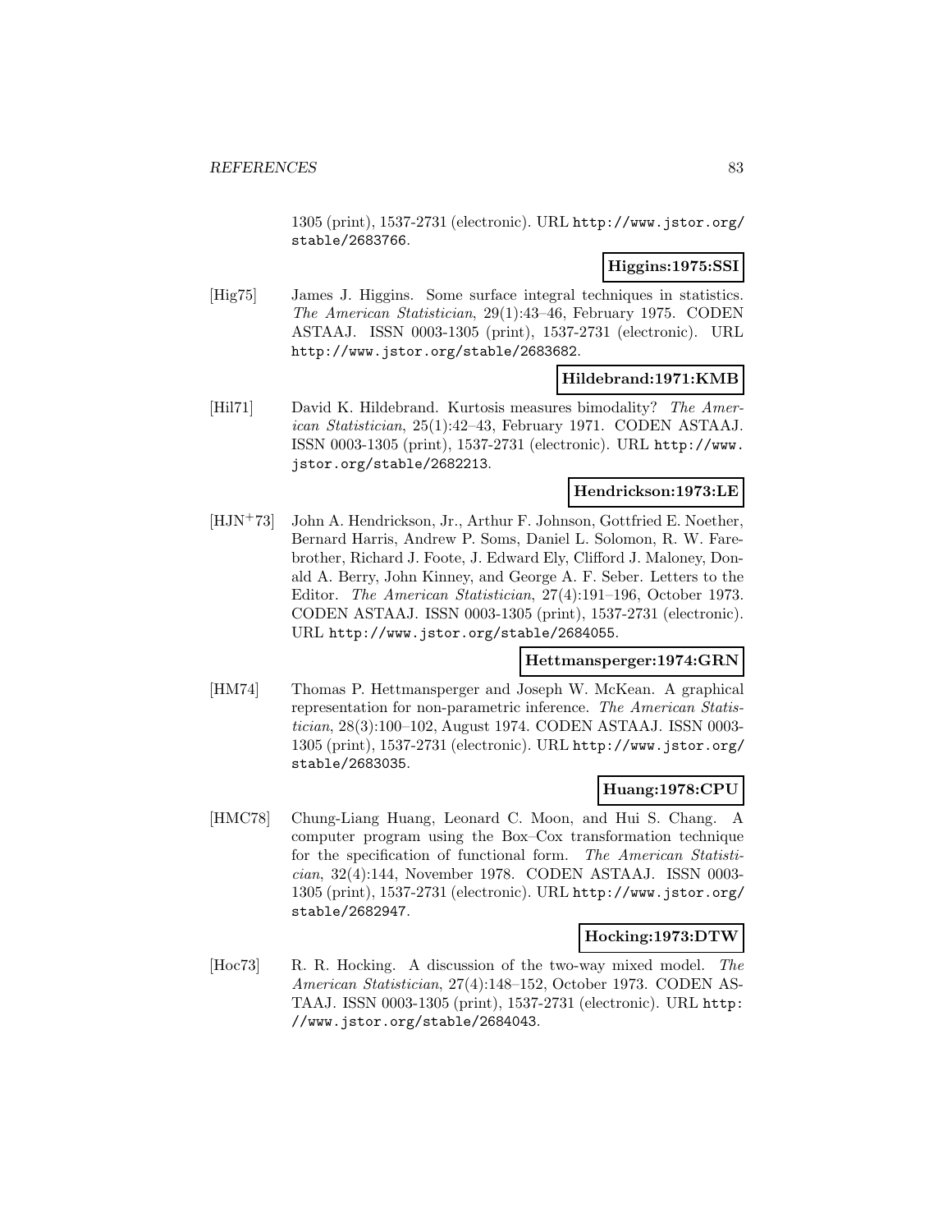1305 (print), 1537-2731 (electronic). URL http://www.jstor.org/stable/2683766.

**Higgins:1975:SSI**

[Hig75] James J. Higgins. Some surface integral techniques in statistics. *The American Statistician*, 29(1):43–46, February 1975. CODEN ASTAAJ. ISSN 0003-1305 (print), 1537-2731 (electronic). URL http://www.jstor.org/stable/2683682.

**Hildebrand:1971:KMB**

[Hil71] David K. Hildebrand. Kurtosis measures bimodality? *The American Statistician*, 25(1):42–43, February 1971. CODEN ASTAAJ. ISSN 0003-1305 (print), 1537-2731 (electronic). URL http://www.jstor.org/stable/2682213.

**Hendrickson:1973:LE**

[HJN+73] John A. Hendrickson, Jr., Arthur F. Johnson, Gottfried E. Noether, Bernard Harris, Andrew P. Soms, Daniel L. Solomon, R. W. Farebrother, Richard J. Foote, J. Edward Ely, Clifford J. Maloney, Donald A. Berry, John Kinney, and George A. F. Seber. Letters to the Editor. *The American Statistician*, 27(4):191–196, October 1973. CODEN ASTAAJ. ISSN 0003-1305 (print), 1537-2731 (electronic). URL http://www.jstor.org/stable/2684055.

**Hettmansperger:1974:GRN**

[HM74] Thomas P. Hettmansperger and Joseph W. McKean. A graphical representation for non-parametric inference. *The American Statistician*, 28(3):100–102, August 1974. CODEN ASTAAJ. ISSN 0003-1305 (print), 1537-2731 (electronic). URL http://www.jstor.org/stable/2683035.

**Huang:1978:CPU**

[HMC78] Chung-Liang Huang, Leonard C. Moon, and Hui S. Chang. A computer program using the Box–Cox transformation technique for the specification of functional form. *The American Statistician*, 32(4):144, November 1978. CODEN ASTAAJ. ISSN 0003-1305 (print), 1537-2731 (electronic). URL http://www.jstor.org/stable/2682947.

**Hocking:1973:DTW**

[Hoc73] R. R. Hocking. A discussion of the two-way mixed model. *The American Statistician*, 27(4):148–152, October 1973. CODEN ASTAAJ. ISSN 0003-1305 (print), 1537-2731 (electronic). URL http://www.jstor.org/stable/2684043.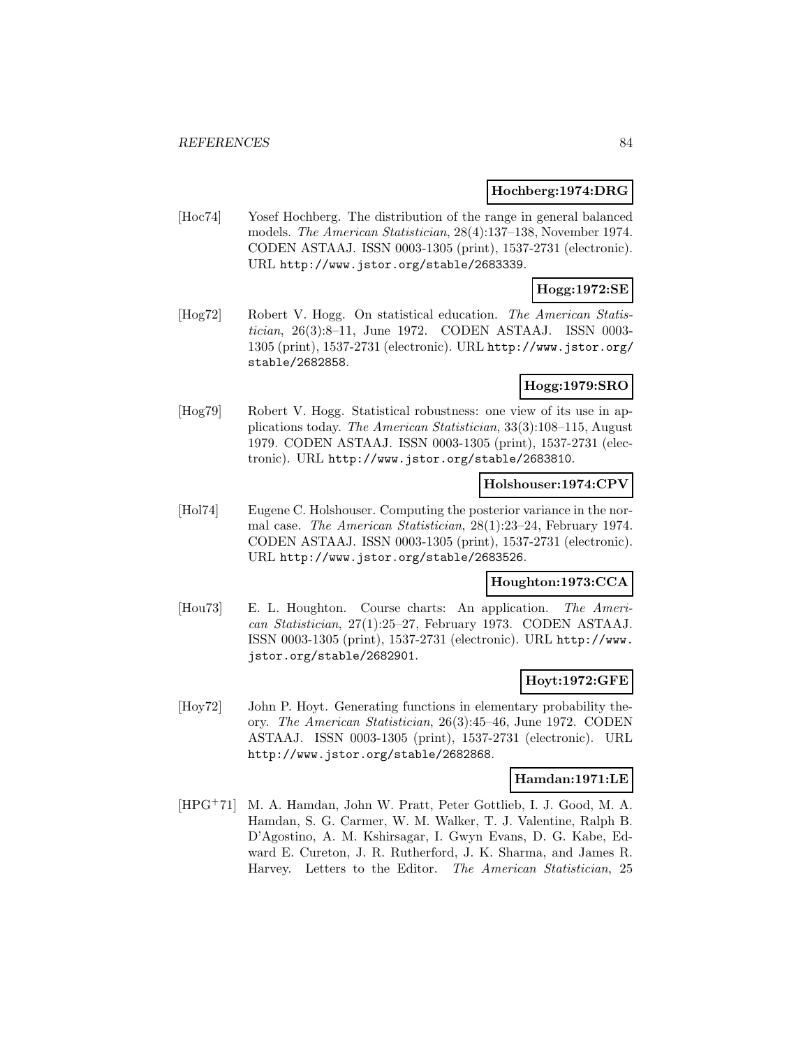**Hochberg:1974:DRG**

[Hoc74] Yosef Hochberg. The distribution of the range in general balanced models. *The American Statistician*, 28(4):137–138, November 1974. CODEN ASTAAJ. ISSN 0003-1305 (print), 1537-2731 (electronic). URL http://www.jstor.org/stable/2683339.

**Hogg:1972:SE**

[Hog72] Robert V. Hogg. On statistical education. *The American Statistician*, 26(3):8–11, June 1972. CODEN ASTAAJ. ISSN 0003-1305 (print), 1537-2731 (electronic). URL http://www.jstor.org/stable/2682858.

**Hogg:1979:SRO**

[Hog79] Robert V. Hogg. Statistical robustness: one view of its use in applications today. *The American Statistician*, 33(3):108–115, August 1979. CODEN ASTAAJ. ISSN 0003-1305 (print), 1537-2731 (electronic). URL http://www.jstor.org/stable/2683810.

**Holshouser:1974:CPV**

[Hol74] Eugene C. Holshouser. Computing the posterior variance in the normal case. *The American Statistician*, 28(1):23–24, February 1974. CODEN ASTAAJ. ISSN 0003-1305 (print), 1537-2731 (electronic). URL http://www.jstor.org/stable/2683526.

**Houghton:1973:CCA**

[Hou73] E. L. Houghton. Course charts: An application. *The American Statistician*, 27(1):25–27, February 1973. CODEN ASTAAJ. ISSN 0003-1305 (print), 1537-2731 (electronic). URL http://www.jstor.org/stable/2682901.

**Hoyt:1972:GFE**

[Hoy72] John P. Hoyt. Generating functions in elementary probability theory. *The American Statistician*, 26(3):45–46, June 1972. CODEN ASTAAJ. ISSN 0003-1305 (print), 1537-2731 (electronic). URL http://www.jstor.org/stable/2682868.

**Hamdan:1971:LE**

[HPG+71] M. A. Hamdan, John W. Pratt, Peter Gottlieb, I. J. Good, M. A. Hamdan, S. G. Carmer, W. M. Walker, T. J. Valentine, Ralph B. D'Agostino, A. M. Kshirsagar, I. Gwyn Evans, D. G. Kabe, Edward E. Cureton, J. R. Rutherford, J. K. Sharma, and James R. Harvey. Letters to the Editor. *The American Statistician*, 25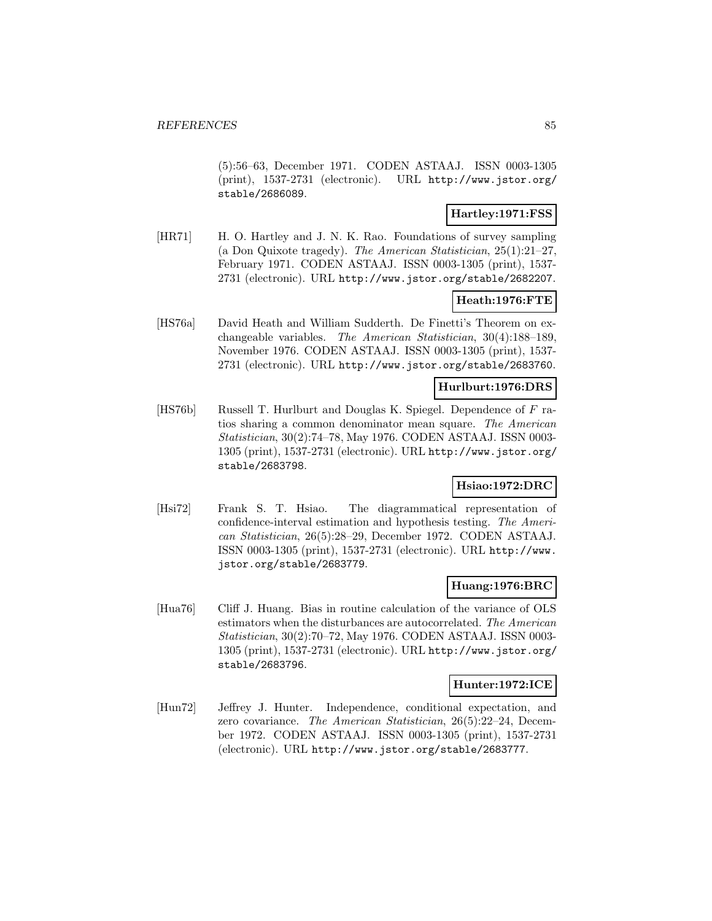(5):56–63, December 1971. CODEN ASTAAJ. ISSN 0003-1305 (print), 1537-2731 (electronic). URL http://www.jstor.org/stable/2686089.

**Hartley:1971:FSS**

[HR71] H. O. Hartley and J. N. K. Rao. Foundations of survey sampling (a Don Quixote tragedy). *The American Statistician*, 25(1):21–27, February 1971. CODEN ASTAAJ. ISSN 0003-1305 (print), 1537-2731 (electronic). URL http://www.jstor.org/stable/2682207.

**Heath:1976:FTE**

[HS76a] David Heath and William Sudderth. De Finetti's Theorem on exchangeable variables. *The American Statistician*, 30(4):188–189, November 1976. CODEN ASTAAJ. ISSN 0003-1305 (print), 1537-2731 (electronic). URL http://www.jstor.org/stable/2683760.

**Hurlburt:1976:DRS**

[HS76b] Russell T. Hurlburt and Douglas K. Spiegel. Dependence of $F$ ratios sharing a common denominator mean square. *The American Statistician*, 30(2):74–78, May 1976. CODEN ASTAAJ. ISSN 0003-1305 (print), 1537-2731 (electronic). URL http://www.jstor.org/stable/2683798.

**Hsiao:1972:DRC**

[Hsi72] Frank S. T. Hsiao. The diagrammatical representation of confidence-interval estimation and hypothesis testing. *The American Statistician*, 26(5):28–29, December 1972. CODEN ASTAAJ. ISSN 0003-1305 (print), 1537-2731 (electronic). URL http://www.jstor.org/stable/2683779.

**Huang:1976:BRC**

[Hua76] Cliff J. Huang. Bias in routine calculation of the variance of OLS estimators when the disturbances are autocorrelated. *The American Statistician*, 30(2):70–72, May 1976. CODEN ASTAAJ. ISSN 0003-1305 (print), 1537-2731 (electronic). URL http://www.jstor.org/stable/2683796.

**Hunter:1972:ICE**

[Hun72] Jeffrey J. Hunter. Independence, conditional expectation, and zero covariance. *The American Statistician*, 26(5):22–24, December 1972. CODEN ASTAAJ. ISSN 0003-1305 (print), 1537-2731 (electronic). URL http://www.jstor.org/stable/2683777.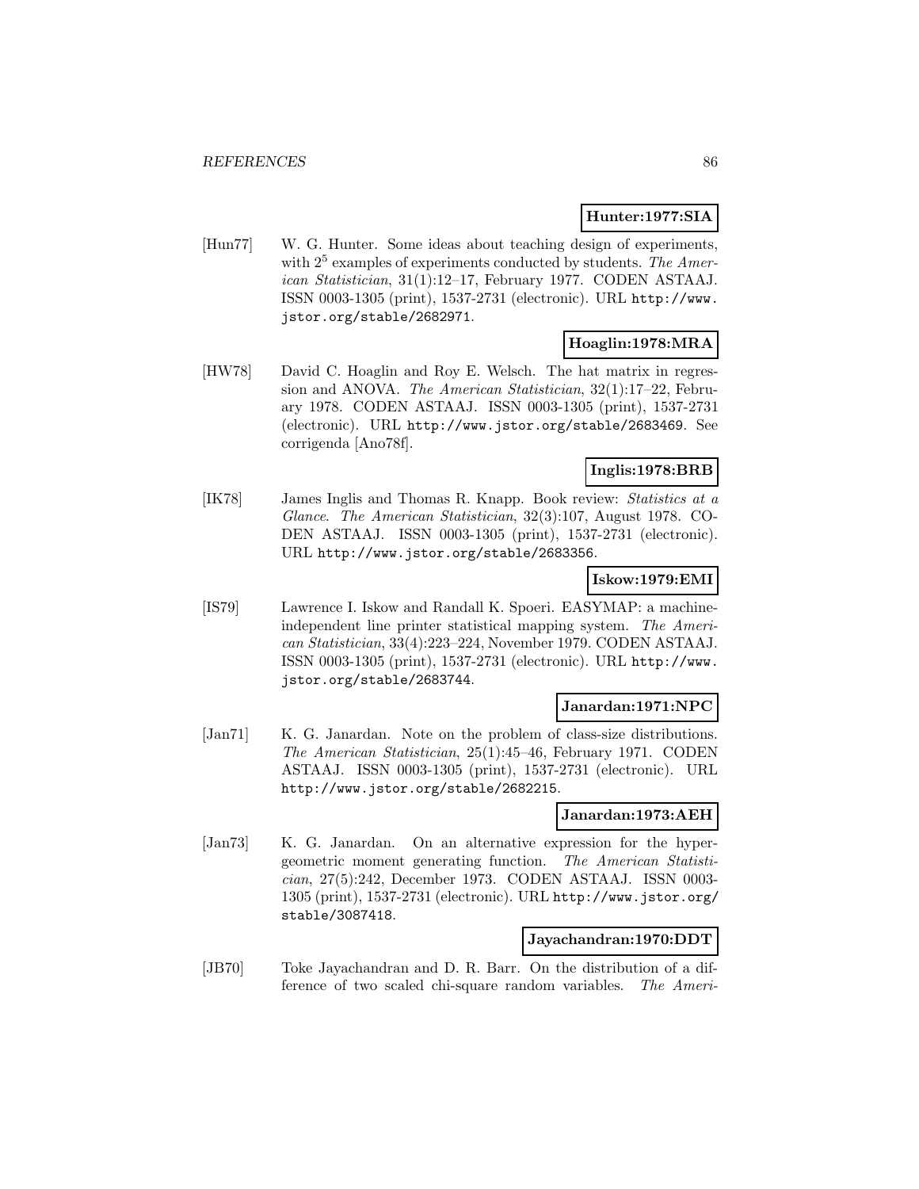**Hunter:1977:SIA**

[Hun77] W. G. Hunter. Some ideas about teaching design of experiments, with $2^5$ examples of experiments conducted by students. *The American Statistician*, 31(1):12–17, February 1977. CODEN ASTAAJ. ISSN 0003-1305 (print), 1537-2731 (electronic). URL http://www.jstor.org/stable/2682971.

**Hoaglin:1978:MRA**

[HW78] David C. Hoaglin and Roy E. Welsch. The hat matrix in regression and ANOVA. *The American Statistician*, 32(1):17–22, February 1978. CODEN ASTAAJ. ISSN 0003-1305 (print), 1537-2731 (electronic). URL http://www.jstor.org/stable/2683469. See corrigenda [Ano78f].

**Inglis:1978:BRB**

[IK78] James Inglis and Thomas R. Knapp. Book review: *Statistics at a Glance*. *The American Statistician*, 32(3):107, August 1978. CODEN ASTAAJ. ISSN 0003-1305 (print), 1537-2731 (electronic). URL http://www.jstor.org/stable/2683356.

**Iskow:1979:EMI**

[IS79] Lawrence I. Iskow and Randall K. Spoeri. EASYMAP: a machine-independent line printer statistical mapping system. *The American Statistician*, 33(4):223–224, November 1979. CODEN ASTAAJ. ISSN 0003-1305 (print), 1537-2731 (electronic). URL http://www.jstor.org/stable/2683744.

**Janardan:1971:NPC**

[Jan71] K. G. Janardan. Note on the problem of class-size distributions. *The American Statistician*, 25(1):45–46, February 1971. CODEN ASTAAJ. ISSN 0003-1305 (print), 1537-2731 (electronic). URL http://www.jstor.org/stable/2682215.

**Janardan:1973:AEH**

[Jan73] K. G. Janardan. On an alternative expression for the hypergeometric moment generating function. *The American Statistician*, 27(5):242, December 1973. CODEN ASTAAJ. ISSN 0003-1305 (print), 1537-2731 (electronic). URL http://www.jstor.org/stable/3087418.

**Jayachandran:1970:DDT**

[JB70] Toke Jayachandran and D. R. Barr. On the distribution of a difference of two scaled chi-square random variables. *The Ameri-*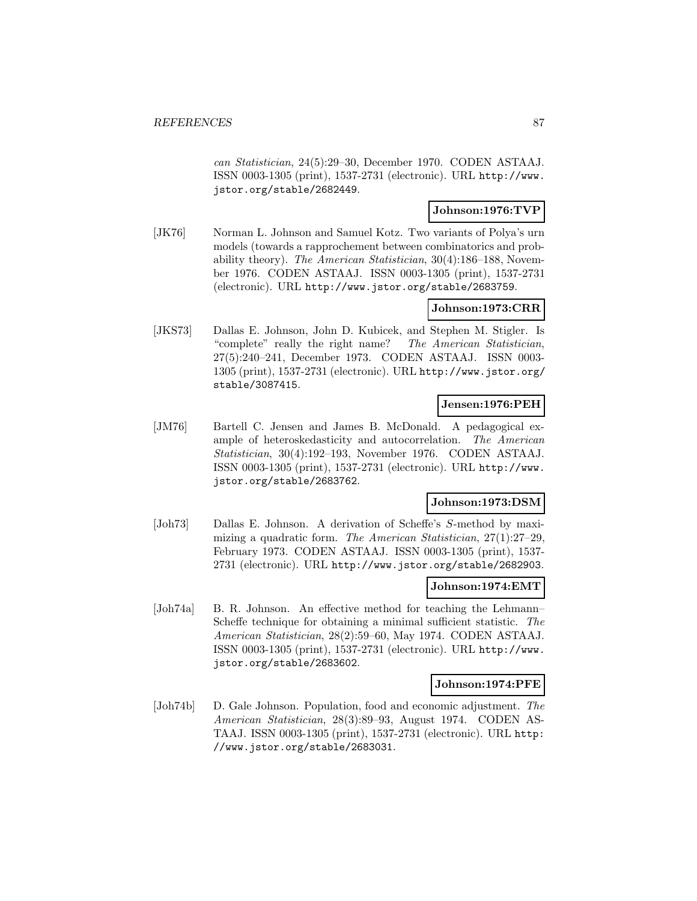*can Statistician*, 24(5):29–30, December 1970. CODEN ASTAAJ. ISSN 0003-1305 (print), 1537-2731 (electronic). URL http://www.jstor.org/stable/2682449.

**Johnson:1976:TVP**

[JK76] Norman L. Johnson and Samuel Kotz. Two variants of Polya's urn models (towards a rapprochement between combinatorics and probability theory). *The American Statistician*, 30(4):186–188, November 1976. CODEN ASTAAJ. ISSN 0003-1305 (print), 1537-2731 (electronic). URL http://www.jstor.org/stable/2683759.

**Johnson:1973:CRR**

[JKS73] Dallas E. Johnson, John D. Kubicek, and Stephen M. Stigler. Is "complete" really the right name? *The American Statistician*, 27(5):240–241, December 1973. CODEN ASTAAJ. ISSN 0003-1305 (print), 1537-2731 (electronic). URL http://www.jstor.org/stable/3087415.

**Jensen:1976:PEH**

[JM76] Bartell C. Jensen and James B. McDonald. A pedagogical example of heteroskedasticity and autocorrelation. *The American Statistician*, 30(4):192–193, November 1976. CODEN ASTAAJ. ISSN 0003-1305 (print), 1537-2731 (electronic). URL http://www.jstor.org/stable/2683762.

**Johnson:1973:DSM**

[Joh73] Dallas E. Johnson. A derivation of Scheffe's $S$-method by maximizing a quadratic form. *The American Statistician*, 27(1):27–29, February 1973. CODEN ASTAAJ. ISSN 0003-1305 (print), 1537-2731 (electronic). URL http://www.jstor.org/stable/2682903.

**Johnson:1974:EMT**

[Joh74a] B. R. Johnson. An effective method for teaching the Lehmann–Scheffe technique for obtaining a minimal sufficient statistic. *The American Statistician*, 28(2):59–60, May 1974. CODEN ASTAAJ. ISSN 0003-1305 (print), 1537-2731 (electronic). URL http://www.jstor.org/stable/2683602.

**Johnson:1974:PFE**

[Joh74b] D. Gale Johnson. Population, food and economic adjustment. *The American Statistician*, 28(3):89–93, August 1974. CODEN ASTAAJ. ISSN 0003-1305 (print), 1537-2731 (electronic). URL http://www.jstor.org/stable/2683031.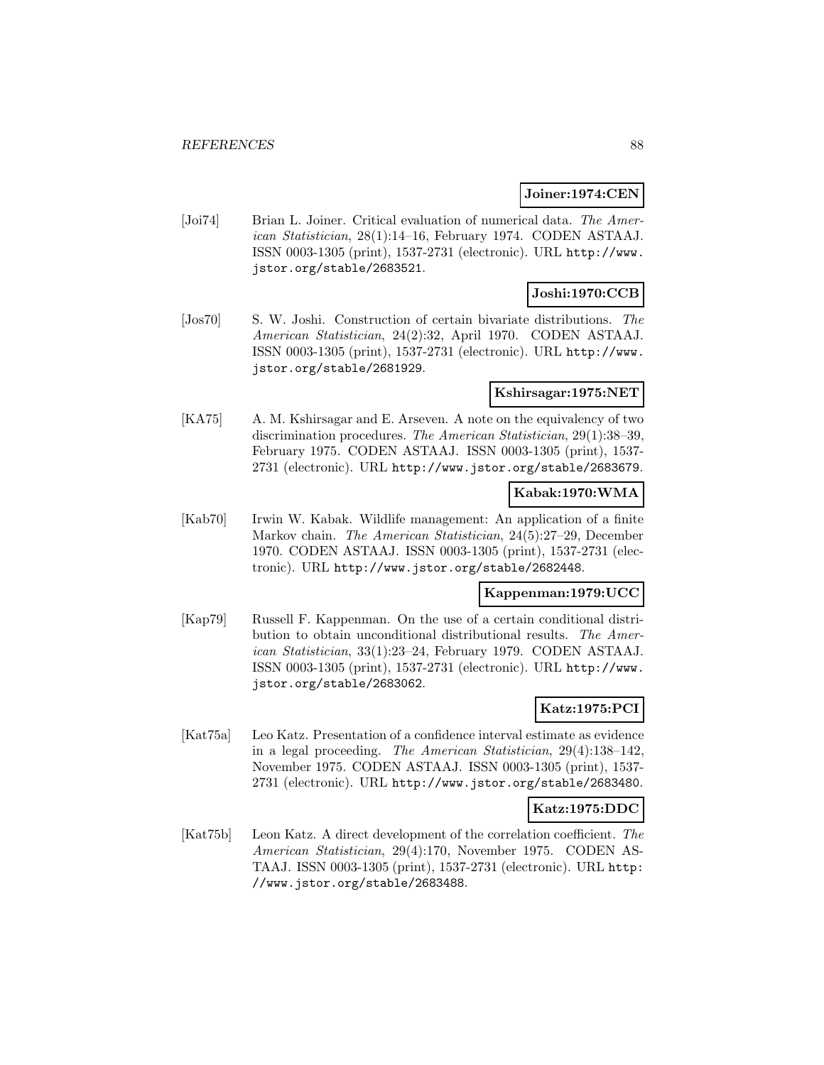**Joiner:1974:CEN**

[Joi74] Brian L. Joiner. Critical evaluation of numerical data. *The American Statistician*, 28(1):14–16, February 1974. CODEN ASTAAJ. ISSN 0003-1305 (print), 1537-2731 (electronic). URL http://www.jstor.org/stable/2683521.

**Joshi:1970:CCB**

[Jos70] S. W. Joshi. Construction of certain bivariate distributions. *The American Statistician*, 24(2):32, April 1970. CODEN ASTAAJ. ISSN 0003-1305 (print), 1537-2731 (electronic). URL http://www.jstor.org/stable/2681929.

**Kshirsagar:1975:NET**

[KA75] A. M. Kshirsagar and E. Arseven. A note on the equivalency of two discrimination procedures. *The American Statistician*, 29(1):38–39, February 1975. CODEN ASTAAJ. ISSN 0003-1305 (print), 1537-2731 (electronic). URL http://www.jstor.org/stable/2683679.

**Kabak:1970:WMA**

[Kab70] Irwin W. Kabak. Wildlife management: An application of a finite Markov chain. *The American Statistician*, 24(5):27–29, December 1970. CODEN ASTAAJ. ISSN 0003-1305 (print), 1537-2731 (electronic). URL http://www.jstor.org/stable/2682448.

**Kappenman:1979:UCC**

[Kap79] Russell F. Kappenman. On the use of a certain conditional distribution to obtain unconditional distributional results. *The American Statistician*, 33(1):23–24, February 1979. CODEN ASTAAJ. ISSN 0003-1305 (print), 1537-2731 (electronic). URL http://www.jstor.org/stable/2683062.

**Katz:1975:PCI**

[Kat75a] Leo Katz. Presentation of a confidence interval estimate as evidence in a legal proceeding. *The American Statistician*, 29(4):138–142, November 1975. CODEN ASTAAJ. ISSN 0003-1305 (print), 1537-2731 (electronic). URL http://www.jstor.org/stable/2683480.

**Katz:1975:DDC**

[Kat75b] Leon Katz. A direct development of the correlation coefficient. *The American Statistician*, 29(4):170, November 1975. CODEN ASTAAJ. ISSN 0003-1305 (print), 1537-2731 (electronic). URL http://www.jstor.org/stable/2683488.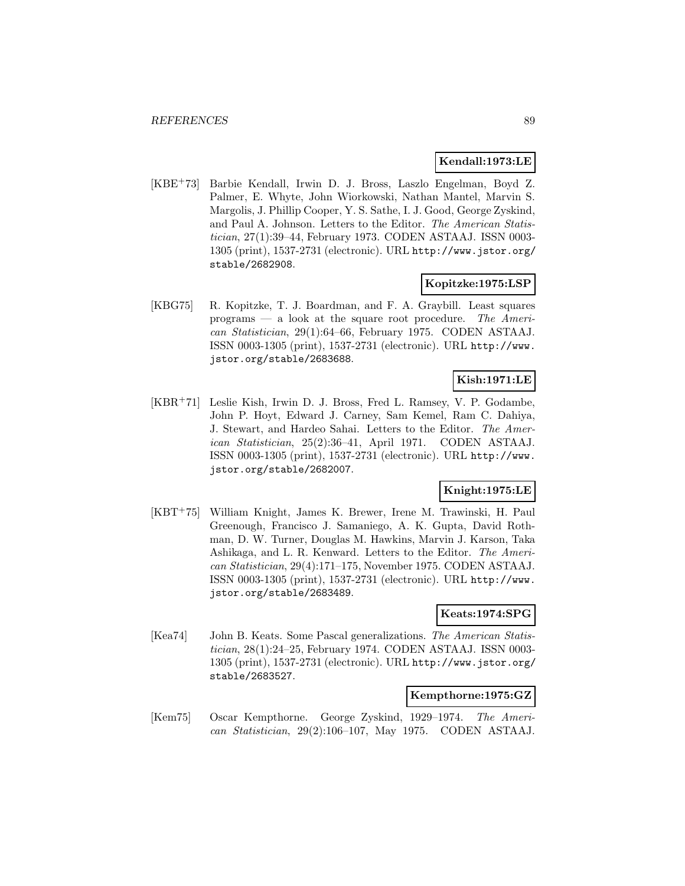**Kendall:1973:LE**

[KBE+73] Barbie Kendall, Irwin D. J. Bross, Laszlo Engelman, Boyd Z. Palmer, E. Whyte, John Wiorkowski, Nathan Mantel, Marvin S. Margolis, J. Phillip Cooper, Y. S. Sathe, I. J. Good, George Zyskind, and Paul A. Johnson. Letters to the Editor. *The American Statistician*, 27(1):39–44, February 1973. CODEN ASTAAJ. ISSN 0003-1305 (print), 1537-2731 (electronic). URL http://www.jstor.org/stable/2682908.

**Kopitzke:1975:LSP**

[KBG75] R. Kopitzke, T. J. Boardman, and F. A. Graybill. Least squares programs — a look at the square root procedure. *The American Statistician*, 29(1):64–66, February 1975. CODEN ASTAAJ. ISSN 0003-1305 (print), 1537-2731 (electronic). URL http://www.jstor.org/stable/2683688.

**Kish:1971:LE**

[KBR+71] Leslie Kish, Irwin D. J. Bross, Fred L. Ramsey, V. P. Godambe, John P. Hoyt, Edward J. Carney, Sam Kemel, Ram C. Dahiya, J. Stewart, and Hardeo Sahai. Letters to the Editor. *The American Statistician*, 25(2):36–41, April 1971. CODEN ASTAAJ. ISSN 0003-1305 (print), 1537-2731 (electronic). URL http://www.jstor.org/stable/2682007.

**Knight:1975:LE**

[KBT+75] William Knight, James K. Brewer, Irene M. Trawinski, H. Paul Greenough, Francisco J. Samaniego, A. K. Gupta, David Rothman, D. W. Turner, Douglas M. Hawkins, Marvin J. Karson, Taka Ashikaga, and L. R. Kenward. Letters to the Editor. *The American Statistician*, 29(4):171–175, November 1975. CODEN ASTAAJ. ISSN 0003-1305 (print), 1537-2731 (electronic). URL http://www.jstor.org/stable/2683489.

**Keats:1974:SPG**

[Kea74] John B. Keats. Some Pascal generalizations. *The American Statistician*, 28(1):24–25, February 1974. CODEN ASTAAJ. ISSN 0003-1305 (print), 1537-2731 (electronic). URL http://www.jstor.org/stable/2683527.

**Kempthorne:1975:GZ**

[Kem75] Oscar Kempthorne. George Zyskind, 1929–1974. *The American Statistician*, 29(2):106–107, May 1975. CODEN ASTAAJ.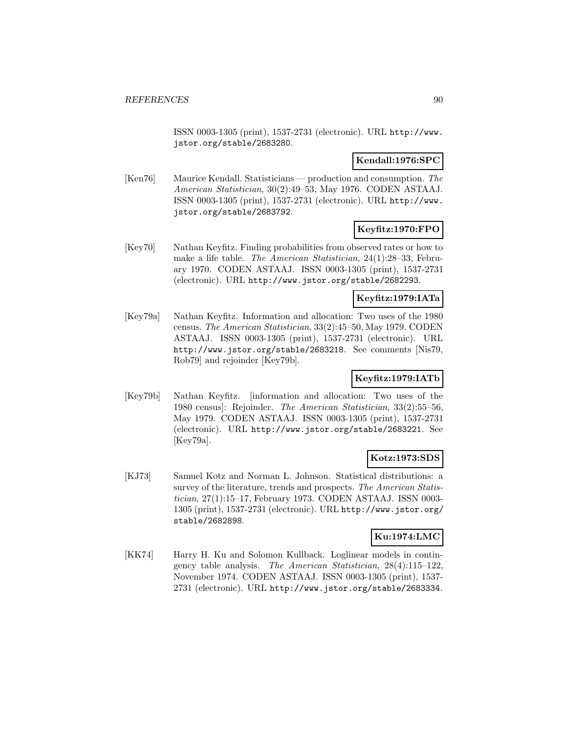ISSN 0003-1305 (print), 1537-2731 (electronic). URL http://www.jstor.org/stable/2683280.

**Kendall:1976:SPC**

[Ken76] Maurice Kendall. Statisticians — production and consumption. *The American Statistician*, 30(2):49–53, May 1976. CODEN ASTAAJ. ISSN 0003-1305 (print), 1537-2731 (electronic). URL http://www.jstor.org/stable/2683792.

**Keyfitz:1970:FPO**

[Key70] Nathan Keyfitz. Finding probabilities from observed rates or how to make a life table. *The American Statistician*, 24(1):28–33, February 1970. CODEN ASTAAJ. ISSN 0003-1305 (print), 1537-2731 (electronic). URL http://www.jstor.org/stable/2682293.

**Keyfitz:1979:IATa**

[Key79a] Nathan Keyfitz. Information and allocation: Two uses of the 1980 census. *The American Statistician*, 33(2):45–50, May 1979. CODEN ASTAAJ. ISSN 0003-1305 (print), 1537-2731 (electronic). URL http://www.jstor.org/stable/2683218. See comments [Nis79, Rob79] and rejoinder [Key79b].

**Keyfitz:1979:IATb**

[Key79b] Nathan Keyfitz. [information and allocation: Two uses of the 1980 census]: Rejoinder. *The American Statistician*, 33(2):55–56, May 1979. CODEN ASTAAJ. ISSN 0003-1305 (print), 1537-2731 (electronic). URL http://www.jstor.org/stable/2683221. See [Key79a].

**Kotz:1973:SDS**

[KJ73] Samuel Kotz and Norman L. Johnson. Statistical distributions: a survey of the literature, trends and prospects. *The American Statistician*, 27(1):15–17, February 1973. CODEN ASTAAJ. ISSN 0003-1305 (print), 1537-2731 (electronic). URL http://www.jstor.org/stable/2682898.

**Ku:1974:LMC**

[KK74] Harry H. Ku and Solomon Kullback. Loglinear models in contingency table analysis. *The American Statistician*, 28(4):115–122, November 1974. CODEN ASTAAJ. ISSN 0003-1305 (print), 1537-2731 (electronic). URL http://www.jstor.org/stable/2683334.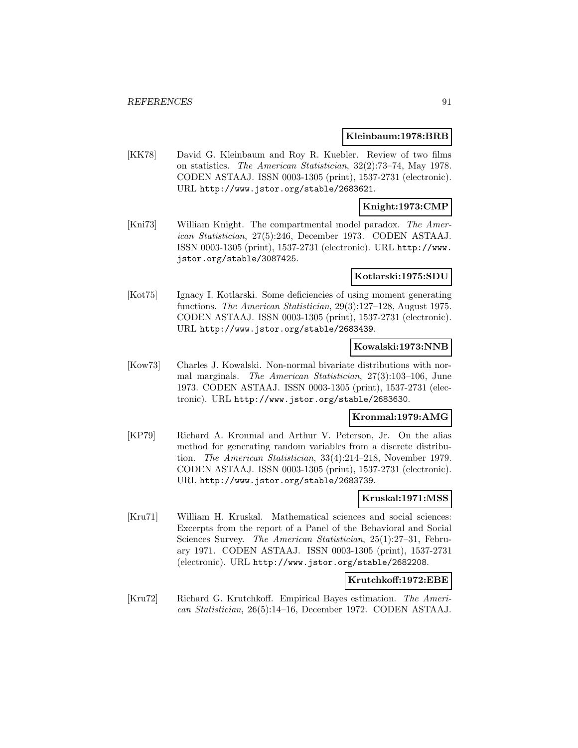**Kleinbaum:1978:BRB**

[KK78] David G. Kleinbaum and Roy R. Kuebler. Review of two films on statistics. *The American Statistician*, 32(2):73–74, May 1978. CODEN ASTAAJ. ISSN 0003-1305 (print), 1537-2731 (electronic). URL http://www.jstor.org/stable/2683621.

**Knight:1973:CMP**

[Kni73] William Knight. The compartmental model paradox. *The American Statistician*, 27(5):246, December 1973. CODEN ASTAAJ. ISSN 0003-1305 (print), 1537-2731 (electronic). URL http://www.jstor.org/stable/3087425.

**Kotlarski:1975:SDU**

[Kot75] Ignacy I. Kotlarski. Some deficiencies of using moment generating functions. *The American Statistician*, 29(3):127–128, August 1975. CODEN ASTAAJ. ISSN 0003-1305 (print), 1537-2731 (electronic). URL http://www.jstor.org/stable/2683439.

**Kowalski:1973:NNB**

[Kow73] Charles J. Kowalski. Non-normal bivariate distributions with normal marginals. *The American Statistician*, 27(3):103–106, June 1973. CODEN ASTAAJ. ISSN 0003-1305 (print), 1537-2731 (electronic). URL http://www.jstor.org/stable/2683630.

**Kronmal:1979:AMG**

[KP79] Richard A. Kronmal and Arthur V. Peterson, Jr. On the alias method for generating random variables from a discrete distribution. *The American Statistician*, 33(4):214–218, November 1979. CODEN ASTAAJ. ISSN 0003-1305 (print), 1537-2731 (electronic). URL http://www.jstor.org/stable/2683739.

**Kruskal:1971:MSS**

[Kru71] William H. Kruskal. Mathematical sciences and social sciences: Excerpts from the report of a Panel of the Behavioral and Social Sciences Survey. *The American Statistician*, 25(1):27–31, February 1971. CODEN ASTAAJ. ISSN 0003-1305 (print), 1537-2731 (electronic). URL http://www.jstor.org/stable/2682208.

**Krutchkoff:1972:EBE**

[Kru72] Richard G. Krutchkoff. Empirical Bayes estimation. *The American Statistician*, 26(5):14–16, December 1972. CODEN ASTAAJ.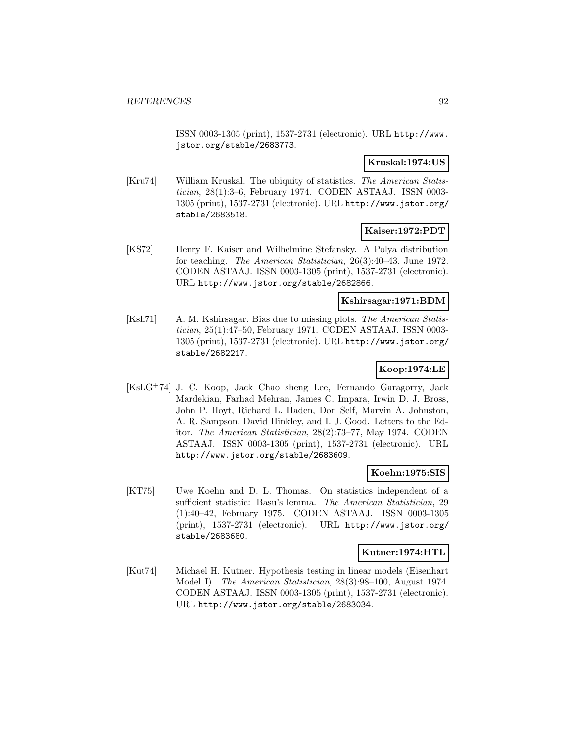ISSN 0003-1305 (print), 1537-2731 (electronic). URL http://www.jstor.org/stable/2683773.

**Kruskal:1974:US**

[Kru74] William Kruskal. The ubiquity of statistics. *The American Statistician*, 28(1):3–6, February 1974. CODEN ASTAAJ. ISSN 0003-1305 (print), 1537-2731 (electronic). URL http://www.jstor.org/stable/2683518.

**Kaiser:1972:PDT**

[KS72] Henry F. Kaiser and Wilhelmine Stefansky. A Polya distribution for teaching. *The American Statistician*, 26(3):40–43, June 1972. CODEN ASTAAJ. ISSN 0003-1305 (print), 1537-2731 (electronic). URL http://www.jstor.org/stable/2682866.

**Kshirsagar:1971:BDM**

[Ksh71] A. M. Kshirsagar. Bias due to missing plots. *The American Statistician*, 25(1):47–50, February 1971. CODEN ASTAAJ. ISSN 0003-1305 (print), 1537-2731 (electronic). URL http://www.jstor.org/stable/2682217.

**Koop:1974:LE**

[KsLG+74] J. C. Koop, Jack Chao sheng Lee, Fernando Garagorry, Jack Mardekian, Farhad Mehran, James C. Impara, Irwin D. J. Bross, John P. Hoyt, Richard L. Haden, Don Self, Marvin A. Johnston, A. R. Sampson, David Hinkley, and I. J. Good. Letters to the Editor. *The American Statistician*, 28(2):73–77, May 1974. CODEN ASTAAJ. ISSN 0003-1305 (print), 1537-2731 (electronic). URL http://www.jstor.org/stable/2683609.

**Koehn:1975:SIS**

[KT75] Uwe Koehn and D. L. Thomas. On statistics independent of a sufficient statistic: Basu's lemma. *The American Statistician*, 29(1):40–42, February 1975. CODEN ASTAAJ. ISSN 0003-1305 (print), 1537-2731 (electronic). URL http://www.jstor.org/stable/2683680.

**Kutner:1974:HTL**

[Kut74] Michael H. Kutner. Hypothesis testing in linear models (Eisenhart Model I). *The American Statistician*, 28(3):98–100, August 1974. CODEN ASTAAJ. ISSN 0003-1305 (print), 1537-2731 (electronic). URL http://www.jstor.org/stable/2683034.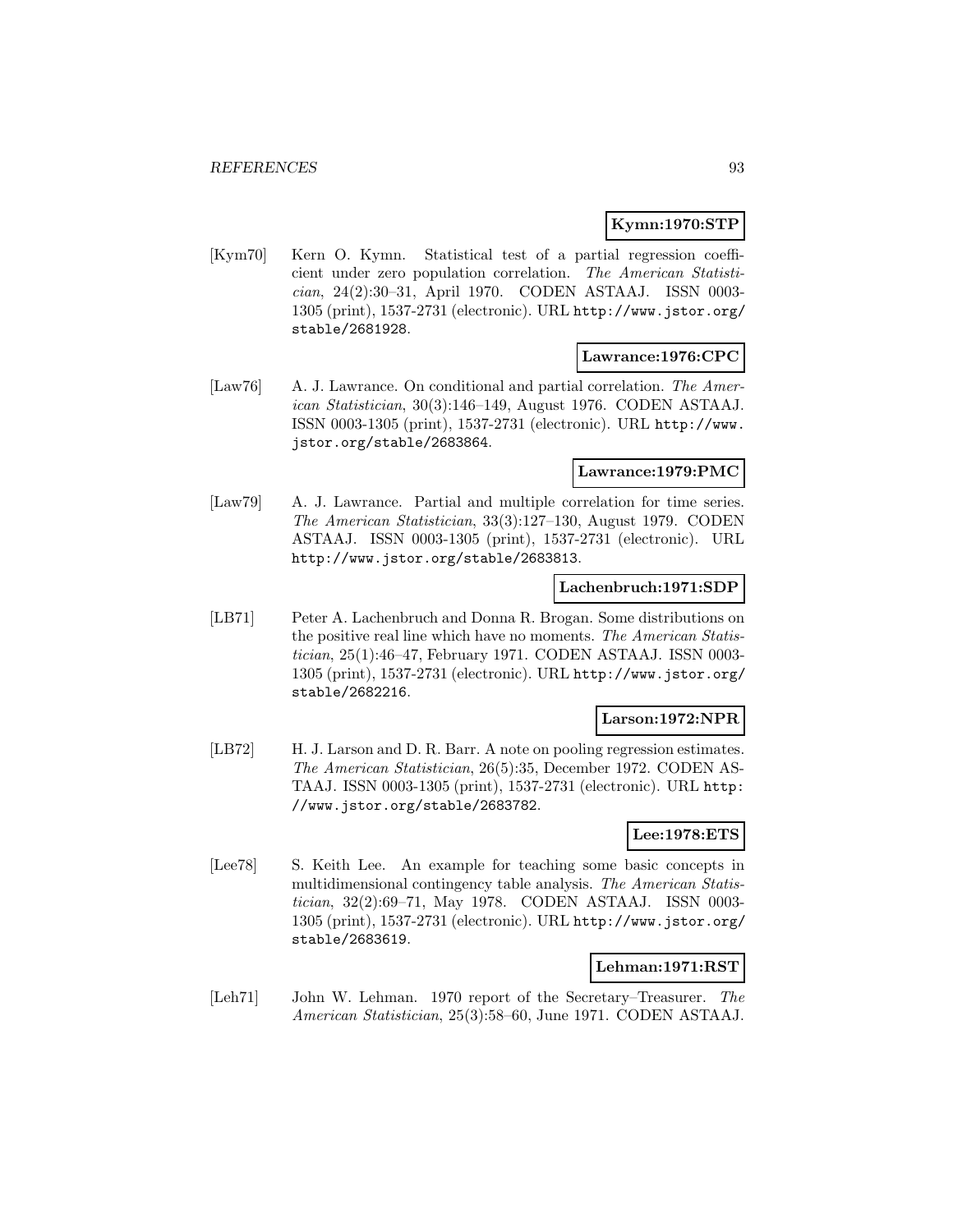**Kymn:1970:STP**

[Kym70] Kern O. Kymn. Statistical test of a partial regression coefficient under zero population correlation. *The American Statistician*, 24(2):30–31, April 1970. CODEN ASTAAJ. ISSN 0003-1305 (print), 1537-2731 (electronic). URL http://www.jstor.org/stable/2681928.

**Lawrance:1976:CPC**

[Law76] A. J. Lawrance. On conditional and partial correlation. *The American Statistician*, 30(3):146–149, August 1976. CODEN ASTAAJ. ISSN 0003-1305 (print), 1537-2731 (electronic). URL http://www.jstor.org/stable/2683864.

**Lawrance:1979:PMC**

[Law79] A. J. Lawrance. Partial and multiple correlation for time series. *The American Statistician*, 33(3):127–130, August 1979. CODEN ASTAAJ. ISSN 0003-1305 (print), 1537-2731 (electronic). URL http://www.jstor.org/stable/2683813.

**Lachenbruch:1971:SDP**

[LB71] Peter A. Lachenbruch and Donna R. Brogan. Some distributions on the positive real line which have no moments. *The American Statistician*, 25(1):46–47, February 1971. CODEN ASTAAJ. ISSN 0003-1305 (print), 1537-2731 (electronic). URL http://www.jstor.org/stable/2682216.

**Larson:1972:NPR**

[LB72] H. J. Larson and D. R. Barr. A note on pooling regression estimates. *The American Statistician*, 26(5):35, December 1972. CODEN ASTAAJ. ISSN 0003-1305 (print), 1537-2731 (electronic). URL http://www.jstor.org/stable/2683782.

**Lee:1978:ETS**

[Lee78] S. Keith Lee. An example for teaching some basic concepts in multidimensional contingency table analysis. *The American Statistician*, 32(2):69–71, May 1978. CODEN ASTAAJ. ISSN 0003-1305 (print), 1537-2731 (electronic). URL http://www.jstor.org/stable/2683619.

**Lehman:1971:RST**

[Leh71] John W. Lehman. 1970 report of the Secretary–Treasurer. *The American Statistician*, 25(3):58–60, June 1971. CODEN ASTAAJ.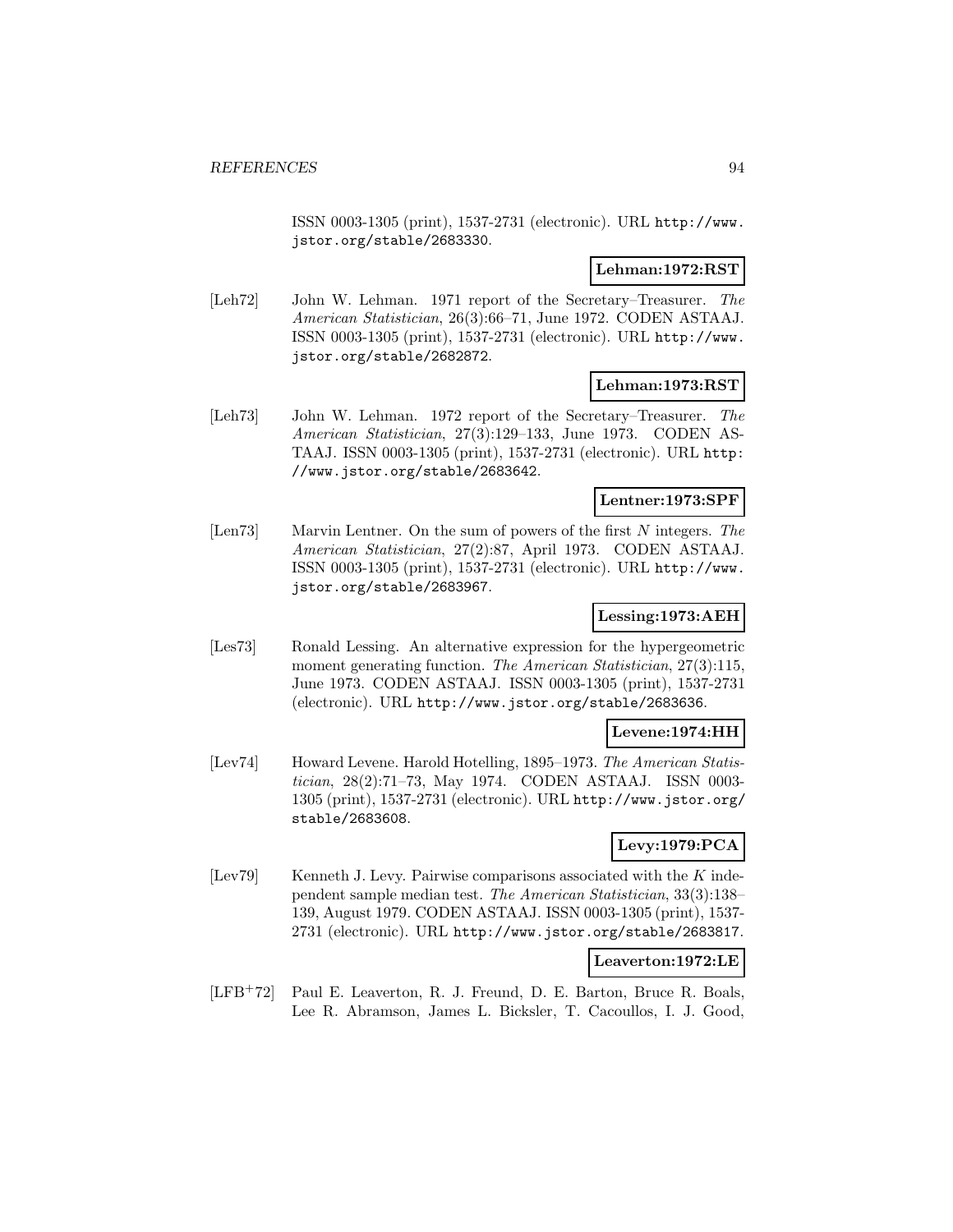ISSN 0003-1305 (print), 1537-2731 (electronic). URL http://www.jstor.org/stable/2683330.

**Lehman:1972:RST**

[Leh72] John W. Lehman. 1971 report of the Secretary–Treasurer. *The American Statistician*, 26(3):66–71, June 1972. CODEN ASTAAJ. ISSN 0003-1305 (print), 1537-2731 (electronic). URL http://www.jstor.org/stable/2682872.

**Lehman:1973:RST**

[Leh73] John W. Lehman. 1972 report of the Secretary–Treasurer. *The American Statistician*, 27(3):129–133, June 1973. CODEN ASTAAJ. ISSN 0003-1305 (print), 1537-2731 (electronic). URL http://www.jstor.org/stable/2683642.

**Lentner:1973:SPF**

[Len73] Marvin Lentner. On the sum of powers of the first $N$ integers. *The American Statistician*, 27(2):87, April 1973. CODEN ASTAAJ. ISSN 0003-1305 (print), 1537-2731 (electronic). URL http://www.jstor.org/stable/2683967.

**Lessing:1973:AEH**

[Les73] Ronald Lessing. An alternative expression for the hypergeometric moment generating function. *The American Statistician*, 27(3):115, June 1973. CODEN ASTAAJ. ISSN 0003-1305 (print), 1537-2731 (electronic). URL http://www.jstor.org/stable/2683636.

**Levene:1974:HH**

[Lev74] Howard Levene. Harold Hotelling, 1895–1973. *The American Statistician*, 28(2):71–73, May 1974. CODEN ASTAAJ. ISSN 0003-1305 (print), 1537-2731 (electronic). URL http://www.jstor.org/stable/2683608.

**Levy:1979:PCA**

[Lev79] Kenneth J. Levy. Pairwise comparisons associated with the $K$ independent sample median test. *The American Statistician*, 33(3):138–139, August 1979. CODEN ASTAAJ. ISSN 0003-1305 (print), 1537-2731 (electronic). URL http://www.jstor.org/stable/2683817.

**Leaverton:1972:LE**

[LFB+72] Paul E. Leaverton, R. J. Freund, D. E. Barton, Bruce R. Boals, Lee R. Abramson, James L. Bicksler, T. Cacoullos, I. J. Good,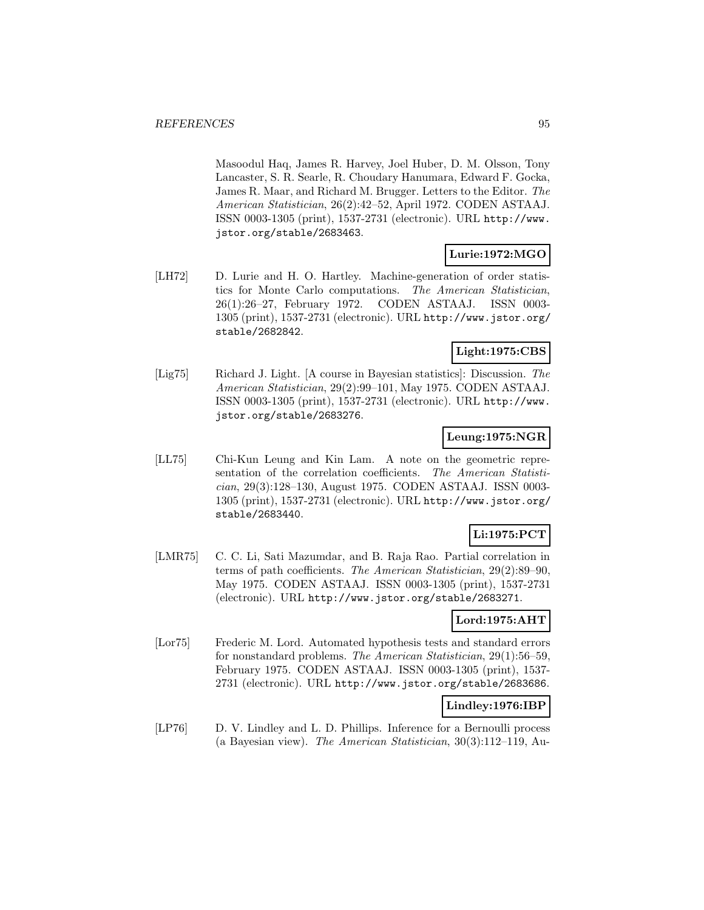Masoodul Haq, James R. Harvey, Joel Huber, D. M. Olsson, Tony Lancaster, S. R. Searle, R. Choudary Hanumara, Edward F. Gocka, James R. Maar, and Richard M. Brugger. Letters to the Editor. *The American Statistician*, 26(2):42–52, April 1972. CODEN ASTAAJ. ISSN 0003-1305 (print), 1537-2731 (electronic). URL http://www.jstor.org/stable/2683463.

**Lurie:1972:MGO**

[LH72] D. Lurie and H. O. Hartley. Machine-generation of order statistics for Monte Carlo computations. *The American Statistician*, 26(1):26–27, February 1972. CODEN ASTAAJ. ISSN 0003-1305 (print), 1537-2731 (electronic). URL http://www.jstor.org/stable/2682842.

**Light:1975:CBS**

[Lig75] Richard J. Light. [A course in Bayesian statistics]: Discussion. *The American Statistician*, 29(2):99–101, May 1975. CODEN ASTAAJ. ISSN 0003-1305 (print), 1537-2731 (electronic). URL http://www.jstor.org/stable/2683276.

**Leung:1975:NGR**

[LL75] Chi-Kun Leung and Kin Lam. A note on the geometric representation of the correlation coefficients. *The American Statistician*, 29(3):128–130, August 1975. CODEN ASTAAJ. ISSN 0003-1305 (print), 1537-2731 (electronic). URL http://www.jstor.org/stable/2683440.

**Li:1975:PCT**

[LMR75] C. C. Li, Sati Mazumdar, and B. Raja Rao. Partial correlation in terms of path coefficients. *The American Statistician*, 29(2):89–90, May 1975. CODEN ASTAAJ. ISSN 0003-1305 (print), 1537-2731 (electronic). URL http://www.jstor.org/stable/2683271.

**Lord:1975:AHT**

[Lor75] Frederic M. Lord. Automated hypothesis tests and standard errors for nonstandard problems. *The American Statistician*, 29(1):56–59, February 1975. CODEN ASTAAJ. ISSN 0003-1305 (print), 1537-2731 (electronic). URL http://www.jstor.org/stable/2683686.

**Lindley:1976:IBP**

[LP76] D. V. Lindley and L. D. Phillips. Inference for a Bernoulli process (a Bayesian view). *The American Statistician*, 30(3):112–119, Au-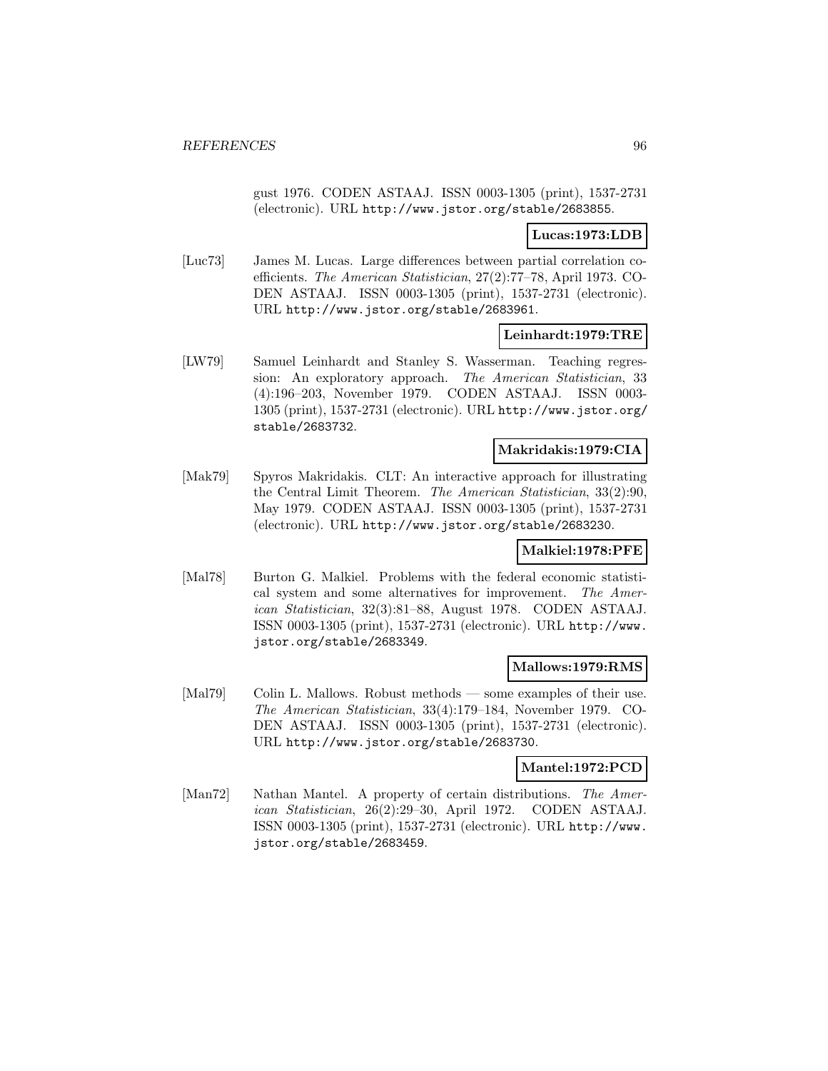gust 1976. CODEN ASTAAJ. ISSN 0003-1305 (print), 1537-2731 (electronic). URL http://www.jstor.org/stable/2683855.

**Lucas:1973:LDB**

[Luc73] James M. Lucas. Large differences between partial correlation coefficients. *The American Statistician*, 27(2):77–78, April 1973. CODEN ASTAAJ. ISSN 0003-1305 (print), 1537-2731 (electronic). URL http://www.jstor.org/stable/2683961.

**Leinhardt:1979:TRE**

[LW79] Samuel Leinhardt and Stanley S. Wasserman. Teaching regression: An exploratory approach. *The American Statistician*, 33 (4):196–203, November 1979. CODEN ASTAAJ. ISSN 0003-1305 (print), 1537-2731 (electronic). URL http://www.jstor.org/stable/2683732.

**Makridakis:1979:CIA**

[Mak79] Spyros Makridakis. CLT: An interactive approach for illustrating the Central Limit Theorem. *The American Statistician*, 33(2):90, May 1979. CODEN ASTAAJ. ISSN 0003-1305 (print), 1537-2731 (electronic). URL http://www.jstor.org/stable/2683230.

**Malkiel:1978:PFE**

[Mal78] Burton G. Malkiel. Problems with the federal economic statistical system and some alternatives for improvement. *The American Statistician*, 32(3):81–88, August 1978. CODEN ASTAAJ. ISSN 0003-1305 (print), 1537-2731 (electronic). URL http://www.jstor.org/stable/2683349.

**Mallows:1979:RMS**

[Mal79] Colin L. Mallows. Robust methods — some examples of their use. *The American Statistician*, 33(4):179–184, November 1979. CODEN ASTAAJ. ISSN 0003-1305 (print), 1537-2731 (electronic). URL http://www.jstor.org/stable/2683730.

**Mantel:1972:PCD**

[Man72] Nathan Mantel. A property of certain distributions. *The American Statistician*, 26(2):29–30, April 1972. CODEN ASTAAJ. ISSN 0003-1305 (print), 1537-2731 (electronic). URL http://www.jstor.org/stable/2683459.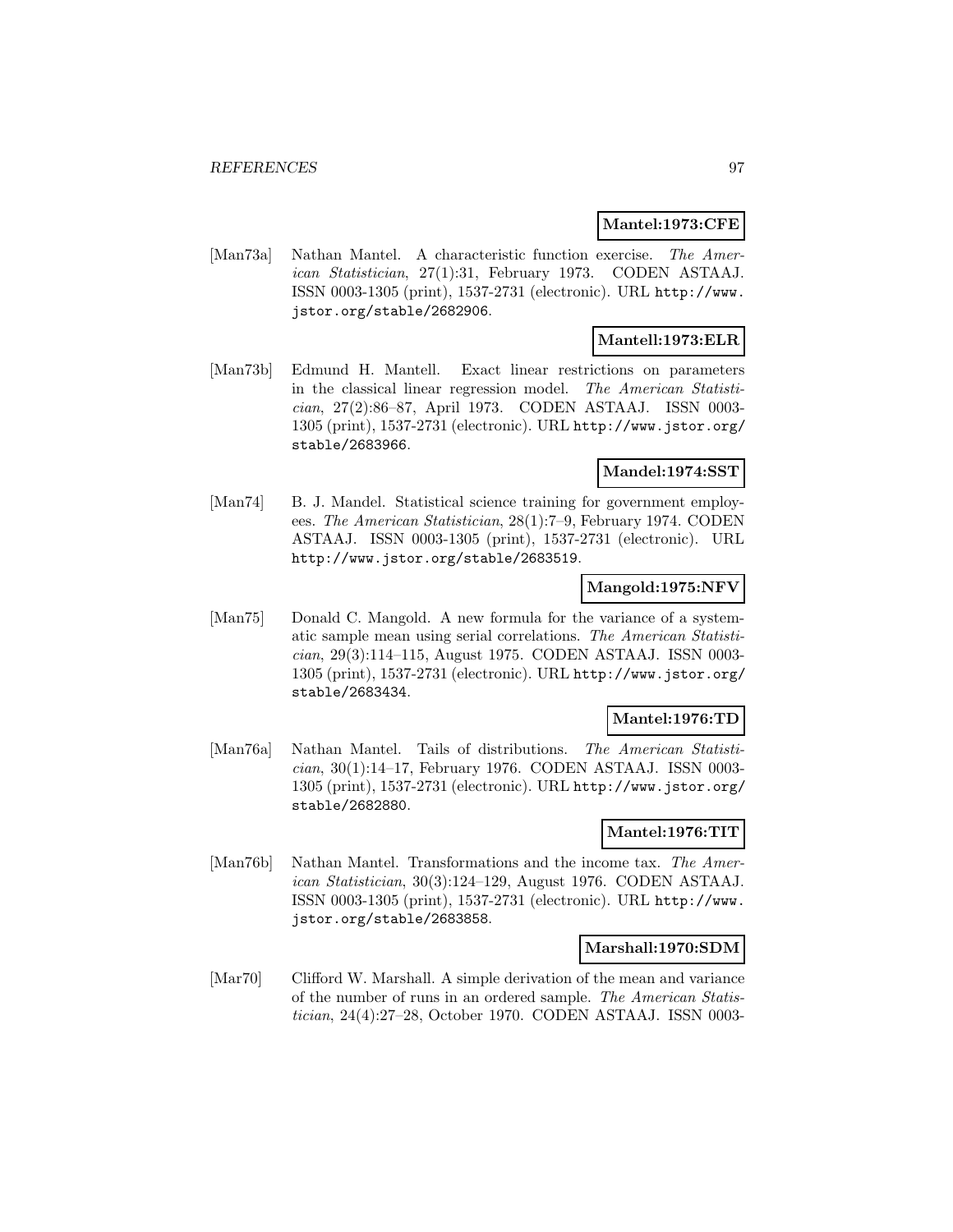**Mantel:1973:CFE**

[Man73a] Nathan Mantel. A characteristic function exercise. *The American Statistician*, 27(1):31, February 1973. CODEN ASTAAJ. ISSN 0003-1305 (print), 1537-2731 (electronic). URL http://www.jstor.org/stable/2682906.

**Mantell:1973:ELR**

[Man73b] Edmund H. Mantell. Exact linear restrictions on parameters in the classical linear regression model. *The American Statistician*, 27(2):86–87, April 1973. CODEN ASTAAJ. ISSN 0003-1305 (print), 1537-2731 (electronic). URL http://www.jstor.org/stable/2683966.

**Mandel:1974:SST**

[Man74] B. J. Mandel. Statistical science training for government employees. *The American Statistician*, 28(1):7–9, February 1974. CODEN ASTAAJ. ISSN 0003-1305 (print), 1537-2731 (electronic). URL http://www.jstor.org/stable/2683519.

**Mangold:1975:NFV**

[Man75] Donald C. Mangold. A new formula for the variance of a systematic sample mean using serial correlations. *The American Statistician*, 29(3):114–115, August 1975. CODEN ASTAAJ. ISSN 0003-1305 (print), 1537-2731 (electronic). URL http://www.jstor.org/stable/2683434.

**Mantel:1976:TD**

[Man76a] Nathan Mantel. Tails of distributions. *The American Statistician*, 30(1):14–17, February 1976. CODEN ASTAAJ. ISSN 0003-1305 (print), 1537-2731 (electronic). URL http://www.jstor.org/stable/2682880.

**Mantel:1976:TIT**

[Man76b] Nathan Mantel. Transformations and the income tax. *The American Statistician*, 30(3):124–129, August 1976. CODEN ASTAAJ. ISSN 0003-1305 (print), 1537-2731 (electronic). URL http://www.jstor.org/stable/2683858.

**Marshall:1970:SDM**

[Mar70] Clifford W. Marshall. A simple derivation of the mean and variance of the number of runs in an ordered sample. *The American Statistician*, 24(4):27–28, October 1970. CODEN ASTAAJ. ISSN 0003-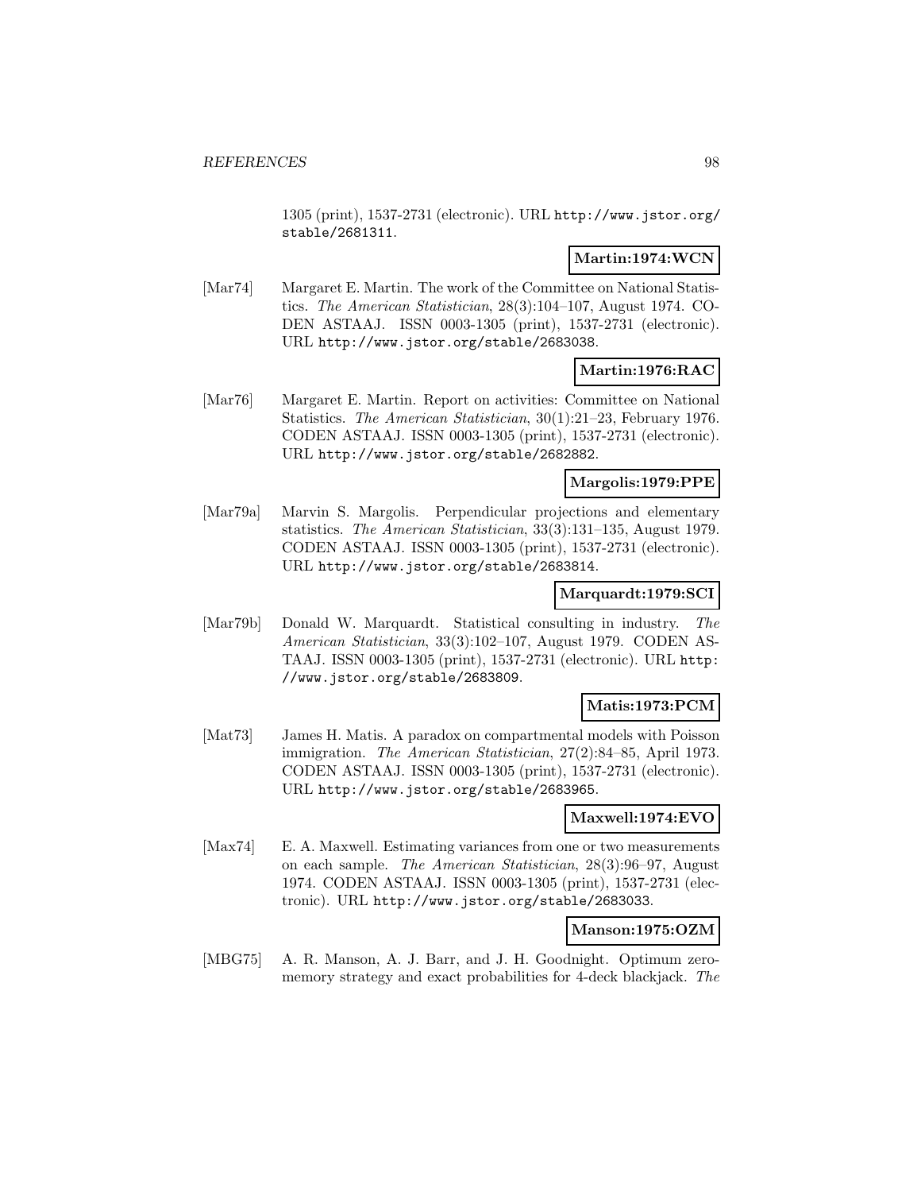1305 (print), 1537-2731 (electronic). URL http://www.jstor.org/stable/2681311.

**Martin:1974:WCN**

[Mar74] Margaret E. Martin. The work of the Committee on National Statistics. *The American Statistician*, 28(3):104–107, August 1974. CODEN ASTAAJ. ISSN 0003-1305 (print), 1537-2731 (electronic). URL http://www.jstor.org/stable/2683038.

**Martin:1976:RAC**

[Mar76] Margaret E. Martin. Report on activities: Committee on National Statistics. *The American Statistician*, 30(1):21–23, February 1976. CODEN ASTAAJ. ISSN 0003-1305 (print), 1537-2731 (electronic). URL http://www.jstor.org/stable/2682882.

**Margolis:1979:PPE**

[Mar79a] Marvin S. Margolis. Perpendicular projections and elementary statistics. *The American Statistician*, 33(3):131–135, August 1979. CODEN ASTAAJ. ISSN 0003-1305 (print), 1537-2731 (electronic). URL http://www.jstor.org/stable/2683814.

**Marquardt:1979:SCI**

[Mar79b] Donald W. Marquardt. Statistical consulting in industry. *The American Statistician*, 33(3):102–107, August 1979. CODEN ASTAAJ. ISSN 0003-1305 (print), 1537-2731 (electronic). URL http://www.jstor.org/stable/2683809.

**Matis:1973:PCM**

[Mat73] James H. Matis. A paradox on compartmental models with Poisson immigration. *The American Statistician*, 27(2):84–85, April 1973. CODEN ASTAAJ. ISSN 0003-1305 (print), 1537-2731 (electronic). URL http://www.jstor.org/stable/2683965.

**Maxwell:1974:EVO**

[Max74] E. A. Maxwell. Estimating variances from one or two measurements on each sample. *The American Statistician*, 28(3):96–97, August 1974. CODEN ASTAAJ. ISSN 0003-1305 (print), 1537-2731 (electronic). URL http://www.jstor.org/stable/2683033.

**Manson:1975:OZM**

[MBG75] A. R. Manson, A. J. Barr, and J. H. Goodnight. Optimum zero-memory strategy and exact probabilities for 4-deck blackjack. *The*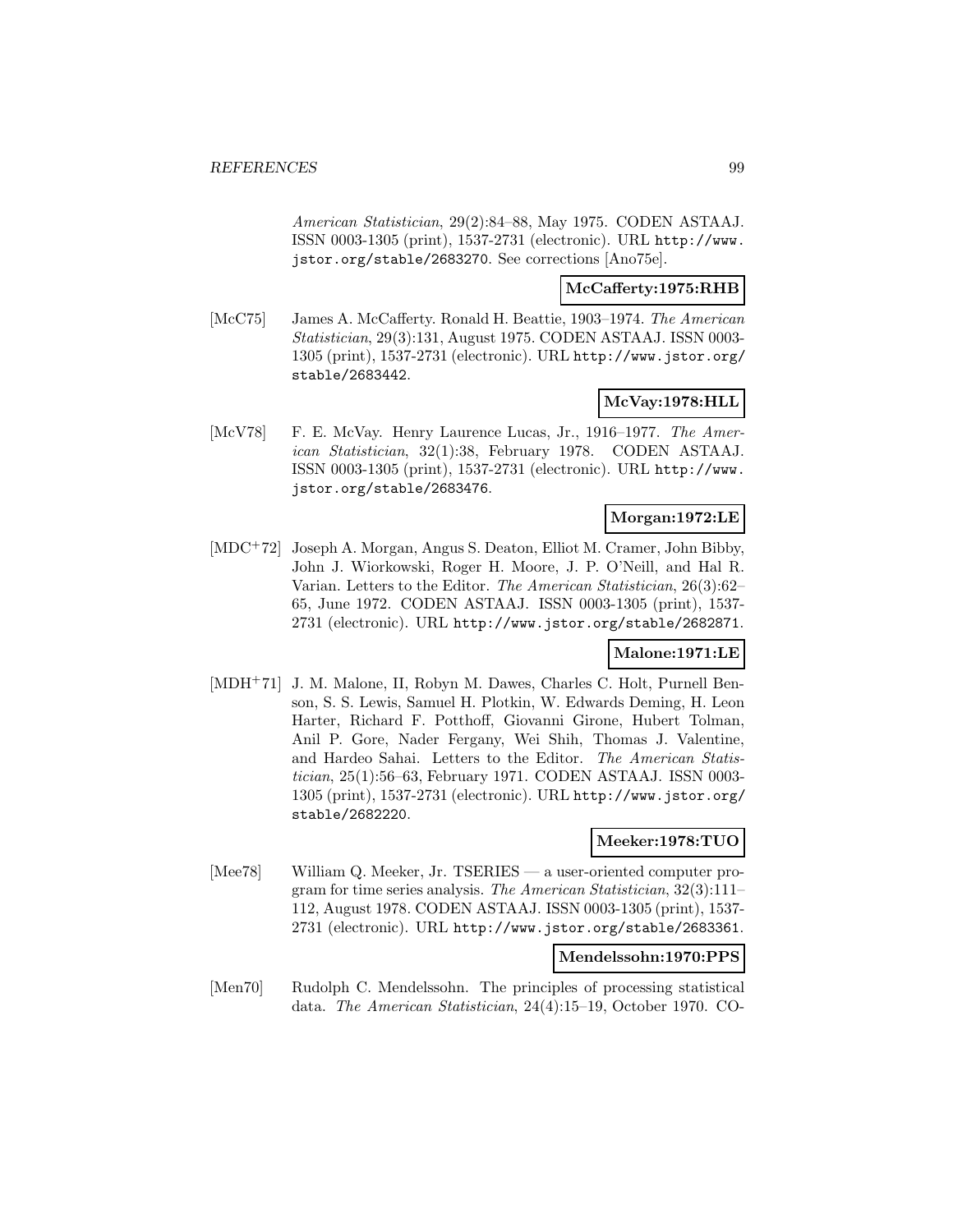American Statistician, 29(2):84–88, May 1975. CODEN ASTAAJ. ISSN 0003-1305 (print), 1537-2731 (electronic). URL http://www.jstor.org/stable/2683270. See corrections [Ano75e].

**McCafferty:1975:RHB**

[McC75] James A. McCafferty. Ronald H. Beattie, 1903–1974. *The American Statistician*, 29(3):131, August 1975. CODEN ASTAAJ. ISSN 0003-1305 (print), 1537-2731 (electronic). URL http://www.jstor.org/stable/2683442.

**McVay:1978:HLL**

[McV78] F. E. McVay. Henry Laurence Lucas, Jr., 1916–1977. *The American Statistician*, 32(1):38, February 1978. CODEN ASTAAJ. ISSN 0003-1305 (print), 1537-2731 (electronic). URL http://www.jstor.org/stable/2683476.

**Morgan:1972:LE**

[MDC+72] Joseph A. Morgan, Angus S. Deaton, Elliot M. Cramer, John Bibby, John J. Wiorkowski, Roger H. Moore, J. P. O'Neill, and Hal R. Varian. Letters to the Editor. *The American Statistician*, 26(3):62–65, June 1972. CODEN ASTAAJ. ISSN 0003-1305 (print), 1537-2731 (electronic). URL http://www.jstor.org/stable/2682871.

**Malone:1971:LE**

[MDH+71] J. M. Malone, II, Robyn M. Dawes, Charles C. Holt, Purnell Benson, S. S. Lewis, Samuel H. Plotkin, W. Edwards Deming, H. Leon Harter, Richard F. Potthoff, Giovanni Girone, Hubert Tolman, Anil P. Gore, Nader Fergany, Wei Shih, Thomas J. Valentine, and Hardeo Sahai. Letters to the Editor. *The American Statistician*, 25(1):56–63, February 1971. CODEN ASTAAJ. ISSN 0003-1305 (print), 1537-2731 (electronic). URL http://www.jstor.org/stable/2682220.

**Meeker:1978:TUO**

[Mee78] William Q. Meeker, Jr. TSERIES — a user-oriented computer program for time series analysis. *The American Statistician*, 32(3):111–112, August 1978. CODEN ASTAAJ. ISSN 0003-1305 (print), 1537-2731 (electronic). URL http://www.jstor.org/stable/2683361.

**Mendelssohn:1970:PPS**

[Men70] Rudolph C. Mendelssohn. The principles of processing statistical data. *The American Statistician*, 24(4):15–19, October 1970. CO-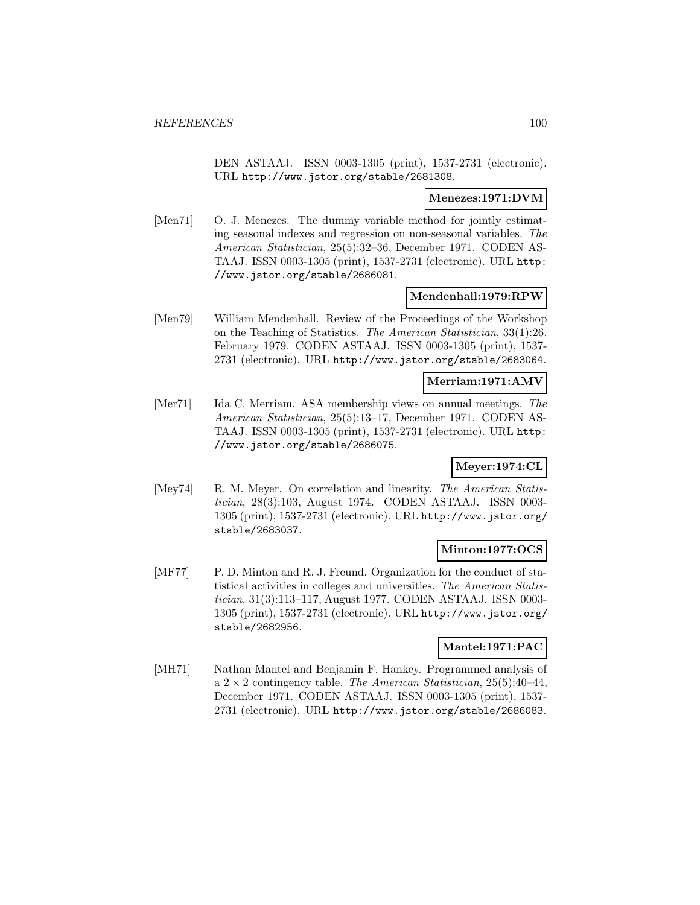DEN ASTAAJ. ISSN 0003-1305 (print), 1537-2731 (electronic). URL http://www.jstor.org/stable/2681308.

**Menezes:1971:DVM**

[Men71] O. J. Menezes. The dummy variable method for jointly estimating seasonal indexes and regression on non-seasonal variables. *The American Statistician*, 25(5):32–36, December 1971. CODEN ASTAAJ. ISSN 0003-1305 (print), 1537-2731 (electronic). URL http://www.jstor.org/stable/2686081.

**Mendenhall:1979:RPW**

[Men79] William Mendenhall. Review of the Proceedings of the Workshop on the Teaching of Statistics. *The American Statistician*, 33(1):26, February 1979. CODEN ASTAAJ. ISSN 0003-1305 (print), 1537-2731 (electronic). URL http://www.jstor.org/stable/2683064.

**Merriam:1971:AMV**

[Mer71] Ida C. Merriam. ASA membership views on annual meetings. *The American Statistician*, 25(5):13–17, December 1971. CODEN ASTAAJ. ISSN 0003-1305 (print), 1537-2731 (electronic). URL http://www.jstor.org/stable/2686075.

**Meyer:1974:CL**

[Mey74] R. M. Meyer. On correlation and linearity. *The American Statistician*, 28(3):103, August 1974. CODEN ASTAAJ. ISSN 0003-1305 (print), 1537-2731 (electronic). URL http://www.jstor.org/stable/2683037.

**Minton:1977:OCS**

[MF77] P. D. Minton and R. J. Freund. Organization for the conduct of statistical activities in colleges and universities. *The American Statistician*, 31(3):113–117, August 1977. CODEN ASTAAJ. ISSN 0003-1305 (print), 1537-2731 (electronic). URL http://www.jstor.org/stable/2682956.

**Mantel:1971:PAC**

[MH71] Nathan Mantel and Benjamin F. Hankey. Programmed analysis of a $2 \times 2$ contingency table. *The American Statistician*, 25(5):40–44, December 1971. CODEN ASTAAJ. ISSN 0003-1305 (print), 1537-2731 (electronic). URL http://www.jstor.org/stable/2686083.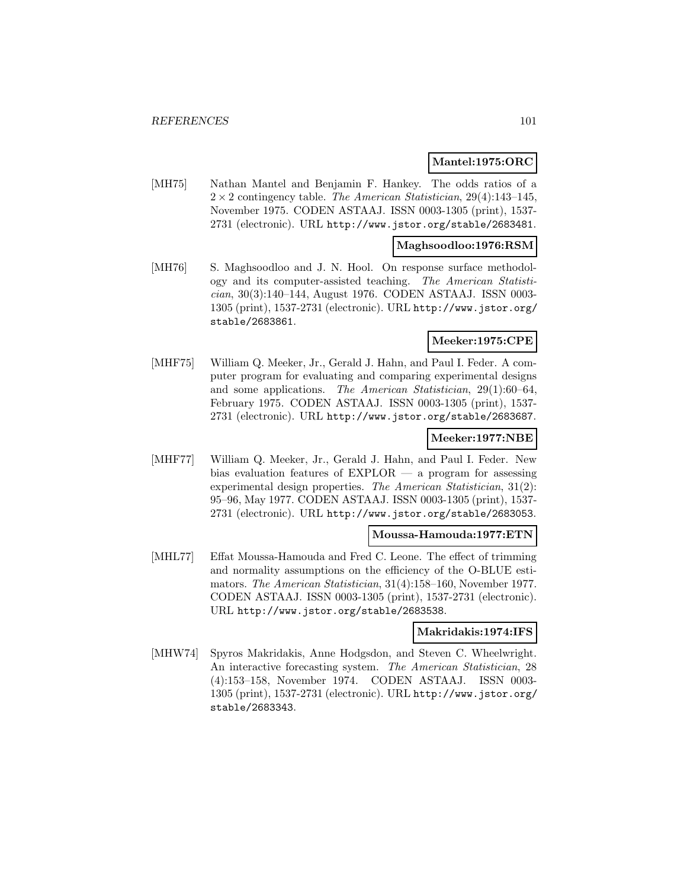**Mantel:1975:ORC**

[MH75] Nathan Mantel and Benjamin F. Hankey. The odds ratios of a $2 \times 2$ contingency table. *The American Statistician*, 29(4):143–145, November 1975. CODEN ASTAAJ. ISSN 0003-1305 (print), 1537-2731 (electronic). URL http://www.jstor.org/stable/2683481.

**Maghsoodloo:1976:RSM**

[MH76] S. Maghsoodloo and J. N. Hool. On response surface methodology and its computer-assisted teaching. *The American Statistician*, 30(3):140–144, August 1976. CODEN ASTAAJ. ISSN 0003-1305 (print), 1537-2731 (electronic). URL http://www.jstor.org/stable/2683861.

**Meeker:1975:CPE**

[MHF75] William Q. Meeker, Jr., Gerald J. Hahn, and Paul I. Feder. A computer program for evaluating and comparing experimental designs and some applications. *The American Statistician*, 29(1):60–64, February 1975. CODEN ASTAAJ. ISSN 0003-1305 (print), 1537-2731 (electronic). URL http://www.jstor.org/stable/2683687.

**Meeker:1977:NBE**

[MHF77] William Q. Meeker, Jr., Gerald J. Hahn, and Paul I. Feder. New bias evaluation features of EXPLOR — a program for assessing experimental design properties. *The American Statistician*, 31(2): 95–96, May 1977. CODEN ASTAAJ. ISSN 0003-1305 (print), 1537-2731 (electronic). URL http://www.jstor.org/stable/2683053.

**Moussa-Hamouda:1977:ETN**

[MHL77] Effat Moussa-Hamouda and Fred C. Leone. The effect of trimming and normality assumptions on the efficiency of the O-BLUE estimators. *The American Statistician*, 31(4):158–160, November 1977. CODEN ASTAAJ. ISSN 0003-1305 (print), 1537-2731 (electronic). URL http://www.jstor.org/stable/2683538.

**Makridakis:1974:IFS**

[MHW74] Spyros Makridakis, Anne Hodgsdon, and Steven C. Wheelwright. An interactive forecasting system. *The American Statistician*, 28 (4):153–158, November 1974. CODEN ASTAAJ. ISSN 0003-1305 (print), 1537-2731 (electronic). URL http://www.jstor.org/stable/2683343.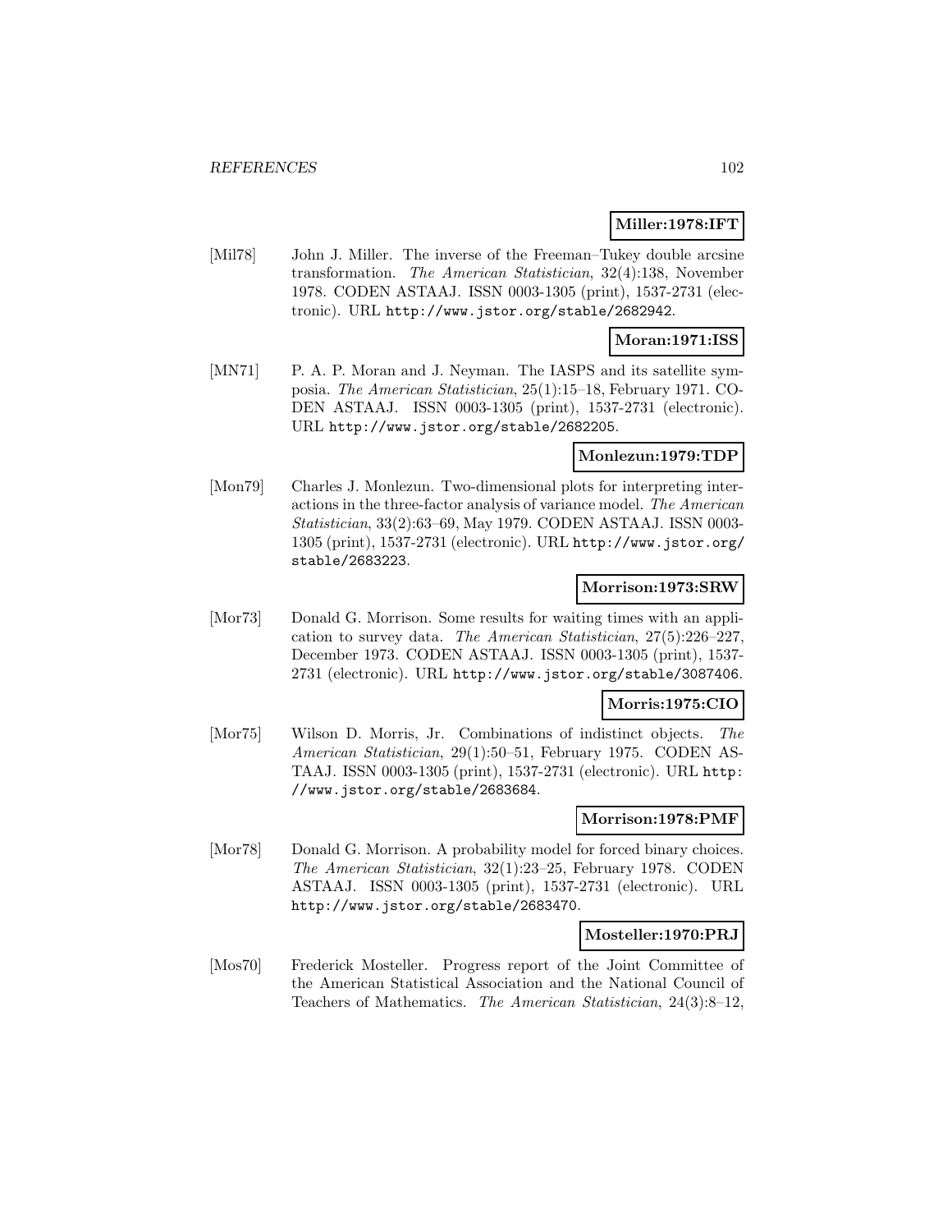**Miller:1978:IFT**

[Mil78] John J. Miller. The inverse of the Freeman–Tukey double arcsine transformation. *The American Statistician*, 32(4):138, November 1978. CODEN ASTAAJ. ISSN 0003-1305 (print), 1537-2731 (electronic). URL http://www.jstor.org/stable/2682942.

**Moran:1971:ISS**

[MN71] P. A. P. Moran and J. Neyman. The IASPS and its satellite symposia. *The American Statistician*, 25(1):15–18, February 1971. CODEN ASTAAJ. ISSN 0003-1305 (print), 1537-2731 (electronic). URL http://www.jstor.org/stable/2682205.

**Monlezun:1979:TDP**

[Mon79] Charles J. Monlezun. Two-dimensional plots for interpreting interactions in the three-factor analysis of variance model. *The American Statistician*, 33(2):63–69, May 1979. CODEN ASTAAJ. ISSN 0003-1305 (print), 1537-2731 (electronic). URL http://www.jstor.org/stable/2683223.

**Morrison:1973:SRW**

[Mor73] Donald G. Morrison. Some results for waiting times with an application to survey data. *The American Statistician*, 27(5):226–227, December 1973. CODEN ASTAAJ. ISSN 0003-1305 (print), 1537-2731 (electronic). URL http://www.jstor.org/stable/3087406.

**Morris:1975:CIO**

[Mor75] Wilson D. Morris, Jr. Combinations of indistinct objects. *The American Statistician*, 29(1):50–51, February 1975. CODEN ASTAAJ. ISSN 0003-1305 (print), 1537-2731 (electronic). URL http://www.jstor.org/stable/2683684.

**Morrison:1978:PMF**

[Mor78] Donald G. Morrison. A probability model for forced binary choices. *The American Statistician*, 32(1):23–25, February 1978. CODEN ASTAAJ. ISSN 0003-1305 (print), 1537-2731 (electronic). URL http://www.jstor.org/stable/2683470.

**Mosteller:1970:PRJ**

[Mos70] Frederick Mosteller. Progress report of the Joint Committee of the American Statistical Association and the National Council of Teachers of Mathematics. *The American Statistician*, 24(3):8–12,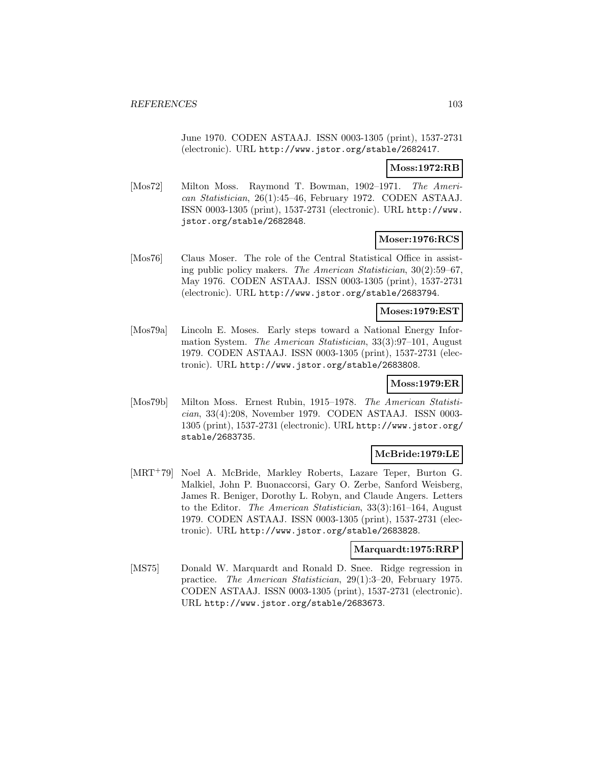June 1970. CODEN ASTAAJ. ISSN 0003-1305 (print), 1537-2731 (electronic). URL http://www.jstor.org/stable/2682417.

**Moss:1972:RB**

[Mos72] Milton Moss. Raymond T. Bowman, 1902–1971. *The American Statistician*, 26(1):45–46, February 1972. CODEN ASTAAJ. ISSN 0003-1305 (print), 1537-2731 (electronic). URL http://www.jstor.org/stable/2682848.

**Moser:1976:RCS**

[Mos76] Claus Moser. The role of the Central Statistical Office in assisting public policy makers. *The American Statistician*, 30(2):59–67, May 1976. CODEN ASTAAJ. ISSN 0003-1305 (print), 1537-2731 (electronic). URL http://www.jstor.org/stable/2683794.

**Moses:1979:EST**

[Mos79a] Lincoln E. Moses. Early steps toward a National Energy Information System. *The American Statistician*, 33(3):97–101, August 1979. CODEN ASTAAJ. ISSN 0003-1305 (print), 1537-2731 (electronic). URL http://www.jstor.org/stable/2683808.

**Moss:1979:ER**

[Mos79b] Milton Moss. Ernest Rubin, 1915–1978. *The American Statistician*, 33(4):208, November 1979. CODEN ASTAAJ. ISSN 0003-1305 (print), 1537-2731 (electronic). URL http://www.jstor.org/stable/2683735.

**McBride:1979:LE**

[MRT+79] Noel A. McBride, Markley Roberts, Lazare Teper, Burton G. Malkiel, John P. Buonaccorsi, Gary O. Zerbe, Sanford Weisberg, James R. Beniger, Dorothy L. Robyn, and Claude Angers. Letters to the Editor. *The American Statistician*, 33(3):161–164, August 1979. CODEN ASTAAJ. ISSN 0003-1305 (print), 1537-2731 (electronic). URL http://www.jstor.org/stable/2683828.

**Marquardt:1975:RRP**

[MS75] Donald W. Marquardt and Ronald D. Snee. Ridge regression in practice. *The American Statistician*, 29(1):3–20, February 1975. CODEN ASTAAJ. ISSN 0003-1305 (print), 1537-2731 (electronic). URL http://www.jstor.org/stable/2683673.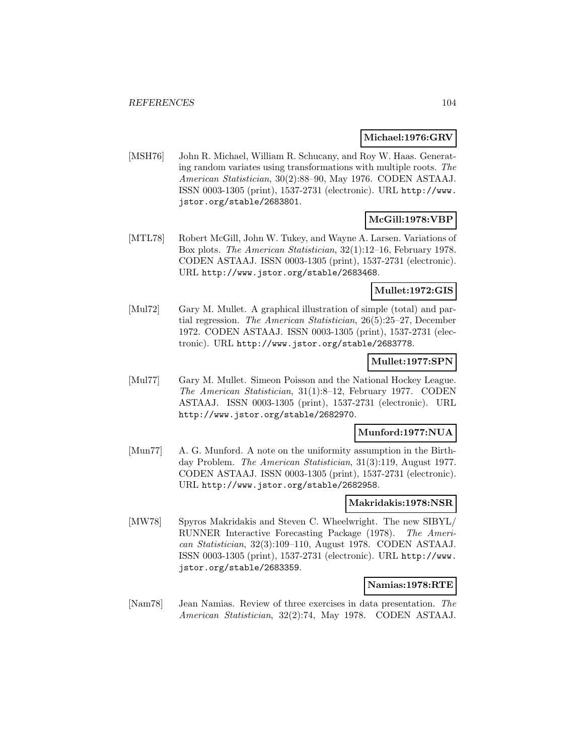**Michael:1976:GRV**

[MSH76] John R. Michael, William R. Schucany, and Roy W. Haas. Generating random variates using transformations with multiple roots. *The American Statistician*, 30(2):88–90, May 1976. CODEN ASTAAJ. ISSN 0003-1305 (print), 1537-2731 (electronic). URL http://www.jstor.org/stable/2683801.

**McGill:1978:VBP**

[MTL78] Robert McGill, John W. Tukey, and Wayne A. Larsen. Variations of Box plots. *The American Statistician*, 32(1):12–16, February 1978. CODEN ASTAAJ. ISSN 0003-1305 (print), 1537-2731 (electronic). URL http://www.jstor.org/stable/2683468.

**Mullet:1972:GIS**

[Mul72] Gary M. Mullet. A graphical illustration of simple (total) and partial regression. *The American Statistician*, 26(5):25–27, December 1972. CODEN ASTAAJ. ISSN 0003-1305 (print), 1537-2731 (electronic). URL http://www.jstor.org/stable/2683778.

**Mullet:1977:SPN**

[Mul77] Gary M. Mullet. Simeon Poisson and the National Hockey League. *The American Statistician*, 31(1):8–12, February 1977. CODEN ASTAAJ. ISSN 0003-1305 (print), 1537-2731 (electronic). URL http://www.jstor.org/stable/2682970.

**Munford:1977:NUA**

[Mun77] A. G. Munford. A note on the uniformity assumption in the Birthday Problem. *The American Statistician*, 31(3):119, August 1977. CODEN ASTAAJ. ISSN 0003-1305 (print), 1537-2731 (electronic). URL http://www.jstor.org/stable/2682958.

**Makridakis:1978:NSR**

[MW78] Spyros Makridakis and Steven C. Wheelwright. The new SIBYL/ RUNNER Interactive Forecasting Package (1978). *The American Statistician*, 32(3):109–110, August 1978. CODEN ASTAAJ. ISSN 0003-1305 (print), 1537-2731 (electronic). URL http://www.jstor.org/stable/2683359.

**Namias:1978:RTE**

[Nam78] Jean Namias. Review of three exercises in data presentation. *The American Statistician*, 32(2):74, May 1978. CODEN ASTAAJ.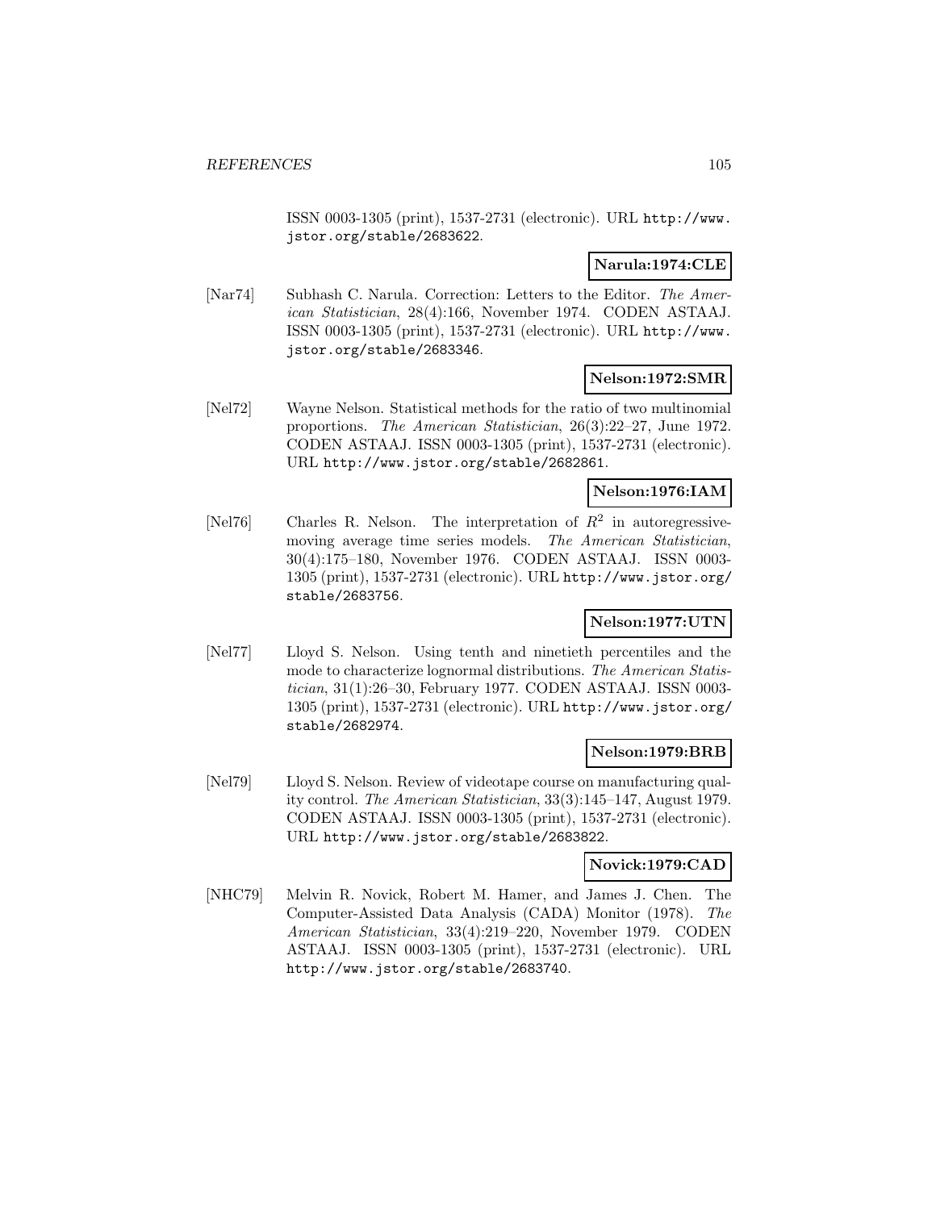ISSN 0003-1305 (print), 1537-2731 (electronic). URL http://www.jstor.org/stable/2683622.

**Narula:1974:CLE**

[Nar74] Subhash C. Narula. Correction: Letters to the Editor. *The American Statistician*, 28(4):166, November 1974. CODEN ASTAAJ. ISSN 0003-1305 (print), 1537-2731 (electronic). URL http://www.jstor.org/stable/2683346.

**Nelson:1972:SMR**

[Nel72] Wayne Nelson. Statistical methods for the ratio of two multinomial proportions. *The American Statistician*, 26(3):22–27, June 1972. CODEN ASTAAJ. ISSN 0003-1305 (print), 1537-2731 (electronic). URL http://www.jstor.org/stable/2682861.

**Nelson:1976:IAM**

[Nel76] Charles R. Nelson. The interpretation of $R^2$ in autoregressive-moving average time series models. *The American Statistician*, 30(4):175–180, November 1976. CODEN ASTAAJ. ISSN 0003-1305 (print), 1537-2731 (electronic). URL http://www.jstor.org/stable/2683756.

**Nelson:1977:UTN**

[Nel77] Lloyd S. Nelson. Using tenth and ninetieth percentiles and the mode to characterize lognormal distributions. *The American Statistician*, 31(1):26–30, February 1977. CODEN ASTAAJ. ISSN 0003-1305 (print), 1537-2731 (electronic). URL http://www.jstor.org/stable/2682974.

**Nelson:1979:BRB**

[Nel79] Lloyd S. Nelson. Review of videotape course on manufacturing quality control. *The American Statistician*, 33(3):145–147, August 1979. CODEN ASTAAJ. ISSN 0003-1305 (print), 1537-2731 (electronic). URL http://www.jstor.org/stable/2683822.

**Novick:1979:CAD**

[NHC79] Melvin R. Novick, Robert M. Hamer, and James J. Chen. The Computer-Assisted Data Analysis (CADA) Monitor (1978). *The American Statistician*, 33(4):219–220, November 1979. CODEN ASTAAJ. ISSN 0003-1305 (print), 1537-2731 (electronic). URL http://www.jstor.org/stable/2683740.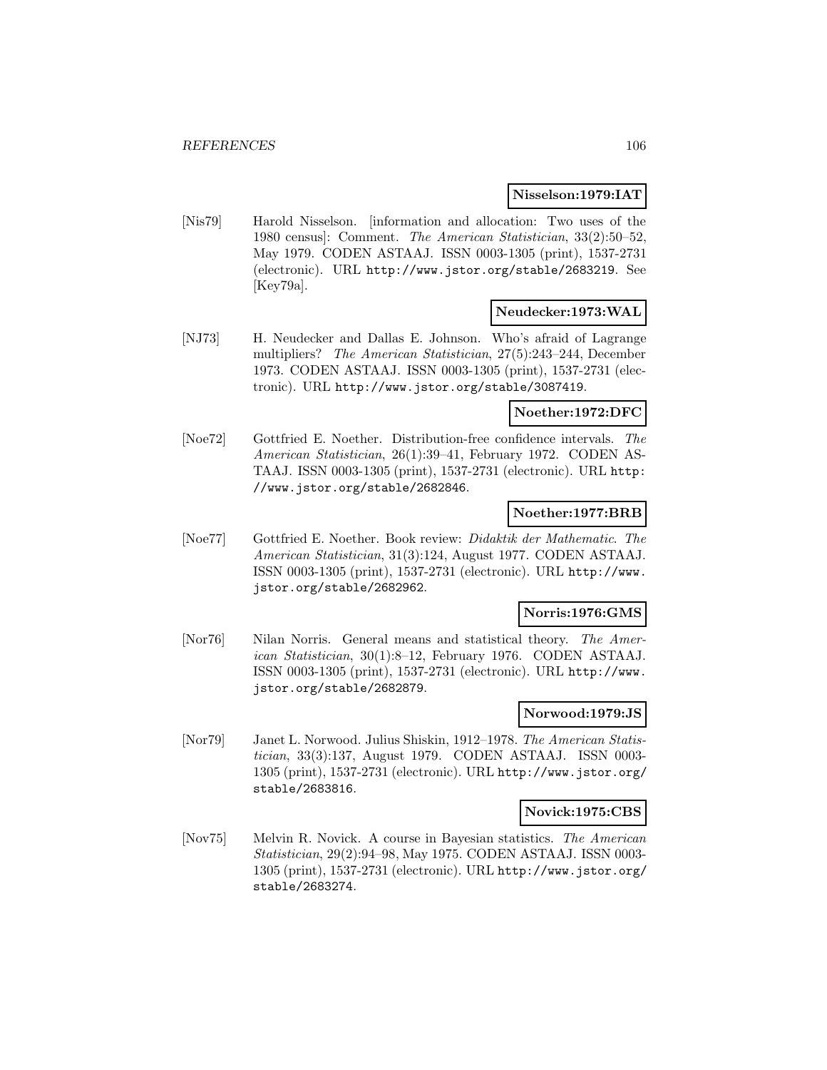**Nisselson:1979:IAT**

[Nis79] Harold Nisselson. [information and allocation: Two uses of the 1980 census]: Comment. *The American Statistician*, 33(2):50–52, May 1979. CODEN ASTAAJ. ISSN 0003-1305 (print), 1537-2731 (electronic). URL http://www.jstor.org/stable/2683219. See [Key79a].

**Neudecker:1973:WAL**

[NJ73] H. Neudecker and Dallas E. Johnson. Who's afraid of Lagrange multipliers? *The American Statistician*, 27(5):243–244, December 1973. CODEN ASTAAJ. ISSN 0003-1305 (print), 1537-2731 (electronic). URL http://www.jstor.org/stable/3087419.

**Noether:1972:DFC**

[Noe72] Gottfried E. Noether. Distribution-free confidence intervals. *The American Statistician*, 26(1):39–41, February 1972. CODEN ASTAAJ. ISSN 0003-1305 (print), 1537-2731 (electronic). URL http://www.jstor.org/stable/2682846.

**Noether:1977:BRB**

[Noe77] Gottfried E. Noether. Book review: *Didaktik der Mathematic*. *The American Statistician*, 31(3):124, August 1977. CODEN ASTAAJ. ISSN 0003-1305 (print), 1537-2731 (electronic). URL http://www.jstor.org/stable/2682962.

**Norris:1976:GMS**

[Nor76] Nilan Norris. General means and statistical theory. *The American Statistician*, 30(1):8–12, February 1976. CODEN ASTAAJ. ISSN 0003-1305 (print), 1537-2731 (electronic). URL http://www.jstor.org/stable/2682879.

**Norwood:1979:JS**

[Nor79] Janet L. Norwood. Julius Shiskin, 1912–1978. *The American Statistician*, 33(3):137, August 1979. CODEN ASTAAJ. ISSN 0003-1305 (print), 1537-2731 (electronic). URL http://www.jstor.org/stable/2683816.

**Novick:1975:CBS**

[Nov75] Melvin R. Novick. A course in Bayesian statistics. *The American Statistician*, 29(2):94–98, May 1975. CODEN ASTAAJ. ISSN 0003-1305 (print), 1537-2731 (electronic). URL http://www.jstor.org/stable/2683274.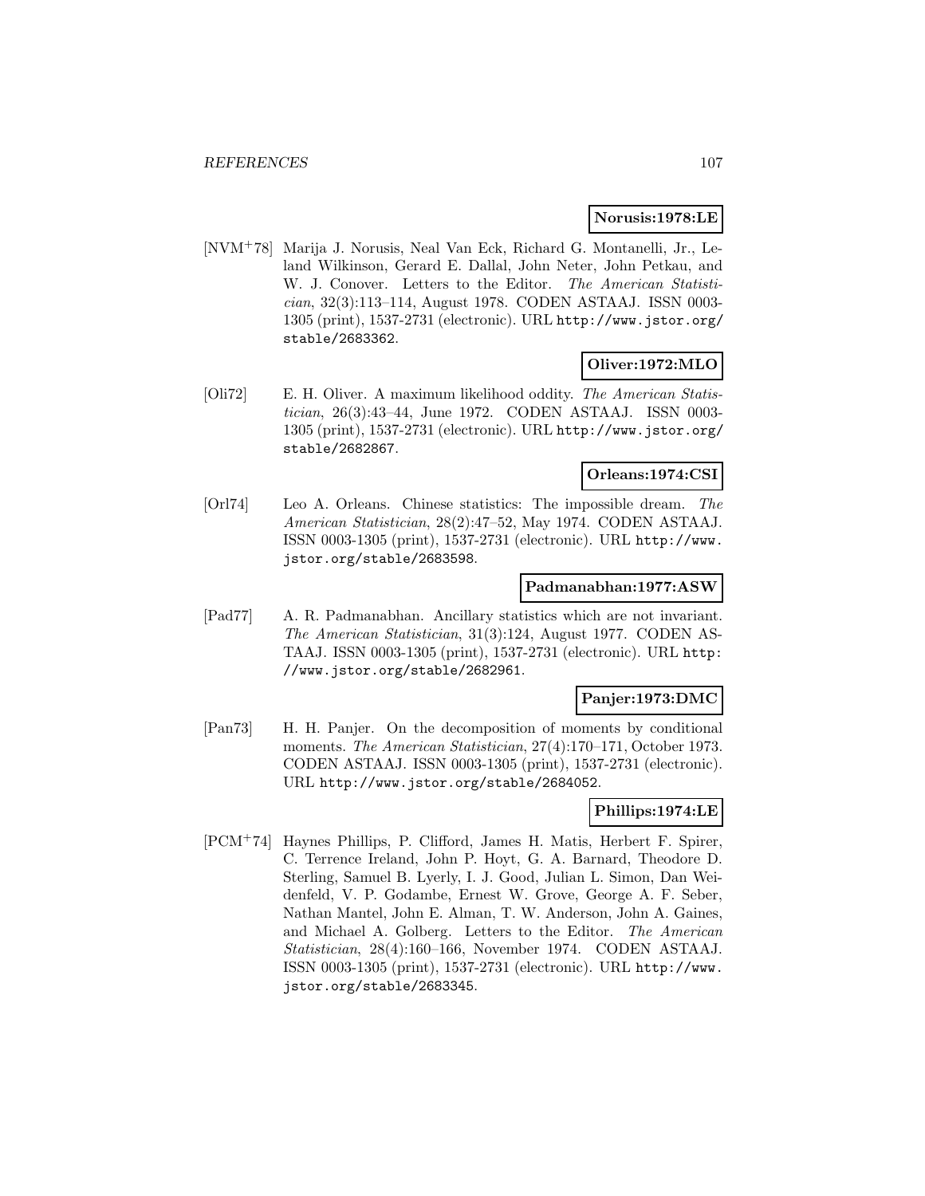**Norusis:1978:LE**

[NVM+78] Marija J. Norusis, Neal Van Eck, Richard G. Montanelli, Jr., Leland Wilkinson, Gerard E. Dallal, John Neter, John Petkau, and W. J. Conover. Letters to the Editor. *The American Statistician*, 32(3):113–114, August 1978. CODEN ASTAAJ. ISSN 0003-1305 (print), 1537-2731 (electronic). URL http://www.jstor.org/stable/2683362.

**Oliver:1972:MLO**

[Oli72] E. H. Oliver. A maximum likelihood oddity. *The American Statistician*, 26(3):43–44, June 1972. CODEN ASTAAJ. ISSN 0003-1305 (print), 1537-2731 (electronic). URL http://www.jstor.org/stable/2682867.

**Orleans:1974:CSI**

[Orl74] Leo A. Orleans. Chinese statistics: The impossible dream. *The American Statistician*, 28(2):47–52, May 1974. CODEN ASTAAJ. ISSN 0003-1305 (print), 1537-2731 (electronic). URL http://www.jstor.org/stable/2683598.

**Padmanabhan:1977:ASW**

[Pad77] A. R. Padmanabhan. Ancillary statistics which are not invariant. *The American Statistician*, 31(3):124, August 1977. CODEN ASTAAJ. ISSN 0003-1305 (print), 1537-2731 (electronic). URL http://www.jstor.org/stable/2682961.

**Panjer:1973:DMC**

[Pan73] H. H. Panjer. On the decomposition of moments by conditional moments. *The American Statistician*, 27(4):170–171, October 1973. CODEN ASTAAJ. ISSN 0003-1305 (print), 1537-2731 (electronic). URL http://www.jstor.org/stable/2684052.

**Phillips:1974:LE**

[PCM+74] Haynes Phillips, P. Clifford, James H. Matis, Herbert F. Spirer, C. Terrence Ireland, John P. Hoyt, G. A. Barnard, Theodore D. Sterling, Samuel B. Lyerly, I. J. Good, Julian L. Simon, Dan Weidenfeld, V. P. Godambe, Ernest W. Grove, George A. F. Seber, Nathan Mantel, John E. Alman, T. W. Anderson, John A. Gaines, and Michael A. Golberg. Letters to the Editor. *The American Statistician*, 28(4):160–166, November 1974. CODEN ASTAAJ. ISSN 0003-1305 (print), 1537-2731 (electronic). URL http://www.jstor.org/stable/2683345.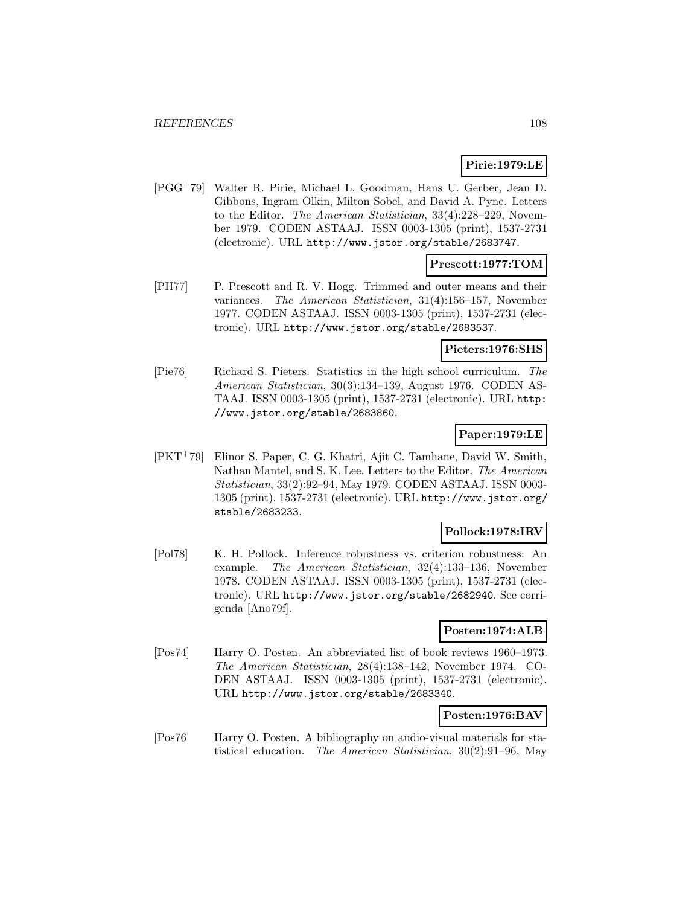**Pirie:1979:LE**

[PGG+79] Walter R. Pirie, Michael L. Goodman, Hans U. Gerber, Jean D. Gibbons, Ingram Olkin, Milton Sobel, and David A. Pyne. Letters to the Editor. *The American Statistician*, 33(4):228–229, November 1979. CODEN ASTAAJ. ISSN 0003-1305 (print), 1537-2731 (electronic). URL http://www.jstor.org/stable/2683747.

**Prescott:1977:TOM**

[PH77] P. Prescott and R. V. Hogg. Trimmed and outer means and their variances. *The American Statistician*, 31(4):156–157, November 1977. CODEN ASTAAJ. ISSN 0003-1305 (print), 1537-2731 (electronic). URL http://www.jstor.org/stable/2683537.

**Pieters:1976:SHS**

[Pie76] Richard S. Pieters. Statistics in the high school curriculum. *The American Statistician*, 30(3):134–139, August 1976. CODEN ASTAAJ. ISSN 0003-1305 (print), 1537-2731 (electronic). URL http://www.jstor.org/stable/2683860.

**Paper:1979:LE**

[PKT+79] Elinor S. Paper, C. G. Khatri, Ajit C. Tamhane, David W. Smith, Nathan Mantel, and S. K. Lee. Letters to the Editor. *The American Statistician*, 33(2):92–94, May 1979. CODEN ASTAAJ. ISSN 0003-1305 (print), 1537-2731 (electronic). URL http://www.jstor.org/stable/2683233.

**Pollock:1978:IRV**

[Pol78] K. H. Pollock. Inference robustness vs. criterion robustness: An example. *The American Statistician*, 32(4):133–136, November 1978. CODEN ASTAAJ. ISSN 0003-1305 (print), 1537-2731 (electronic). URL http://www.jstor.org/stable/2682940. See corrigenda [Ano79f].

**Posten:1974:ALB**

[Pos74] Harry O. Posten. An abbreviated list of book reviews 1960–1973. *The American Statistician*, 28(4):138–142, November 1974. CODEN ASTAAJ. ISSN 0003-1305 (print), 1537-2731 (electronic). URL http://www.jstor.org/stable/2683340.

**Posten:1976:BAV**

[Pos76] Harry O. Posten. A bibliography on audio-visual materials for statistical education. *The American Statistician*, 30(2):91–96, May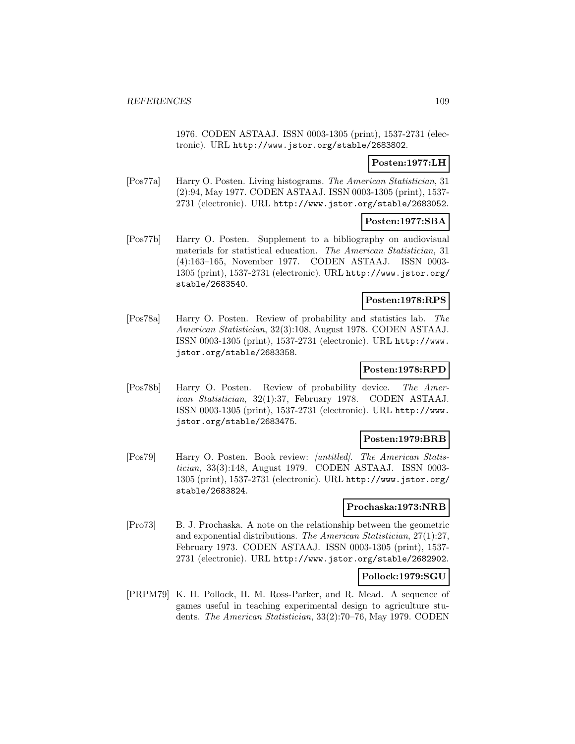1976. CODEN ASTAAJ. ISSN 0003-1305 (print), 1537-2731 (electronic). URL http://www.jstor.org/stable/2683802.

**Posten:1977:LH**

[Pos77a] Harry O. Posten. Living histograms. *The American Statistician*, 31 (2):94, May 1977. CODEN ASTAAJ. ISSN 0003-1305 (print), 1537-2731 (electronic). URL http://www.jstor.org/stable/2683052.

**Posten:1977:SBA**

[Pos77b] Harry O. Posten. Supplement to a bibliography on audiovisual materials for statistical education. *The American Statistician*, 31 (4):163–165, November 1977. CODEN ASTAAJ. ISSN 0003-1305 (print), 1537-2731 (electronic). URL http://www.jstor.org/stable/2683540.

**Posten:1978:RPS**

[Pos78a] Harry O. Posten. Review of probability and statistics lab. *The American Statistician*, 32(3):108, August 1978. CODEN ASTAAJ. ISSN 0003-1305 (print), 1537-2731 (electronic). URL http://www.jstor.org/stable/2683358.

**Posten:1978:RPD**

[Pos78b] Harry O. Posten. Review of probability device. *The American Statistician*, 32(1):37, February 1978. CODEN ASTAAJ. ISSN 0003-1305 (print), 1537-2731 (electronic). URL http://www.jstor.org/stable/2683475.

**Posten:1979:BRB**

[Pos79] Harry O. Posten. Book review: *[untitled]*. *The American Statistician*, 33(3):148, August 1979. CODEN ASTAAJ. ISSN 0003-1305 (print), 1537-2731 (electronic). URL http://www.jstor.org/stable/2683824.

**Prochaska:1973:NRB**

[Pro73] B. J. Prochaska. A note on the relationship between the geometric and exponential distributions. *The American Statistician*, 27(1):27, February 1973. CODEN ASTAAJ. ISSN 0003-1305 (print), 1537-2731 (electronic). URL http://www.jstor.org/stable/2682902.

**Pollock:1979:SGU**

[PRPM79] K. H. Pollock, H. M. Ross-Parker, and R. Mead. A sequence of games useful in teaching experimental design to agriculture students. *The American Statistician*, 33(2):70–76, May 1979. CODEN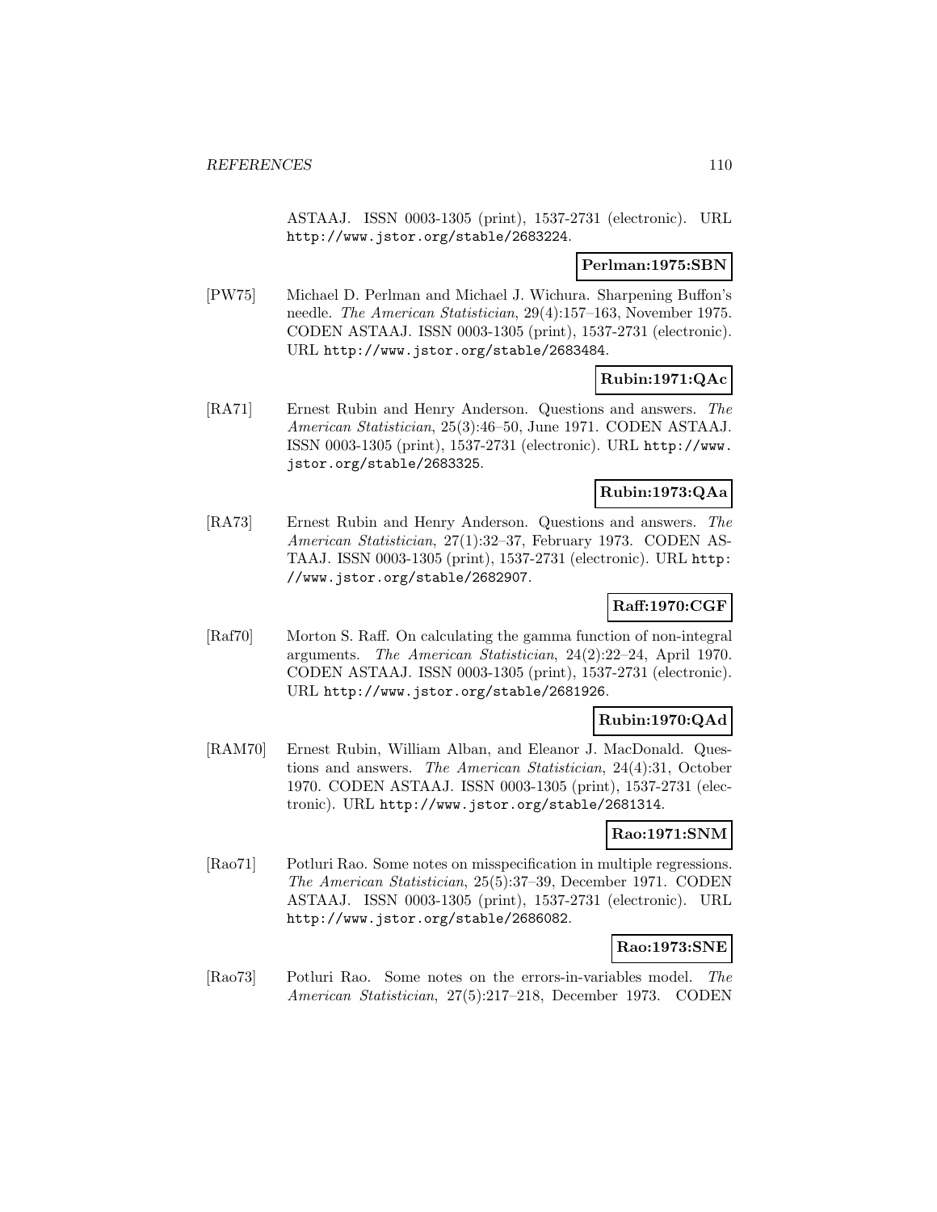ASTAAJ. ISSN 0003-1305 (print), 1537-2731 (electronic). URL http://www.jstor.org/stable/2683224.

**Perlman:1975:SBN**

[PW75] Michael D. Perlman and Michael J. Wichura. Sharpening Buffon's needle. *The American Statistician*, 29(4):157–163, November 1975. CODEN ASTAAJ. ISSN 0003-1305 (print), 1537-2731 (electronic). URL http://www.jstor.org/stable/2683484.

**Rubin:1971:QAc**

[RA71] Ernest Rubin and Henry Anderson. Questions and answers. *The American Statistician*, 25(3):46–50, June 1971. CODEN ASTAAJ. ISSN 0003-1305 (print), 1537-2731 (electronic). URL http://www.jstor.org/stable/2683325.

**Rubin:1973:QAa**

[RA73] Ernest Rubin and Henry Anderson. Questions and answers. *The American Statistician*, 27(1):32–37, February 1973. CODEN ASTAAJ. ISSN 0003-1305 (print), 1537-2731 (electronic). URL http://www.jstor.org/stable/2682907.

**Raff:1970:CGF**

[Raf70] Morton S. Raff. On calculating the gamma function of non-integral arguments. *The American Statistician*, 24(2):22–24, April 1970. CODEN ASTAAJ. ISSN 0003-1305 (print), 1537-2731 (electronic). URL http://www.jstor.org/stable/2681926.

**Rubin:1970:QAd**

[RAM70] Ernest Rubin, William Alban, and Eleanor J. MacDonald. Questions and answers. *The American Statistician*, 24(4):31, October 1970. CODEN ASTAAJ. ISSN 0003-1305 (print), 1537-2731 (electronic). URL http://www.jstor.org/stable/2681314.

**Rao:1971:SNM**

[Rao71] Potluri Rao. Some notes on misspecification in multiple regressions. *The American Statistician*, 25(5):37–39, December 1971. CODEN ASTAAJ. ISSN 0003-1305 (print), 1537-2731 (electronic). URL http://www.jstor.org/stable/2686082.

**Rao:1973:SNE**

[Rao73] Potluri Rao. Some notes on the errors-in-variables model. *The American Statistician*, 27(5):217–218, December 1973. CODEN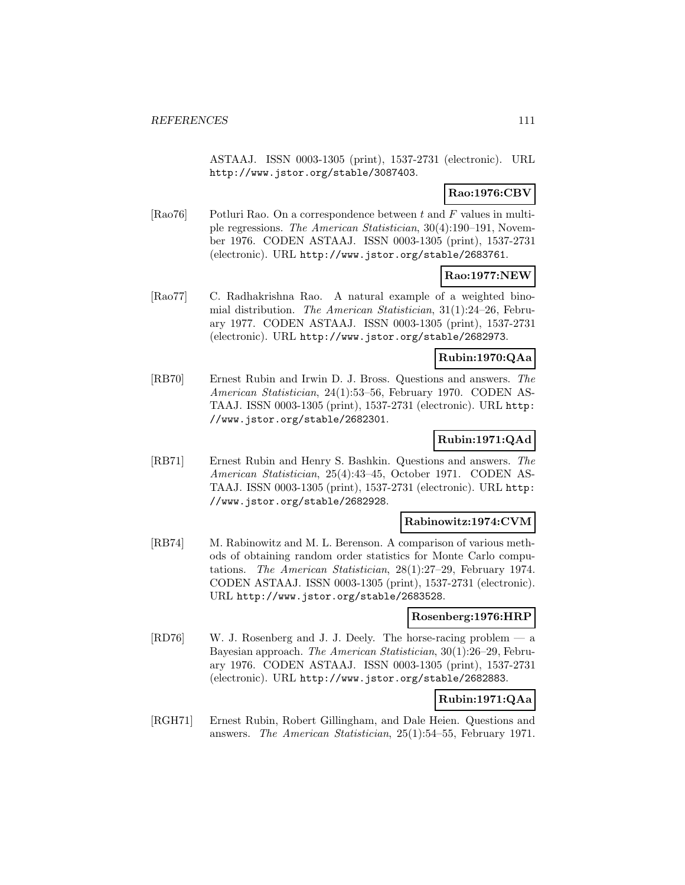ASTAAJ. ISSN 0003-1305 (print), 1537-2731 (electronic). URL http://www.jstor.org/stable/3087403.

**Rao:1976:CBV**

[Rao76] Potluri Rao. On a correspondence between $t$ and $F$ values in multiple regressions. *The American Statistician*, 30(4):190–191, November 1976. CODEN ASTAAJ. ISSN 0003-1305 (print), 1537-2731 (electronic). URL http://www.jstor.org/stable/2683761.

**Rao:1977:NEW**

[Rao77] C. Radhakrishna Rao. A natural example of a weighted binomial distribution. *The American Statistician*, 31(1):24–26, February 1977. CODEN ASTAAJ. ISSN 0003-1305 (print), 1537-2731 (electronic). URL http://www.jstor.org/stable/2682973.

**Rubin:1970:QAa**

[RB70] Ernest Rubin and Irwin D. J. Bross. Questions and answers. *The American Statistician*, 24(1):53–56, February 1970. CODEN ASTAAJ. ISSN 0003-1305 (print), 1537-2731 (electronic). URL http://www.jstor.org/stable/2682301.

**Rubin:1971:QAd**

[RB71] Ernest Rubin and Henry S. Bashkin. Questions and answers. *The American Statistician*, 25(4):43–45, October 1971. CODEN ASTAAJ. ISSN 0003-1305 (print), 1537-2731 (electronic). URL http://www.jstor.org/stable/2682928.

**Rabinowitz:1974:CVM**

[RB74] M. Rabinowitz and M. L. Berenson. A comparison of various methods of obtaining random order statistics for Monte Carlo computations. *The American Statistician*, 28(1):27–29, February 1974. CODEN ASTAAJ. ISSN 0003-1305 (print), 1537-2731 (electronic). URL http://www.jstor.org/stable/2683528.

**Rosenberg:1976:HRP**

[RD76] W. J. Rosenberg and J. J. Deely. The horse-racing problem — a Bayesian approach. *The American Statistician*, 30(1):26–29, February 1976. CODEN ASTAAJ. ISSN 0003-1305 (print), 1537-2731 (electronic). URL http://www.jstor.org/stable/2682883.

**Rubin:1971:QAa**

[RGH71] Ernest Rubin, Robert Gillingham, and Dale Heien. Questions and answers. *The American Statistician*, 25(1):54–55, February 1971.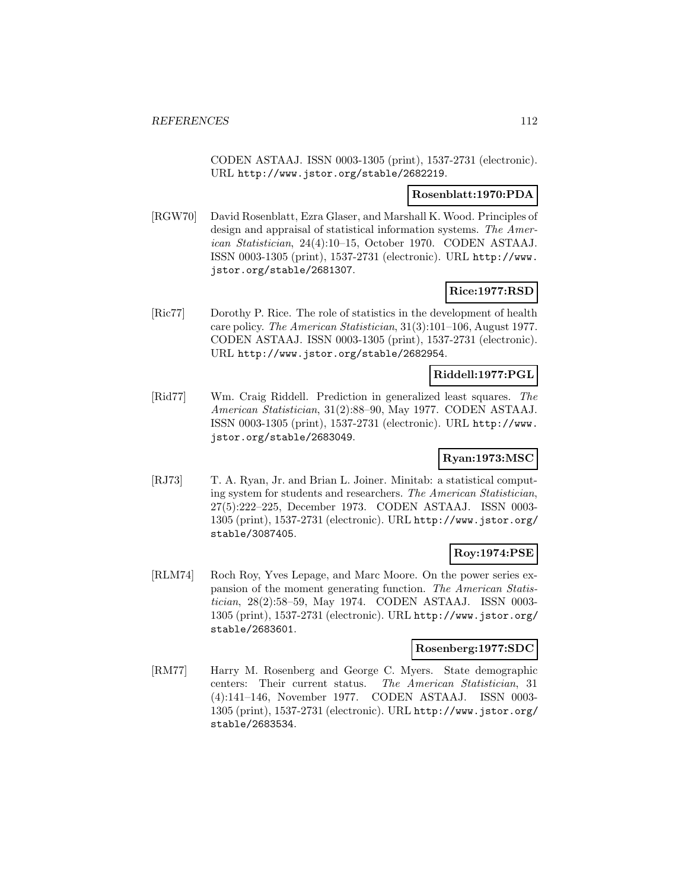CODEN ASTAAJ. ISSN 0003-1305 (print), 1537-2731 (electronic). URL http://www.jstor.org/stable/2682219.

**Rosenblatt:1970:PDA**

[RGW70] David Rosenblatt, Ezra Glaser, and Marshall K. Wood. Principles of design and appraisal of statistical information systems. *The American Statistician*, 24(4):10–15, October 1970. CODEN ASTAAJ. ISSN 0003-1305 (print), 1537-2731 (electronic). URL http://www.jstor.org/stable/2681307.

**Rice:1977:RSD**

[Ric77] Dorothy P. Rice. The role of statistics in the development of health care policy. *The American Statistician*, 31(3):101–106, August 1977. CODEN ASTAAJ. ISSN 0003-1305 (print), 1537-2731 (electronic). URL http://www.jstor.org/stable/2682954.

**Riddell:1977:PGL**

[Rid77] Wm. Craig Riddell. Prediction in generalized least squares. *The American Statistician*, 31(2):88–90, May 1977. CODEN ASTAAJ. ISSN 0003-1305 (print), 1537-2731 (electronic). URL http://www.jstor.org/stable/2683049.

**Ryan:1973:MSC**

[RJ73] T. A. Ryan, Jr. and Brian L. Joiner. Minitab: a statistical computing system for students and researchers. *The American Statistician*, 27(5):222–225, December 1973. CODEN ASTAAJ. ISSN 0003-1305 (print), 1537-2731 (electronic). URL http://www.jstor.org/stable/3087405.

**Roy:1974:PSE**

[RLM74] Roch Roy, Yves Lepage, and Marc Moore. On the power series expansion of the moment generating function. *The American Statistician*, 28(2):58–59, May 1974. CODEN ASTAAJ. ISSN 0003-1305 (print), 1537-2731 (electronic). URL http://www.jstor.org/stable/2683601.

**Rosenberg:1977:SDC**

[RM77] Harry M. Rosenberg and George C. Myers. State demographic centers: Their current status. *The American Statistician*, 31 (4):141–146, November 1977. CODEN ASTAAJ. ISSN 0003-1305 (print), 1537-2731 (electronic). URL http://www.jstor.org/stable/2683534.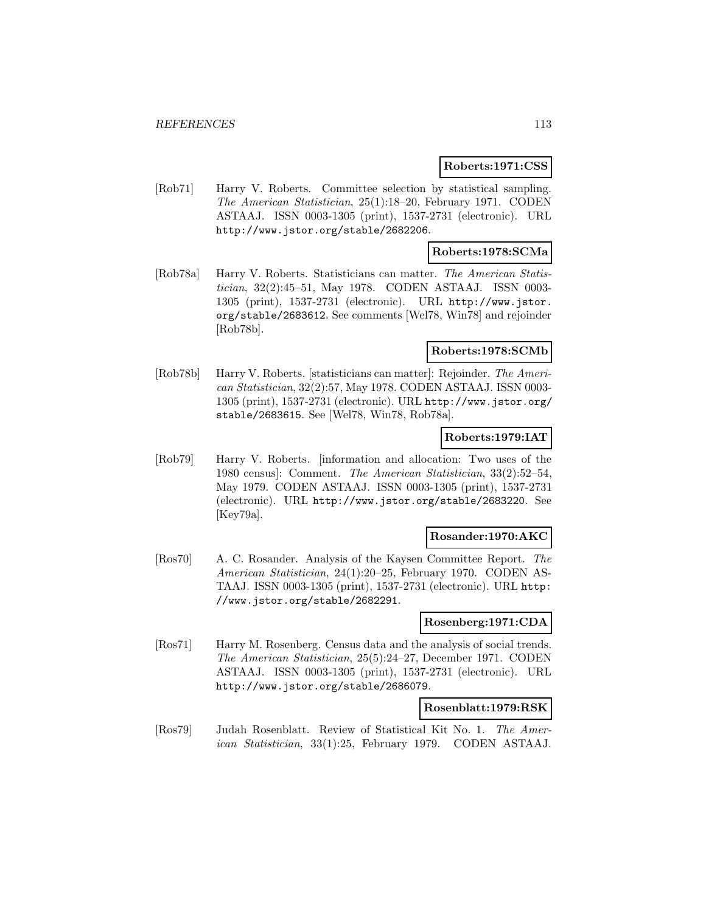**Roberts:1971:CSS**

[Rob71] Harry V. Roberts. Committee selection by statistical sampling. *The American Statistician*, 25(1):18–20, February 1971. CODEN ASTAAJ. ISSN 0003-1305 (print), 1537-2731 (electronic). URL http://www.jstor.org/stable/2682206.

**Roberts:1978:SCMa**

[Rob78a] Harry V. Roberts. Statisticians can matter. *The American Statistician*, 32(2):45–51, May 1978. CODEN ASTAAJ. ISSN 0003-1305 (print), 1537-2731 (electronic). URL http://www.jstor.org/stable/2683612. See comments [Wel78, Win78] and rejoinder [Rob78b].

**Roberts:1978:SCMb**

[Rob78b] Harry V. Roberts. [statisticians can matter]: Rejoinder. *The American Statistician*, 32(2):57, May 1978. CODEN ASTAAJ. ISSN 0003-1305 (print), 1537-2731 (electronic). URL http://www.jstor.org/stable/2683615. See [Wel78, Win78, Rob78a].

**Roberts:1979:IAT**

[Rob79] Harry V. Roberts. [information and allocation: Two uses of the 1980 census]: Comment. *The American Statistician*, 33(2):52–54, May 1979. CODEN ASTAAJ. ISSN 0003-1305 (print), 1537-2731 (electronic). URL http://www.jstor.org/stable/2683220. See [Key79a].

**Rosander:1970:AKC**

[Ros70] A. C. Rosander. Analysis of the Kaysen Committee Report. *The American Statistician*, 24(1):20–25, February 1970. CODEN ASTAAJ. ISSN 0003-1305 (print), 1537-2731 (electronic). URL http://www.jstor.org/stable/2682291.

**Rosenberg:1971:CDA**

[Ros71] Harry M. Rosenberg. Census data and the analysis of social trends. *The American Statistician*, 25(5):24–27, December 1971. CODEN ASTAAJ. ISSN 0003-1305 (print), 1537-2731 (electronic). URL http://www.jstor.org/stable/2686079.

**Rosenblatt:1979:RSK**

[Ros79] Judah Rosenblatt. Review of Statistical Kit No. 1. *The American Statistician*, 33(1):25, February 1979. CODEN ASTAAJ.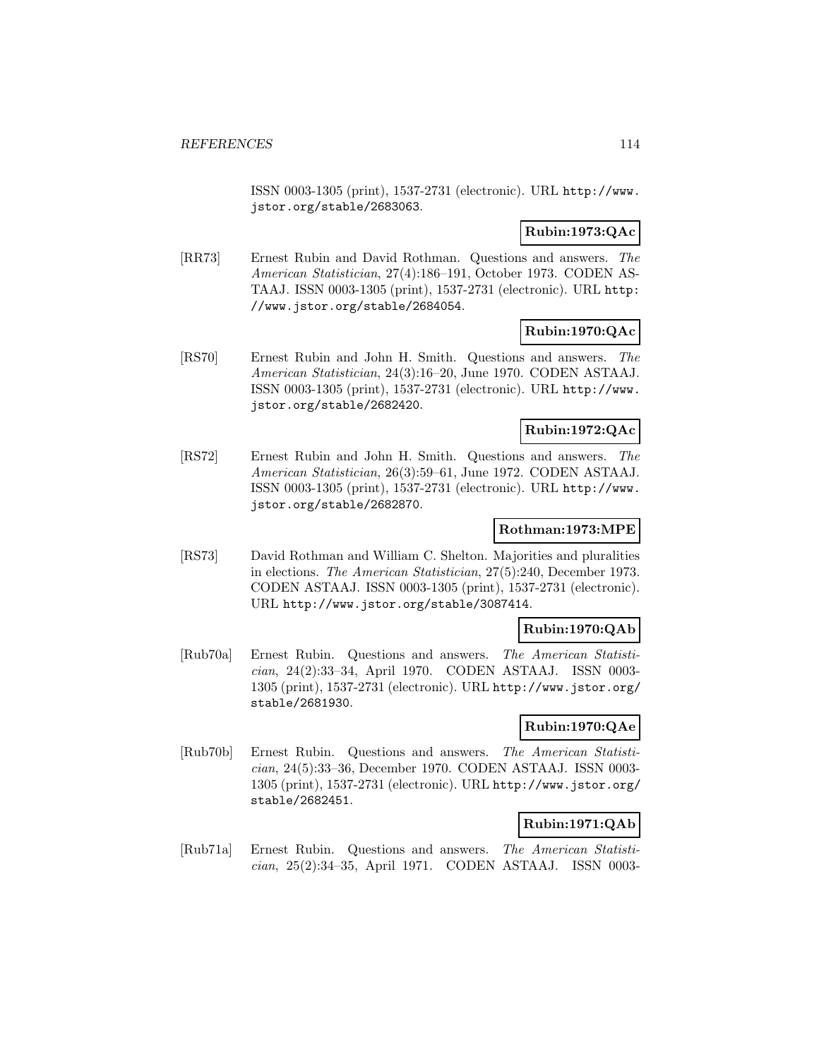ISSN 0003-1305 (print), 1537-2731 (electronic). URL http://www.jstor.org/stable/2683063.

**Rubin:1973:QAc**

[RR73] Ernest Rubin and David Rothman. Questions and answers. *The American Statistician*, 27(4):186–191, October 1973. CODEN ASTAAJ. ISSN 0003-1305 (print), 1537-2731 (electronic). URL http://www.jstor.org/stable/2684054.

**Rubin:1970:QAc**

[RS70] Ernest Rubin and John H. Smith. Questions and answers. *The American Statistician*, 24(3):16–20, June 1970. CODEN ASTAAJ. ISSN 0003-1305 (print), 1537-2731 (electronic). URL http://www.jstor.org/stable/2682420.

**Rubin:1972:QAc**

[RS72] Ernest Rubin and John H. Smith. Questions and answers. *The American Statistician*, 26(3):59–61, June 1972. CODEN ASTAAJ. ISSN 0003-1305 (print), 1537-2731 (electronic). URL http://www.jstor.org/stable/2682870.

**Rothman:1973:MPE**

[RS73] David Rothman and William C. Shelton. Majorities and pluralities in elections. *The American Statistician*, 27(5):240, December 1973. CODEN ASTAAJ. ISSN 0003-1305 (print), 1537-2731 (electronic). URL http://www.jstor.org/stable/3087414.

**Rubin:1970:QAb**

[Rub70a] Ernest Rubin. Questions and answers. *The American Statistician*, 24(2):33–34, April 1970. CODEN ASTAAJ. ISSN 0003-1305 (print), 1537-2731 (electronic). URL http://www.jstor.org/stable/2681930.

**Rubin:1970:QAe**

[Rub70b] Ernest Rubin. Questions and answers. *The American Statistician*, 24(5):33–36, December 1970. CODEN ASTAAJ. ISSN 0003-1305 (print), 1537-2731 (electronic). URL http://www.jstor.org/stable/2682451.

**Rubin:1971:QAb**

[Rub71a] Ernest Rubin. Questions and answers. *The American Statistician*, 25(2):34–35, April 1971. CODEN ASTAAJ. ISSN 0003-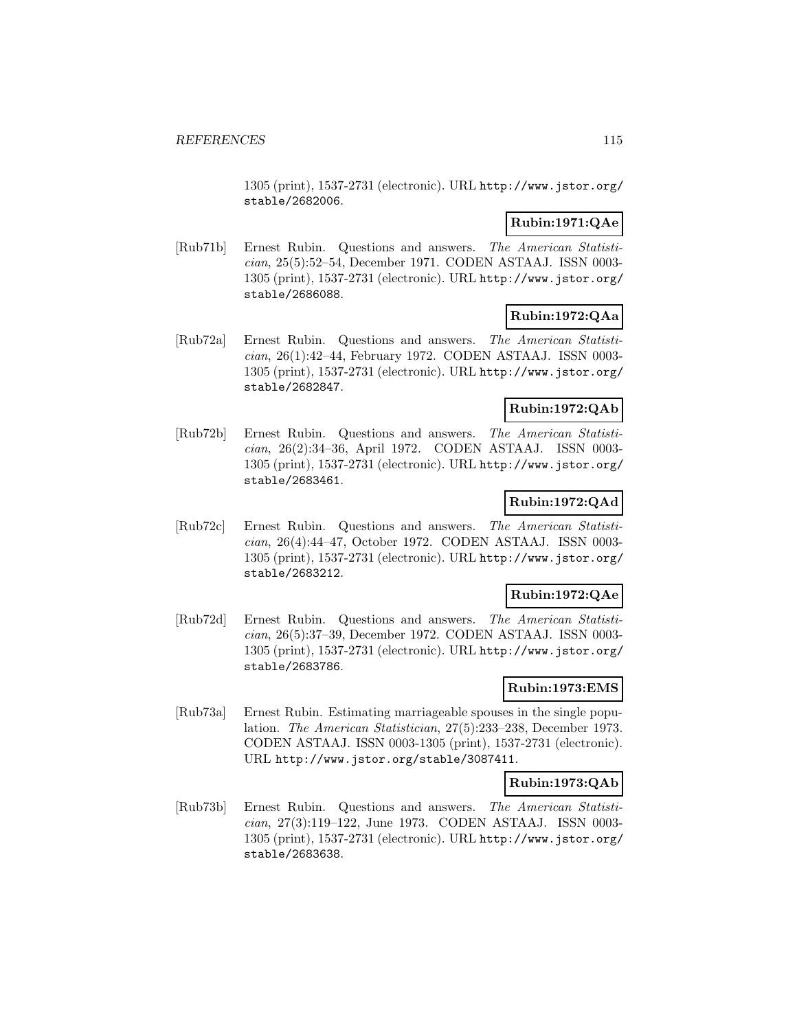1305 (print), 1537-2731 (electronic). URL http://www.jstor.org/stable/2682006.

**Rubin:1971:QAe**

[Rub71b] Ernest Rubin. Questions and answers. *The American Statistician*, 25(5):52–54, December 1971. CODEN ASTAAJ. ISSN 0003-1305 (print), 1537-2731 (electronic). URL http://www.jstor.org/stable/2686088.

**Rubin:1972:QAa**

[Rub72a] Ernest Rubin. Questions and answers. *The American Statistician*, 26(1):42–44, February 1972. CODEN ASTAAJ. ISSN 0003-1305 (print), 1537-2731 (electronic). URL http://www.jstor.org/stable/2682847.

**Rubin:1972:QAb**

[Rub72b] Ernest Rubin. Questions and answers. *The American Statistician*, 26(2):34–36, April 1972. CODEN ASTAAJ. ISSN 0003-1305 (print), 1537-2731 (electronic). URL http://www.jstor.org/stable/2683461.

**Rubin:1972:QAd**

[Rub72c] Ernest Rubin. Questions and answers. *The American Statistician*, 26(4):44–47, October 1972. CODEN ASTAAJ. ISSN 0003-1305 (print), 1537-2731 (electronic). URL http://www.jstor.org/stable/2683212.

**Rubin:1972:QAe**

[Rub72d] Ernest Rubin. Questions and answers. *The American Statistician*, 26(5):37–39, December 1972. CODEN ASTAAJ. ISSN 0003-1305 (print), 1537-2731 (electronic). URL http://www.jstor.org/stable/2683786.

**Rubin:1973:EMS**

[Rub73a] Ernest Rubin. Estimating marriageable spouses in the single population. *The American Statistician*, 27(5):233–238, December 1973. CODEN ASTAAJ. ISSN 0003-1305 (print), 1537-2731 (electronic). URL http://www.jstor.org/stable/3087411.

**Rubin:1973:QAb**

[Rub73b] Ernest Rubin. Questions and answers. *The American Statistician*, 27(3):119–122, June 1973. CODEN ASTAAJ. ISSN 0003-1305 (print), 1537-2731 (electronic). URL http://www.jstor.org/stable/2683638.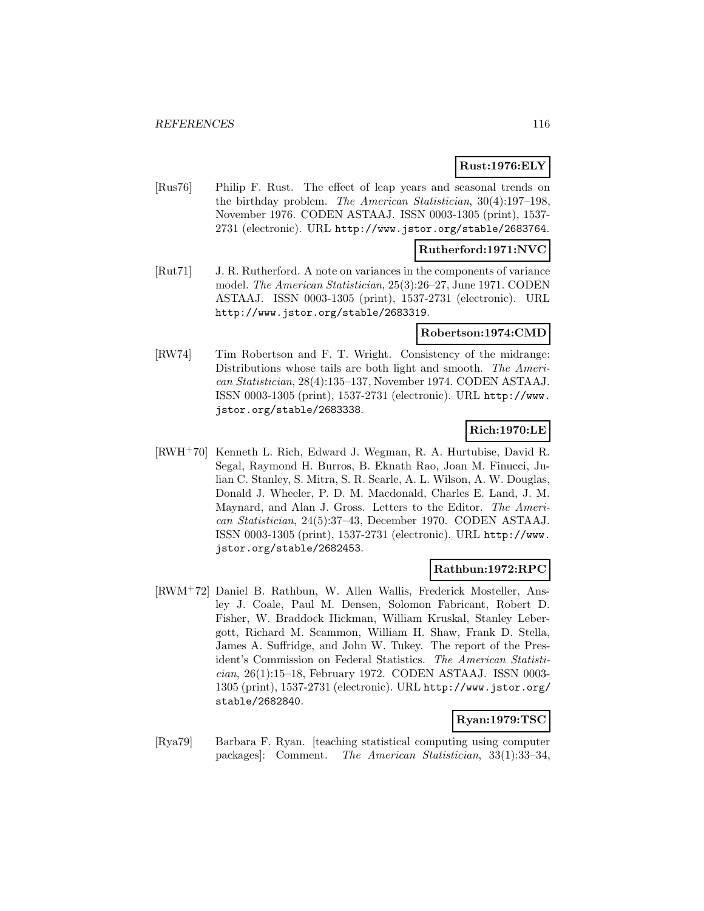**Rust:1976:ELY**

[Rus76] Philip F. Rust. The effect of leap years and seasonal trends on the birthday problem. *The American Statistician*, 30(4):197–198, November 1976. CODEN ASTAAJ. ISSN 0003-1305 (print), 1537-2731 (electronic). URL http://www.jstor.org/stable/2683764.

**Rutherford:1971:NVC**

[Rut71] J. R. Rutherford. A note on variances in the components of variance model. *The American Statistician*, 25(3):26–27, June 1971. CODEN ASTAAJ. ISSN 0003-1305 (print), 1537-2731 (electronic). URL http://www.jstor.org/stable/2683319.

**Robertson:1974:CMD**

[RW74] Tim Robertson and F. T. Wright. Consistency of the midrange: Distributions whose tails are both light and smooth. *The American Statistician*, 28(4):135–137, November 1974. CODEN ASTAAJ. ISSN 0003-1305 (print), 1537-2731 (electronic). URL http://www.jstor.org/stable/2683338.

**Rich:1970:LE**

[RWH+70] Kenneth L. Rich, Edward J. Wegman, R. A. Hurtubise, David R. Segal, Raymond H. Burros, B. Eknath Rao, Joan M. Finucci, Julian C. Stanley, S. Mitra, S. R. Searle, A. L. Wilson, A. W. Douglas, Donald J. Wheeler, P. D. M. Macdonald, Charles E. Land, J. M. Maynard, and Alan J. Gross. Letters to the Editor. *The American Statistician*, 24(5):37–43, December 1970. CODEN ASTAAJ. ISSN 0003-1305 (print), 1537-2731 (electronic). URL http://www.jstor.org/stable/2682453.

**Rathbun:1972:RPC**

[RWM+72] Daniel B. Rathbun, W. Allen Wallis, Frederick Mosteller, Ansley J. Coale, Paul M. Densen, Solomon Fabricant, Robert D. Fisher, W. Braddock Hickman, William Kruskal, Stanley Lebergott, Richard M. Scammon, William H. Shaw, Frank D. Stella, James A. Suffridge, and John W. Tukey. The report of the President's Commission on Federal Statistics. *The American Statistician*, 26(1):15–18, February 1972. CODEN ASTAAJ. ISSN 0003-1305 (print), 1537-2731 (electronic). URL http://www.jstor.org/stable/2682840.

**Ryan:1979:TSC**

[Rya79] Barbara F. Ryan. [teaching statistical computing using computer packages]: Comment. *The American Statistician*, 33(1):33–34,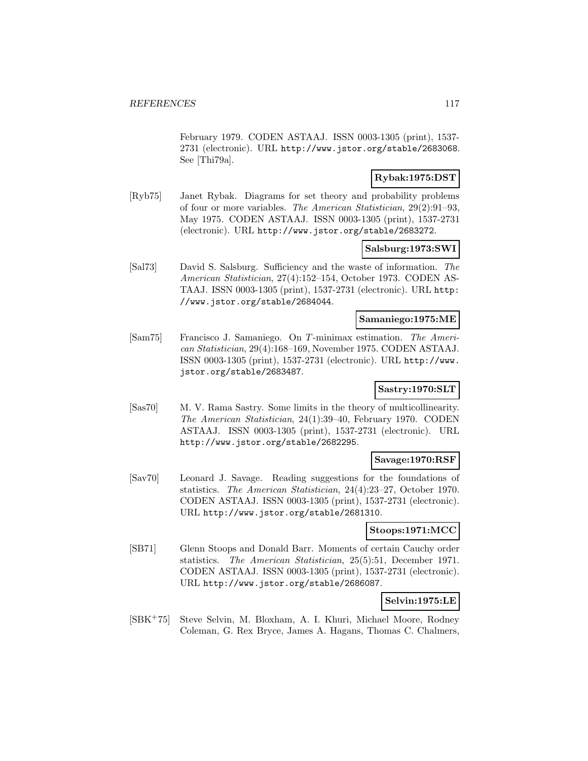February 1979. CODEN ASTAAJ. ISSN 0003-1305 (print), 1537-2731 (electronic). URL http://www.jstor.org/stable/2683068. See [Thi79a].

**Rybak:1975:DST**

[Ryb75] Janet Rybak. Diagrams for set theory and probability problems of four or more variables. *The American Statistician*, 29(2):91–93, May 1975. CODEN ASTAAJ. ISSN 0003-1305 (print), 1537-2731 (electronic). URL http://www.jstor.org/stable/2683272.

**Salsburg:1973:SWI**

[Sal73] David S. Salsburg. Sufficiency and the waste of information. *The American Statistician*, 27(4):152–154, October 1973. CODEN ASTAAJ. ISSN 0003-1305 (print), 1537-2731 (electronic). URL http://www.jstor.org/stable/2684044.

**Samaniego:1975:ME**

[Sam75] Francisco J. Samaniego. On $T$-minimax estimation. *The American Statistician*, 29(4):168–169, November 1975. CODEN ASTAAJ. ISSN 0003-1305 (print), 1537-2731 (electronic). URL http://www.jstor.org/stable/2683487.

**Sastry:1970:SLT**

[Sas70] M. V. Rama Sastry. Some limits in the theory of multicollinearity. *The American Statistician*, 24(1):39–40, February 1970. CODEN ASTAAJ. ISSN 0003-1305 (print), 1537-2731 (electronic). URL http://www.jstor.org/stable/2682295.

**Savage:1970:RSF**

[Sav70] Leonard J. Savage. Reading suggestions for the foundations of statistics. *The American Statistician*, 24(4):23–27, October 1970. CODEN ASTAAJ. ISSN 0003-1305 (print), 1537-2731 (electronic). URL http://www.jstor.org/stable/2681310.

**Stoops:1971:MCC**

[SB71] Glenn Stoops and Donald Barr. Moments of certain Cauchy order statistics. *The American Statistician*, 25(5):51, December 1971. CODEN ASTAAJ. ISSN 0003-1305 (print), 1537-2731 (electronic). URL http://www.jstor.org/stable/2686087.

**Selvin:1975:LE**

[SBK+75] Steve Selvin, M. Bloxham, A. I. Khuri, Michael Moore, Rodney Coleman, G. Rex Bryce, James A. Hagans, Thomas C. Chalmers,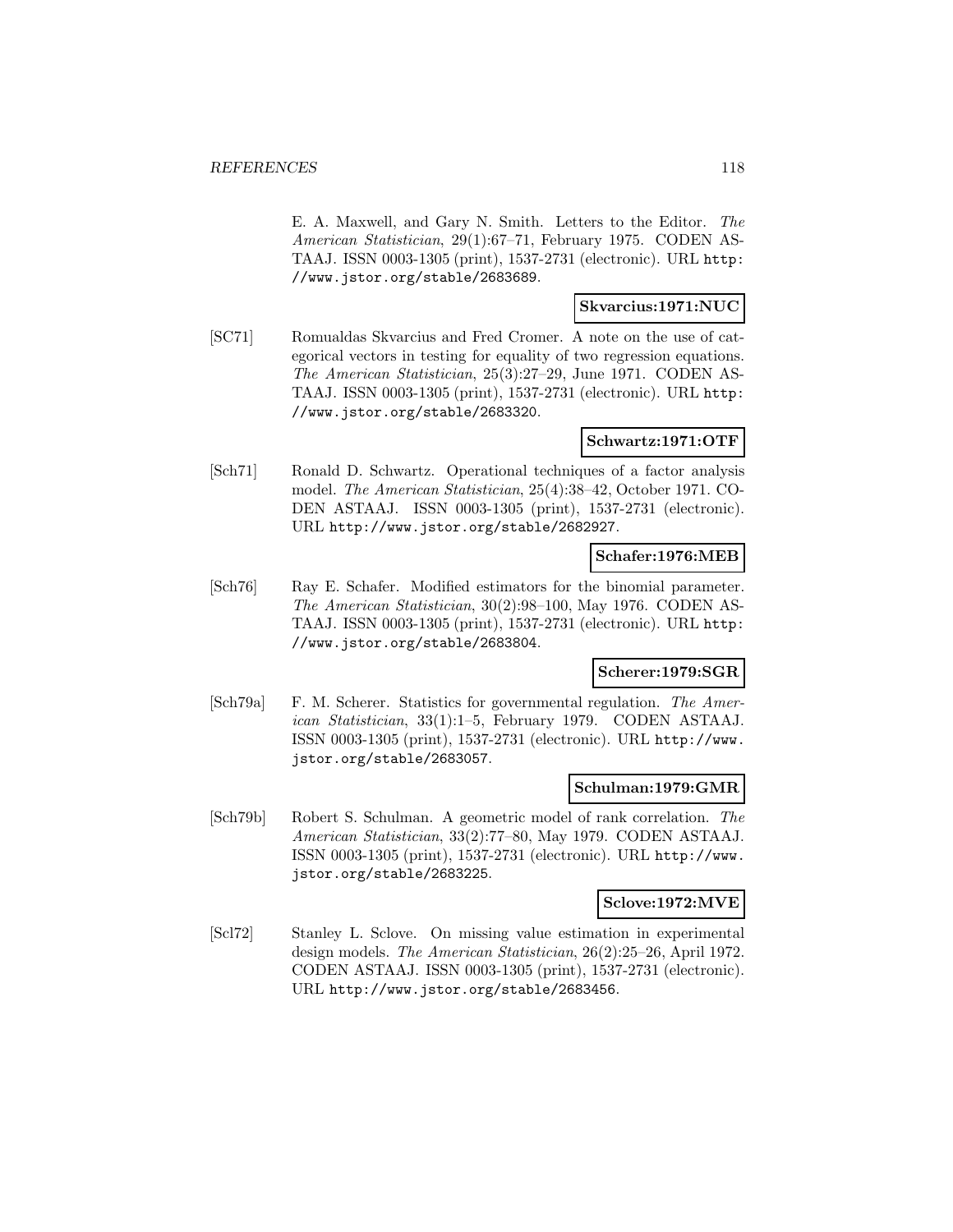E. A. Maxwell, and Gary N. Smith. Letters to the Editor. *The American Statistician*, 29(1):67–71, February 1975. CODEN ASTAAJ. ISSN 0003-1305 (print), 1537-2731 (electronic). URL http://www.jstor.org/stable/2683689.

**Skvarcius:1971:NUC**

[SC71] Romualdas Skvarcius and Fred Cromer. A note on the use of categorical vectors in testing for equality of two regression equations. *The American Statistician*, 25(3):27–29, June 1971. CODEN ASTAAJ. ISSN 0003-1305 (print), 1537-2731 (electronic). URL http://www.jstor.org/stable/2683320.

**Schwartz:1971:OTF**

[Sch71] Ronald D. Schwartz. Operational techniques of a factor analysis model. *The American Statistician*, 25(4):38–42, October 1971. CODEN ASTAAJ. ISSN 0003-1305 (print), 1537-2731 (electronic). URL http://www.jstor.org/stable/2682927.

**Schafer:1976:MEB**

[Sch76] Ray E. Schafer. Modified estimators for the binomial parameter. *The American Statistician*, 30(2):98–100, May 1976. CODEN ASTAAJ. ISSN 0003-1305 (print), 1537-2731 (electronic). URL http://www.jstor.org/stable/2683804.

**Scherer:1979:SGR**

[Sch79a] F. M. Scherer. Statistics for governmental regulation. *The American Statistician*, 33(1):1–5, February 1979. CODEN ASTAAJ. ISSN 0003-1305 (print), 1537-2731 (electronic). URL http://www.jstor.org/stable/2683057.

**Schulman:1979:GMR**

[Sch79b] Robert S. Schulman. A geometric model of rank correlation. *The American Statistician*, 33(2):77–80, May 1979. CODEN ASTAAJ. ISSN 0003-1305 (print), 1537-2731 (electronic). URL http://www.jstor.org/stable/2683225.

**Sclove:1972:MVE**

[Scl72] Stanley L. Sclove. On missing value estimation in experimental design models. *The American Statistician*, 26(2):25–26, April 1972. CODEN ASTAAJ. ISSN 0003-1305 (print), 1537-2731 (electronic). URL http://www.jstor.org/stable/2683456.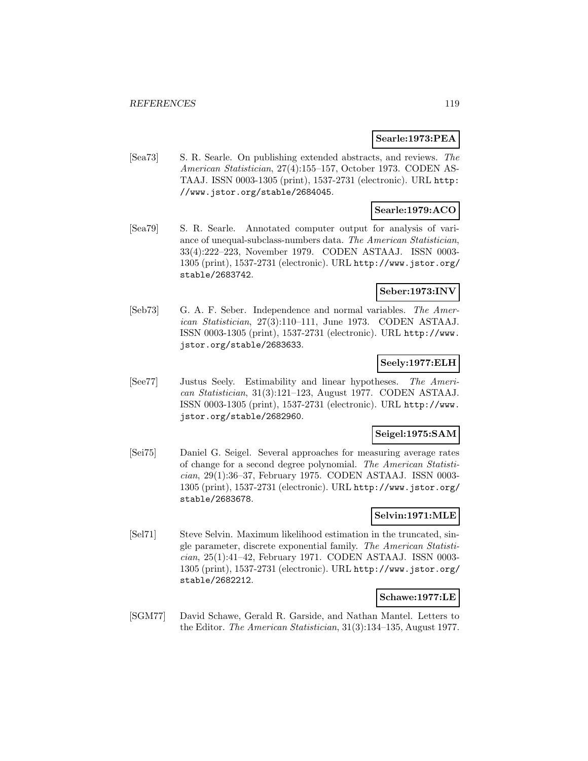**Searle:1973:PEA**

[Sea73] S. R. Searle. On publishing extended abstracts, and reviews. *The American Statistician*, 27(4):155–157, October 1973. CODEN ASTAAJ. ISSN 0003-1305 (print), 1537-2731 (electronic). URL http://www.jstor.org/stable/2684045.

**Searle:1979:ACO**

[Sea79] S. R. Searle. Annotated computer output for analysis of variance of unequal-subclass-numbers data. *The American Statistician*, 33(4):222–223, November 1979. CODEN ASTAAJ. ISSN 0003-1305 (print), 1537-2731 (electronic). URL http://www.jstor.org/stable/2683742.

**Seber:1973:INV**

[Seb73] G. A. F. Seber. Independence and normal variables. *The American Statistician*, 27(3):110–111, June 1973. CODEN ASTAAJ. ISSN 0003-1305 (print), 1537-2731 (electronic). URL http://www.jstor.org/stable/2683633.

**Seely:1977:ELH**

[See77] Justus Seely. Estimability and linear hypotheses. *The American Statistician*, 31(3):121–123, August 1977. CODEN ASTAAJ. ISSN 0003-1305 (print), 1537-2731 (electronic). URL http://www.jstor.org/stable/2682960.

**Seigel:1975:SAM**

[Sei75] Daniel G. Seigel. Several approaches for measuring average rates of change for a second degree polynomial. *The American Statistician*, 29(1):36–37, February 1975. CODEN ASTAAJ. ISSN 0003-1305 (print), 1537-2731 (electronic). URL http://www.jstor.org/stable/2683678.

**Selvin:1971:MLE**

[Sel71] Steve Selvin. Maximum likelihood estimation in the truncated, single parameter, discrete exponential family. *The American Statistician*, 25(1):41–42, February 1971. CODEN ASTAAJ. ISSN 0003-1305 (print), 1537-2731 (electronic). URL http://www.jstor.org/stable/2682212.

**Schawe:1977:LE**

[SGM77] David Schawe, Gerald R. Garside, and Nathan Mantel. Letters to the Editor. *The American Statistician*, 31(3):134–135, August 1977.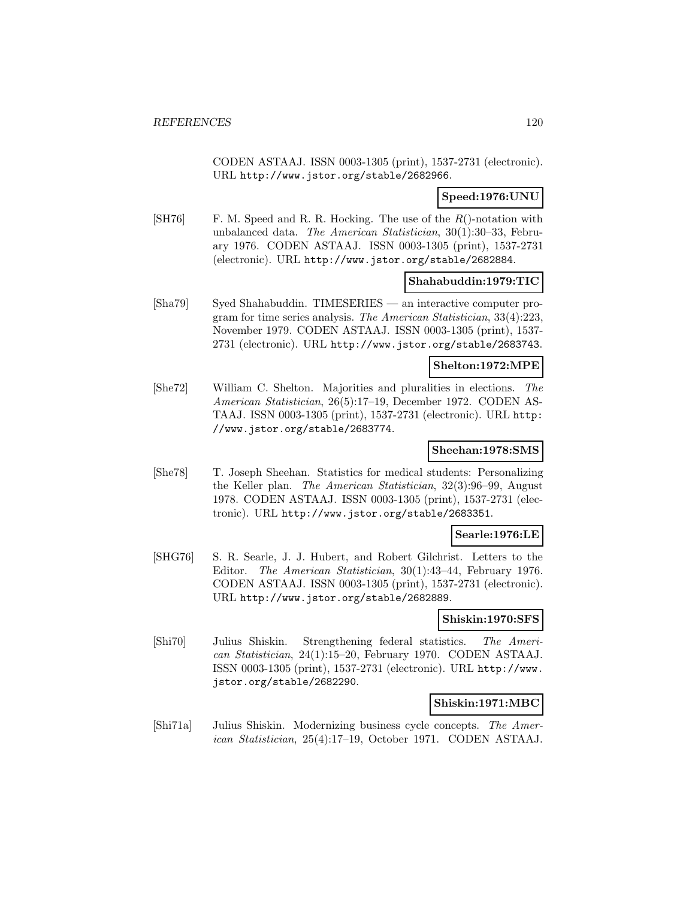CODEN ASTAAJ. ISSN 0003-1305 (print), 1537-2731 (electronic). URL http://www.jstor.org/stable/2682966.

**Speed:1976:UNU**

[SH76] F. M. Speed and R. R. Hocking. The use of the $R()$-notation with unbalanced data. *The American Statistician*, 30(1):30–33, February 1976. CODEN ASTAAJ. ISSN 0003-1305 (print), 1537-2731 (electronic). URL http://www.jstor.org/stable/2682884.

**Shahabuddin:1979:TIC**

[Sha79] Syed Shahabuddin. TIMESERIES — an interactive computer program for time series analysis. *The American Statistician*, 33(4):223, November 1979. CODEN ASTAAJ. ISSN 0003-1305 (print), 1537-2731 (electronic). URL http://www.jstor.org/stable/2683743.

**Shelton:1972:MPE**

[She72] William C. Shelton. Majorities and pluralities in elections. *The American Statistician*, 26(5):17–19, December 1972. CODEN ASTAAJ. ISSN 0003-1305 (print), 1537-2731 (electronic). URL http://www.jstor.org/stable/2683774.

**Sheehan:1978:SMS**

[She78] T. Joseph Sheehan. Statistics for medical students: Personalizing the Keller plan. *The American Statistician*, 32(3):96–99, August 1978. CODEN ASTAAJ. ISSN 0003-1305 (print), 1537-2731 (electronic). URL http://www.jstor.org/stable/2683351.

**Searle:1976:LE**

[SHG76] S. R. Searle, J. J. Hubert, and Robert Gilchrist. Letters to the Editor. *The American Statistician*, 30(1):43–44, February 1976. CODEN ASTAAJ. ISSN 0003-1305 (print), 1537-2731 (electronic). URL http://www.jstor.org/stable/2682889.

**Shiskin:1970:SFS**

[Shi70] Julius Shiskin. Strengthening federal statistics. *The American Statistician*, 24(1):15–20, February 1970. CODEN ASTAAJ. ISSN 0003-1305 (print), 1537-2731 (electronic). URL http://www.jstor.org/stable/2682290.

**Shiskin:1971:MBC**

[Shi71a] Julius Shiskin. Modernizing business cycle concepts. *The American Statistician*, 25(4):17–19, October 1971. CODEN ASTAAJ.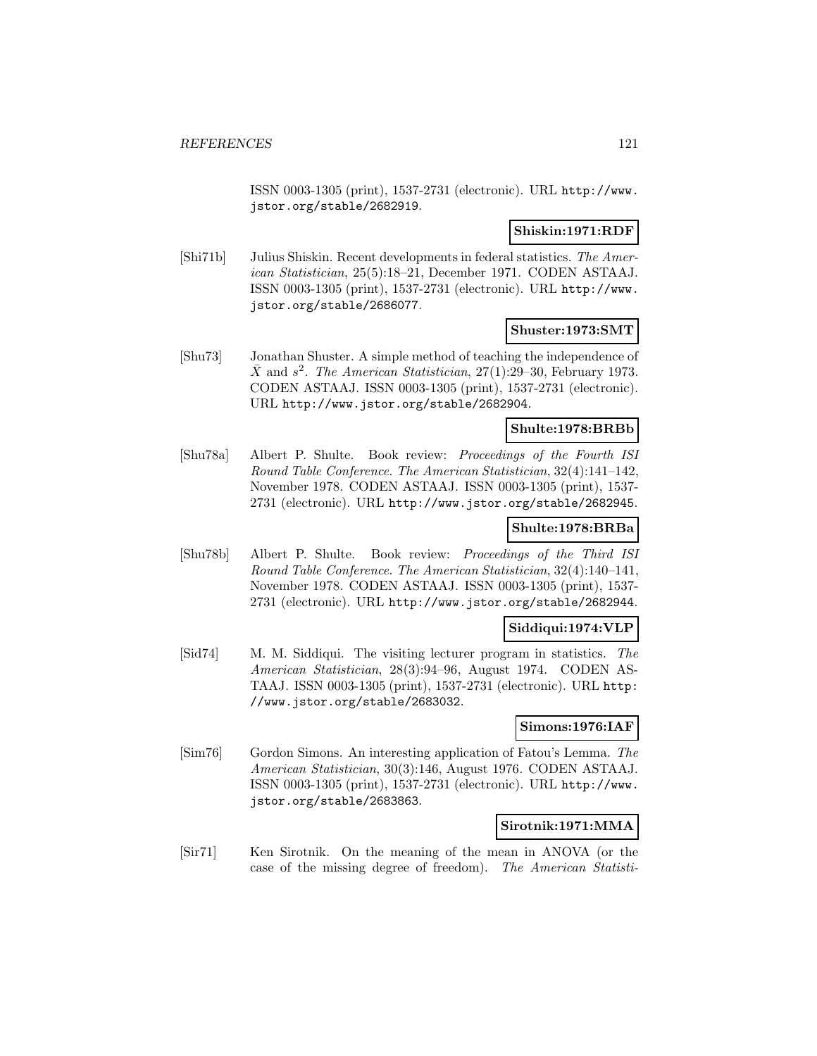ISSN 0003-1305 (print), 1537-2731 (electronic). URL http://www.jstor.org/stable/2682919.

**Shiskin:1971:RDF**

[Shi71b] Julius Shiskin. Recent developments in federal statistics. *The American Statistician*, 25(5):18–21, December 1971. CODEN ASTAAJ. ISSN 0003-1305 (print), 1537-2731 (electronic). URL http://www.jstor.org/stable/2686077.

**Shuster:1973:SMT**

[Shu73] Jonathan Shuster. A simple method of teaching the independence of $\bar{X}$ and $s^2$. *The American Statistician*, 27(1):29–30, February 1973. CODEN ASTAAJ. ISSN 0003-1305 (print), 1537-2731 (electronic). URL http://www.jstor.org/stable/2682904.

**Shulte:1978:BRBb**

[Shu78a] Albert P. Shulte. Book review: *Proceedings of the Fourth ISI Round Table Conference*. *The American Statistician*, 32(4):141–142, November 1978. CODEN ASTAAJ. ISSN 0003-1305 (print), 1537-2731 (electronic). URL http://www.jstor.org/stable/2682945.

**Shulte:1978:BRBa**

[Shu78b] Albert P. Shulte. Book review: *Proceedings of the Third ISI Round Table Conference*. *The American Statistician*, 32(4):140–141, November 1978. CODEN ASTAAJ. ISSN 0003-1305 (print), 1537-2731 (electronic). URL http://www.jstor.org/stable/2682944.

**Siddiqui:1974:VLP**

[Sid74] M. M. Siddiqui. The visiting lecturer program in statistics. *The American Statistician*, 28(3):94–96, August 1974. CODEN ASTAAJ. ISSN 0003-1305 (print), 1537-2731 (electronic). URL http://www.jstor.org/stable/2683032.

**Simons:1976:IAF**

[Sim76] Gordon Simons. An interesting application of Fatou's Lemma. *The American Statistician*, 30(3):146, August 1976. CODEN ASTAAJ. ISSN 0003-1305 (print), 1537-2731 (electronic). URL http://www.jstor.org/stable/2683863.

**Sirotnik:1971:MMA**

[Sir71] Ken Sirotnik. On the meaning of the mean in ANOVA (or the case of the missing degree of freedom). *The American Statisti-*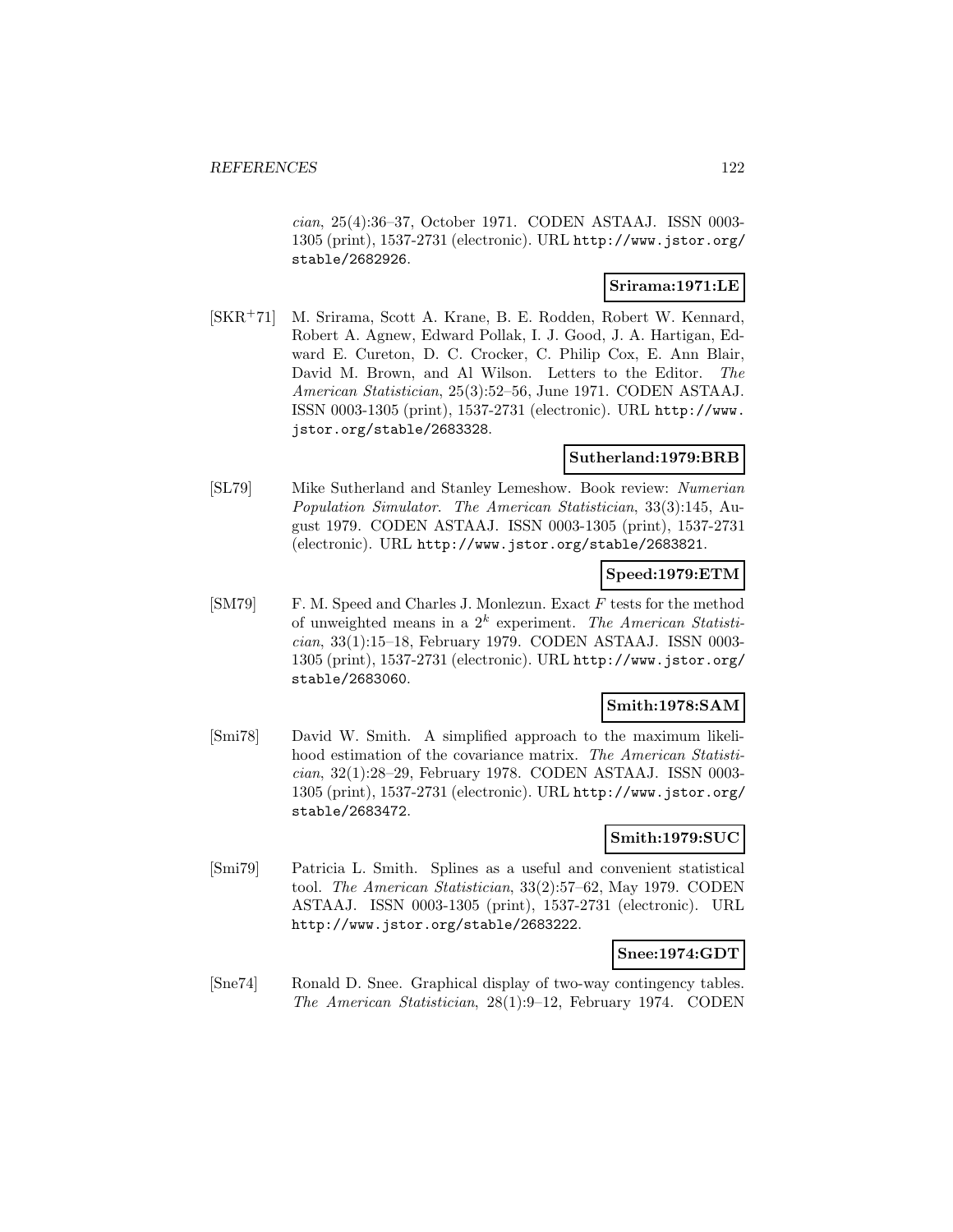*cian*, 25(4):36–37, October 1971. CODEN ASTAAJ. ISSN 0003-1305 (print), 1537-2731 (electronic). URL http://www.jstor.org/stable/2682926.

**Srirama:1971:LE**

[SKR+71] M. Srirama, Scott A. Krane, B. E. Rodden, Robert W. Kennard, Robert A. Agnew, Edward Pollak, I. J. Good, J. A. Hartigan, Edward E. Cureton, D. C. Crocker, C. Philip Cox, E. Ann Blair, David M. Brown, and Al Wilson. Letters to the Editor. *The American Statistician*, 25(3):52–56, June 1971. CODEN ASTAAJ. ISSN 0003-1305 (print), 1537-2731 (electronic). URL http://www.jstor.org/stable/2683328.

**Sutherland:1979:BRB**

[SL79] Mike Sutherland and Stanley Lemeshow. Book review: *Numerian Population Simulator*. *The American Statistician*, 33(3):145, August 1979. CODEN ASTAAJ. ISSN 0003-1305 (print), 1537-2731 (electronic). URL http://www.jstor.org/stable/2683821.

**Speed:1979:ETM**

[SM79] F. M. Speed and Charles J. Monlezun. Exact $F$ tests for the method of unweighted means in a $2^k$ experiment. *The American Statistician*, 33(1):15–18, February 1979. CODEN ASTAAJ. ISSN 0003-1305 (print), 1537-2731 (electronic). URL http://www.jstor.org/stable/2683060.

**Smith:1978:SAM**

[Smi78] David W. Smith. A simplified approach to the maximum likelihood estimation of the covariance matrix. *The American Statistician*, 32(1):28–29, February 1978. CODEN ASTAAJ. ISSN 0003-1305 (print), 1537-2731 (electronic). URL http://www.jstor.org/stable/2683472.

**Smith:1979:SUC**

[Smi79] Patricia L. Smith. Splines as a useful and convenient statistical tool. *The American Statistician*, 33(2):57–62, May 1979. CODEN ASTAAJ. ISSN 0003-1305 (print), 1537-2731 (electronic). URL http://www.jstor.org/stable/2683222.

**Snee:1974:GDT**

[Sne74] Ronald D. Snee. Graphical display of two-way contingency tables. *The American Statistician*, 28(1):9–12, February 1974. CODEN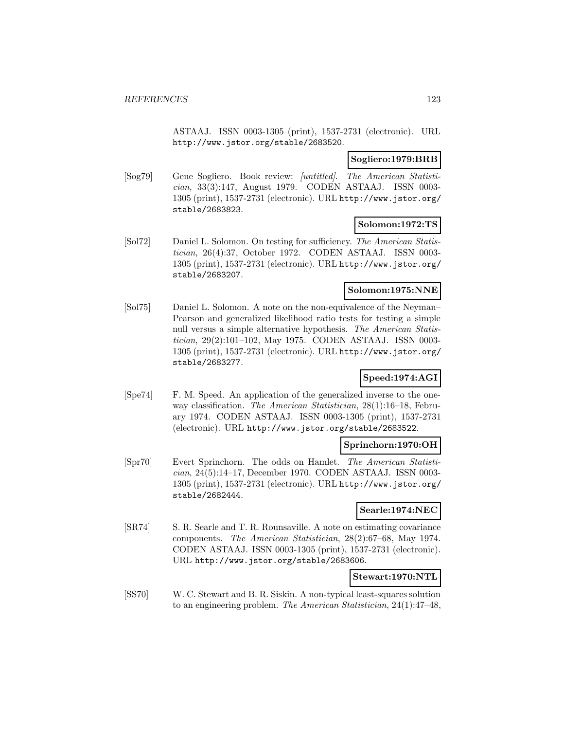ASTAAJ. ISSN 0003-1305 (print), 1537-2731 (electronic). URL http://www.jstor.org/stable/2683520.

**Sogliero:1979:BRB**

[Sog79] Gene Sogliero. Book review: *[untitled]*. *The American Statistician*, 33(3):147, August 1979. CODEN ASTAAJ. ISSN 0003-1305 (print), 1537-2731 (electronic). URL http://www.jstor.org/stable/2683823.

**Solomon:1972:TS**

[Sol72] Daniel L. Solomon. On testing for sufficiency. *The American Statistician*, 26(4):37, October 1972. CODEN ASTAAJ. ISSN 0003-1305 (print), 1537-2731 (electronic). URL http://www.jstor.org/stable/2683207.

**Solomon:1975:NNE**

[Sol75] Daniel L. Solomon. A note on the non-equivalence of the Neyman–Pearson and generalized likelihood ratio tests for testing a simple null versus a simple alternative hypothesis. *The American Statistician*, 29(2):101–102, May 1975. CODEN ASTAAJ. ISSN 0003-1305 (print), 1537-2731 (electronic). URL http://www.jstor.org/stable/2683277.

**Speed:1974:AGI**

[Spe74] F. M. Speed. An application of the generalized inverse to the one-way classification. *The American Statistician*, 28(1):16–18, February 1974. CODEN ASTAAJ. ISSN 0003-1305 (print), 1537-2731 (electronic). URL http://www.jstor.org/stable/2683522.

**Sprinchorn:1970:OH**

[Spr70] Evert Sprinchorn. The odds on Hamlet. *The American Statistician*, 24(5):14–17, December 1970. CODEN ASTAAJ. ISSN 0003-1305 (print), 1537-2731 (electronic). URL http://www.jstor.org/stable/2682444.

**Searle:1974:NEC**

[SR74] S. R. Searle and T. R. Rounsaville. A note on estimating covariance components. *The American Statistician*, 28(2):67–68, May 1974. CODEN ASTAAJ. ISSN 0003-1305 (print), 1537-2731 (electronic). URL http://www.jstor.org/stable/2683606.

**Stewart:1970:NTL**

[SS70] W. C. Stewart and B. R. Siskin. A non-typical least-squares solution to an engineering problem. *The American Statistician*, 24(1):47–48,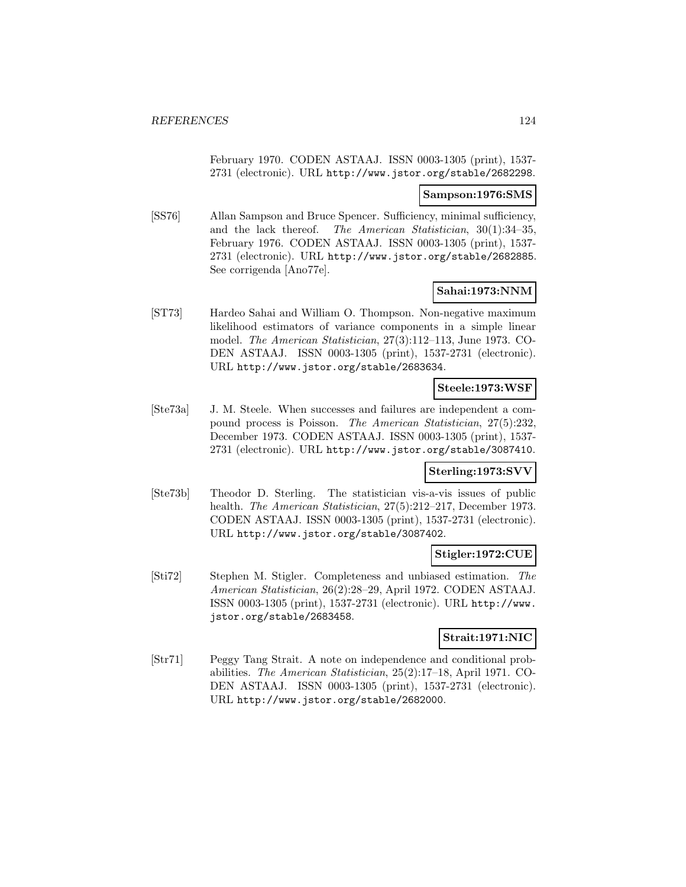February 1970. CODEN ASTAAJ. ISSN 0003-1305 (print), 1537-2731 (electronic). URL http://www.jstor.org/stable/2682298.

**Sampson:1976:SMS**

[SS76] Allan Sampson and Bruce Spencer. Sufficiency, minimal sufficiency, and the lack thereof. *The American Statistician*, 30(1):34–35, February 1976. CODEN ASTAAJ. ISSN 0003-1305 (print), 1537-2731 (electronic). URL http://www.jstor.org/stable/2682885. See corrigenda [Ano77e].

**Sahai:1973:NNM**

[ST73] Hardeo Sahai and William O. Thompson. Non-negative maximum likelihood estimators of variance components in a simple linear model. *The American Statistician*, 27(3):112–113, June 1973. CODEN ASTAAJ. ISSN 0003-1305 (print), 1537-2731 (electronic). URL http://www.jstor.org/stable/2683634.

**Steele:1973:WSF**

[Ste73a] J. M. Steele. When successes and failures are independent a compound process is Poisson. *The American Statistician*, 27(5):232, December 1973. CODEN ASTAAJ. ISSN 0003-1305 (print), 1537-2731 (electronic). URL http://www.jstor.org/stable/3087410.

**Sterling:1973:SVV**

[Ste73b] Theodor D. Sterling. The statistician vis-a-vis issues of public health. *The American Statistician*, 27(5):212–217, December 1973. CODEN ASTAAJ. ISSN 0003-1305 (print), 1537-2731 (electronic). URL http://www.jstor.org/stable/3087402.

**Stigler:1972:CUE**

[Sti72] Stephen M. Stigler. Completeness and unbiased estimation. *The American Statistician*, 26(2):28–29, April 1972. CODEN ASTAAJ. ISSN 0003-1305 (print), 1537-2731 (electronic). URL http://www.jstor.org/stable/2683458.

**Strait:1971:NIC**

[Str71] Peggy Tang Strait. A note on independence and conditional probabilities. *The American Statistician*, 25(2):17–18, April 1971. CODEN ASTAAJ. ISSN 0003-1305 (print), 1537-2731 (electronic). URL http://www.jstor.org/stable/2682000.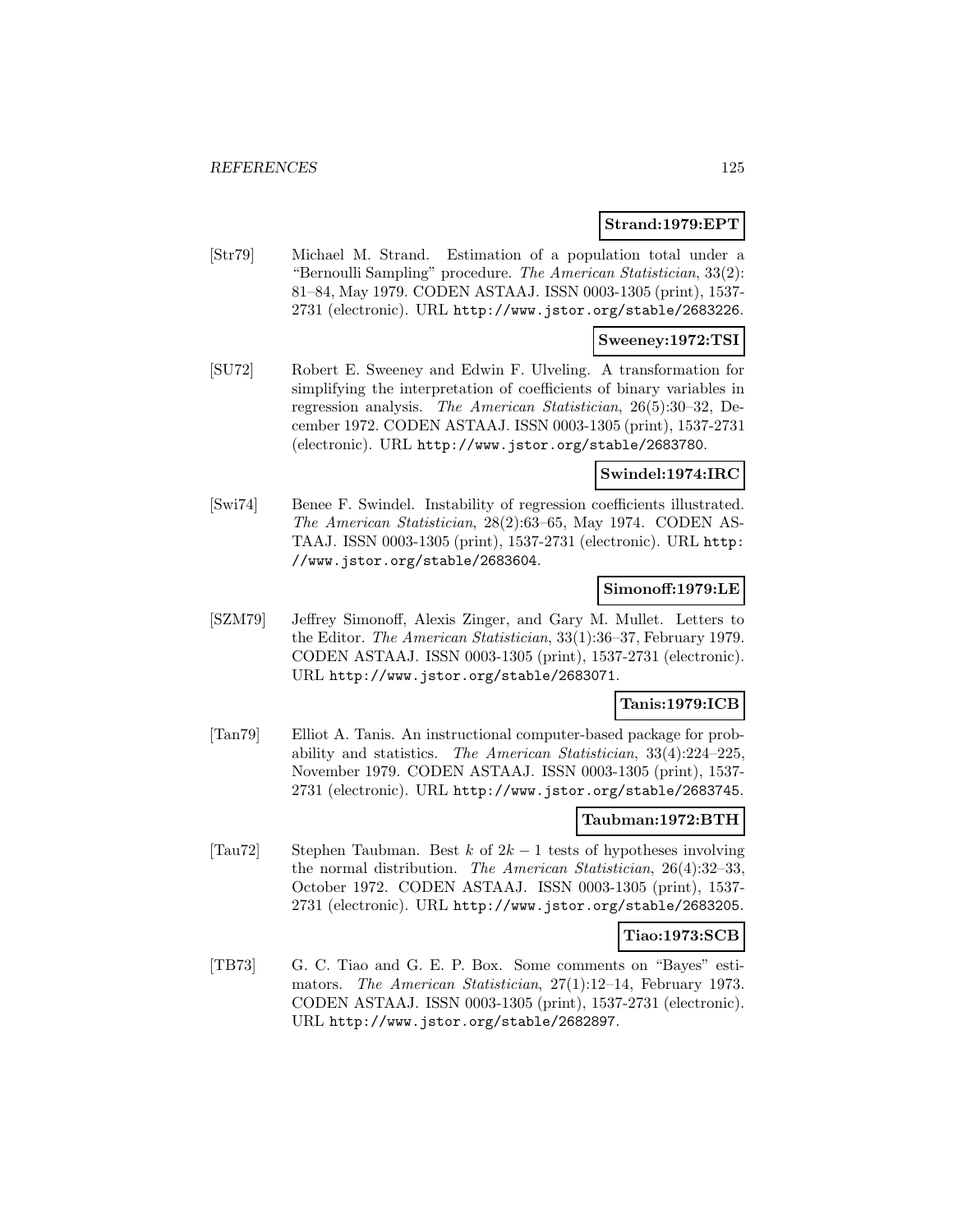**Strand:1979:EPT**

[Str79] Michael M. Strand. Estimation of a population total under a "Bernoulli Sampling" procedure. *The American Statistician*, 33(2): 81–84, May 1979. CODEN ASTAAJ. ISSN 0003-1305 (print), 1537-2731 (electronic). URL http://www.jstor.org/stable/2683226.

**Sweeney:1972:TSI**

[SU72] Robert E. Sweeney and Edwin F. Ulveling. A transformation for simplifying the interpretation of coefficients of binary variables in regression analysis. *The American Statistician*, 26(5):30–32, December 1972. CODEN ASTAAJ. ISSN 0003-1305 (print), 1537-2731 (electronic). URL http://www.jstor.org/stable/2683780.

**Swindel:1974:IRC**

[Swi74] Benee F. Swindel. Instability of regression coefficients illustrated. *The American Statistician*, 28(2):63–65, May 1974. CODEN ASTAAJ. ISSN 0003-1305 (print), 1537-2731 (electronic). URL http://www.jstor.org/stable/2683604.

**Simonoff:1979:LE**

[SZM79] Jeffrey Simonoff, Alexis Zinger, and Gary M. Mullet. Letters to the Editor. *The American Statistician*, 33(1):36–37, February 1979. CODEN ASTAAJ. ISSN 0003-1305 (print), 1537-2731 (electronic). URL http://www.jstor.org/stable/2683071.

**Tanis:1979:ICB**

[Tan79] Elliot A. Tanis. An instructional computer-based package for probability and statistics. *The American Statistician*, 33(4):224–225, November 1979. CODEN ASTAAJ. ISSN 0003-1305 (print), 1537-2731 (electronic). URL http://www.jstor.org/stable/2683745.

**Taubman:1972:BTH**

[Tau72] Stephen Taubman. Best $k$ of $2k-1$ tests of hypotheses involving the normal distribution. *The American Statistician*, 26(4):32–33, October 1972. CODEN ASTAAJ. ISSN 0003-1305 (print), 1537-2731 (electronic). URL http://www.jstor.org/stable/2683205.

**Tiao:1973:SCB**

[TB73] G. C. Tiao and G. E. P. Box. Some comments on "Bayes" estimators. *The American Statistician*, 27(1):12–14, February 1973. CODEN ASTAAJ. ISSN 0003-1305 (print), 1537-2731 (electronic). URL http://www.jstor.org/stable/2682897.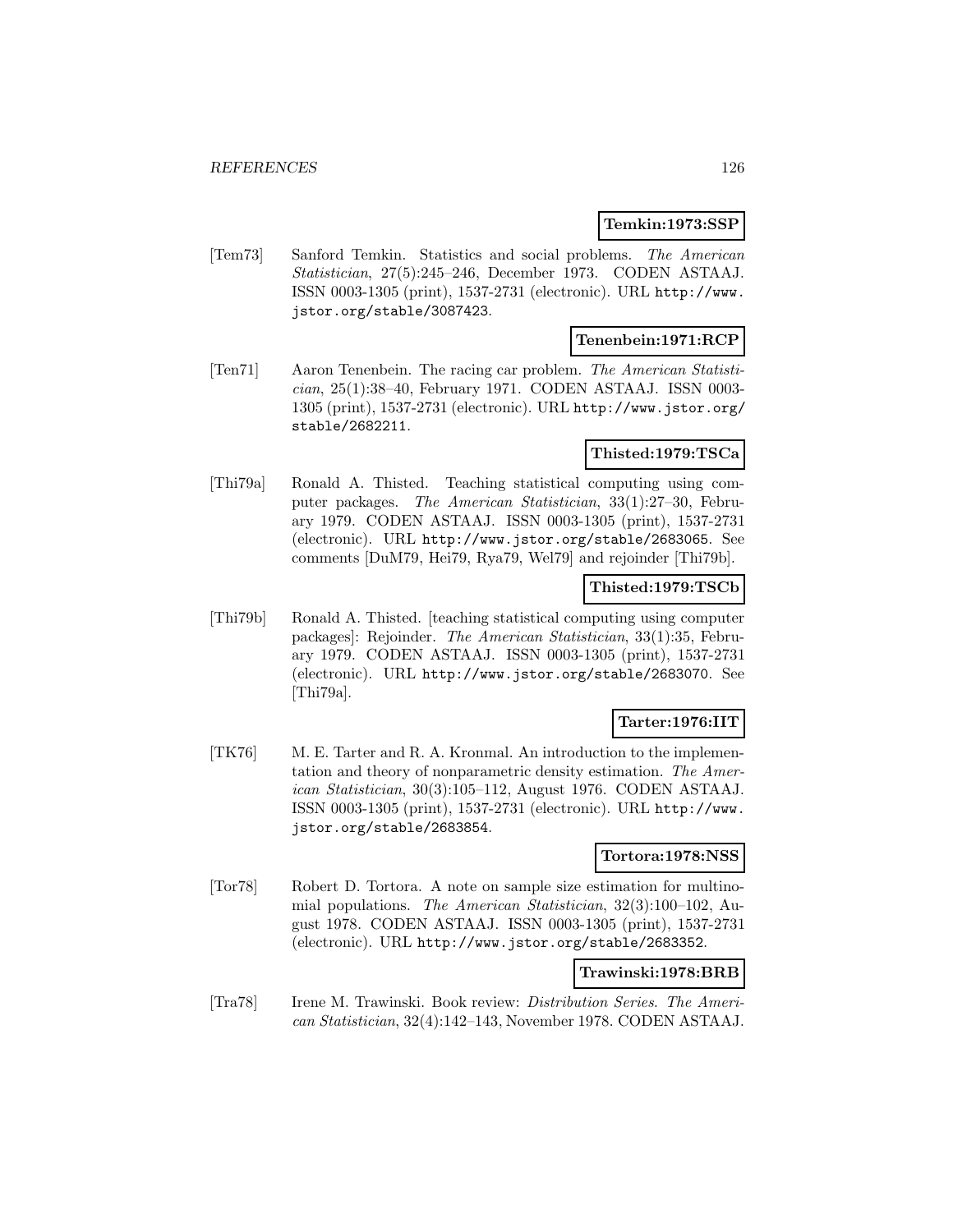**Temkin:1973:SSP**

[Tem73] Sanford Temkin. Statistics and social problems. *The American Statistician*, 27(5):245–246, December 1973. CODEN ASTAAJ. ISSN 0003-1305 (print), 1537-2731 (electronic). URL http://www.jstor.org/stable/3087423.

**Tenenbein:1971:RCP**

[Ten71] Aaron Tenenbein. The racing car problem. *The American Statistician*, 25(1):38–40, February 1971. CODEN ASTAAJ. ISSN 0003-1305 (print), 1537-2731 (electronic). URL http://www.jstor.org/stable/2682211.

**Thisted:1979:TSCa**

[Thi79a] Ronald A. Thisted. Teaching statistical computing using computer packages. *The American Statistician*, 33(1):27–30, February 1979. CODEN ASTAAJ. ISSN 0003-1305 (print), 1537-2731 (electronic). URL http://www.jstor.org/stable/2683065. See comments [DuM79, Hei79, Rya79, Wel79] and rejoinder [Thi79b].

**Thisted:1979:TSCb**

[Thi79b] Ronald A. Thisted. [teaching statistical computing using computer packages]: Rejoinder. *The American Statistician*, 33(1):35, February 1979. CODEN ASTAAJ. ISSN 0003-1305 (print), 1537-2731 (electronic). URL http://www.jstor.org/stable/2683070. See [Thi79a].

**Tarter:1976:IIT**

[TK76] M. E. Tarter and R. A. Kronmal. An introduction to the implementation and theory of nonparametric density estimation. *The American Statistician*, 30(3):105–112, August 1976. CODEN ASTAAJ. ISSN 0003-1305 (print), 1537-2731 (electronic). URL http://www.jstor.org/stable/2683854.

**Tortora:1978:NSS**

[Tor78] Robert D. Tortora. A note on sample size estimation for multinomial populations. *The American Statistician*, 32(3):100–102, August 1978. CODEN ASTAAJ. ISSN 0003-1305 (print), 1537-2731 (electronic). URL http://www.jstor.org/stable/2683352.

**Trawinski:1978:BRB**

[Tra78] Irene M. Trawinski. Book review: *Distribution Series*. *The American Statistician*, 32(4):142–143, November 1978. CODEN ASTAAJ.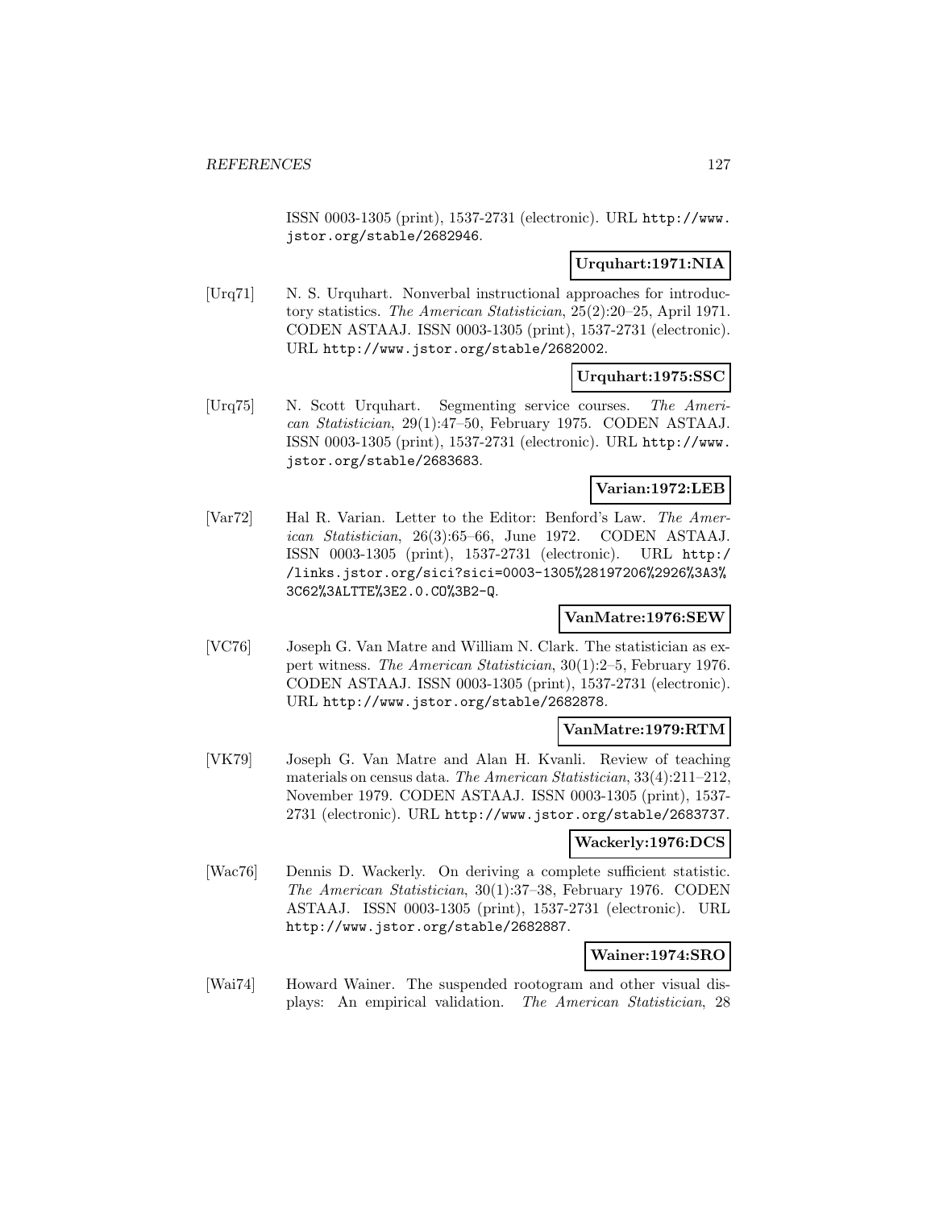ISSN 0003-1305 (print), 1537-2731 (electronic). URL http://www.jstor.org/stable/2682946.

**Urquhart:1971:NIA**

[Urq71] N. S. Urquhart. Nonverbal instructional approaches for introductory statistics. *The American Statistician*, 25(2):20–25, April 1971. CODEN ASTAAJ. ISSN 0003-1305 (print), 1537-2731 (electronic). URL http://www.jstor.org/stable/2682002.

**Urquhart:1975:SSC**

[Urq75] N. Scott Urquhart. Segmenting service courses. *The American Statistician*, 29(1):47–50, February 1975. CODEN ASTAAJ. ISSN 0003-1305 (print), 1537-2731 (electronic). URL http://www.jstor.org/stable/2683683.

**Varian:1972:LEB**

[Var72] Hal R. Varian. Letter to the Editor: Benford's Law. *The American Statistician*, 26(3):65–66, June 1972. CODEN ASTAAJ. ISSN 0003-1305 (print), 1537-2731 (electronic). URL http://links.jstor.org/sici?sici=0003-1305%28197206%2926%3A3%3C62%3ALTTE%3E2.0.CO%3B2-Q.

**VanMatre:1976:SEW**

[VC76] Joseph G. Van Matre and William N. Clark. The statistician as expert witness. *The American Statistician*, 30(1):2–5, February 1976. CODEN ASTAAJ. ISSN 0003-1305 (print), 1537-2731 (electronic). URL http://www.jstor.org/stable/2682878.

**VanMatre:1979:RTM**

[VK79] Joseph G. Van Matre and Alan H. Kvanli. Review of teaching materials on census data. *The American Statistician*, 33(4):211–212, November 1979. CODEN ASTAAJ. ISSN 0003-1305 (print), 1537-2731 (electronic). URL http://www.jstor.org/stable/2683737.

**Wackerly:1976:DCS**

[Wac76] Dennis D. Wackerly. On deriving a complete sufficient statistic. *The American Statistician*, 30(1):37–38, February 1976. CODEN ASTAAJ. ISSN 0003-1305 (print), 1537-2731 (electronic). URL http://www.jstor.org/stable/2682887.

**Wainer:1974:SRO**

[Wai74] Howard Wainer. The suspended rootogram and other visual displays: An empirical validation. *The American Statistician*, 28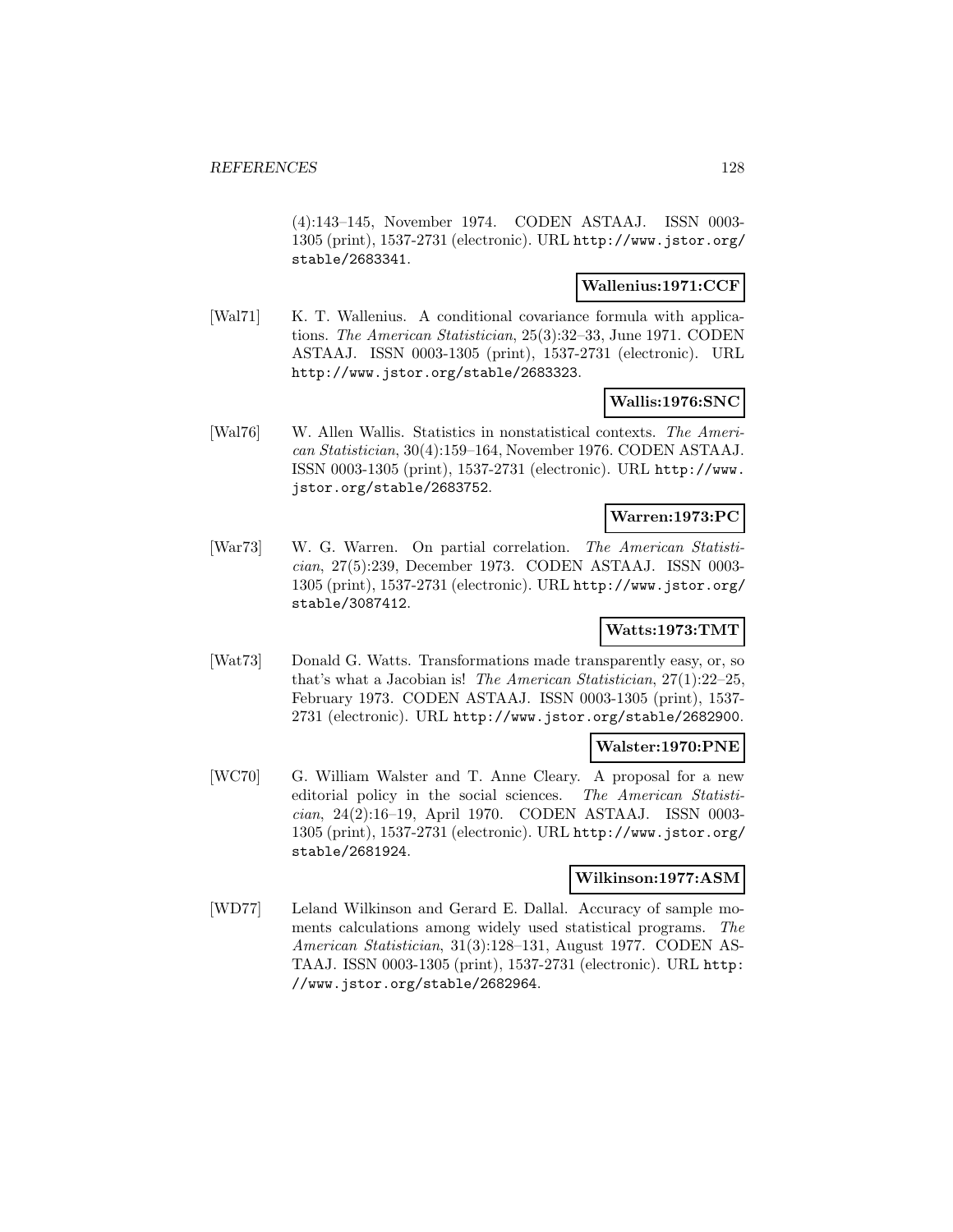(4):143–145, November 1974. CODEN ASTAAJ. ISSN 0003-1305 (print), 1537-2731 (electronic). URL http://www.jstor.org/stable/2683341.

**Wallenius:1971:CCF**

[Wal71] K. T. Wallenius. A conditional covariance formula with applications. *The American Statistician*, 25(3):32–33, June 1971. CODEN ASTAAJ. ISSN 0003-1305 (print), 1537-2731 (electronic). URL http://www.jstor.org/stable/2683323.

**Wallis:1976:SNC**

[Wal76] W. Allen Wallis. Statistics in nonstatistical contexts. *The American Statistician*, 30(4):159–164, November 1976. CODEN ASTAAJ. ISSN 0003-1305 (print), 1537-2731 (electronic). URL http://www.jstor.org/stable/2683752.

**Warren:1973:PC**

[War73] W. G. Warren. On partial correlation. *The American Statistician*, 27(5):239, December 1973. CODEN ASTAAJ. ISSN 0003-1305 (print), 1537-2731 (electronic). URL http://www.jstor.org/stable/3087412.

**Watts:1973:TMT**

[Wat73] Donald G. Watts. Transformations made transparently easy, or, so that's what a Jacobian is! *The American Statistician*, 27(1):22–25, February 1973. CODEN ASTAAJ. ISSN 0003-1305 (print), 1537-2731 (electronic). URL http://www.jstor.org/stable/2682900.

**Walster:1970:PNE**

[WC70] G. William Walster and T. Anne Cleary. A proposal for a new editorial policy in the social sciences. *The American Statistician*, 24(2):16–19, April 1970. CODEN ASTAAJ. ISSN 0003-1305 (print), 1537-2731 (electronic). URL http://www.jstor.org/stable/2681924.

**Wilkinson:1977:ASM**

[WD77] Leland Wilkinson and Gerard E. Dallal. Accuracy of sample moments calculations among widely used statistical programs. *The American Statistician*, 31(3):128–131, August 1977. CODEN ASTAAJ. ISSN 0003-1305 (print), 1537-2731 (electronic). URL http://www.jstor.org/stable/2682964.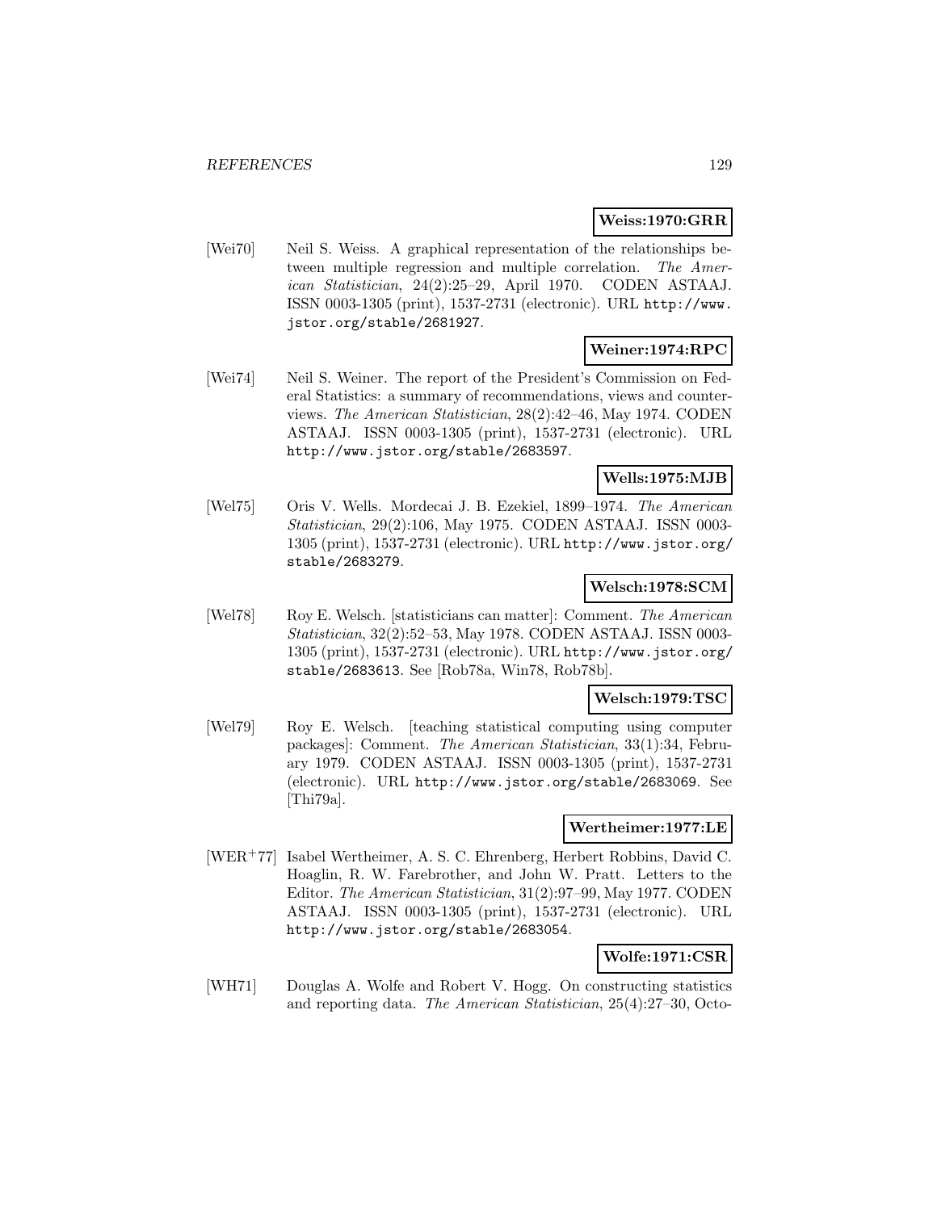**Weiss:1970:GRR**

[Wei70] Neil S. Weiss. A graphical representation of the relationships between multiple regression and multiple correlation. *The American Statistician*, 24(2):25–29, April 1970. CODEN ASTAAJ. ISSN 0003-1305 (print), 1537-2731 (electronic). URL http://www.jstor.org/stable/2681927.

**Weiner:1974:RPC**

[Wei74] Neil S. Weiner. The report of the President's Commission on Federal Statistics: a summary of recommendations, views and counterviews. *The American Statistician*, 28(2):42–46, May 1974. CODEN ASTAAJ. ISSN 0003-1305 (print), 1537-2731 (electronic). URL http://www.jstor.org/stable/2683597.

**Wells:1975:MJB**

[Wel75] Oris V. Wells. Mordecai J. B. Ezekiel, 1899–1974. *The American Statistician*, 29(2):106, May 1975. CODEN ASTAAJ. ISSN 0003-1305 (print), 1537-2731 (electronic). URL http://www.jstor.org/stable/2683279.

**Welsch:1978:SCM**

[Wel78] Roy E. Welsch. [statisticians can matter]: Comment. *The American Statistician*, 32(2):52–53, May 1978. CODEN ASTAAJ. ISSN 0003-1305 (print), 1537-2731 (electronic). URL http://www.jstor.org/stable/2683613. See [Rob78a, Win78, Rob78b].

**Welsch:1979:TSC**

[Wel79] Roy E. Welsch. [teaching statistical computing using computer packages]: Comment. *The American Statistician*, 33(1):34, February 1979. CODEN ASTAAJ. ISSN 0003-1305 (print), 1537-2731 (electronic). URL http://www.jstor.org/stable/2683069. See [Thi79a].

**Wertheimer:1977:LE**

[WER+77] Isabel Wertheimer, A. S. C. Ehrenberg, Herbert Robbins, David C. Hoaglin, R. W. Farebrother, and John W. Pratt. Letters to the Editor. *The American Statistician*, 31(2):97–99, May 1977. CODEN ASTAAJ. ISSN 0003-1305 (print), 1537-2731 (electronic). URL http://www.jstor.org/stable/2683054.

**Wolfe:1971:CSR**

[WH71] Douglas A. Wolfe and Robert V. Hogg. On constructing statistics and reporting data. *The American Statistician*, 25(4):27–30, Octo-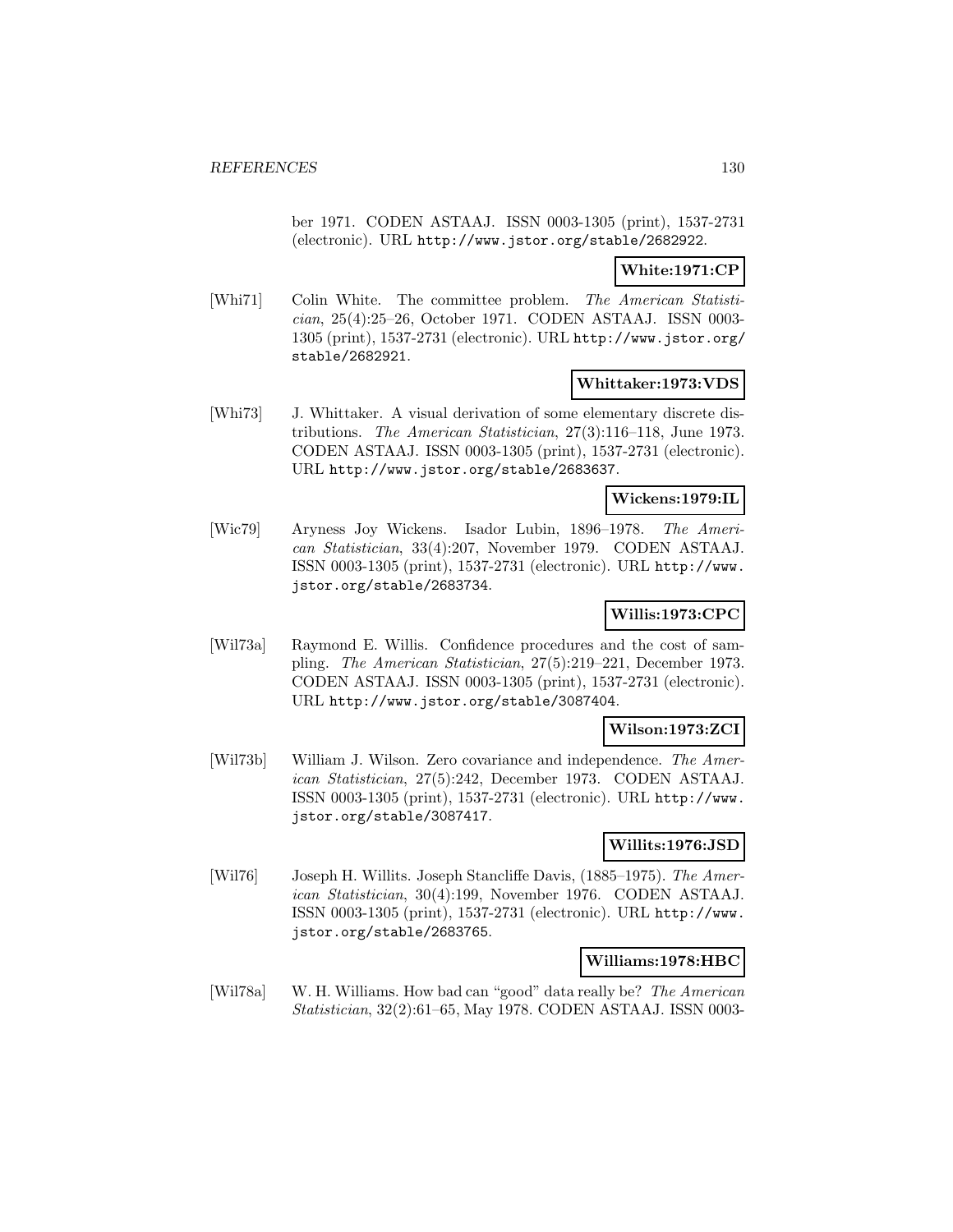ber 1971. CODEN ASTAAJ. ISSN 0003-1305 (print), 1537-2731 (electronic). URL http://www.jstor.org/stable/2682922.

**White:1971:CP**

[Whi71] Colin White. The committee problem. *The American Statistician*, 25(4):25–26, October 1971. CODEN ASTAAJ. ISSN 0003-1305 (print), 1537-2731 (electronic). URL http://www.jstor.org/stable/2682921.

**Whittaker:1973:VDS**

[Whi73] J. Whittaker. A visual derivation of some elementary discrete distributions. *The American Statistician*, 27(3):116–118, June 1973. CODEN ASTAAJ. ISSN 0003-1305 (print), 1537-2731 (electronic). URL http://www.jstor.org/stable/2683637.

**Wickens:1979:IL**

[Wic79] Aryness Joy Wickens. Isador Lubin, 1896–1978. *The American Statistician*, 33(4):207, November 1979. CODEN ASTAAJ. ISSN 0003-1305 (print), 1537-2731 (electronic). URL http://www.jstor.org/stable/2683734.

**Willis:1973:CPC**

[Wil73a] Raymond E. Willis. Confidence procedures and the cost of sampling. *The American Statistician*, 27(5):219–221, December 1973. CODEN ASTAAJ. ISSN 0003-1305 (print), 1537-2731 (electronic). URL http://www.jstor.org/stable/3087404.

**Wilson:1973:ZCI**

[Wil73b] William J. Wilson. Zero covariance and independence. *The American Statistician*, 27(5):242, December 1973. CODEN ASTAAJ. ISSN 0003-1305 (print), 1537-2731 (electronic). URL http://www.jstor.org/stable/3087417.

**Willits:1976:JSD**

[Wil76] Joseph H. Willits. Joseph Stancliffe Davis, (1885–1975). *The American Statistician*, 30(4):199, November 1976. CODEN ASTAAJ. ISSN 0003-1305 (print), 1537-2731 (electronic). URL http://www.jstor.org/stable/2683765.

**Williams:1978:HBC**

[Wil78a] W. H. Williams. How bad can "good" data really be? *The American Statistician*, 32(2):61–65, May 1978. CODEN ASTAAJ. ISSN 0003-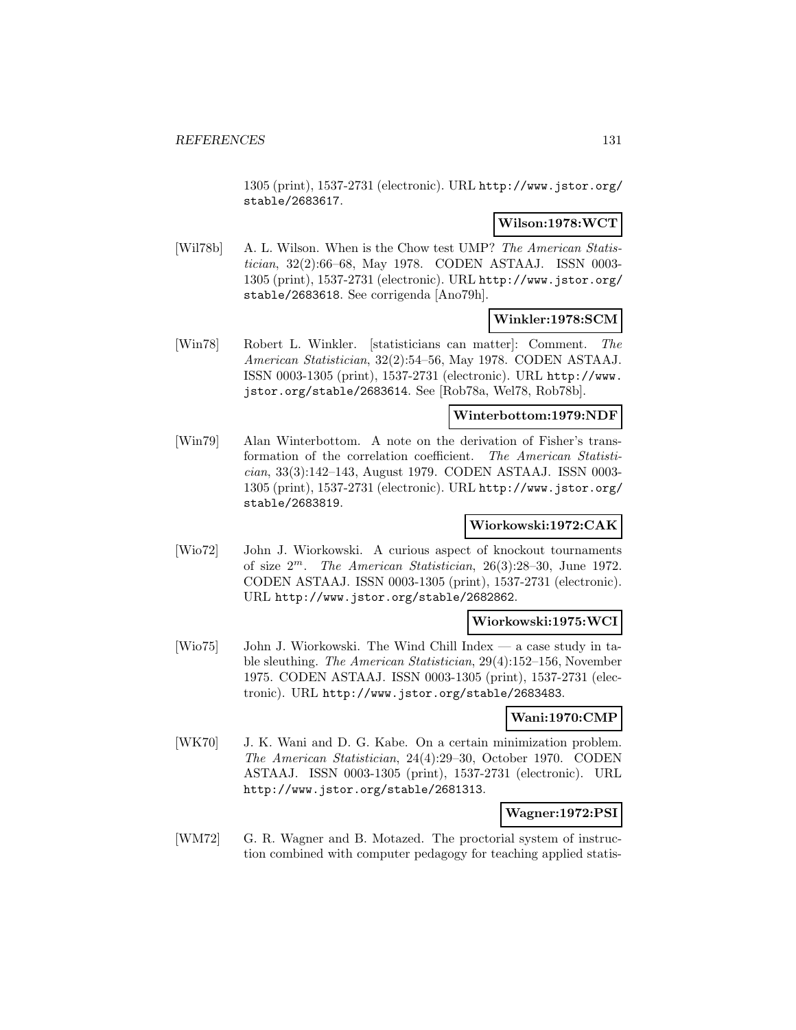1305 (print), 1537-2731 (electronic). URL http://www.jstor.org/stable/2683617.

**Wilson:1978:WCT**

[Wil78b] A. L. Wilson. When is the Chow test UMP? *The American Statistician*, 32(2):66–68, May 1978. CODEN ASTAAJ. ISSN 0003-1305 (print), 1537-2731 (electronic). URL http://www.jstor.org/stable/2683618. See corrigenda [Ano79h].

**Winkler:1978:SCM**

[Win78] Robert L. Winkler. [statisticians can matter]: Comment. *The American Statistician*, 32(2):54–56, May 1978. CODEN ASTAAJ. ISSN 0003-1305 (print), 1537-2731 (electronic). URL http://www.jstor.org/stable/2683614. See [Rob78a, Wel78, Rob78b].

**Winterbottom:1979:NDF**

[Win79] Alan Winterbottom. A note on the derivation of Fisher's transformation of the correlation coefficient. *The American Statistician*, 33(3):142–143, August 1979. CODEN ASTAAJ. ISSN 0003-1305 (print), 1537-2731 (electronic). URL http://www.jstor.org/stable/2683819.

**Wiorkowski:1972:CAK**

[Wio72] John J. Wiorkowski. A curious aspect of knockout tournaments of size $2^m$. *The American Statistician*, 26(3):28–30, June 1972. CODEN ASTAAJ. ISSN 0003-1305 (print), 1537-2731 (electronic). URL http://www.jstor.org/stable/2682862.

**Wiorkowski:1975:WCI**

[Wio75] John J. Wiorkowski. The Wind Chill Index — a case study in table sleuthing. *The American Statistician*, 29(4):152–156, November 1975. CODEN ASTAAJ. ISSN 0003-1305 (print), 1537-2731 (electronic). URL http://www.jstor.org/stable/2683483.

**Wani:1970:CMP**

[WK70] J. K. Wani and D. G. Kabe. On a certain minimization problem. *The American Statistician*, 24(4):29–30, October 1970. CODEN ASTAAJ. ISSN 0003-1305 (print), 1537-2731 (electronic). URL http://www.jstor.org/stable/2681313.

**Wagner:1972:PSI**

[WM72] G. R. Wagner and B. Motazed. The proctorial system of instruction combined with computer pedagogy for teaching applied statis-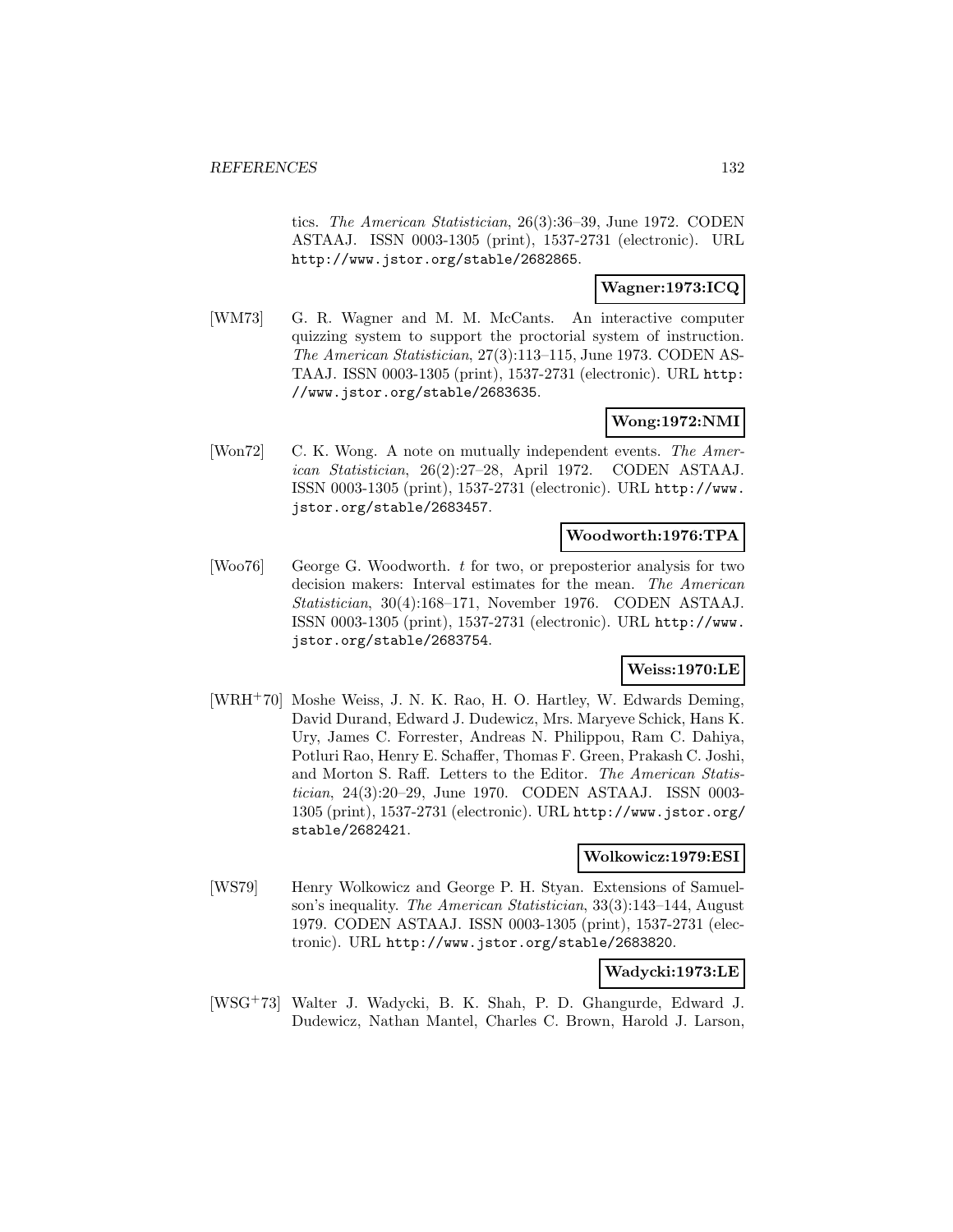tics. *The American Statistician*, 26(3):36–39, June 1972. CODEN ASTAAJ. ISSN 0003-1305 (print), 1537-2731 (electronic). URL http://www.jstor.org/stable/2682865.

**Wagner:1973:ICQ**

[WM73] G. R. Wagner and M. M. McCants. An interactive computer quizzing system to support the proctorial system of instruction. *The American Statistician*, 27(3):113–115, June 1973. CODEN ASTAAJ. ISSN 0003-1305 (print), 1537-2731 (electronic). URL http://www.jstor.org/stable/2683635.

**Wong:1972:NMI**

[Won72] C. K. Wong. A note on mutually independent events. *The American Statistician*, 26(2):27–28, April 1972. CODEN ASTAAJ. ISSN 0003-1305 (print), 1537-2731 (electronic). URL http://www.jstor.org/stable/2683457.

**Woodworth:1976:TPA**

[Woo76] George G. Woodworth. *t* for two, or preposterior analysis for two decision makers: Interval estimates for the mean. *The American Statistician*, 30(4):168–171, November 1976. CODEN ASTAAJ. ISSN 0003-1305 (print), 1537-2731 (electronic). URL http://www.jstor.org/stable/2683754.

**Weiss:1970:LE**

[WRH+70] Moshe Weiss, J. N. K. Rao, H. O. Hartley, W. Edwards Deming, David Durand, Edward J. Dudewicz, Mrs. Maryeve Schick, Hans K. Ury, James C. Forrester, Andreas N. Philippou, Ram C. Dahiya, Potluri Rao, Henry E. Schaffer, Thomas F. Green, Prakash C. Joshi, and Morton S. Raff. Letters to the Editor. *The American Statistician*, 24(3):20–29, June 1970. CODEN ASTAAJ. ISSN 0003-1305 (print), 1537-2731 (electronic). URL http://www.jstor.org/stable/2682421.

**Wolkowicz:1979:ESI**

[WS79] Henry Wolkowicz and George P. H. Styan. Extensions of Samuelson's inequality. *The American Statistician*, 33(3):143–144, August 1979. CODEN ASTAAJ. ISSN 0003-1305 (print), 1537-2731 (electronic). URL http://www.jstor.org/stable/2683820.

**Wadycki:1973:LE**

[WSG+73] Walter J. Wadycki, B. K. Shah, P. D. Ghangurde, Edward J. Dudewicz, Nathan Mantel, Charles C. Brown, Harold J. Larson,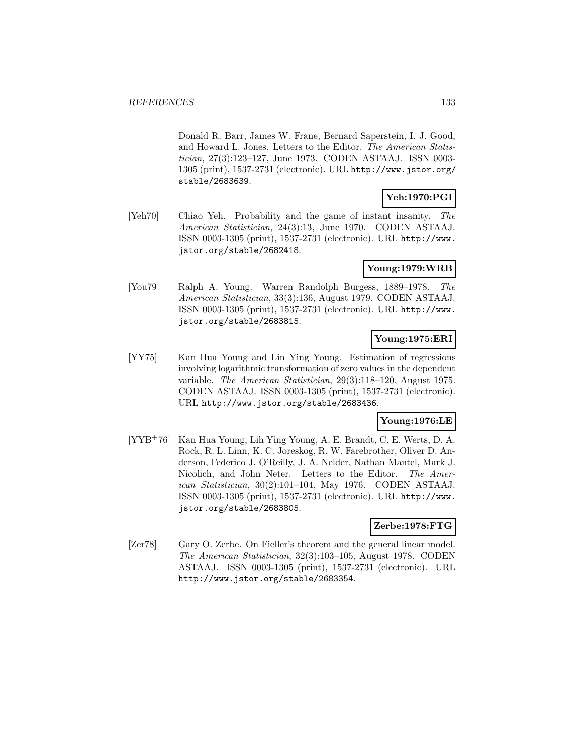Donald R. Barr, James W. Frane, Bernard Saperstein, I. J. Good, and Howard L. Jones. Letters to the Editor. *The American Statistician*, 27(3):123–127, June 1973. CODEN ASTAAJ. ISSN 0003-1305 (print), 1537-2731 (electronic). URL http://www.jstor.org/stable/2683639.

**Yeh:1970:PGI**

[Yeh70] Chiao Yeh. Probability and the game of instant insanity. *The American Statistician*, 24(3):13, June 1970. CODEN ASTAAJ. ISSN 0003-1305 (print), 1537-2731 (electronic). URL http://www.jstor.org/stable/2682418.

**Young:1979:WRB**

[You79] Ralph A. Young. Warren Randolph Burgess, 1889–1978. *The American Statistician*, 33(3):136, August 1979. CODEN ASTAAJ. ISSN 0003-1305 (print), 1537-2731 (electronic). URL http://www.jstor.org/stable/2683815.

**Young:1975:ERI**

[YY75] Kan Hua Young and Lin Ying Young. Estimation of regressions involving logarithmic transformation of zero values in the dependent variable. *The American Statistician*, 29(3):118–120, August 1975. CODEN ASTAAJ. ISSN 0003-1305 (print), 1537-2731 (electronic). URL http://www.jstor.org/stable/2683436.

**Young:1976:LE**

[YYB+76] Kan Hua Young, Lih Ying Young, A. E. Brandt, C. E. Werts, D. A. Rock, R. L. Linn, K. C. Joreskog, R. W. Farebrother, Oliver D. Anderson, Federico J. O'Reilly, J. A. Nelder, Nathan Mantel, Mark J. Nicolich, and John Neter. Letters to the Editor. *The American Statistician*, 30(2):101–104, May 1976. CODEN ASTAAJ. ISSN 0003-1305 (print), 1537-2731 (electronic). URL http://www.jstor.org/stable/2683805.

**Zerbe:1978:FTG**

[Zer78] Gary O. Zerbe. On Fieller's theorem and the general linear model. *The American Statistician*, 32(3):103–105, August 1978. CODEN ASTAAJ. ISSN 0003-1305 (print), 1537-2731 (electronic). URL http://www.jstor.org/stable/2683354.